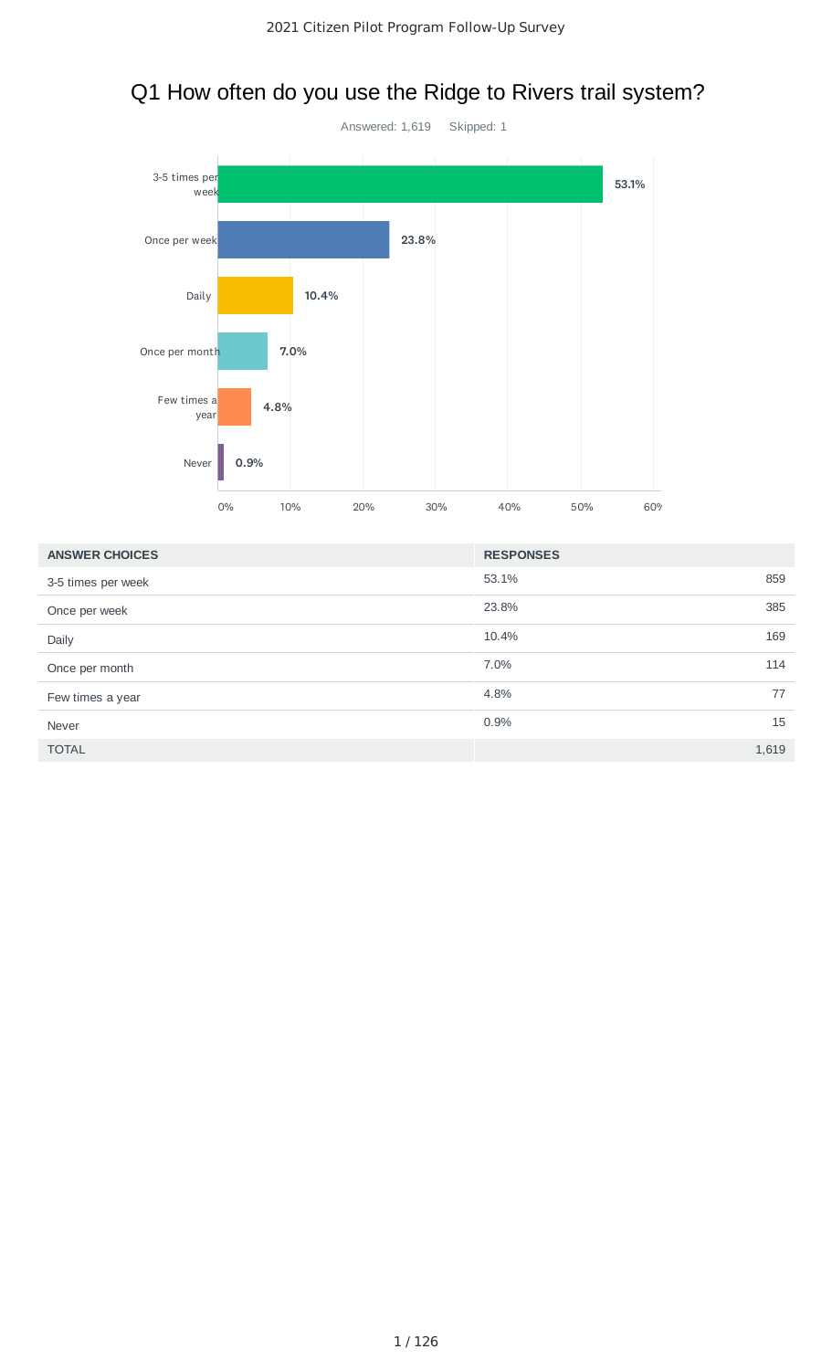# 2021 Citizen Pilot Program Follow-Up Survey

## Q1 How often do you use the Ridge to Rivers trail system?

Answered: 1,619 Skipped: 1

| ANSWER CHOICES | RESPONSES | |
|---|---|---|
| 3-5 times per week | 53.1% | 859 |
| Once per week | 23.8% | 385 |
| Daily | 10.4% | 169 |
| Once per month | 7.0% | 114 |
| Few times a year | 4.8% | 77 |
| Never | 0.9% | 15 |
| TOTAL | | 1,619 |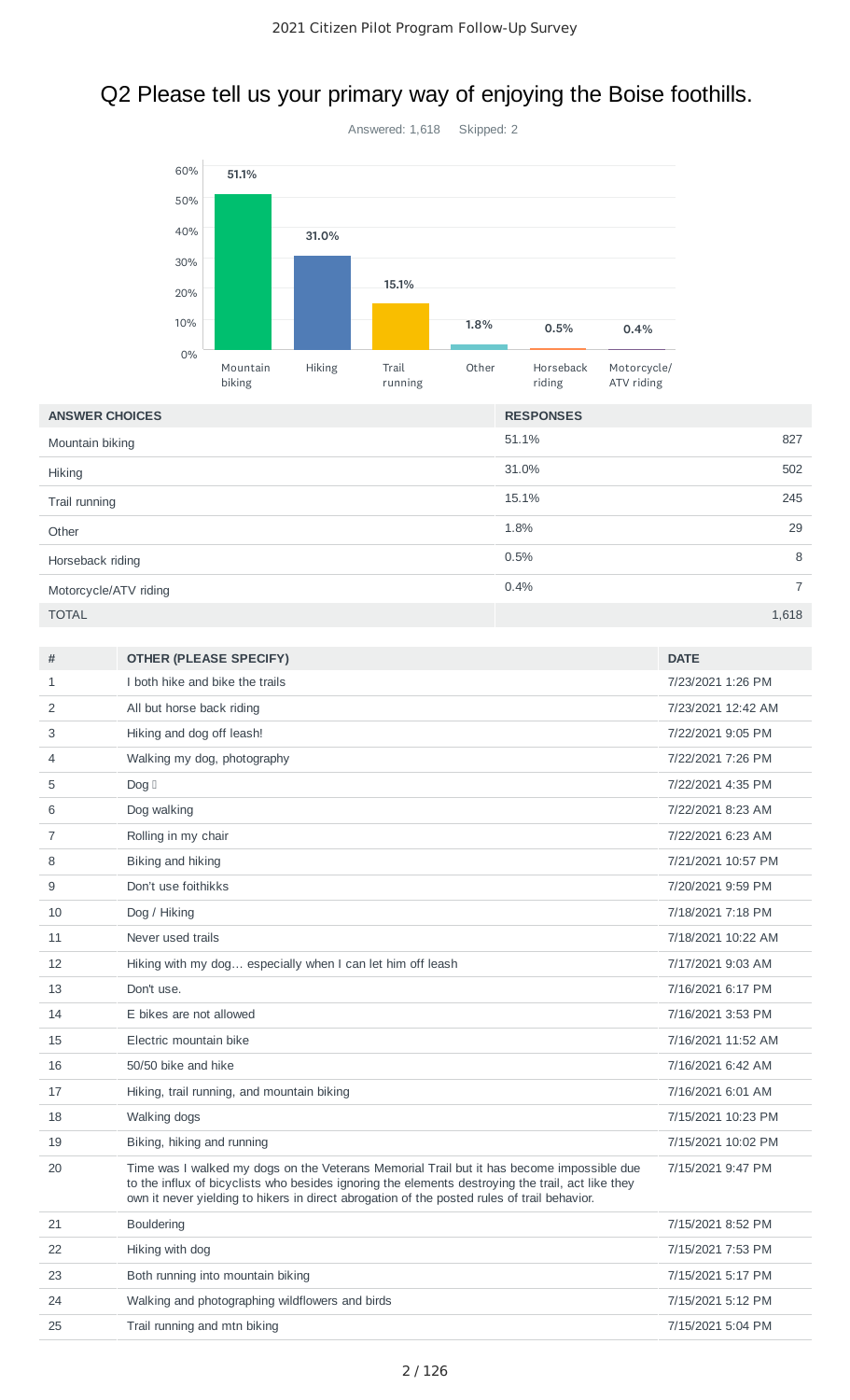## Q2 Please tell us your primary way of enjoying the Boise foothills.

Answered: 1,618 Skipped: 2

| ANSWER CHOICES | RESPONSES | |
|---|---|---|
| Mountain biking | 51.1% | 827 |
| Hiking | 31.0% | 502 |
| Trail running | 15.1% | 245 |
| Other | 1.8% | 29 |
| Horseback riding | 0.5% | 8 |
| Motorcycle/ATV riding | 0.4% | 7 |
| TOTAL | | 1,618 |

| # | OTHER (PLEASE SPECIFY) | DATE |
|---|---|---|
| 1 | I both hike and bike the trails | 7/23/2021 1:26 PM |
| 2 | All but horse back riding | 7/23/2021 12:42 AM |
| 3 | Hiking and dog off leash! | 7/22/2021 9:05 PM |
| 4 | Walking my dog, photography | 7/22/2021 7:26 PM |
| 5 | Dog  | 7/22/2021 4:35 PM |
| 6 | Dog walking | 7/22/2021 8:23 AM |
| 7 | Rolling in my chair | 7/22/2021 6:23 AM |
| 8 | Biking and hiking | 7/21/2021 10:57 PM |
| 9 | Don't use foithikks | 7/20/2021 9:59 PM |
| 10 | Dog / Hiking | 7/18/2021 7:18 PM |
| 11 | Never used trails | 7/18/2021 10:22 AM |
| 12 | Hiking with my dog… especially when I can let him off leash | 7/17/2021 9:03 AM |
| 13 | Don't use. | 7/16/2021 6:17 PM |
| 14 | E bikes are not allowed | 7/16/2021 3:53 PM |
| 15 | Electric mountain bike | 7/16/2021 11:52 AM |
| 16 | 50/50 bike and hike | 7/16/2021 6:42 AM |
| 17 | Hiking, trail running, and mountain biking | 7/16/2021 6:01 AM |
| 18 | Walking dogs | 7/15/2021 10:23 PM |
| 19 | Biking, hiking and running | 7/15/2021 10:02 PM |
| 20 | Time was I walked my dogs on the Veterans Memorial Trail but it has become impossible due to the influx of bicyclists who besides ignoring the elements destroying the trail, act like they own it never yielding to hikers in direct abrogation of the posted rules of trail behavior. | 7/15/2021 9:47 PM |
| 21 | Bouldering | 7/15/2021 8:52 PM |
| 22 | Hiking with dog | 7/15/2021 7:53 PM |
| 23 | Both running into mountain biking | 7/15/2021 5:17 PM |
| 24 | Walking and photographing wildflowers and birds | 7/15/2021 5:12 PM |
| 25 | Trail running and mtn biking | 7/15/2021 5:04 PM |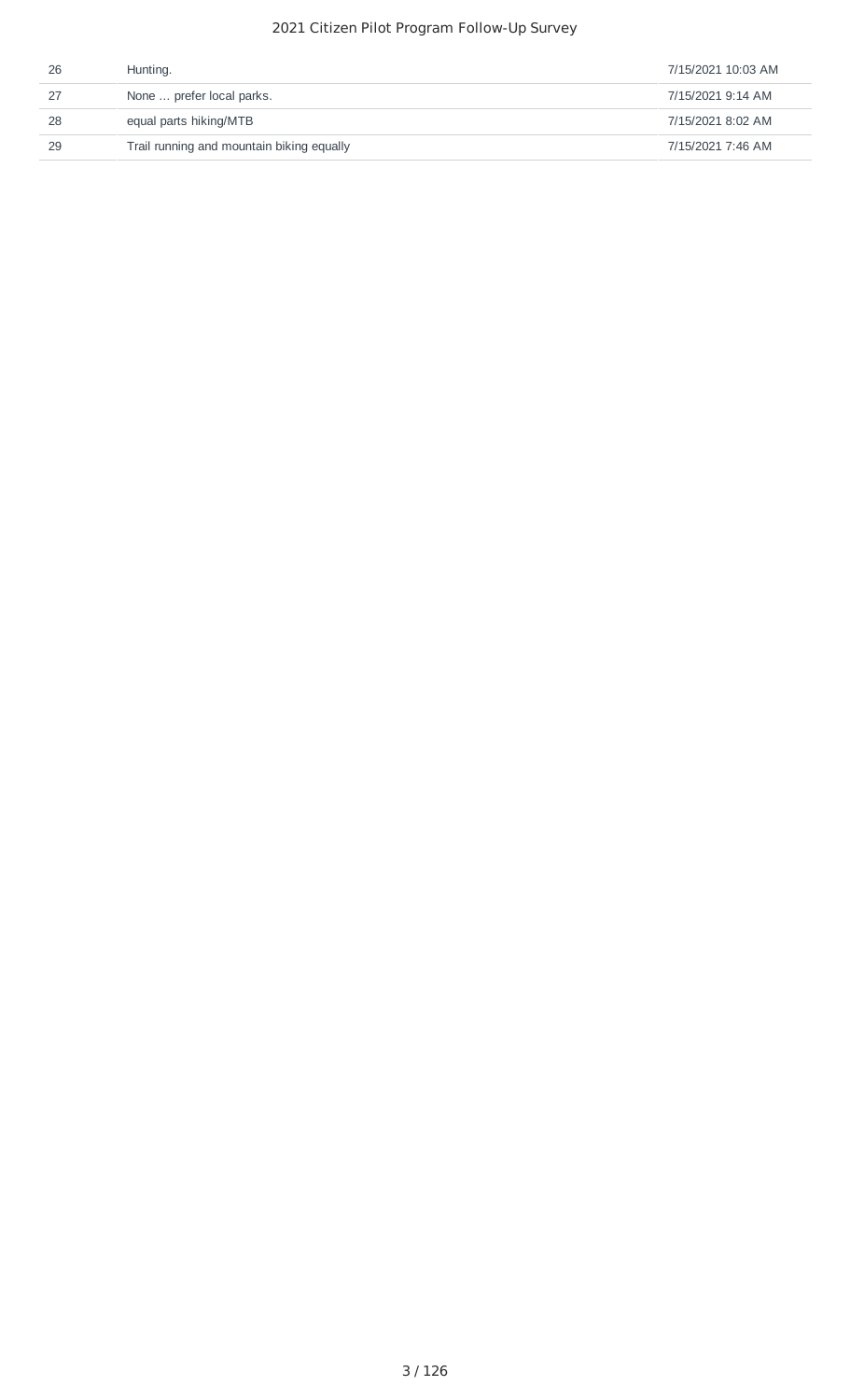| | | |
|---|---|---|
| 26 | Hunting. | 7/15/2021 10:03 AM |
| 27 | None … prefer local parks. | 7/15/2021 9:14 AM |
| 28 | equal parts hiking/MTB | 7/15/2021 8:02 AM |
| 29 | Trail running and mountain biking equally | 7/15/2021 7:46 AM |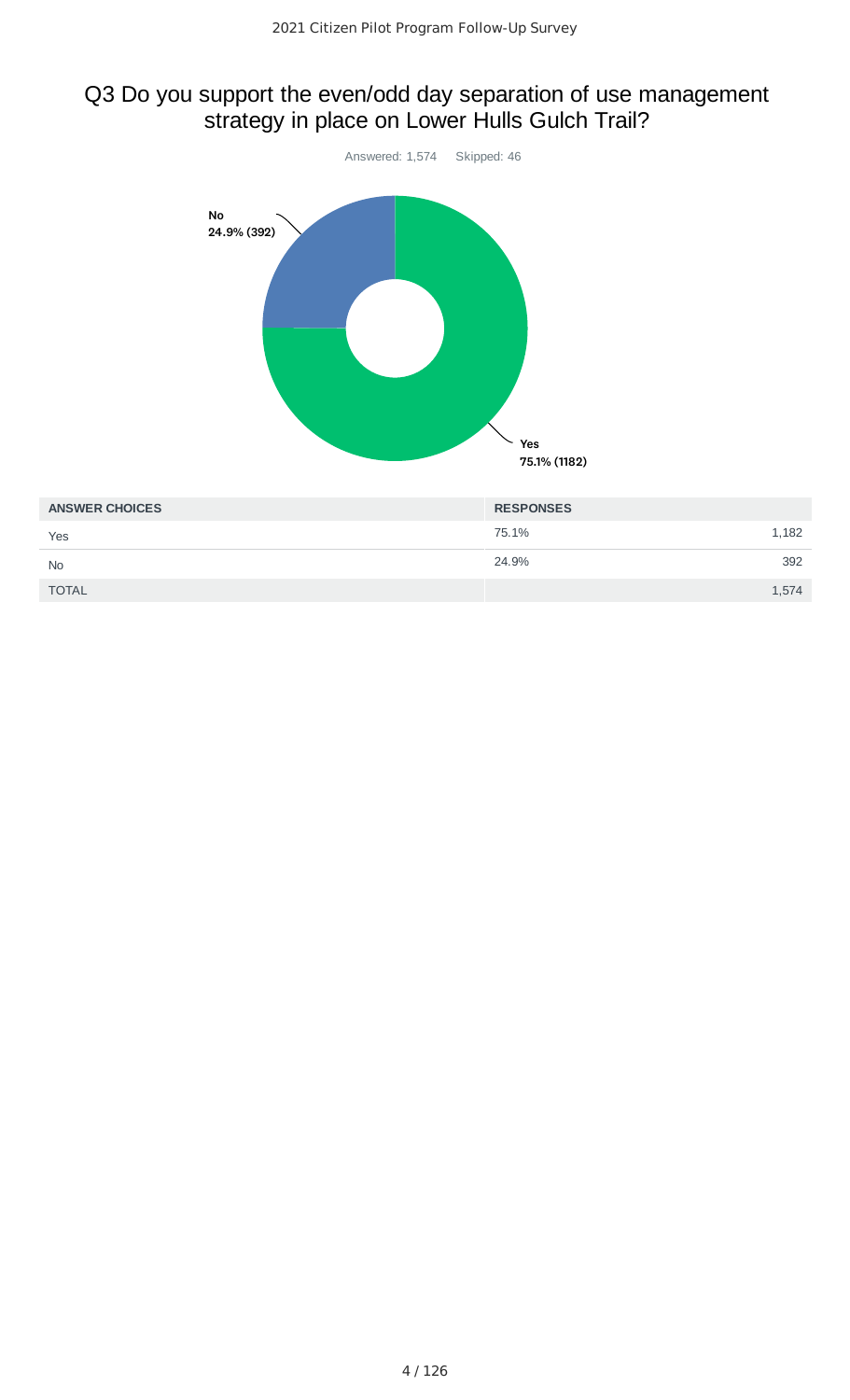## Q3 Do you support the even/odd day separation of use management strategy in place on Lower Hulls Gulch Trail?

Answered: 1,574 Skipped: 46

No
24.9% (392)

Yes
75.1% (1182)

| ANSWER CHOICES | RESPONSES | |
|---|---|---|
| Yes | 75.1% | 1,182 |
| No | 24.9% | 392 |
| TOTAL | | 1,574 |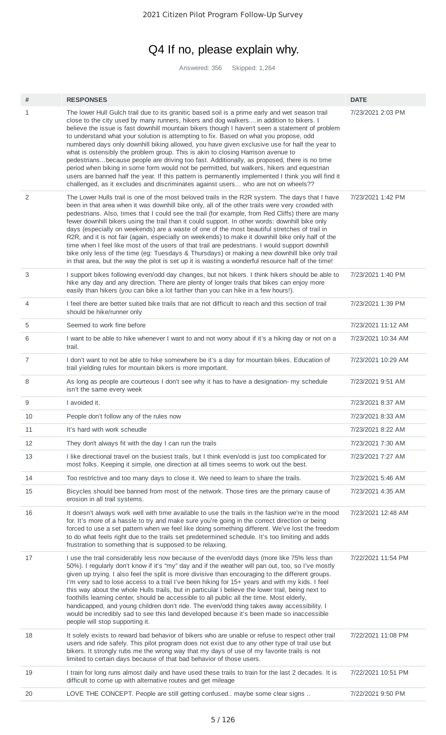# Q4 If no, please explain why.

Answered: 356 Skipped: 1,264

| # | RESPONSES | DATE |
|---|---|---|
| 1 | The lower Hull Gulch trail due to its granitic based soil is a prime early and wet season trail close to the city used by many runners, hikers and dog walkers....in addition to bikers. I believe the issue is fast downhill mountain bikers though I haven't seen a statement of problem to understand what your solution is attempting to fix. Based on what you propose, odd numbered days only downhill biking allowed, you have given exclusive use for half the year to what is ostensibly the problem group. This is akin to closing Harrison avenue to pedestrians...because people are driving too fast. Additionally, as proposed, there is no time period when biking in some form would not be permitted, but walkers, hikers and equestrian users are banned half the year. If this pattern is permanently implemented I think you will find it challenged, as it excludes and discriminates against users... who are not on wheels?? | 7/23/2021 2:03 PM |
| 2 | The Lower Hulls trail is one of the most beloved trails in the R2R system. The days that I have been in that area when it was downhill bike only, all of the other trails were very crowded with pedestrians. Also, times that I could see the trail (for example, from Red Cliffs) there are many fewer downhill bikers using the trail than it could support. In other words: downhill bike only days (especially on weekends) are a waste of one of the most beautiful stretches of trail in R2R, and it is not fair (again, especially on weekends) to make it downhill bike only half of the time when I feel like most of the users of that trail are pedestrians. I would support downhill bike only less of the time (eg: Tuesdays & Thursdays) or making a new downhill bike only trail in that area, but the way the pilot is set up it is wasting a wonderful resource half of the time! | 7/23/2021 1:42 PM |
| 3 | I support bikes following even/odd day changes, but not hikers. I think hikers should be able to hike any day and any direction. There are plenty of longer trails that bikes can enjoy more easily than hikers (you can bike a lot farther than you can hike in a few hours!). | 7/23/2021 1:40 PM |
| 4 | I feel there are better suited bike trails that are not difficult to reach and this section of trail should be hike/runner only | 7/23/2021 1:39 PM |
| 5 | Seemed to work fine before | 7/23/2021 11:12 AM |
| 6 | I want to be able to hike whenever I want to and not worry about if it's a hiking day or not on a trail. | 7/23/2021 10:34 AM |
| 7 | I don't want to not be able to hike somewhere be it's a day for mountain bikes. Education of trail yielding rules for mountain bikers is more important. | 7/23/2021 10:29 AM |
| 8 | As long as people are courteous I don't see why it has to have a designation- my schedule isn't the same every week | 7/23/2021 9:51 AM |
| 9 | I avoided it. | 7/23/2021 8:37 AM |
| 10 | People don't follow any of the rules now | 7/23/2021 8:33 AM |
| 11 | It's hard with work scheudle | 7/23/2021 8:22 AM |
| 12 | They don't always fit with the day I can run the trails | 7/23/2021 7:30 AM |
| 13 | I like directional travel on the busiest trails, but I think even/odd is just too complicated for most folks. Keeping it simple, one direction at all times seems to work out the best. | 7/23/2021 7:27 AM |
| 14 | Too restrictive and too many days to close it. We need to learn to share the trails. | 7/23/2021 5:46 AM |
| 15 | Bicycles should bee banned from most of the network. Those tires are the primary cause of erosion in all trail systems. | 7/23/2021 4:35 AM |
| 16 | It doesn't always work well with time available to use the trails in the fashion we're in the mood for. It's more of a hassle to try and make sure you're going in the correct direction or being forced to use a set pattern when we feel like doing something different. We've lost the freedom to do what feels right due to the trails set predetermined schedule. It's too limiting and adds frustration to something that is supposed to be relaxing. | 7/23/2021 12:48 AM |
| 17 | I use the trail considerably less now because of the even/odd days (more like 75% less than 50%). I regularly don't know if it's "my" day and if the weather will pan out, too, so I've mostly given up trying. I also feel the split is more divisive than encouraging to the different groups. I'm very sad to lose access to a trail I've been hiking for 15+ years and with my kids. I feel this way about the whole Hulls trails, but in particular I believe the lower trail, being next to foothills learning center, should be accessible to all public all the time. Most elderly, handicapped, and young children don't ride. The even/odd thing takes away accessibility. I would be incredibly sad to see this land developed because it's been made so inaccessible people will stop supporting it. | 7/22/2021 11:54 PM |
| 18 | It solely exists to reward bad behavior of bikers who are unable or refuse to respect other trail users and ride safely. This pilot program does not exist due to any other type of trail use but bikers. It strongly rubs me the wrong way that my days of use of my favorite trails is not limited to certain days because of that bad behavior of those users. | 7/22/2021 11:08 PM |
| 19 | I train for long runs almost daily and have used these trails to train for the last 2 decades. It is difficult to come up with alternative routes and get mileage | 7/22/2021 10:51 PM |
| 20 | LOVE THE CONCEPT. People are still getting confused.. maybe some clear signs .. | 7/22/2021 9:50 PM |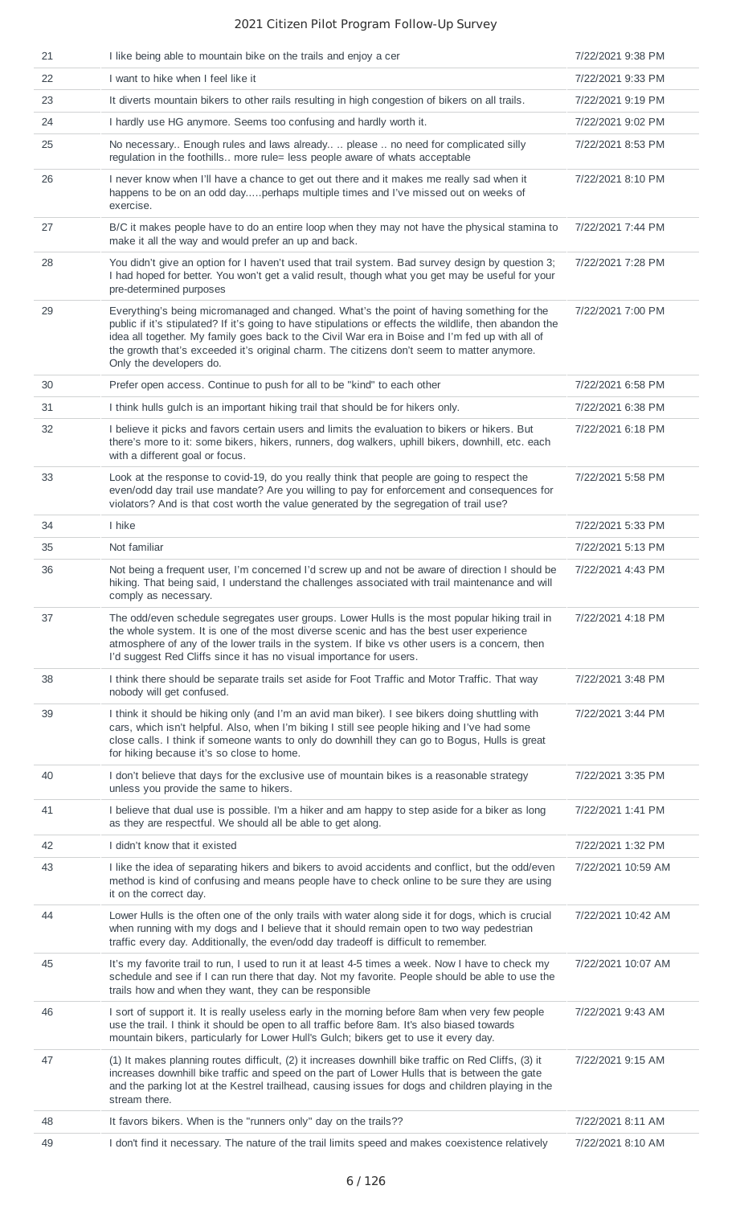| | | |
|---|---|---|
| 21 | I like being able to mountain bike on the trails and enjoy a cer | 7/22/2021 9:38 PM |
| 22 | I want to hike when I feel like it | 7/22/2021 9:33 PM |
| 23 | It diverts mountain bikers to other rails resulting in high congestion of bikers on all trails. | 7/22/2021 9:19 PM |
| 24 | I hardly use HG anymore. Seems too confusing and hardly worth it. | 7/22/2021 9:02 PM |
| 25 | No necessary.. Enough rules and laws already.. .. please .. no need for complicated silly regulation in the foothills.. more rule= less people aware of whats acceptable | 7/22/2021 8:53 PM |
| 26 | I never know when I'll have a chance to get out there and it makes me really sad when it happens to be on an odd day.....perhaps multiple times and I've missed out on weeks of exercise. | 7/22/2021 8:10 PM |
| 27 | B/C it makes people have to do an entire loop when they may not have the physical stamina to make it all the way and would prefer an up and back. | 7/22/2021 7:44 PM |
| 28 | You didn't give an option for I haven't used that trail system. Bad survey design by question 3; I had hoped for better. You won't get a valid result, though what you get may be useful for your pre-determined purposes | 7/22/2021 7:28 PM |
| 29 | Everything's being micromanaged and changed. What's the point of having something for the public if it's stipulated? If it's going to have stipulations or effects the wildlife, then abandon the idea all together. My family goes back to the Civil War era in Boise and I'm fed up with all of the growth that's exceeded it's original charm. The citizens don't seem to matter anymore. Only the developers do. | 7/22/2021 7:00 PM |
| 30 | Prefer open access. Continue to push for all to be "kind" to each other | 7/22/2021 6:58 PM |
| 31 | I think hulls gulch is an important hiking trail that should be for hikers only. | 7/22/2021 6:38 PM |
| 32 | I believe it picks and favors certain users and limits the evaluation to bikers or hikers. But there's more to it: some bikers, hikers, runners, dog walkers, uphill bikers, downhill, etc. each with a different goal or focus. | 7/22/2021 6:18 PM |
| 33 | Look at the response to covid-19, do you really think that people are going to respect the even/odd day trail use mandate? Are you willing to pay for enforcement and consequences for violators? And is that cost worth the value generated by the segregation of trail use? | 7/22/2021 5:58 PM |
| 34 | I hike | 7/22/2021 5:33 PM |
| 35 | Not familiar | 7/22/2021 5:13 PM |
| 36 | Not being a frequent user, I'm concerned I'd screw up and not be aware of direction I should be hiking. That being said, I understand the challenges associated with trail maintenance and will comply as necessary. | 7/22/2021 4:43 PM |
| 37 | The odd/even schedule segregates user groups. Lower Hulls is the most popular hiking trail in the whole system. It is one of the most diverse scenic and has the best user experience atmosphere of any of the lower trails in the system. If bike vs other users is a concern, then I'd suggest Red Cliffs since it has no visual importance for users. | 7/22/2021 4:18 PM |
| 38 | I think there should be separate trails set aside for Foot Traffic and Motor Traffic. That way nobody will get confused. | 7/22/2021 3:48 PM |
| 39 | I think it should be hiking only (and I'm an avid man biker). I see bikers doing shuttling with cars, which isn't helpful. Also, when I'm biking I still see people hiking and I've had some close calls. I think if someone wants to only do downhill they can go to Bogus, Hulls is great for hiking because it's so close to home. | 7/22/2021 3:44 PM |
| 40 | I don't believe that days for the exclusive use of mountain bikes is a reasonable strategy unless you provide the same to hikers. | 7/22/2021 3:35 PM |
| 41 | I believe that dual use is possible. I'm a hiker and am happy to step aside for a biker as long as they are respectful. We should all be able to get along. | 7/22/2021 1:41 PM |
| 42 | I didn't know that it existed | 7/22/2021 1:32 PM |
| 43 | I like the idea of separating hikers and bikers to avoid accidents and conflict, but the odd/even method is kind of confusing and means people have to check online to be sure they are using it on the correct day. | 7/22/2021 10:59 AM |
| 44 | Lower Hulls is the often one of the only trails with water along side it for dogs, which is crucial when running with my dogs and I believe that it should remain open to two way pedestrian traffic every day. Additionally, the even/odd day tradeoff is difficult to remember. | 7/22/2021 10:42 AM |
| 45 | It's my favorite trail to run, I used to run it at least 4-5 times a week. Now I have to check my schedule and see if I can run there that day. Not my favorite. People should be able to use the trails how and when they want, they can be responsible | 7/22/2021 10:07 AM |
| 46 | I sort of support it. It is really useless early in the morning before 8am when very few people use the trail. I think it should be open to all traffic before 8am. It's also biased towards mountain bikers, particularly for Lower Hull's Gulch; bikers get to use it every day. | 7/22/2021 9:43 AM |
| 47 | (1) It makes planning routes difficult, (2) it increases downhill bike traffic on Red Cliffs, (3) it increases downhill bike traffic and speed on the part of Lower Hulls that is between the gate and the parking lot at the Kestrel trailhead, causing issues for dogs and children playing in the stream there. | 7/22/2021 9:15 AM |
| 48 | It favors bikers. When is the "runners only" day on the trails?? | 7/22/2021 8:11 AM |
| 49 | I don't find it necessary. The nature of the trail limits speed and makes coexistence relatively | 7/22/2021 8:10 AM |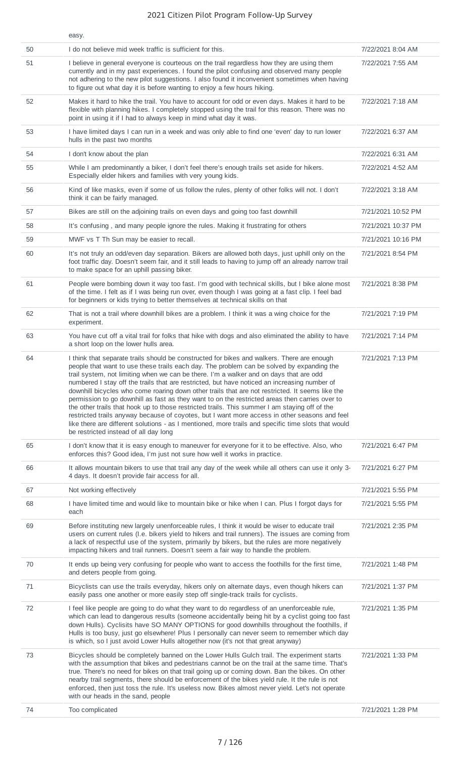| | | |
|---|---|---|
| | easy. | |
| 50 | I do not believe mid week traffic is sufficient for this. | 7/22/2021 8:04 AM |
| 51 | I believe in general everyone is courteous on the trail regardless how they are using them currently and in my past experiences. I found the pilot confusing and observed many people not adhering to the new pilot suggestions. I also found it inconvenient sometimes when having to figure out what day it is before wanting to enjoy a few hours hiking. | 7/22/2021 7:55 AM |
| 52 | Makes it hard to hike the trail. You have to account for odd or even days. Makes it hard to be flexible with planning hikes. I completely stopped using the trail for this reason. There was no point in using it if I had to always keep in mind what day it was. | 7/22/2021 7:18 AM |
| 53 | I have limited days I can run in a week and was only able to find one 'even' day to run lower hulls in the past two months | 7/22/2021 6:37 AM |
| 54 | I don't know about the plan | 7/22/2021 6:31 AM |
| 55 | While I am predominantly a biker, I don't feel there's enough trails set aside for hikers. Especially elder hikers and families with very young kids. | 7/22/2021 4:52 AM |
| 56 | Kind of like masks, even if some of us follow the rules, plenty of other folks will not. I don't think it can be fairly managed. | 7/22/2021 3:18 AM |
| 57 | Bikes are still on the adjoining trails on even days and going too fast downhill | 7/21/2021 10:52 PM |
| 58 | It's confusing , and many people ignore the rules. Making it frustrating for others | 7/21/2021 10:37 PM |
| 59 | MWF vs T Th Sun may be easier to recall. | 7/21/2021 10:16 PM |
| 60 | It's not truly an odd/even day separation. Bikers are allowed both days, just uphill only on the foot traffic day. Doesn't seem fair, and it still leads to having to jump off an already narrow trail to make space for an uphill passing biker. | 7/21/2021 8:54 PM |
| 61 | People were bombing down it way too fast. I'm good with technical skills, but I bike alone most of the time. I felt as if I was being run over, even though I was going at a fast clip. I feel bad for beginners or kids trying to better themselves at technical skills on that | 7/21/2021 8:38 PM |
| 62 | That is not a trail where downhill bikes are a problem. I think it was a wing choice for the experiment. | 7/21/2021 7:19 PM |
| 63 | You have cut off a vital trail for folks that hike with dogs and also eliminated the ability to have a short loop on the lower hulls area. | 7/21/2021 7:14 PM |
| 64 | I think that separate trails should be constructed for bikes and walkers. There are enough people that want to use these trails each day. The problem can be solved by expanding the trail system, not limiting when we can be there. I'm a walker and on days that are odd numbered I stay off the trails that are restricted, but have noticed an increasing number of downhill bicycles who come roaring down other trails that are not restricted. It seems like the permission to go downhill as fast as they want to on the restricted areas then carries over to the other trails that hook up to those restricted trails. This summer I am staying off of the restricted trails anyway because of coyotes, but I want more access in other seasons and feel like there are different solutions - as I mentioned, more trails and specific time slots that would be restricted instead of all day long | 7/21/2021 7:13 PM |
| 65 | I don't know that it is easy enough to maneuver for everyone for it to be effective. Also, who enforces this? Good idea, I'm just not sure how well it works in practice. | 7/21/2021 6:47 PM |
| 66 | It allows mountain bikers to use that trail any day of the week while all others can use it only 3-4 days. It doesn't provide fair access for all. | 7/21/2021 6:27 PM |
| 67 | Not working effectively | 7/21/2021 5:55 PM |
| 68 | I have limited time and would like to mountain bike or hike when I can. Plus I forgot days for each | 7/21/2021 5:55 PM |
| 69 | Before instituting new largely unenforceable rules, I think it would be wiser to educate trail users on current rules (I.e. bikers yield to hikers and trail runners). The issues are coming from a lack of respectful use of the system, primarily by bikers, but the rules are more negatively impacting hikers and trail runners. Doesn't seem a fair way to handle the problem. | 7/21/2021 2:35 PM |
| 70 | It ends up being very confusing for people who want to access the foothills for the first time, and deters people from going. | 7/21/2021 1:48 PM |
| 71 | Bicyclists can use the trails everyday, hikers only on alternate days, even though hikers can easily pass one another or more easily step off single-track trails for cyclists. | 7/21/2021 1:37 PM |
| 72 | I feel like people are going to do what they want to do regardless of an unenforceable rule, which can lead to dangerous results (someone accidentally being hit by a cyclist going too fast down Hulls). Cyclists have SO MANY OPTIONS for good downhills throughout the foothills, if Hulls is too busy, just go elsewhere! Plus I personally can never seem to remember which day is which, so I just avoid Lower Hulls altogether now (it's not that great anyway) | 7/21/2021 1:35 PM |
| 73 | Bicycles should be completely banned on the Lower Hulls Gulch trail. The experiment starts with the assumption that bikes and pedestrians cannot be on the trail at the same time. That's true. There's no need for bikes on that trail going up or coming down. Ban the bikes. On other nearby trail segments, there should be enforcement of the bikes yield rule. It the rule is not enforced, then just toss the rule. It's useless now. Bikes almost never yield. Let's not operate with our heads in the sand, people | 7/21/2021 1:33 PM |
| 74 | Too complicated | 7/21/2021 1:28 PM |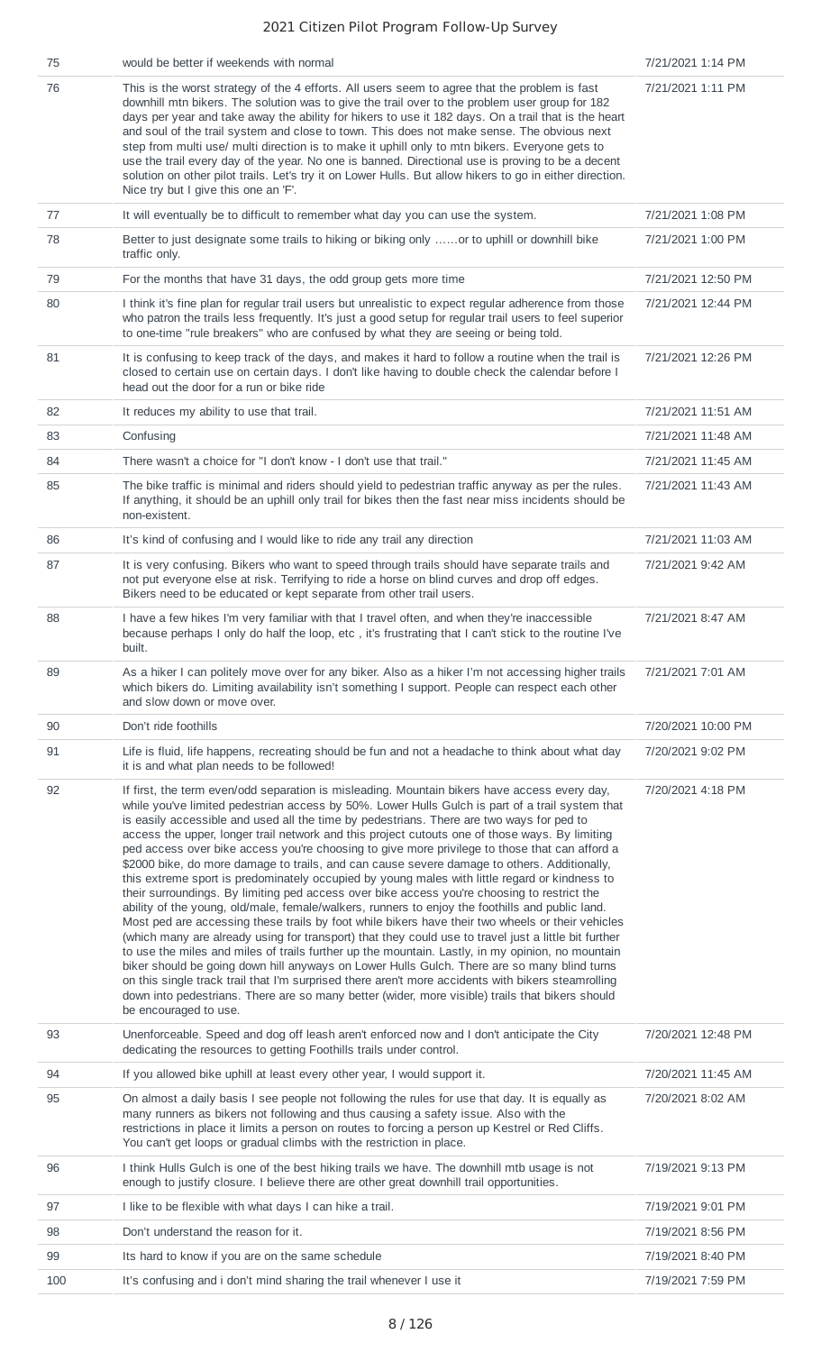| | | |
|---|---|---|
| 75 | would be better if weekends with normal | 7/21/2021 1:14 PM |
| 76 | This is the worst strategy of the 4 efforts. All users seem to agree that the problem is fast downhill mtn bikers. The solution was to give the trail over to the problem user group for 182 days per year and take away the ability for hikers to use it 182 days. On a trail that is the heart and soul of the trail system and close to town. This does not make sense. The obvious next step from multi use/ multi direction is to make it uphill only to mtn bikers. Everyone gets to use the trail every day of the year. No one is banned. Directional use is proving to be a decent solution on other pilot trails. Let's try it on Lower Hulls. But allow hikers to go in either direction. Nice try but I give this one an 'F'. | 7/21/2021 1:11 PM |
| 77 | It will eventually be to difficult to remember what day you can use the system. | 7/21/2021 1:08 PM |
| 78 | Better to just designate some trails to hiking or biking only ……or to uphill or downhill bike traffic only. | 7/21/2021 1:00 PM |
| 79 | For the months that have 31 days, the odd group gets more time | 7/21/2021 12:50 PM |
| 80 | I think it's fine plan for regular trail users but unrealistic to expect regular adherence from those who patron the trails less frequently. It's just a good setup for regular trail users to feel superior to one-time "rule breakers" who are confused by what they are seeing or being told. | 7/21/2021 12:44 PM |
| 81 | It is confusing to keep track of the days, and makes it hard to follow a routine when the trail is closed to certain use on certain days. I don't like having to double check the calendar before I head out the door for a run or bike ride | 7/21/2021 12:26 PM |
| 82 | It reduces my ability to use that trail. | 7/21/2021 11:51 AM |
| 83 | Confusing | 7/21/2021 11:48 AM |
| 84 | There wasn't a choice for "I don't know - I don't use that trail." | 7/21/2021 11:45 AM |
| 85 | The bike traffic is minimal and riders should yield to pedestrian traffic anyway as per the rules. If anything, it should be an uphill only trail for bikes then the fast near miss incidents should be non-existent. | 7/21/2021 11:43 AM |
| 86 | It's kind of confusing and I would like to ride any trail any direction | 7/21/2021 11:03 AM |
| 87 | It is very confusing. Bikers who want to speed through trails should have separate trails and not put everyone else at risk. Terrifying to ride a horse on blind curves and drop off edges. Bikers need to be educated or kept separate from other trail users. | 7/21/2021 9:42 AM |
| 88 | I have a few hikes I'm very familiar with that I travel often, and when they're inaccessible because perhaps I only do half the loop, etc , it's frustrating that I can't stick to the routine I've built. | 7/21/2021 8:47 AM |
| 89 | As a hiker I can politely move over for any biker. Also as a hiker I'm not accessing higher trails which bikers do. Limiting availability isn't something I support. People can respect each other and slow down or move over. | 7/21/2021 7:01 AM |
| 90 | Don't ride foothills | 7/20/2021 10:00 PM |
| 91 | Life is fluid, life happens, recreating should be fun and not a headache to think about what day it is and what plan needs to be followed! | 7/20/2021 9:02 PM |
| 92 | If first, the term even/odd separation is misleading. Mountain bikers have access every day, while you've limited pedestrian access by 50%. Lower Hulls Gulch is part of a trail system that is easily accessible and used all the time by pedestrians. There are two ways for ped to access the upper, longer trail network and this project cutouts one of those ways. By limiting ped access over bike access you're choosing to give more privilege to those that can afford a $2000 bike, do more damage to trails, and can cause severe damage to others. Additionally, this extreme sport is predominately occupied by young males with little regard or kindness to their surroundings. By limiting ped access over bike access you're choosing to restrict the ability of the young, old/male, female/walkers, runners to enjoy the foothills and public land. Most ped are accessing these trails by foot while bikers have their two wheels or their vehicles (which many are already using for transport) that they could use to travel just a little bit further to use the miles and miles of trails further up the mountain. Lastly, in my opinion, no mountain biker should be going down hill anyways on Lower Hulls Gulch. There are so many blind turns on this single track trail that I'm surprised there aren't more accidents with bikers steamrolling down into pedestrians. There are so many better (wider, more visible) trails that bikers should be encouraged to use. | 7/20/2021 4:18 PM |
| 93 | Unenforceable. Speed and dog off leash aren't enforced now and I don't anticipate the City dedicating the resources to getting Foothills trails under control. | 7/20/2021 12:48 PM |
| 94 | If you allowed bike uphill at least every other year, I would support it. | 7/20/2021 11:45 AM |
| 95 | On almost a daily basis I see people not following the rules for use that day. It is equally as many runners as bikers not following and thus causing a safety issue. Also with the restrictions in place it limits a person on routes to forcing a person up Kestrel or Red Cliffs. You can't get loops or gradual climbs with the restriction in place. | 7/20/2021 8:02 AM |
| 96 | I think Hulls Gulch is one of the best hiking trails we have. The downhill mtb usage is not enough to justify closure. I believe there are other great downhill trail opportunities. | 7/19/2021 9:13 PM |
| 97 | I like to be flexible with what days I can hike a trail. | 7/19/2021 9:01 PM |
| 98 | Don't understand the reason for it. | 7/19/2021 8:56 PM |
| 99 | Its hard to know if you are on the same schedule | 7/19/2021 8:40 PM |
| 100 | It's confusing and i don't mind sharing the trail whenever I use it | 7/19/2021 7:59 PM |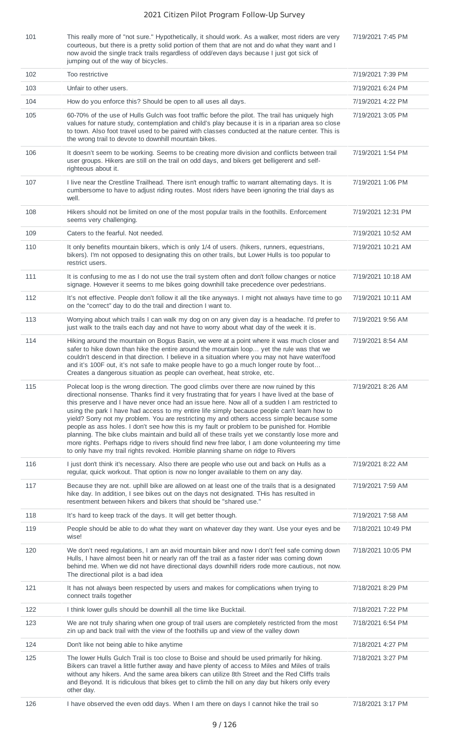| | | |
|---|---|---|
| 101 | This really more of "not sure." Hypothetically, it should work. As a walker, most riders are very courteous, but there is a pretty solid portion of them that are not and do what they want and I now avoid the single track trails regardless of odd/even days because I just got sick of jumping out of the way of bicycles. | 7/19/2021 7:45 PM |
| 102 | Too restrictive | 7/19/2021 7:39 PM |
| 103 | Unfair to other users. | 7/19/2021 6:24 PM |
| 104 | How do you enforce this? Should be open to all uses all days. | 7/19/2021 4:22 PM |
| 105 | 60-70% of the use of Hulls Gulch was foot traffic before the pilot. The trail has uniquely high values for nature study, contemplation and child's play because it is in a riparian area so close to town. Also foot travel used to be paired with classes conducted at the nature center. This is the wrong trail to devote to downhill mountain bikes. | 7/19/2021 3:05 PM |
| 106 | It doesn't seem to be working. Seems to be creating more division and conflicts between trail user groups. Hikers are still on the trail on odd days, and bikers get belligerent and self-righteous about it. | 7/19/2021 1:54 PM |
| 107 | I live near the Crestline Trailhead. There isn't enough traffic to warrant alternating days. It is cumbersome to have to adjust riding routes. Most riders have been ignoring the trial days as well. | 7/19/2021 1:06 PM |
| 108 | Hikers should not be limited on one of the most popular trails in the foothills. Enforcement seems very challenging. | 7/19/2021 12:31 PM |
| 109 | Caters to the fearful. Not needed. | 7/19/2021 10:52 AM |
| 110 | It only benefits mountain bikers, which is only 1/4 of users. (hikers, runners, equestrians, bikers). I'm not opposed to designating this on other trails, but Lower Hulls is too popular to restrict users. | 7/19/2021 10:21 AM |
| 111 | It is confusing to me as I do not use the trail system often and don't follow changes or notice signage. However it seems to me bikes going downhill take precedence over pedestrians. | 7/19/2021 10:18 AM |
| 112 | It's not effective. People don't follow it all the tike anyways. I might not always have time to go on the "correct" day to do the trail and direction I want to. | 7/19/2021 10:11 AM |
| 113 | Worrying about which trails I can walk my dog on on any given day is a headache. I'd prefer to just walk to the trails each day and not have to worry about what day of the week it is. | 7/19/2021 9:56 AM |
| 114 | Hiking around the mountain on Bogus Basin, we were at a point where it was much closer and safer to hike down than hike the entire around the mountain loop… yet the rule was that we couldn't descend in that direction. I believe in a situation where you may not have water/food and it's 100F out, it's not safe to make people have to go a much longer route by foot… Creates a dangerous situation as people can overheat, heat stroke, etc. | 7/19/2021 8:54 AM |
| 115 | Polecat loop is the wrong direction. The good climbs over there are now ruined by this directional nonsense. Thanks find it very frustrating that for years I have lived at the base of this preserve and I have never once had an issue here. Now all of a sudden I am restricted to using the park I have had access to my entire life simply because people can't learn how to yield? Sorry not my problem. You are restricting my and others access simple because some people as ass holes. I don't see how this is my fault or problem to be punished for. Horrible planning. The bike clubs maintain and build all of these trails yet we constantly lose more and more rights. Perhaps ridge to rivers should find new free labor, I am done volunteering my time to only have my trail rights revoked. Horrible planning shame on ridge to Rivers | 7/19/2021 8:26 AM |
| 116 | I just don't think it's necessary. Also there are people who use out and back on Hulls as a regular, quick workout. That option is now no longer available to them on any day. | 7/19/2021 8:22 AM |
| 117 | Because they are not. uphill bike are allowed on at least one of the trails that is a designated hike day. In addition, I see bikes out on the days not designated. THis has resulted in resentment between hikers and bikers that should be "shared use." | 7/19/2021 7:59 AM |
| 118 | It's hard to keep track of the days. It will get better though. | 7/19/2021 7:58 AM |
| 119 | People should be able to do what they want on whatever day they want. Use your eyes and be wise! | 7/18/2021 10:49 PM |
| 120 | We don't need regulations, I am an avid mountain biker and now I don't feel safe coming down Hulls, I have almost been hit or nearly ran off the trail as a faster rider was coming down behind me. When we did not have directional days downhill riders rode more cautious, not now. The directional pilot is a bad idea | 7/18/2021 10:05 PM |
| 121 | It has not always been respected by users and makes for complications when trying to connect trails together | 7/18/2021 8:29 PM |
| 122 | I think lower gulls should be downhill all the time like Bucktail. | 7/18/2021 7:22 PM |
| 123 | We are not truly sharing when one group of trail users are completely restricted from the most zin up and back trail with the view of the foothills up and view of the valley down | 7/18/2021 6:54 PM |
| 124 | Don't like not being able to hike anytime | 7/18/2021 4:27 PM |
| 125 | The lower Hulls Gulch Trail is too close to Boise and should be used primarily for hiking. Bikers can travel a little further away and have plenty of access to Miles and Miles of trails without any hikers. And the same area bikers can utilize 8th Street and the Red Cliffs trails and Beyond. It is ridiculous that bikes get to climb the hill on any day but hikers only every other day. | 7/18/2021 3:27 PM |
| 126 | I have observed the even odd days. When I am there on days I cannot hike the trail so | 7/18/2021 3:17 PM |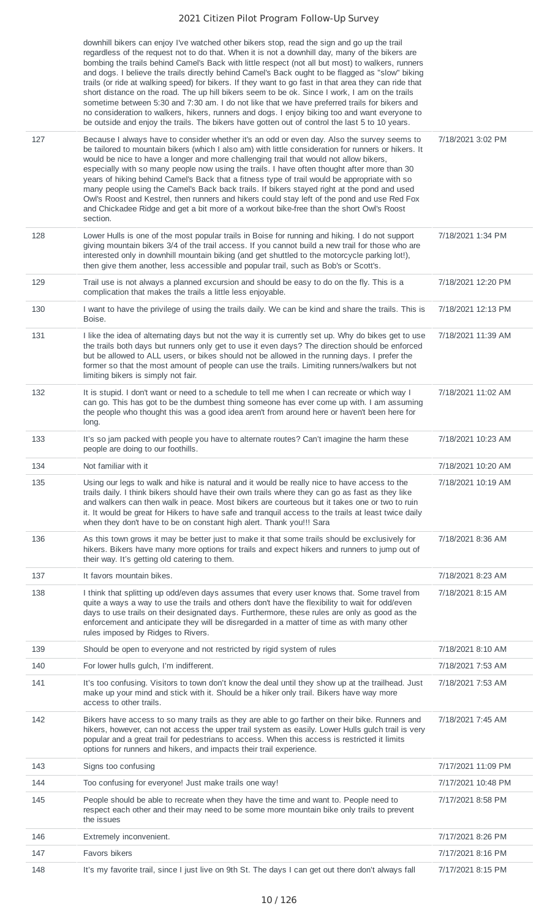| | | |
|---|---|---|
| | downhill bikers can enjoy I've watched other bikers stop, read the sign and go up the trail regardless of the request not to do that. When it is not a downhill day, many of the bikers are bombing the trails behind Camel's Back with little respect (not all but most) to walkers, runners and dogs. I believe the trails directly behind Camel's Back ought to be flagged as "slow" biking trails (or ride at walking speed) for bikers. If they want to go fast in that area they can ride that short distance on the road. The up hill bikers seem to be ok. Since I work, I am on the trails sometime between 5:30 and 7:30 am. I do not like that we have preferred trails for bikers and no consideration to walkers, hikers, runners and dogs. I enjoy biking too and want everyone to be outside and enjoy the trails. The bikers have gotten out of control the last 5 to 10 years. | |
| 127 | Because I always have to consider whether it's an odd or even day. Also the survey seems to be tailored to mountain bikers (which I also am) with little consideration for runners or hikers. It would be nice to have a longer and more challenging trail that would not allow bikers, especially with so many people now using the trails. I have often thought after more than 30 years of hiking behind Camel's Back that a fitness type of trail would be appropriate with so many people using the Camel's Back back trails. If bikers stayed right at the pond and used Owl's Roost and Kestrel, then runners and hikers could stay left of the pond and use Red Fox and Chickadee Ridge and get a bit more of a workout bike-free than the short Owl's Roost section. | 7/18/2021 3:02 PM |
| 128 | Lower Hulls is one of the most popular trails in Boise for running and hiking. I do not support giving mountain bikers 3/4 of the trail access. If you cannot build a new trail for those who are interested only in downhill mountain biking (and get shuttled to the motorcycle parking lot!), then give them another, less accessible and popular trail, such as Bob's or Scott's. | 7/18/2021 1:34 PM |
| 129 | Trail use is not always a planned excursion and should be easy to do on the fly. This is a complication that makes the trails a little less enjoyable. | 7/18/2021 12:20 PM |
| 130 | I want to have the privilege of using the trails daily. We can be kind and share the trails. This is Boise. | 7/18/2021 12:13 PM |
| 131 | I like the idea of alternating days but not the way it is currently set up. Why do bikes get to use the trails both days but runners only get to use it even days? The direction should be enforced but be allowed to ALL users, or bikes should not be allowed in the running days. I prefer the former so that the most amount of people can use the trails. Limiting runners/walkers but not limiting bikers is simply not fair. | 7/18/2021 11:39 AM |
| 132 | It is stupid. I don't want or need to a schedule to tell me when I can recreate or which way I can go. This has got to be the dumbest thing someone has ever come up with. I am assuming the people who thought this was a good idea aren't from around here or haven't been here for long. | 7/18/2021 11:02 AM |
| 133 | It's so jam packed with people you have to alternate routes? Can't imagine the harm these people are doing to our foothills. | 7/18/2021 10:23 AM |
| 134 | Not familiar with it | 7/18/2021 10:20 AM |
| 135 | Using our legs to walk and hike is natural and it would be really nice to have access to the trails daily. I think bikers should have their own trails where they can go as fast as they like and walkers can then walk in peace. Most bikers are courteous but it takes one or two to ruin it. It would be great for Hikers to have safe and tranquil access to the trails at least twice daily when they don't have to be on constant high alert. Thank you!!! Sara | 7/18/2021 10:19 AM |
| 136 | As this town grows it may be better just to make it that some trails should be exclusively for hikers. Bikers have many more options for trails and expect hikers and runners to jump out of their way. It's getting old catering to them. | 7/18/2021 8:36 AM |
| 137 | It favors mountain bikes. | 7/18/2021 8:23 AM |
| 138 | I think that splitting up odd/even days assumes that every user knows that. Some travel from quite a ways a way to use the trails and others don't have the flexibility to wait for odd/even days to use trails on their designated days. Furthermore, these rules are only as good as the enforcement and anticipate they will be disregarded in a matter of time as with many other rules imposed by Ridges to Rivers. | 7/18/2021 8:15 AM |
| 139 | Should be open to everyone and not restricted by rigid system of rules | 7/18/2021 8:10 AM |
| 140 | For lower hulls gulch, I'm indifferent. | 7/18/2021 7:53 AM |
| 141 | It's too confusing. Visitors to town don't know the deal until they show up at the trailhead. Just make up your mind and stick with it. Should be a hiker only trail. Bikers have way more access to other trails. | 7/18/2021 7:53 AM |
| 142 | Bikers have access to so many trails as they are able to go farther on their bike. Runners and hikers, however, can not access the upper trail system as easily. Lower Hulls gulch trail is very popular and a great trail for pedestrians to access. When this access is restricted it limits options for runners and hikers, and impacts their trail experience. | 7/18/2021 7:45 AM |
| 143 | Signs too confusing | 7/17/2021 11:09 PM |
| 144 | Too confusing for everyone! Just make trails one way! | 7/17/2021 10:48 PM |
| 145 | People should be able to recreate when they have the time and want to. People need to respect each other and their may need to be some more mountain bike only trails to prevent the issues | 7/17/2021 8:58 PM |
| 146 | Extremely inconvenient. | 7/17/2021 8:26 PM |
| 147 | Favors bikers | 7/17/2021 8:16 PM |
| 148 | It's my favorite trail, since I just live on 9th St. The days I can get out there don't always fall | 7/17/2021 8:15 PM |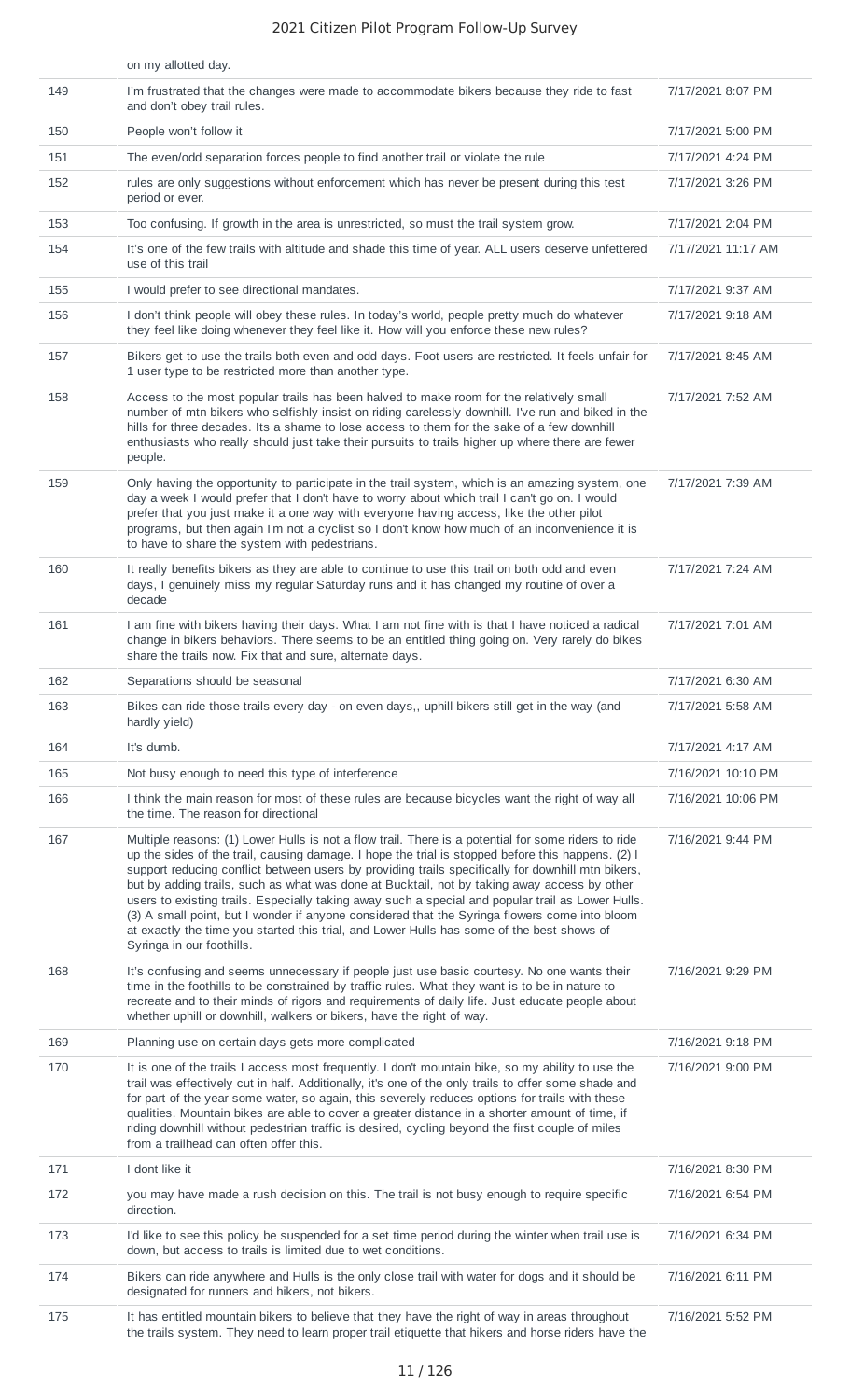|  | on my allotted day. |  |
|---|---|---|
| 149 | I'm frustrated that the changes were made to accommodate bikers because they ride to fast and don't obey trail rules. | 7/17/2021 8:07 PM |
| 150 | People won't follow it | 7/17/2021 5:00 PM |
| 151 | The even/odd separation forces people to find another trail or violate the rule | 7/17/2021 4:24 PM |
| 152 | rules are only suggestions without enforcement which has never be present during this test period or ever. | 7/17/2021 3:26 PM |
| 153 | Too confusing. If growth in the area is unrestricted, so must the trail system grow. | 7/17/2021 2:04 PM |
| 154 | It's one of the few trails with altitude and shade this time of year. ALL users deserve unfettered use of this trail | 7/17/2021 11:17 AM |
| 155 | I would prefer to see directional mandates. | 7/17/2021 9:37 AM |
| 156 | I don't think people will obey these rules. In today's world, people pretty much do whatever they feel like doing whenever they feel like it. How will you enforce these new rules? | 7/17/2021 9:18 AM |
| 157 | Bikers get to use the trails both even and odd days. Foot users are restricted. It feels unfair for 1 user type to be restricted more than another type. | 7/17/2021 8:45 AM |
| 158 | Access to the most popular trails has been halved to make room for the relatively small number of mtn bikers who selfishly insist on riding carelessly downhill. I've run and biked in the hills for three decades. Its a shame to lose access to them for the sake of a few downhill enthusiasts who really should just take their pursuits to trails higher up where there are fewer people. | 7/17/2021 7:52 AM |
| 159 | Only having the opportunity to participate in the trail system, which is an amazing system, one day a week I would prefer that I don't have to worry about which trail I can't go on. I would prefer that you just make it a one way with everyone having access, like the other pilot programs, but then again I'm not a cyclist so I don't know how much of an inconvenience it is to have to share the system with pedestrians. | 7/17/2021 7:39 AM |
| 160 | It really benefits bikers as they are able to continue to use this trail on both odd and even days, I genuinely miss my regular Saturday runs and it has changed my routine of over a decade | 7/17/2021 7:24 AM |
| 161 | I am fine with bikers having their days. What I am not fine with is that I have noticed a radical change in bikers behaviors. There seems to be an entitled thing going on. Very rarely do bikes share the trails now. Fix that and sure, alternate days. | 7/17/2021 7:01 AM |
| 162 | Separations should be seasonal | 7/17/2021 6:30 AM |
| 163 | Bikes can ride those trails every day - on even days,, uphill bikers still get in the way (and hardly yield) | 7/17/2021 5:58 AM |
| 164 | It's dumb. | 7/17/2021 4:17 AM |
| 165 | Not busy enough to need this type of interference | 7/16/2021 10:10 PM |
| 166 | I think the main reason for most of these rules are because bicycles want the right of way all the time. The reason for directional | 7/16/2021 10:06 PM |
| 167 | Multiple reasons: (1) Lower Hulls is not a flow trail. There is a potential for some riders to ride up the sides of the trail, causing damage. I hope the trial is stopped before this happens. (2) I support reducing conflict between users by providing trails specifically for downhill mtn bikers, but by adding trails, such as what was done at Bucktail, not by taking away access by other users to existing trails. Especially taking away such a special and popular trail as Lower Hulls. (3) A small point, but I wonder if anyone considered that the Syringa flowers come into bloom at exactly the time you started this trial, and Lower Hulls has some of the best shows of Syringa in our foothills. | 7/16/2021 9:44 PM |
| 168 | It's confusing and seems unnecessary if people just use basic courtesy. No one wants their time in the foothills to be constrained by traffic rules. What they want is to be in nature to recreate and to their minds of rigors and requirements of daily life. Just educate people about whether uphill or downhill, walkers or bikers, have the right of way. | 7/16/2021 9:29 PM |
| 169 | Planning use on certain days gets more complicated | 7/16/2021 9:18 PM |
| 170 | It is one of the trails I access most frequently. I don't mountain bike, so my ability to use the trail was effectively cut in half. Additionally, it's one of the only trails to offer some shade and for part of the year some water, so again, this severely reduces options for trails with these qualities. Mountain bikes are able to cover a greater distance in a shorter amount of time, if riding downhill without pedestrian traffic is desired, cycling beyond the first couple of miles from a trailhead can often offer this. | 7/16/2021 9:00 PM |
| 171 | I dont like it | 7/16/2021 8:30 PM |
| 172 | you may have made a rush decision on this. The trail is not busy enough to require specific direction. | 7/16/2021 6:54 PM |
| 173 | I'd like to see this policy be suspended for a set time period during the winter when trail use is down, but access to trails is limited due to wet conditions. | 7/16/2021 6:34 PM |
| 174 | Bikers can ride anywhere and Hulls is the only close trail with water for dogs and it should be designated for runners and hikers, not bikers. | 7/16/2021 6:11 PM |
| 175 | It has entitled mountain bikers to believe that they have the right of way in areas throughout the trails system. They need to learn proper trail etiquette that hikers and horse riders have the | 7/16/2021 5:52 PM |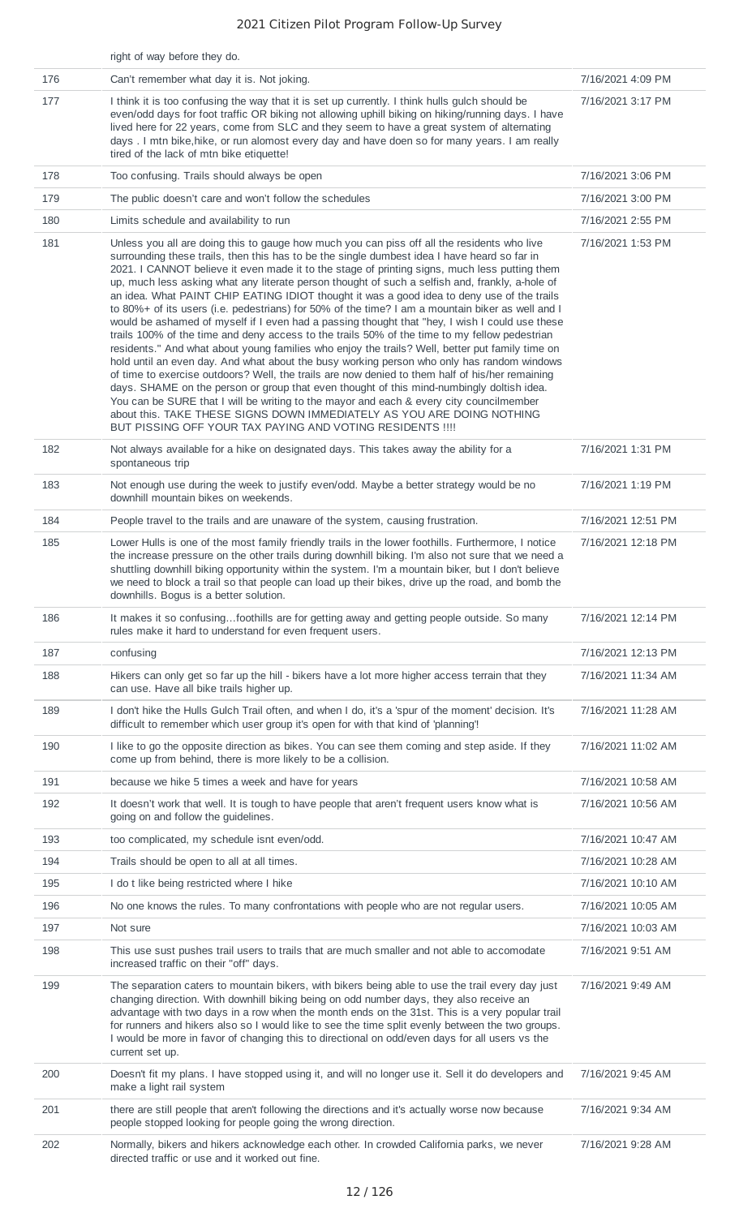| | right of way before they do. | |
|---|---|---|
| 176 | Can't remember what day it is. Not joking. | 7/16/2021 4:09 PM |
| 177 | I think it is too confusing the way that it is set up currently. I think hulls gulch should be even/odd days for foot traffic OR biking not allowing uphill biking on hiking/running days. I have lived here for 22 years, come from SLC and they seem to have a great system of alternating days . I mtn bike,hike, or run alomost every day and have doen so for many years. I am really tired of the lack of mtn bike etiquette! | 7/16/2021 3:17 PM |
| 178 | Too confusing. Trails should always be open | 7/16/2021 3:06 PM |
| 179 | The public doesn't care and won't follow the schedules | 7/16/2021 3:00 PM |
| 180 | Limits schedule and availability to run | 7/16/2021 2:55 PM |
| 181 | Unless you all are doing this to gauge how much you can piss off all the residents who live surrounding these trails, then this has to be the single dumbest idea I have heard so far in 2021. I CANNOT believe it even made it to the stage of printing signs, much less putting them up, much less asking what any literate person thought of such a selfish and, frankly, a-hole of an idea. What PAINT CHIP EATING IDIOT thought it was a good idea to deny use of the trails to 80%+ of its users (i.e. pedestrians) for 50% of the time? I am a mountain biker as well and I would be ashamed of myself if I even had a passing thought that "hey, I wish I could use these trails 100% of the time and deny access to the trails 50% of the time to my fellow pedestrian residents." And what about young families who enjoy the trails? Well, better put family time on hold until an even day. And what about the busy working person who only has random windows of time to exercise outdoors? Well, the trails are now denied to them half of his/her remaining days. SHAME on the person or group that even thought of this mind-numbingly doltish idea. You can be SURE that I will be writing to the mayor and each & every city councilmember about this. TAKE THESE SIGNS DOWN IMMEDIATELY AS YOU ARE DOING NOTHING BUT PISSING OFF YOUR TAX PAYING AND VOTING RESIDENTS !!!! | 7/16/2021 1:53 PM |
| 182 | Not always available for a hike on designated days. This takes away the ability for a spontaneous trip | 7/16/2021 1:31 PM |
| 183 | Not enough use during the week to justify even/odd. Maybe a better strategy would be no downhill mountain bikes on weekends. | 7/16/2021 1:19 PM |
| 184 | People travel to the trails and are unaware of the system, causing frustration. | 7/16/2021 12:51 PM |
| 185 | Lower Hulls is one of the most family friendly trails in the lower foothills. Furthermore, I notice the increase pressure on the other trails during downhill biking. I'm also not sure that we need a shuttling downhill biking opportunity within the system. I'm a mountain biker, but I don't believe we need to block a trail so that people can load up their bikes, drive up the road, and bomb the downhills. Bogus is a better solution. | 7/16/2021 12:18 PM |
| 186 | It makes it so confusing…foothills are for getting away and getting people outside. So many rules make it hard to understand for even frequent users. | 7/16/2021 12:14 PM |
| 187 | confusing | 7/16/2021 12:13 PM |
| 188 | Hikers can only get so far up the hill - bikers have a lot more higher access terrain that they can use. Have all bike trails higher up. | 7/16/2021 11:34 AM |
| 189 | I don't hike the Hulls Gulch Trail often, and when I do, it's a 'spur of the moment' decision. It's difficult to remember which user group it's open for with that kind of 'planning'! | 7/16/2021 11:28 AM |
| 190 | I like to go the opposite direction as bikes. You can see them coming and step aside. If they come up from behind, there is more likely to be a collision. | 7/16/2021 11:02 AM |
| 191 | because we hike 5 times a week and have for years | 7/16/2021 10:58 AM |
| 192 | It doesn't work that well. It is tough to have people that aren't frequent users know what is going on and follow the guidelines. | 7/16/2021 10:56 AM |
| 193 | too complicated, my schedule isnt even/odd. | 7/16/2021 10:47 AM |
| 194 | Trails should be open to all at all times. | 7/16/2021 10:28 AM |
| 195 | I do t like being restricted where I hike | 7/16/2021 10:10 AM |
| 196 | No one knows the rules. To many confrontations with people who are not regular users. | 7/16/2021 10:05 AM |
| 197 | Not sure | 7/16/2021 10:03 AM |
| 198 | This use sust pushes trail users to trails that are much smaller and not able to accomodate increased traffic on their "off" days. | 7/16/2021 9:51 AM |
| 199 | The separation caters to mountain bikers, with bikers being able to use the trail every day just changing direction. With downhill biking being on odd number days, they also receive an advantage with two days in a row when the month ends on the 31st. This is a very popular trail for runners and hikers also so I would like to see the time split evenly between the two groups. I would be more in favor of changing this to directional on odd/even days for all users vs the current set up. | 7/16/2021 9:49 AM |
| 200 | Doesn't fit my plans. I have stopped using it, and will no longer use it. Sell it do developers and make a light rail system | 7/16/2021 9:45 AM |
| 201 | there are still people that aren't following the directions and it's actually worse now because people stopped looking for people going the wrong direction. | 7/16/2021 9:34 AM |
| 202 | Normally, bikers and hikers acknowledge each other. In crowded California parks, we never directed traffic or use and it worked out fine. | 7/16/2021 9:28 AM |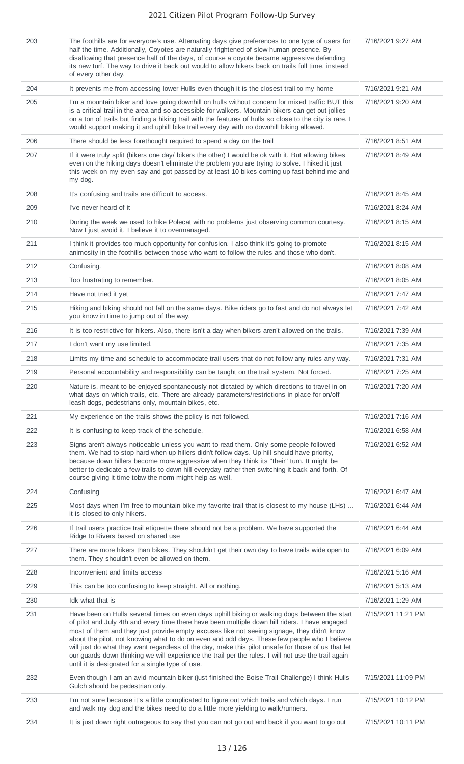| | | |
|---|---|---|
| 203 | The foothills are for everyone's use. Alternating days give preferences to one type of users for half the time. Additionally, Coyotes are naturally frightened of slow human presence. By disallowing that presence half of the days, of course a coyote became aggressive defending its new turf. The way to drive it back out would to allow hikers back on trails full time, instead of every other day. | 7/16/2021 9:27 AM |
| 204 | It prevents me from accessing lower Hulls even though it is the closest trail to my home | 7/16/2021 9:21 AM |
| 205 | I'm a mountain biker and love going downhill on hulls without concern for mixed traffic BUT this is a critical trail in the area and so accessible for walkers. Mountain bikers can get out jollies on a ton of trails but finding a hiking trail with the features of hulls so close to the city is rare. I would support making it and uphill bike trail every day with no downhill biking allowed. | 7/16/2021 9:20 AM |
| 206 | There should be less forethought required to spend a day on the trail | 7/16/2021 8:51 AM |
| 207 | If it were truly split (hikers one day/ bikers the other) I would be ok with it. But allowing bikes even on the hiking days doesn't eliminate the problem you are trying to solve. I hiked it just this week on my even say and got passed by at least 10 bikes coming up fast behind me and my dog. | 7/16/2021 8:49 AM |
| 208 | It's confusing and trails are difficult to access. | 7/16/2021 8:45 AM |
| 209 | I've never heard of it | 7/16/2021 8:24 AM |
| 210 | During the week we used to hike Polecat with no problems just observing common courtesy. Now I just avoid it. I believe it to overmanaged. | 7/16/2021 8:15 AM |
| 211 | I think it provides too much opportunity for confusion. I also think it's going to promote animosity in the foothills between those who want to follow the rules and those who don't. | 7/16/2021 8:15 AM |
| 212 | Confusing. | 7/16/2021 8:08 AM |
| 213 | Too frustrating to remember. | 7/16/2021 8:05 AM |
| 214 | Have not tried it yet | 7/16/2021 7:47 AM |
| 215 | Hiking and biking should not fall on the same days. Bike riders go to fast and do not always let you know in time to jump out of the way. | 7/16/2021 7:42 AM |
| 216 | It is too restrictive for hikers. Also, there isn't a day when bikers aren't allowed on the trails. | 7/16/2021 7:39 AM |
| 217 | I don't want my use limited. | 7/16/2021 7:35 AM |
| 218 | Limits my time and schedule to accommodate trail users that do not follow any rules any way. | 7/16/2021 7:31 AM |
| 219 | Personal accountability and responsibility can be taught on the trail system. Not forced. | 7/16/2021 7:25 AM |
| 220 | Nature is. meant to be enjoyed spontaneously not dictated by which directions to travel in on what days on which trails, etc. There are already parameters/restrictions in place for on/off leash dogs, pedestrians only, mountain bikes, etc. | 7/16/2021 7:20 AM |
| 221 | My experience on the trails shows the policy is not followed. | 7/16/2021 7:16 AM |
| 222 | It is confusing to keep track of the schedule. | 7/16/2021 6:58 AM |
| 223 | Signs aren't always noticeable unless you want to read them. Only some people followed them. We had to stop hard when up hillers didn't follow days. Up hill should have priority, because down hillers become more aggressive when they think its "their" turn. It might be better to dedicate a few trails to down hill everyday rather then switching it back and forth. Of course giving it time tobw the norm might help as well. | 7/16/2021 6:52 AM |
| 224 | Confusing | 7/16/2021 6:47 AM |
| 225 | Most days when I'm free to mountain bike my favorite trail that is closest to my house (LHs) ... it is closed to only hikers. | 7/16/2021 6:44 AM |
| 226 | If trail users practice trail etiquette there should not be a problem. We have supported the Ridge to Rivers based on shared use | 7/16/2021 6:44 AM |
| 227 | There are more hikers than bikes. They shouldn't get their own day to have trails wide open to them. They shouldn't even be allowed on them. | 7/16/2021 6:09 AM |
| 228 | Inconvenient and limits access | 7/16/2021 5:16 AM |
| 229 | This can be too confusing to keep straight. All or nothing. | 7/16/2021 5:13 AM |
| 230 | Idk what that is | 7/16/2021 1:29 AM |
| 231 | Have been on Hulls several times on even days uphill biking or walking dogs between the start of pilot and July 4th and every time there have been multiple down hill riders. I have engaged most of them and they just provide empty excuses like not seeing signage, they didn't know about the pilot, not knowing what to do on even and odd days. These few people who I believe will just do what they want regardless of the day, make this pilot unsafe for those of us that let our guards down thinking we will experience the trail per the rules. I will not use the trail again until it is designated for a single type of use. | 7/15/2021 11:21 PM |
| 232 | Even though I am an avid mountain biker (just finished the Boise Trail Challenge) I think Hulls Gulch should be pedestrian only. | 7/15/2021 11:09 PM |
| 233 | I'm not sure because it's a little complicated to figure out which trails and which days. I run and walk my dog and the bikes need to do a little more yielding to walk/runners. | 7/15/2021 10:12 PM |
| 234 | It is just down right outrageous to say that you can not go out and back if you want to go out | 7/15/2021 10:11 PM |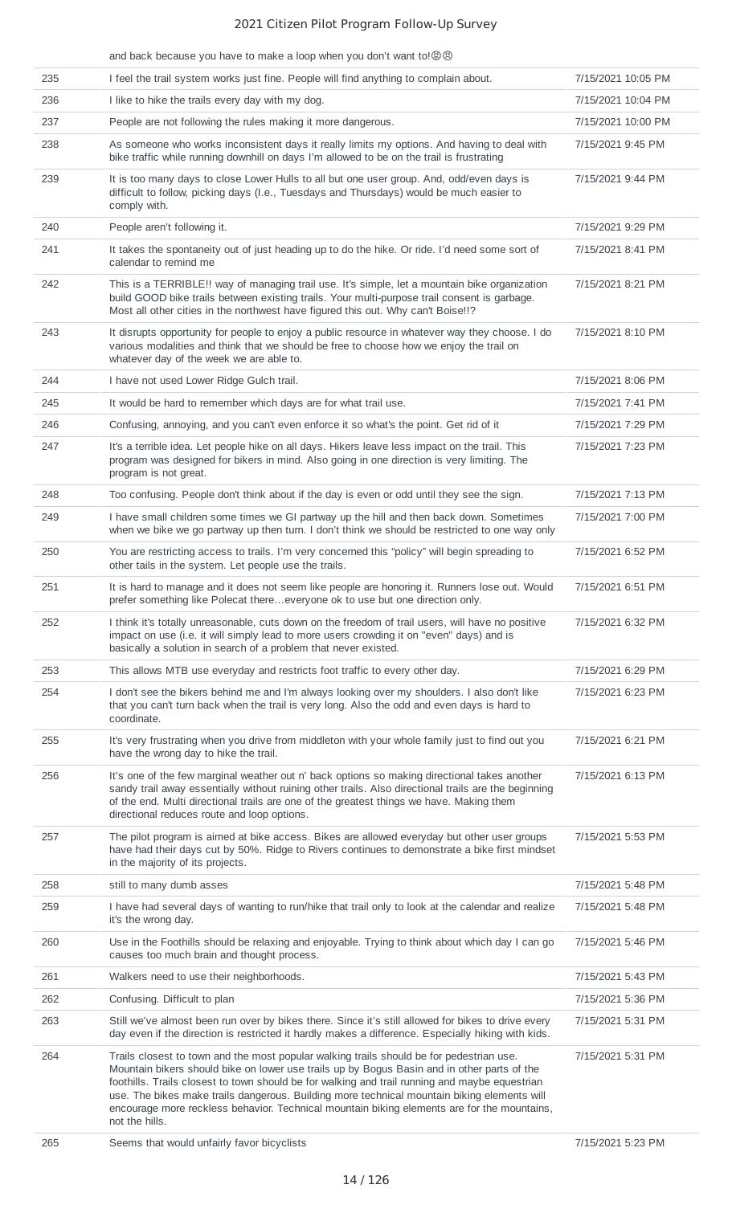| | and back because you have to make a loop when you don't want to!😡😢 | |
|---|---|---|
| 235 | I feel the trail system works just fine. People will find anything to complain about. | 7/15/2021 10:05 PM |
| 236 | I like to hike the trails every day with my dog. | 7/15/2021 10:04 PM |
| 237 | People are not following the rules making it more dangerous. | 7/15/2021 10:00 PM |
| 238 | As someone who works inconsistent days it really limits my options. And having to deal with bike traffic while running downhill on days I'm allowed to be on the trail is frustrating | 7/15/2021 9:45 PM |
| 239 | It is too many days to close Lower Hulls to all but one user group. And, odd/even days is difficult to follow, picking days (I.e., Tuesdays and Thursdays) would be much easier to comply with. | 7/15/2021 9:44 PM |
| 240 | People aren't following it. | 7/15/2021 9:29 PM |
| 241 | It takes the spontaneity out of just heading up to do the hike. Or ride. I'd need some sort of calendar to remind me | 7/15/2021 8:41 PM |
| 242 | This is a TERRIBLE!! way of managing trail use. It's simple, let a mountain bike organization build GOOD bike trails between existing trails. Your multi-purpose trail consent is garbage. Most all other cities in the northwest have figured this out. Why can't Boise!!? | 7/15/2021 8:21 PM |
| 243 | It disrupts opportunity for people to enjoy a public resource in whatever way they choose. I do various modalities and think that we should be free to choose how we enjoy the trail on whatever day of the week we are able to. | 7/15/2021 8:10 PM |
| 244 | I have not used Lower Ridge Gulch trail. | 7/15/2021 8:06 PM |
| 245 | It would be hard to remember which days are for what trail use. | 7/15/2021 7:41 PM |
| 246 | Confusing, annoying, and you can't even enforce it so what's the point. Get rid of it | 7/15/2021 7:29 PM |
| 247 | It's a terrible idea. Let people hike on all days. Hikers leave less impact on the trail. This program was designed for bikers in mind. Also going in one direction is very limiting. The program is not great. | 7/15/2021 7:23 PM |
| 248 | Too confusing. People don't think about if the day is even or odd until they see the sign. | 7/15/2021 7:13 PM |
| 249 | I have small children some times we GI partway up the hill and then back down. Sometimes when we bike we go partway up then turn. I don't think we should be restricted to one way only | 7/15/2021 7:00 PM |
| 250 | You are restricting access to trails. I'm very concerned this "policy" will begin spreading to other tails in the system. Let people use the trails. | 7/15/2021 6:52 PM |
| 251 | It is hard to manage and it does not seem like people are honoring it. Runners lose out. Would prefer something like Polecat there…everyone ok to use but one direction only. | 7/15/2021 6:51 PM |
| 252 | I think it's totally unreasonable, cuts down on the freedom of trail users, will have no positive impact on use (i.e. it will simply lead to more users crowding it on "even" days) and is basically a solution in search of a problem that never existed. | 7/15/2021 6:32 PM |
| 253 | This allows MTB use everyday and restricts foot traffic to every other day. | 7/15/2021 6:29 PM |
| 254 | I don't see the bikers behind me and I'm always looking over my shoulders. I also don't like that you can't turn back when the trail is very long. Also the odd and even days is hard to coordinate. | 7/15/2021 6:23 PM |
| 255 | It's very frustrating when you drive from middleton with your whole family just to find out you have the wrong day to hike the trail. | 7/15/2021 6:21 PM |
| 256 | It's one of the few marginal weather out n' back options so making directional takes another sandy trail away essentially without ruining other trails. Also directional trails are the beginning of the end. Multi directional trails are one of the greatest things we have. Making them directional reduces route and loop options. | 7/15/2021 6:13 PM |
| 257 | The pilot program is aimed at bike access. Bikes are allowed everyday but other user groups have had their days cut by 50%. Ridge to Rivers continues to demonstrate a bike first mindset in the majority of its projects. | 7/15/2021 5:53 PM |
| 258 | still to many dumb asses | 7/15/2021 5:48 PM |
| 259 | I have had several days of wanting to run/hike that trail only to look at the calendar and realize it's the wrong day. | 7/15/2021 5:48 PM |
| 260 | Use in the Foothills should be relaxing and enjoyable. Trying to think about which day I can go causes too much brain and thought process. | 7/15/2021 5:46 PM |
| 261 | Walkers need to use their neighborhoods. | 7/15/2021 5:43 PM |
| 262 | Confusing. Difficult to plan | 7/15/2021 5:36 PM |
| 263 | Still we've almost been run over by bikes there. Since it's still allowed for bikes to drive every day even if the direction is restricted it hardly makes a difference. Especially hiking with kids. | 7/15/2021 5:31 PM |
| 264 | Trails closest to town and the most popular walking trails should be for pedestrian use. Mountain bikers should bike on lower use trails up by Bogus Basin and in other parts of the foothills. Trails closest to town should be for walking and trail running and maybe equestrian use. The bikes make trails dangerous. Building more technical mountain biking elements will encourage more reckless behavior. Technical mountain biking elements are for the mountains, not the hills. | 7/15/2021 5:31 PM |
| 265 | Seems that would unfairly favor bicyclists | 7/15/2021 5:23 PM |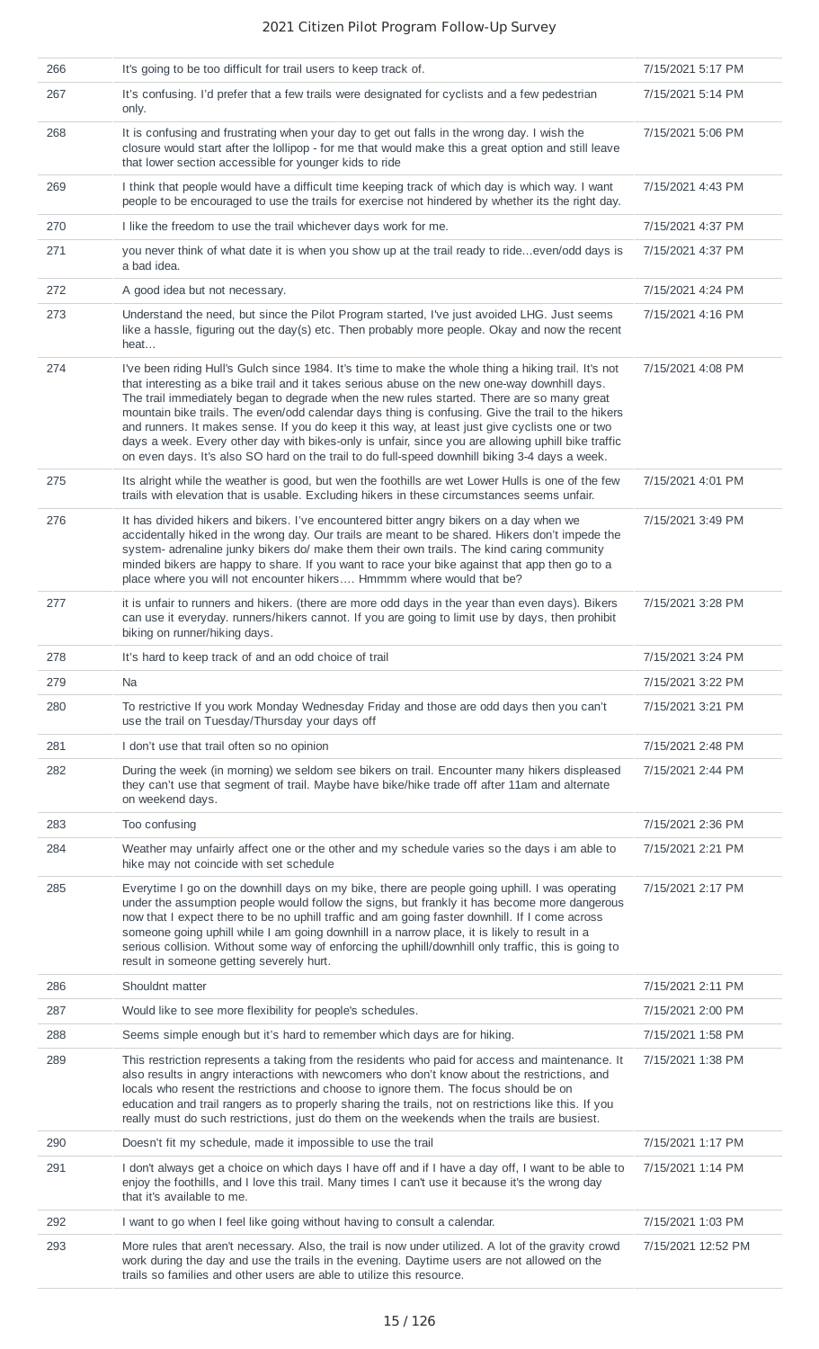| 266 | It's going to be too difficult for trail users to keep track of. | 7/15/2021 5:17 PM |
|---|---|---|
| 267 | It's confusing. I'd prefer that a few trails were designated for cyclists and a few pedestrian only. | 7/15/2021 5:14 PM |
| 268 | It is confusing and frustrating when your day to get out falls in the wrong day. I wish the closure would start after the lollipop - for me that would make this a great option and still leave that lower section accessible for younger kids to ride | 7/15/2021 5:06 PM |
| 269 | I think that people would have a difficult time keeping track of which day is which way. I want people to be encouraged to use the trails for exercise not hindered by whether its the right day. | 7/15/2021 4:43 PM |
| 270 | I like the freedom to use the trail whichever days work for me. | 7/15/2021 4:37 PM |
| 271 | you never think of what date it is when you show up at the trail ready to ride...even/odd days is a bad idea. | 7/15/2021 4:37 PM |
| 272 | A good idea but not necessary. | 7/15/2021 4:24 PM |
| 273 | Understand the need, but since the Pilot Program started, I've just avoided LHG. Just seems like a hassle, figuring out the day(s) etc. Then probably more people. Okay and now the recent heat... | 7/15/2021 4:16 PM |
| 274 | I've been riding Hull's Gulch since 1984. It's time to make the whole thing a hiking trail. It's not that interesting as a bike trail and it takes serious abuse on the new one-way downhill days. The trail immediately began to degrade when the new rules started. There are so many great mountain bike trails. The even/odd calendar days thing is confusing. Give the trail to the hikers and runners. It makes sense. If you do keep it this way, at least just give cyclists one or two days a week. Every other day with bikes-only is unfair, since you are allowing uphill bike traffic on even days. It's also SO hard on the trail to do full-speed downhill biking 3-4 days a week. | 7/15/2021 4:08 PM |
| 275 | Its alright while the weather is good, but wen the foothills are wet Lower Hulls is one of the few trails with elevation that is usable. Excluding hikers in these circumstances seems unfair. | 7/15/2021 4:01 PM |
| 276 | It has divided hikers and bikers. I've encountered bitter angry bikers on a day when we accidentally hiked in the wrong day. Our trails are meant to be shared. Hikers don't impede the system- adrenaline junky bikers do/ make them their own trails. The kind caring community minded bikers are happy to share. If you want to race your bike against that app then go to a place where you will not encounter hikers…. Hmmmm where would that be? | 7/15/2021 3:49 PM |
| 277 | it is unfair to runners and hikers. (there are more odd days in the year than even days). Bikers can use it everyday. runners/hikers cannot. If you are going to limit use by days, then prohibit biking on runner/hiking days. | 7/15/2021 3:28 PM |
| 278 | It's hard to keep track of and an odd choice of trail | 7/15/2021 3:24 PM |
| 279 | Na | 7/15/2021 3:22 PM |
| 280 | To restrictive If you work Monday Wednesday Friday and those are odd days then you can't use the trail on Tuesday/Thursday your days off | 7/15/2021 3:21 PM |
| 281 | I don't use that trail often so no opinion | 7/15/2021 2:48 PM |
| 282 | During the week (in morning) we seldom see bikers on trail. Encounter many hikers displeased they can't use that segment of trail. Maybe have bike/hike trade off after 11am and alternate on weekend days. | 7/15/2021 2:44 PM |
| 283 | Too confusing | 7/15/2021 2:36 PM |
| 284 | Weather may unfairly affect one or the other and my schedule varies so the days i am able to hike may not coincide with set schedule | 7/15/2021 2:21 PM |
| 285 | Everytime I go on the downhill days on my bike, there are people going uphill. I was operating under the assumption people would follow the signs, but frankly it has become more dangerous now that I expect there to be no uphill traffic and am going faster downhill. If I come across someone going uphill while I am going downhill in a narrow place, it is likely to result in a serious collision. Without some way of enforcing the uphill/downhill only traffic, this is going to result in someone getting severely hurt. | 7/15/2021 2:17 PM |
| 286 | Shouldnt matter | 7/15/2021 2:11 PM |
| 287 | Would like to see more flexibility for people's schedules. | 7/15/2021 2:00 PM |
| 288 | Seems simple enough but it's hard to remember which days are for hiking. | 7/15/2021 1:58 PM |
| 289 | This restriction represents a taking from the residents who paid for access and maintenance. It also results in angry interactions with newcomers who don't know about the restrictions, and locals who resent the restrictions and choose to ignore them. The focus should be on education and trail rangers as to properly sharing the trails, not on restrictions like this. If you really must do such restrictions, just do them on the weekends when the trails are busiest. | 7/15/2021 1:38 PM |
| 290 | Doesn't fit my schedule, made it impossible to use the trail | 7/15/2021 1:17 PM |
| 291 | I don't always get a choice on which days I have off and if I have a day off, I want to be able to enjoy the foothills, and I love this trail. Many times I can't use it because it's the wrong day that it's available to me. | 7/15/2021 1:14 PM |
| 292 | I want to go when I feel like going without having to consult a calendar. | 7/15/2021 1:03 PM |
| 293 | More rules that aren't necessary. Also, the trail is now under utilized. A lot of the gravity crowd work during the day and use the trails in the evening. Daytime users are not allowed on the trails so families and other users are able to utilize this resource. | 7/15/2021 12:52 PM |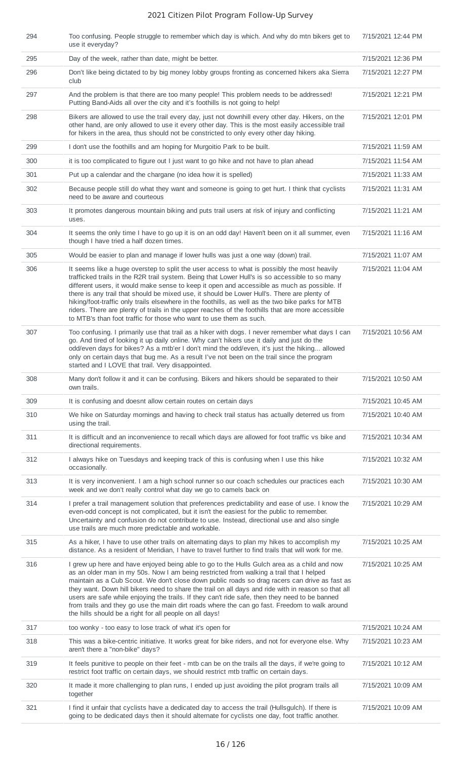| 294 | Too confusing. People struggle to remember which day is which. And why do mtn bikers get to use it everyday? | 7/15/2021 12:44 PM |
|---|---|---|
| 295 | Day of the week, rather than date, might be better. | 7/15/2021 12:36 PM |
| 296 | Don't like being dictated to by big money lobby groups fronting as concerned hikers aka Sierra club | 7/15/2021 12:27 PM |
| 297 | And the problem is that there are too many people! This problem needs to be addressed! Putting Band-Aids all over the city and it's foothills is not going to help! | 7/15/2021 12:21 PM |
| 298 | Bikers are allowed to use the trail every day, just not downhill every other day. Hikers, on the other hand, are only allowed to use it every other day. This is the most easily accessible trail for hikers in the area, thus should not be constricted to only every other day hiking. | 7/15/2021 12:01 PM |
| 299 | I don't use the foothills and am hoping for Murgoitio Park to be built. | 7/15/2021 11:59 AM |
| 300 | it is too complicated to figure out I just want to go hike and not have to plan ahead | 7/15/2021 11:54 AM |
| 301 | Put up a calendar and the chargane (no idea how it is spelled) | 7/15/2021 11:33 AM |
| 302 | Because people still do what they want and someone is going to get hurt. I think that cyclists need to be aware and courteous | 7/15/2021 11:31 AM |
| 303 | It promotes dangerous mountain biking and puts trail users at risk of injury and conflicting uses. | 7/15/2021 11:21 AM |
| 304 | It seems the only time I have to go up it is on an odd day! Haven't been on it all summer, even though I have tried a half dozen times. | 7/15/2021 11:16 AM |
| 305 | Would be easier to plan and manage if lower hulls was just a one way (down) trail. | 7/15/2021 11:07 AM |
| 306 | It seems like a huge overstep to split the user access to what is possibly the most heavily trafficked trails in the R2R trail system. Being that Lower Hull's is so accessible to so many different users, it would make sense to keep it open and accessible as much as possible. If there is any trail that should be mixed use, it should be Lower Hull's. There are plenty of hiking/foot-traffic only trails elsewhere in the foothills, as well as the two bike parks for MTB riders. There are plenty of trails in the upper reaches of the foothills that are more accessible to MTB's than foot traffic for those who want to use them as such. | 7/15/2021 11:04 AM |
| 307 | Too confusing. I primarily use that trail as a hiker with dogs. I never remember what days I can go. And tired of looking it up daily online. Why can't hikers use it daily and just do the odd/even days for bikes? As a mtb'er I don't mind the odd/even, it's just the hiking... allowed only on certain days that bug me. As a result I've not been on the trail since the program started and I LOVE that trail. Very disappointed. | 7/15/2021 10:56 AM |
| 308 | Many don't follow it and it can be confusing. Bikers and hikers should be separated to their own trails. | 7/15/2021 10:50 AM |
| 309 | It is confusing and doesnt allow certain routes on certain days | 7/15/2021 10:45 AM |
| 310 | We hike on Saturday mornings and having to check trail status has actually deterred us from using the trail. | 7/15/2021 10:40 AM |
| 311 | It is difficult and an inconvenience to recall which days are allowed for foot traffic vs bike and directional requirements. | 7/15/2021 10:34 AM |
| 312 | I always hike on Tuesdays and keeping track of this is confusing when I use this hike occasionally. | 7/15/2021 10:32 AM |
| 313 | It is very inconvenient. I am a high school runner so our coach schedules our practices each week and we don't really control what day we go to camels back on | 7/15/2021 10:30 AM |
| 314 | I prefer a trail management solution that preferences predictability and ease of use. I know the even-odd concept is not complicated, but it isn't the easiest for the public to remember. Uncertainty and confusion do not contribute to use. Instead, directional use and also single use trails are much more predictable and workable. | 7/15/2021 10:29 AM |
| 315 | As a hiker, I have to use other trails on alternating days to plan my hikes to accomplish my distance. As a resident of Meridian, I have to travel further to find trails that will work for me. | 7/15/2021 10:25 AM |
| 316 | I grew up here and have enjoyed being able to go to the Hulls Gulch area as a child and now as an older man in my 50s. Now I am being restricted from walking a trail that I helped maintain as a Cub Scout. We don't close down public roads so drag racers can drive as fast as they want. Down hill bikers need to share the trail on all days and ride with in reason so that all users are safe while enjoying the trails. If they can't ride safe, then they need to be banned from trails and they go use the main dirt roads where the can go fast. Freedom to walk around the hills should be a right for all people on all days! | 7/15/2021 10:25 AM |
| 317 | too wonky - too easy to lose track of what it's open for | 7/15/2021 10:24 AM |
| 318 | This was a bike-centric initiative. It works great for bike riders, and not for everyone else. Why aren't there a "non-bike" days? | 7/15/2021 10:23 AM |
| 319 | It feels punitive to people on their feet - mtb can be on the trails all the days, if we're going to restrict foot traffic on certain days, we should restrict mtb traffic on certain days. | 7/15/2021 10:12 AM |
| 320 | It made it more challenging to plan runs, I ended up just avoiding the pilot program trails all together | 7/15/2021 10:09 AM |
| 321 | I find it unfair that cyclists have a dedicated day to access the trail (Hullsgulch). If there is going to be dedicated days then it should alternate for cyclists one day, foot traffic another. | 7/15/2021 10:09 AM |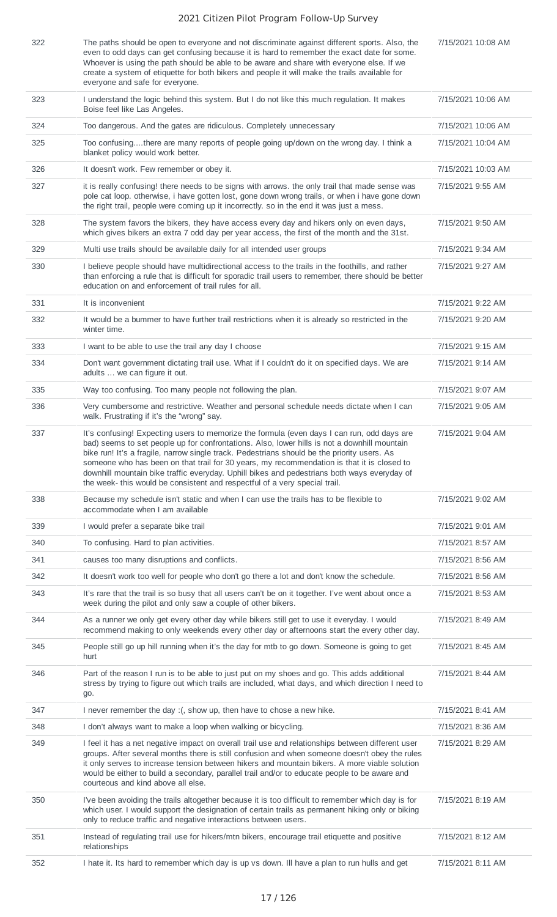| 322 | The paths should be open to everyone and not discriminate against different sports. Also, the even to odd days can get confusing because it is hard to remember the exact date for some. Whoever is using the path should be able to be aware and share with everyone else. If we create a system of etiquette for both bikers and people it will make the trails available for everyone and safe for everyone. | 7/15/2021 10:08 AM |
|---|---|---|
| 323 | I understand the logic behind this system. But I do not like this much regulation. It makes Boise feel like Las Angeles. | 7/15/2021 10:06 AM |
| 324 | Too dangerous. And the gates are ridiculous. Completely unnecessary | 7/15/2021 10:06 AM |
| 325 | Too confusing....there are many reports of people going up/down on the wrong day. I think a blanket policy would work better. | 7/15/2021 10:04 AM |
| 326 | It doesn't work. Few remember or obey it. | 7/15/2021 10:03 AM |
| 327 | it is really confusing! there needs to be signs with arrows. the only trail that made sense was pole cat loop. otherwise, i have gotten lost, gone down wrong trails, or when i have gone down the right trail, people were coming up it incorrectly. so in the end it was just a mess. | 7/15/2021 9:55 AM |
| 328 | The system favors the bikers, they have access every day and hikers only on even days, which gives bikers an extra 7 odd day per year access, the first of the month and the 31st. | 7/15/2021 9:50 AM |
| 329 | Multi use trails should be available daily for all intended user groups | 7/15/2021 9:34 AM |
| 330 | I believe people should have multidirectional access to the trails in the foothills, and rather than enforcing a rule that is difficult for sporadic trail users to remember, there should be better education on and enforcement of trail rules for all. | 7/15/2021 9:27 AM |
| 331 | It is inconvenient | 7/15/2021 9:22 AM |
| 332 | It would be a bummer to have further trail restrictions when it is already so restricted in the winter time. | 7/15/2021 9:20 AM |
| 333 | I want to be able to use the trail any day I choose | 7/15/2021 9:15 AM |
| 334 | Don't want government dictating trail use. What if I couldn't do it on specified days. We are adults ... we can figure it out. | 7/15/2021 9:14 AM |
| 335 | Way too confusing. Too many people not following the plan. | 7/15/2021 9:07 AM |
| 336 | Very cumbersome and restrictive. Weather and personal schedule needs dictate when I can walk. Frustrating if it's the "wrong" say. | 7/15/2021 9:05 AM |
| 337 | It's confusing! Expecting users to memorize the formula (even days I can run, odd days are bad) seems to set people up for confrontations. Also, lower hills is not a downhill mountain bike run! It's a fragile, narrow single track. Pedestrians should be the priority users. As someone who has been on that trail for 30 years, my recommendation is that it is closed to downhill mountain bike traffic everyday. Uphill bikes and pedestrians both ways everyday of the week- this would be consistent and respectful of a very special trail. | 7/15/2021 9:04 AM |
| 338 | Because my schedule isn't static and when I can use the trails has to be flexible to accommodate when I am available | 7/15/2021 9:02 AM |
| 339 | I would prefer a separate bike trail | 7/15/2021 9:01 AM |
| 340 | To confusing. Hard to plan activities. | 7/15/2021 8:57 AM |
| 341 | causes too many disruptions and conflicts. | 7/15/2021 8:56 AM |
| 342 | It doesn't work too well for people who don't go there a lot and don't know the schedule. | 7/15/2021 8:56 AM |
| 343 | It's rare that the trail is so busy that all users can't be on it together. I've went about once a week during the pilot and only saw a couple of other bikers. | 7/15/2021 8:53 AM |
| 344 | As a runner we only get every other day while bikers still get to use it everyday. I would recommend making to only weekends every other day or afternoons start the every other day. | 7/15/2021 8:49 AM |
| 345 | People still go up hill running when it's the day for mtb to go down. Someone is going to get hurt | 7/15/2021 8:45 AM |
| 346 | Part of the reason I run is to be able to just put on my shoes and go. This adds additional stress by trying to figure out which trails are included, what days, and which direction I need to go. | 7/15/2021 8:44 AM |
| 347 | I never remember the day :(, show up, then have to chose a new hike. | 7/15/2021 8:41 AM |
| 348 | I don't always want to make a loop when walking or bicycling. | 7/15/2021 8:36 AM |
| 349 | I feel it has a net negative impact on overall trail use and relationships between different user groups. After several months there is still confusion and when someone doesn't obey the rules it only serves to increase tension between hikers and mountain bikers. A more viable solution would be either to build a secondary, parallel trail and/or to educate people to be aware and courteous and kind above all else. | 7/15/2021 8:29 AM |
| 350 | I've been avoiding the trails altogether because it is too difficult to remember which day is for which user. I would support the designation of certain trails as permanent hiking only or biking only to reduce traffic and negative interactions between users. | 7/15/2021 8:19 AM |
| 351 | Instead of regulating trail use for hikers/mtn bikers, encourage trail etiquette and positive relationships | 7/15/2021 8:12 AM |
| 352 | I hate it. Its hard to remember which day is up vs down. Ill have a plan to run hulls and get | 7/15/2021 8:11 AM |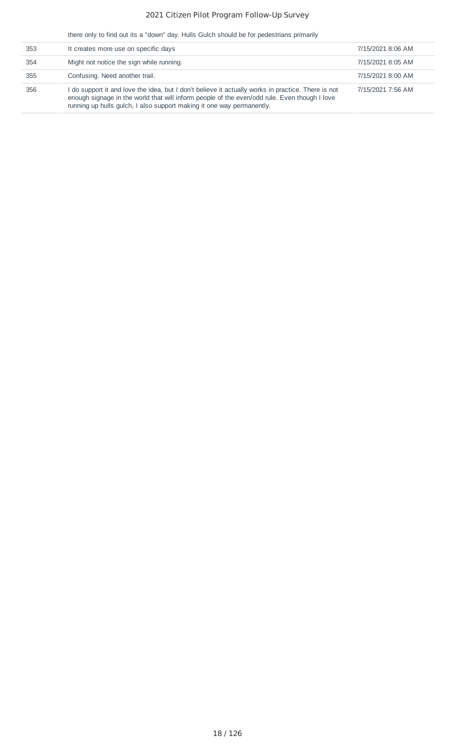| | | |
|---|---|---|
| | there only to find out its a "down" day. Hulls Gulch should be for pedestrians primarily | |
| 353 | It creates more use on specific days | 7/15/2021 8:06 AM |
| 354 | Might not notice the sign while running. | 7/15/2021 8:05 AM |
| 355 | Confusing. Need another trail. | 7/15/2021 8:00 AM |
| 356 | I do support it and love the idea, but I don't believe it actually works in practice. There is not enough signage in the world that will inform people of the even/odd rule. Even though I love running up hulls gulch, I also support making it one way permanently. | 7/15/2021 7:56 AM |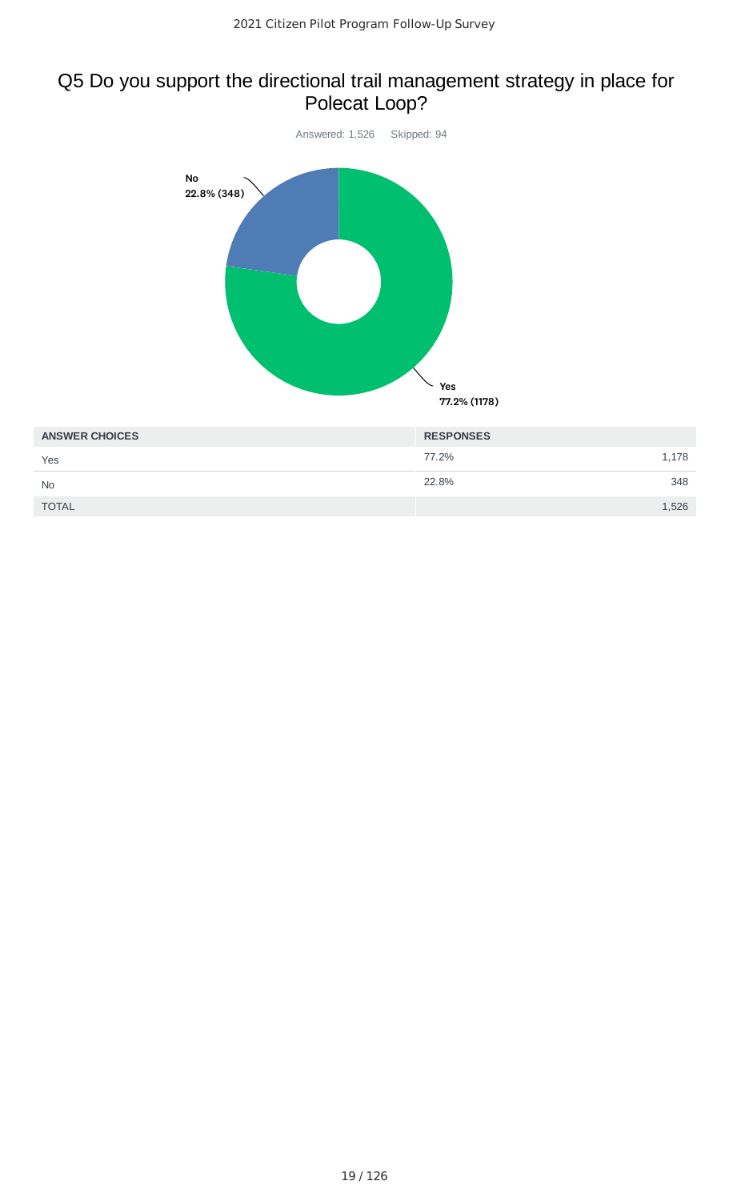## Q5 Do you support the directional trail management strategy in place for Polecat Loop?

Answered: 1,526    Skipped: 94

No
22.8% (348)

Yes
77.2% (1178)

| ANSWER CHOICES | RESPONSES | |
|---|---|---|
| Yes | 77.2% | 1,178 |
| No | 22.8% | 348 |
| TOTAL | | 1,526 |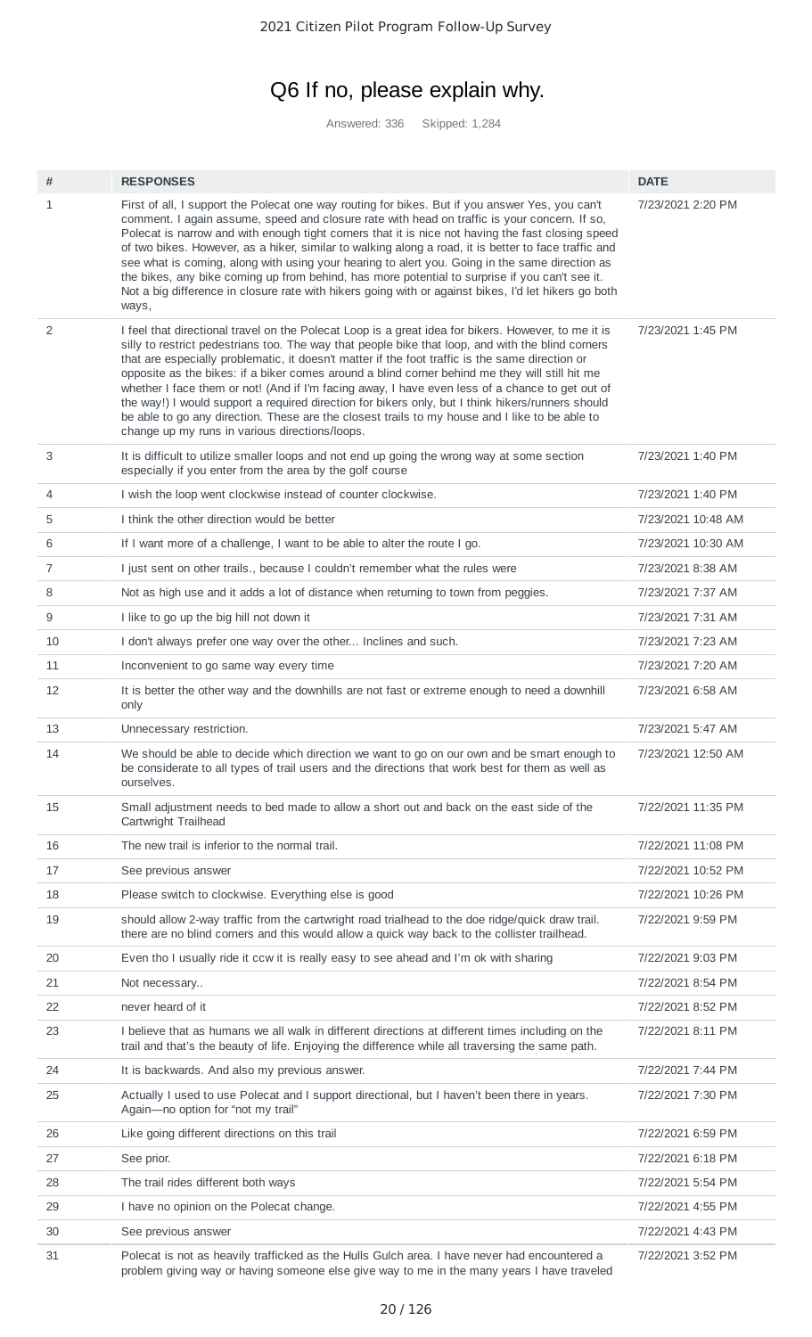# Q6 If no, please explain why.

Answered: 336 Skipped: 1,284

| # | RESPONSES | DATE |
|---|---|---|
| 1 | First of all, I support the Polecat one way routing for bikes. But if you answer Yes, you can't comment. I again assume, speed and closure rate with head on traffic is your concern. If so, Polecat is narrow and with enough tight corners that it is nice not having the fast closing speed of two bikes. However, as a hiker, similar to walking along a road, it is better to face traffic and see what is coming, along with using your hearing to alert you. Going in the same direction as the bikes, any bike coming up from behind, has more potential to surprise if you can't see it. Not a big difference in closure rate with hikers going with or against bikes, I'd let hikers go both ways, | 7/23/2021 2:20 PM |
| 2 | I feel that directional travel on the Polecat Loop is a great idea for bikers. However, to me it is silly to restrict pedestrians too. The way that people bike that loop, and with the blind corners that are especially problematic, it doesn't matter if the foot traffic is the same direction or opposite as the bikes: if a biker comes around a blind corner behind me they will still hit me whether I face them or not! (And if I'm facing away, I have even less of a chance to get out of the way!) I would support a required direction for bikers only, but I think hikers/runners should be able to go any direction. These are the closest trails to my house and I like to be able to change up my runs in various directions/loops. | 7/23/2021 1:45 PM |
| 3 | It is difficult to utilize smaller loops and not end up going the wrong way at some section especially if you enter from the area by the golf course | 7/23/2021 1:40 PM |
| 4 | I wish the loop went clockwise instead of counter clockwise. | 7/23/2021 1:40 PM |
| 5 | I think the other direction would be better | 7/23/2021 10:48 AM |
| 6 | If I want more of a challenge, I want to be able to alter the route I go. | 7/23/2021 10:30 AM |
| 7 | I just sent on other trails., because I couldn't remember what the rules were | 7/23/2021 8:38 AM |
| 8 | Not as high use and it adds a lot of distance when returning to town from peggies. | 7/23/2021 7:37 AM |
| 9 | I like to go up the big hill not down it | 7/23/2021 7:31 AM |
| 10 | I don't always prefer one way over the other... Inclines and such. | 7/23/2021 7:23 AM |
| 11 | Inconvenient to go same way every time | 7/23/2021 7:20 AM |
| 12 | It is better the other way and the downhills are not fast or extreme enough to need a downhill only | 7/23/2021 6:58 AM |
| 13 | Unnecessary restriction. | 7/23/2021 5:47 AM |
| 14 | We should be able to decide which direction we want to go on our own and be smart enough to be considerate to all types of trail users and the directions that work best for them as well as ourselves. | 7/23/2021 12:50 AM |
| 15 | Small adjustment needs to bed made to allow a short out and back on the east side of the Cartwright Trailhead | 7/22/2021 11:35 PM |
| 16 | The new trail is inferior to the normal trail. | 7/22/2021 11:08 PM |
| 17 | See previous answer | 7/22/2021 10:52 PM |
| 18 | Please switch to clockwise. Everything else is good | 7/22/2021 10:26 PM |
| 19 | should allow 2-way traffic from the cartwright road trialhead to the doe ridge/quick draw trail. there are no blind corners and this would allow a quick way back to the collister trailhead. | 7/22/2021 9:59 PM |
| 20 | Even tho I usually ride it ccw it is really easy to see ahead and I'm ok with sharing | 7/22/2021 9:03 PM |
| 21 | Not necessary.. | 7/22/2021 8:54 PM |
| 22 | never heard of it | 7/22/2021 8:52 PM |
| 23 | I believe that as humans we all walk in different directions at different times including on the trail and that's the beauty of life. Enjoying the difference while all traversing the same path. | 7/22/2021 8:11 PM |
| 24 | It is backwards. And also my previous answer. | 7/22/2021 7:44 PM |
| 25 | Actually I used to use Polecat and I support directional, but I haven't been there in years. Again—no option for "not my trail" | 7/22/2021 7:30 PM |
| 26 | Like going different directions on this trail | 7/22/2021 6:59 PM |
| 27 | See prior. | 7/22/2021 6:18 PM |
| 28 | The trail rides different both ways | 7/22/2021 5:54 PM |
| 29 | I have no opinion on the Polecat change. | 7/22/2021 4:55 PM |
| 30 | See previous answer | 7/22/2021 4:43 PM |
| 31 | Polecat is not as heavily trafficked as the Hulls Gulch area. I have never had encountered a problem giving way or having someone else give way to me in the many years I have traveled | 7/22/2021 3:52 PM |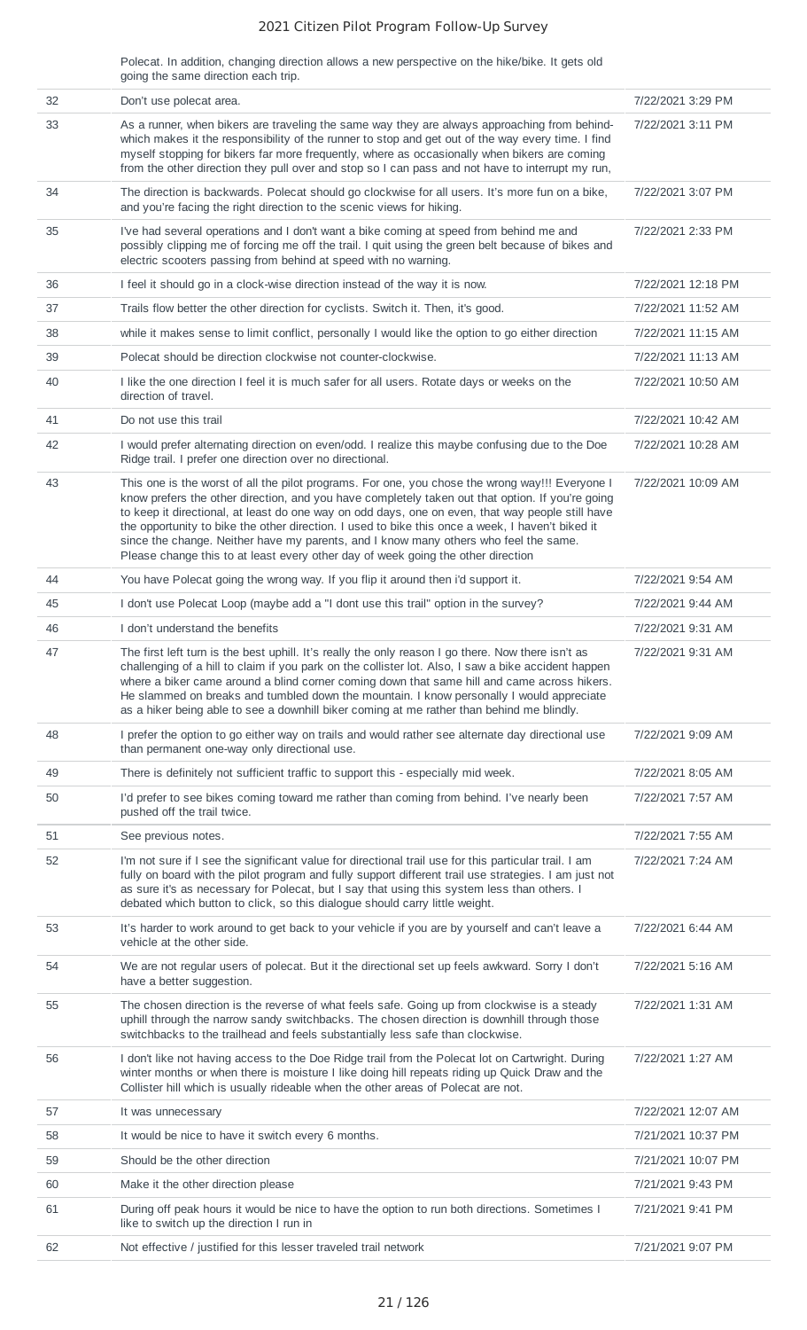| | Polecat. In addition, changing direction allows a new perspective on the hike/bike. It gets old going the same direction each trip. | |
|---|---|---|
| 32 | Don't use polecat area. | 7/22/2021 3:29 PM |
| 33 | As a runner, when bikers are traveling the same way they are always approaching from behind- which makes it the responsibility of the runner to stop and get out of the way every time. I find myself stopping for bikers far more frequently, where as occasionally when bikers are coming from the other direction they pull over and stop so I can pass and not have to interrupt my run, | 7/22/2021 3:11 PM |
| 34 | The direction is backwards. Polecat should go clockwise for all users. It's more fun on a bike, and you're facing the right direction to the scenic views for hiking. | 7/22/2021 3:07 PM |
| 35 | I've had several operations and I don't want a bike coming at speed from behind me and possibly clipping me of forcing me off the trail. I quit using the green belt because of bikes and electric scooters passing from behind at speed with no warning. | 7/22/2021 2:33 PM |
| 36 | I feel it should go in a clock-wise direction instead of the way it is now. | 7/22/2021 12:18 PM |
| 37 | Trails flow better the other direction for cyclists. Switch it. Then, it's good. | 7/22/2021 11:52 AM |
| 38 | while it makes sense to limit conflict, personally I would like the option to go either direction | 7/22/2021 11:15 AM |
| 39 | Polecat should be direction clockwise not counter-clockwise. | 7/22/2021 11:13 AM |
| 40 | I like the one direction I feel it is much safer for all users. Rotate days or weeks on the direction of travel. | 7/22/2021 10:50 AM |
| 41 | Do not use this trail | 7/22/2021 10:42 AM |
| 42 | I would prefer alternating direction on even/odd. I realize this maybe confusing due to the Doe Ridge trail. I prefer one direction over no directional. | 7/22/2021 10:28 AM |
| 43 | This one is the worst of all the pilot programs. For one, you chose the wrong way!!! Everyone I know prefers the other direction, and you have completely taken out that option. If you're going to keep it directional, at least do one way on odd days, one on even, that way people still have the opportunity to bike the other direction. I used to bike this once a week, I haven't biked it since the change. Neither have my parents, and I know many others who feel the same. Please change this to at least every other day of week going the other direction | 7/22/2021 10:09 AM |
| 44 | You have Polecat going the wrong way. If you flip it around then i'd support it. | 7/22/2021 9:54 AM |
| 45 | I don't use Polecat Loop (maybe add a "I dont use this trail" option in the survey? | 7/22/2021 9:44 AM |
| 46 | I don't understand the benefits | 7/22/2021 9:31 AM |
| 47 | The first left turn is the best uphill. It's really the only reason I go there. Now there isn't as challenging of a hill to claim if you park on the collister lot. Also, I saw a bike accident happen where a biker came around a blind corner coming down that same hill and came across hikers. He slammed on breaks and tumbled down the mountain. I know personally I would appreciate as a hiker being able to see a downhill biker coming at me rather than behind me blindly. | 7/22/2021 9:31 AM |
| 48 | I prefer the option to go either way on trails and would rather see alternate day directional use than permanent one-way only directional use. | 7/22/2021 9:09 AM |
| 49 | There is definitely not sufficient traffic to support this - especially mid week. | 7/22/2021 8:05 AM |
| 50 | I'd prefer to see bikes coming toward me rather than coming from behind. I've nearly been pushed off the trail twice. | 7/22/2021 7:57 AM |
| 51 | See previous notes. | 7/22/2021 7:55 AM |
| 52 | I'm not sure if I see the significant value for directional trail use for this particular trail. I am fully on board with the pilot program and fully support different trail use strategies. I am just not as sure it's as necessary for Polecat, but I say that using this system less than others. I debated which button to click, so this dialogue should carry little weight. | 7/22/2021 7:24 AM |
| 53 | It's harder to work around to get back to your vehicle if you are by yourself and can't leave a vehicle at the other side. | 7/22/2021 6:44 AM |
| 54 | We are not regular users of polecat. But it the directional set up feels awkward. Sorry I don't have a better suggestion. | 7/22/2021 5:16 AM |
| 55 | The chosen direction is the reverse of what feels safe. Going up from clockwise is a steady uphill through the narrow sandy switchbacks. The chosen direction is downhill through those switchbacks to the trailhead and feels substantially less safe than clockwise. | 7/22/2021 1:31 AM |
| 56 | I don't like not having access to the Doe Ridge trail from the Polecat lot on Cartwright. During winter months or when there is moisture I like doing hill repeats riding up Quick Draw and the Collister hill which is usually rideable when the other areas of Polecat are not. | 7/22/2021 1:27 AM |
| 57 | It was unnecessary | 7/22/2021 12:07 AM |
| 58 | It would be nice to have it switch every 6 months. | 7/21/2021 10:37 PM |
| 59 | Should be the other direction | 7/21/2021 10:07 PM |
| 60 | Make it the other direction please | 7/21/2021 9:43 PM |
| 61 | During off peak hours it would be nice to have the option to run both directions. Sometimes I like to switch up the direction I run in | 7/21/2021 9:41 PM |
| 62 | Not effective / justified for this lesser traveled trail network | 7/21/2021 9:07 PM |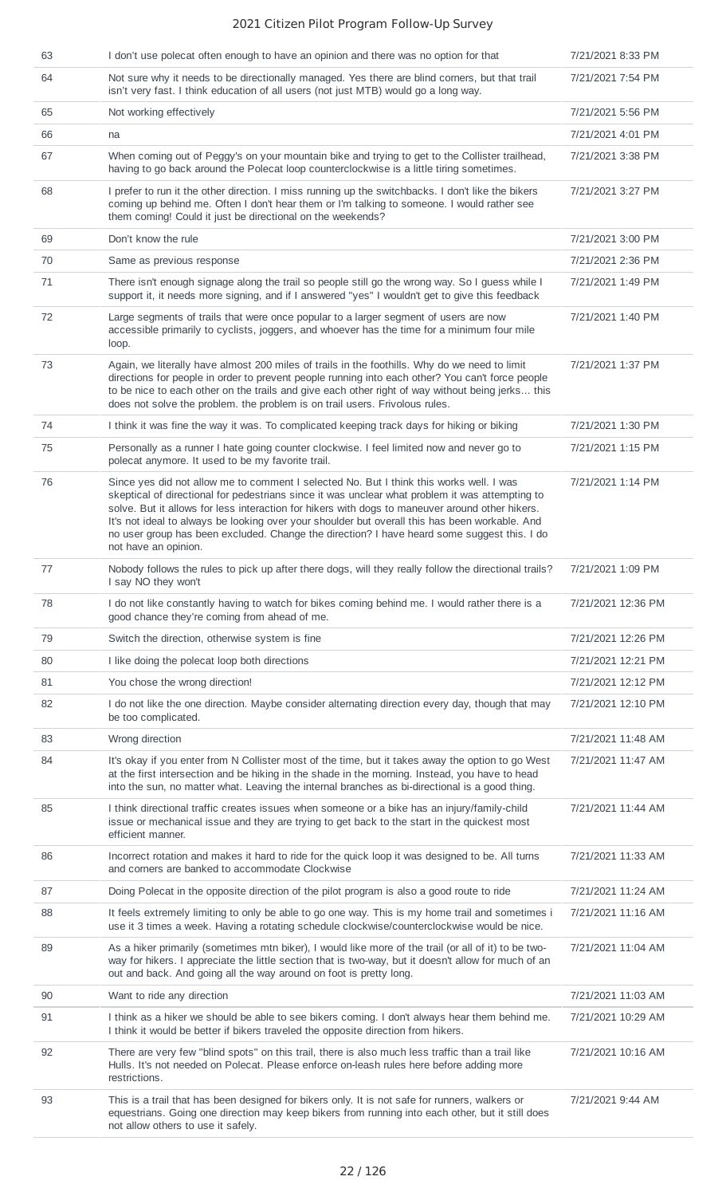| | | |
|---|---|---|
| 63 | I don't use polecat often enough to have an opinion and there was no option for that | 7/21/2021 8:33 PM |
| 64 | Not sure why it needs to be directionally managed. Yes there are blind corners, but that trail isn't very fast. I think education of all users (not just MTB) would go a long way. | 7/21/2021 7:54 PM |
| 65 | Not working effectively | 7/21/2021 5:56 PM |
| 66 | na | 7/21/2021 4:01 PM |
| 67 | When coming out of Peggy's on your mountain bike and trying to get to the Collister trailhead, having to go back around the Polecat loop counterclockwise is a little tiring sometimes. | 7/21/2021 3:38 PM |
| 68 | I prefer to run it the other direction. I miss running up the switchbacks. I don't like the bikers coming up behind me. Often I don't hear them or I'm talking to someone. I would rather see them coming! Could it just be directional on the weekends? | 7/21/2021 3:27 PM |
| 69 | Don't know the rule | 7/21/2021 3:00 PM |
| 70 | Same as previous response | 7/21/2021 2:36 PM |
| 71 | There isn't enough signage along the trail so people still go the wrong way. So I guess while I support it, it needs more signing, and if I answered "yes" I wouldn't get to give this feedback | 7/21/2021 1:49 PM |
| 72 | Large segments of trails that were once popular to a larger segment of users are now accessible primarily to cyclists, joggers, and whoever has the time for a minimum four mile loop. | 7/21/2021 1:40 PM |
| 73 | Again, we literally have almost 200 miles of trails in the foothills. Why do we need to limit directions for people in order to prevent people running into each other? You can't force people to be nice to each other on the trails and give each other right of way without being jerks... this does not solve the problem. the problem is on trail users. Frivolous rules. | 7/21/2021 1:37 PM |
| 74 | I think it was fine the way it was. To complicated keeping track days for hiking or biking | 7/21/2021 1:30 PM |
| 75 | Personally as a runner I hate going counter clockwise. I feel limited now and never go to polecat anymore. It used to be my favorite trail. | 7/21/2021 1:15 PM |
| 76 | Since yes did not allow me to comment I selected No. But I think this works well. I was skeptical of directional for pedestrians since it was unclear what problem it was attempting to solve. But it allows for less interaction for hikers with dogs to maneuver around other hikers. It's not ideal to always be looking over your shoulder but overall this has been workable. And no user group has been excluded. Change the direction? I have heard some suggest this. I do not have an opinion. | 7/21/2021 1:14 PM |
| 77 | Nobody follows the rules to pick up after there dogs, will they really follow the directional trails? I say NO they won't | 7/21/2021 1:09 PM |
| 78 | I do not like constantly having to watch for bikes coming behind me. I would rather there is a good chance they're coming from ahead of me. | 7/21/2021 12:36 PM |
| 79 | Switch the direction, otherwise system is fine | 7/21/2021 12:26 PM |
| 80 | I like doing the polecat loop both directions | 7/21/2021 12:21 PM |
| 81 | You chose the wrong direction! | 7/21/2021 12:12 PM |
| 82 | I do not like the one direction. Maybe consider alternating direction every day, though that may be too complicated. | 7/21/2021 12:10 PM |
| 83 | Wrong direction | 7/21/2021 11:48 AM |
| 84 | It's okay if you enter from N Collister most of the time, but it takes away the option to go West at the first intersection and be hiking in the shade in the morning. Instead, you have to head into the sun, no matter what. Leaving the internal branches as bi-directional is a good thing. | 7/21/2021 11:47 AM |
| 85 | I think directional traffic creates issues when someone or a bike has an injury/family-child issue or mechanical issue and they are trying to get back to the start in the quickest most efficient manner. | 7/21/2021 11:44 AM |
| 86 | Incorrect rotation and makes it hard to ride for the quick loop it was designed to be. All turns and corners are banked to accommodate Clockwise | 7/21/2021 11:33 AM |
| 87 | Doing Polecat in the opposite direction of the pilot program is also a good route to ride | 7/21/2021 11:24 AM |
| 88 | It feels extremely limiting to only be able to go one way. This is my home trail and sometimes i use it 3 times a week. Having a rotating schedule clockwise/counterclockwise would be nice. | 7/21/2021 11:16 AM |
| 89 | As a hiker primarily (sometimes mtn biker), I would like more of the trail (or all of it) to be two-way for hikers. I appreciate the little section that is two-way, but it doesn't allow for much of an out and back. And going all the way around on foot is pretty long. | 7/21/2021 11:04 AM |
| 90 | Want to ride any direction | 7/21/2021 11:03 AM |
| 91 | I think as a hiker we should be able to see bikers coming. I don't always hear them behind me. I think it would be better if bikers traveled the opposite direction from hikers. | 7/21/2021 10:29 AM |
| 92 | There are very few "blind spots" on this trail, there is also much less traffic than a trail like Hulls. It's not needed on Polecat. Please enforce on-leash rules here before adding more restrictions. | 7/21/2021 10:16 AM |
| 93 | This is a trail that has been designed for bikers only. It is not safe for runners, walkers or equestrians. Going one direction may keep bikers from running into each other, but it still does not allow others to use it safely. | 7/21/2021 9:44 AM |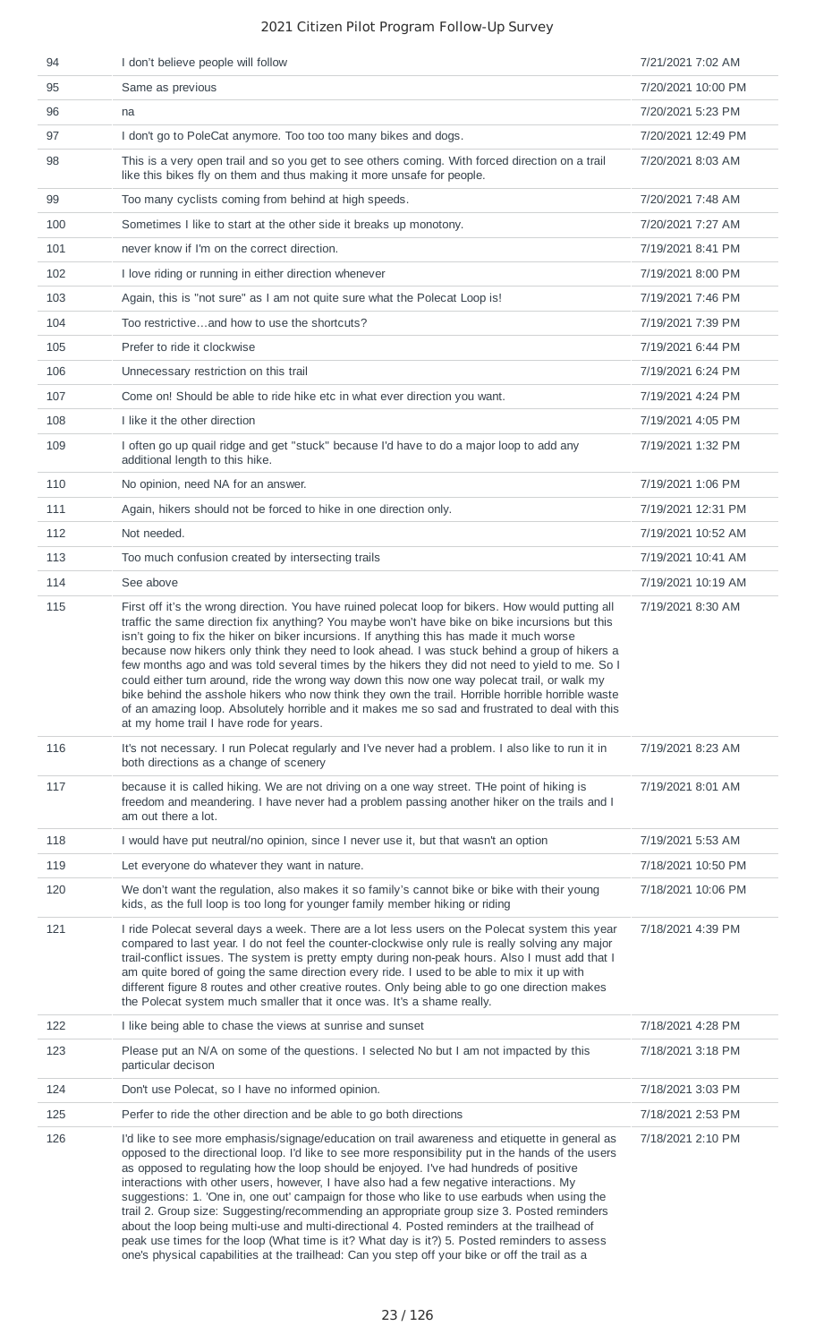| 94 | I don't believe people will follow | 7/21/2021 7:02 AM |
|---|---|---|
| 95 | Same as previous | 7/20/2021 10:00 PM |
| 96 | na | 7/20/2021 5:23 PM |
| 97 | I don't go to PoleCat anymore. Too too too many bikes and dogs. | 7/20/2021 12:49 PM |
| 98 | This is a very open trail and so you get to see others coming. With forced direction on a trail like this bikes fly on them and thus making it more unsafe for people. | 7/20/2021 8:03 AM |
| 99 | Too many cyclists coming from behind at high speeds. | 7/20/2021 7:48 AM |
| 100 | Sometimes I like to start at the other side it breaks up monotony. | 7/20/2021 7:27 AM |
| 101 | never know if I'm on the correct direction. | 7/19/2021 8:41 PM |
| 102 | I love riding or running in either direction whenever | 7/19/2021 8:00 PM |
| 103 | Again, this is "not sure" as I am not quite sure what the Polecat Loop is! | 7/19/2021 7:46 PM |
| 104 | Too restrictive…and how to use the shortcuts? | 7/19/2021 7:39 PM |
| 105 | Prefer to ride it clockwise | 7/19/2021 6:44 PM |
| 106 | Unnecessary restriction on this trail | 7/19/2021 6:24 PM |
| 107 | Come on! Should be able to ride hike etc in what ever direction you want. | 7/19/2021 4:24 PM |
| 108 | I like it the other direction | 7/19/2021 4:05 PM |
| 109 | I often go up quail ridge and get "stuck" because I'd have to do a major loop to add any additional length to this hike. | 7/19/2021 1:32 PM |
| 110 | No opinion, need NA for an answer. | 7/19/2021 1:06 PM |
| 111 | Again, hikers should not be forced to hike in one direction only. | 7/19/2021 12:31 PM |
| 112 | Not needed. | 7/19/2021 10:52 AM |
| 113 | Too much confusion created by intersecting trails | 7/19/2021 10:41 AM |
| 114 | See above | 7/19/2021 10:19 AM |
| 115 | First off it's the wrong direction. You have ruined polecat loop for bikers. How would putting all traffic the same direction fix anything? You maybe won't have bike on bike incursions but this isn't going to fix the hiker on biker incursions. If anything this has made it much worse because now hikers only think they need to look ahead. I was stuck behind a group of hikers a few months ago and was told several times by the hikers they did not need to yield to me. So I could either turn around, ride the wrong way down this now one way polecat trail, or walk my bike behind the asshole hikers who now think they own the trail. Horrible horrible horrible waste of an amazing loop. Absolutely horrible and it makes me so sad and frustrated to deal with this at my home trail I have rode for years. | 7/19/2021 8:30 AM |
| 116 | It's not necessary. I run Polecat regularly and I've never had a problem. I also like to run it in both directions as a change of scenery | 7/19/2021 8:23 AM |
| 117 | because it is called hiking. We are not driving on a one way street. THe point of hiking is freedom and meandering. I have never had a problem passing another hiker on the trails and I am out there a lot. | 7/19/2021 8:01 AM |
| 118 | I would have put neutral/no opinion, since I never use it, but that wasn't an option | 7/19/2021 5:53 AM |
| 119 | Let everyone do whatever they want in nature. | 7/18/2021 10:50 PM |
| 120 | We don't want the regulation, also makes it so family's cannot bike or bike with their young kids, as the full loop is too long for younger family member hiking or riding | 7/18/2021 10:06 PM |
| 121 | I ride Polecat several days a week. There are a lot less users on the Polecat system this year compared to last year. I do not feel the counter-clockwise only rule is really solving any major trail-conflict issues. The system is pretty empty during non-peak hours. Also I must add that I am quite bored of going the same direction every ride. I used to be able to mix it up with different figure 8 routes and other creative routes. Only being able to go one direction makes the Polecat system much smaller that it once was. It's a shame really. | 7/18/2021 4:39 PM |
| 122 | I like being able to chase the views at sunrise and sunset | 7/18/2021 4:28 PM |
| 123 | Please put an N/A on some of the questions. I selected No but I am not impacted by this particular decison | 7/18/2021 3:18 PM |
| 124 | Don't use Polecat, so I have no informed opinion. | 7/18/2021 3:03 PM |
| 125 | Perfer to ride the other direction and be able to go both directions | 7/18/2021 2:53 PM |
| 126 | I'd like to see more emphasis/signage/education on trail awareness and etiquette in general as opposed to the directional loop. I'd like to see more responsibility put in the hands of the users as opposed to regulating how the loop should be enjoyed. I've had hundreds of positive interactions with other users, however, I have also had a few negative interactions. My suggestions: 1. 'One in, one out' campaign for those who like to use earbuds when using the trail 2. Group size: Suggesting/recommending an appropriate group size 3. Posted reminders about the loop being multi-use and multi-directional 4. Posted reminders at the trailhead of peak use times for the loop (What time is it? What day is it?) 5. Posted reminders to assess one's physical capabilities at the trailhead: Can you step off your bike or off the trail as a | 7/18/2021 2:10 PM |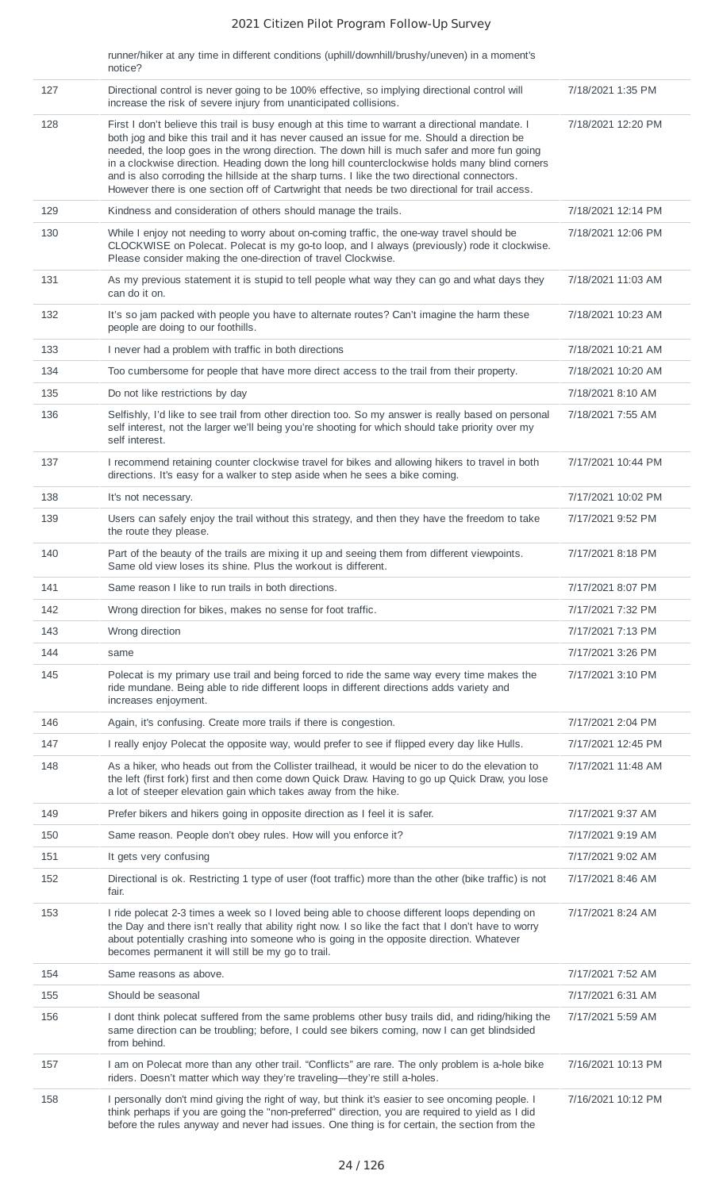|  | runner/hiker at any time in different conditions (uphill/downhill/brushy/uneven) in a moment's notice? |  |
|---|---|---|
| 127 | Directional control is never going to be 100% effective, so implying directional control will increase the risk of severe injury from unanticipated collisions. | 7/18/2021 1:35 PM |
| 128 | First I don't believe this trail is busy enough at this time to warrant a directional mandate. I both jog and bike this trail and it has never caused an issue for me. Should a direction be needed, the loop goes in the wrong direction. The down hill is much safer and more fun going in a clockwise direction. Heading down the long hill counterclockwise holds many blind corners and is also corroding the hillside at the sharp turns. I like the two directional connectors. However there is one section off of Cartwright that needs be two directional for trail access. | 7/18/2021 12:20 PM |
| 129 | Kindness and consideration of others should manage the trails. | 7/18/2021 12:14 PM |
| 130 | While I enjoy not needing to worry about on-coming traffic, the one-way travel should be CLOCKWISE on Polecat. Polecat is my go-to loop, and I always (previously) rode it clockwise. Please consider making the one-direction of travel Clockwise. | 7/18/2021 12:06 PM |
| 131 | As my previous statement it is stupid to tell people what way they can go and what days they can do it on. | 7/18/2021 11:03 AM |
| 132 | It's so jam packed with people you have to alternate routes? Can't imagine the harm these people are doing to our foothills. | 7/18/2021 10:23 AM |
| 133 | I never had a problem with traffic in both directions | 7/18/2021 10:21 AM |
| 134 | Too cumbersome for people that have more direct access to the trail from their property. | 7/18/2021 10:20 AM |
| 135 | Do not like restrictions by day | 7/18/2021 8:10 AM |
| 136 | Selfishly, I'd like to see trail from other direction too. So my answer is really based on personal self interest, not the larger we'll being you're shooting for which should take priority over my self interest. | 7/18/2021 7:55 AM |
| 137 | I recommend retaining counter clockwise travel for bikes and allowing hikers to travel in both directions. It's easy for a walker to step aside when he sees a bike coming. | 7/17/2021 10:44 PM |
| 138 | It's not necessary. | 7/17/2021 10:02 PM |
| 139 | Users can safely enjoy the trail without this strategy, and then they have the freedom to take the route they please. | 7/17/2021 9:52 PM |
| 140 | Part of the beauty of the trails are mixing it up and seeing them from different viewpoints. Same old view loses its shine. Plus the workout is different. | 7/17/2021 8:18 PM |
| 141 | Same reason I like to run trails in both directions. | 7/17/2021 8:07 PM |
| 142 | Wrong direction for bikes, makes no sense for foot traffic. | 7/17/2021 7:32 PM |
| 143 | Wrong direction | 7/17/2021 7:13 PM |
| 144 | same | 7/17/2021 3:26 PM |
| 145 | Polecat is my primary use trail and being forced to ride the same way every time makes the ride mundane. Being able to ride different loops in different directions adds variety and increases enjoyment. | 7/17/2021 3:10 PM |
| 146 | Again, it's confusing. Create more trails if there is congestion. | 7/17/2021 2:04 PM |
| 147 | I really enjoy Polecat the opposite way, would prefer to see if flipped every day like Hulls. | 7/17/2021 12:45 PM |
| 148 | As a hiker, who heads out from the Collister trailhead, it would be nicer to do the elevation to the left (first fork) first and then come down Quick Draw. Having to go up Quick Draw, you lose a lot of steeper elevation gain which takes away from the hike. | 7/17/2021 11:48 AM |
| 149 | Prefer bikers and hikers going in opposite direction as I feel it is safer. | 7/17/2021 9:37 AM |
| 150 | Same reason. People don't obey rules. How will you enforce it? | 7/17/2021 9:19 AM |
| 151 | It gets very confusing | 7/17/2021 9:02 AM |
| 152 | Directional is ok. Restricting 1 type of user (foot traffic) more than the other (bike traffic) is not fair. | 7/17/2021 8:46 AM |
| 153 | I ride polecat 2-3 times a week so I loved being able to choose different loops depending on the Day and there isn't really that ability right now. I so like the fact that I don't have to worry about potentially crashing into someone who is going in the opposite direction. Whatever becomes permanent it will still be my go to trail. | 7/17/2021 8:24 AM |
| 154 | Same reasons as above. | 7/17/2021 7:52 AM |
| 155 | Should be seasonal | 7/17/2021 6:31 AM |
| 156 | I dont think polecat suffered from the same problems other busy trails did, and riding/hiking the same direction can be troubling; before, I could see bikers coming, now I can get blindsided from behind. | 7/17/2021 5:59 AM |
| 157 | I am on Polecat more than any other trail. "Conflicts" are rare. The only problem is a-hole bike riders. Doesn't matter which way they're traveling—they're still a-holes. | 7/16/2021 10:13 PM |
| 158 | I personally don't mind giving the right of way, but think it's easier to see oncoming people. I think perhaps if you are going the "non-preferred" direction, you are required to yield as I did before the rules anyway and never had issues. One thing is for certain, the section from the | 7/16/2021 10:12 PM |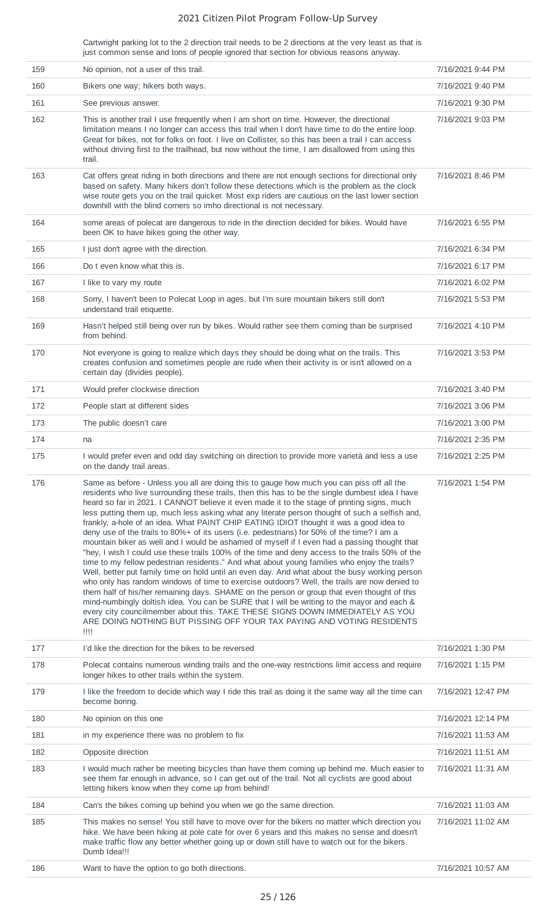| | Cartwright parking lot to the 2 direction trail needs to be 2 directions at the very least as that is just common sense and tons of people ignored that section for obvious reasons anyway. | |
|---|---|---|
| 159 | No opinion, not a user of this trail. | 7/16/2021 9:44 PM |
| 160 | Bikers one way; hikers both ways. | 7/16/2021 9:40 PM |
| 161 | See previous answer. | 7/16/2021 9:30 PM |
| 162 | This is another trail I use frequently when I am short on time. However, the directional limitation means I no longer can access this trail when I don't have time to do the entire loop. Great for bikes, not for folks on foot. I live on Collister, so this has been a trail I can access without driving first to the trailhead, but now without the time, I am disallowed from using this trail. | 7/16/2021 9:03 PM |
| 163 | Cat offers great riding in both directions and there are not enough sections for directional only based on safety. Many hikers don't follow these detections which is the problem as the clock wise route gets you on the trail quicker. Most exp riders are cautious on the last lower section downhill with the blind corners so imho directional is not necessary. | 7/16/2021 8:46 PM |
| 164 | some areas of polecat are dangerous to ride in the direction decided for bikes. Would have been OK to have bikes going the other way. | 7/16/2021 6:55 PM |
| 165 | I just don't agree with the direction. | 7/16/2021 6:34 PM |
| 166 | Do t even know what this is. | 7/16/2021 6:17 PM |
| 167 | I like to vary my route | 7/16/2021 6:02 PM |
| 168 | Sorry, I haven't been to Polecat Loop in ages, but I'm sure mountain bikers still don't understand trail etiquette. | 7/16/2021 5:53 PM |
| 169 | Hasn't helped still being over run by bikes. Would rather see them coming than be surprised from behind. | 7/16/2021 4:10 PM |
| 170 | Not everyone is going to realize which days they should be doing what on the trails. This creates confusion and sometimes people are rude when their activity is or isn't allowed on a certain day (divides people). | 7/16/2021 3:53 PM |
| 171 | Would prefer clockwise direction | 7/16/2021 3:40 PM |
| 172 | People start at different sides | 7/16/2021 3:06 PM |
| 173 | The public doesn't care | 7/16/2021 3:00 PM |
| 174 | na | 7/16/2021 2:35 PM |
| 175 | I would prefer even and odd day switching on direction to provide more varietà and less a use on the dandy trail areas. | 7/16/2021 2:25 PM |
| 176 | Same as before - Unless you all are doing this to gauge how much you can piss off all the residents who live surrounding these trails, then this has to be the single dumbest idea I have heard so far in 2021. I CANNOT believe it even made it to the stage of printing signs, much less putting them up, much less asking what any literate person thought of such a selfish and, frankly, a-hole of an idea. What PAINT CHIP EATING IDIOT thought it was a good idea to deny use of the trails to 80%+ of its users (i.e. pedestrians) for 50% of the time? I am a mountain biker as well and I would be ashamed of myself if I even had a passing thought that "hey, I wish I could use these trails 100% of the time and deny access to the trails 50% of the time to my fellow pedestrian residents." And what about young families who enjoy the trails? Well, better put family time on hold until an even day. And what about the busy working person who only has random windows of time to exercise outdoors? Well, the trails are now denied to them half of his/her remaining days. SHAME on the person or group that even thought of this mind-numbingly doltish idea. You can be SURE that I will be writing to the mayor and each & every city councilmember about this. TAKE THESE SIGNS DOWN IMMEDIATELY AS YOU ARE DOING NOTHING BUT PISSING OFF YOUR TAX PAYING AND VOTING RESIDENTS !!!! | 7/16/2021 1:54 PM |
| 177 | I'd like the direction for the bikes to be reversed | 7/16/2021 1:30 PM |
| 178 | Polecat contains numerous winding trails and the one-way restrictions limit access and require longer hikes to other trails within the system. | 7/16/2021 1:15 PM |
| 179 | I like the freedom to decide which way I ride this trail as doing it the same way all the time can become boring. | 7/16/2021 12:47 PM |
| 180 | No opinion on this one | 7/16/2021 12:14 PM |
| 181 | in my experience there was no problem to fix | 7/16/2021 11:53 AM |
| 182 | Opposite direction | 7/16/2021 11:51 AM |
| 183 | I would much rather be meeting bicycles than have them coming up behind me. Much easier to see them far enough in advance, so I can get out of the trail. Not all cyclists are good about letting hikers know when they come up from behind! | 7/16/2021 11:31 AM |
| 184 | Can's the bikes coming up behind you when we go the same direction. | 7/16/2021 11:03 AM |
| 185 | This makes no sense! You still have to move over for the bikers no matter which direction you hike. We have been hiking at pole cate for over 6 years and this makes no sense and doesn't make traffic flow any better whether going up or down still have to watch out for the bikers. Dumb Idea!!! | 7/16/2021 11:02 AM |
| 186 | Want to have the option to go both directions. | 7/16/2021 10:57 AM |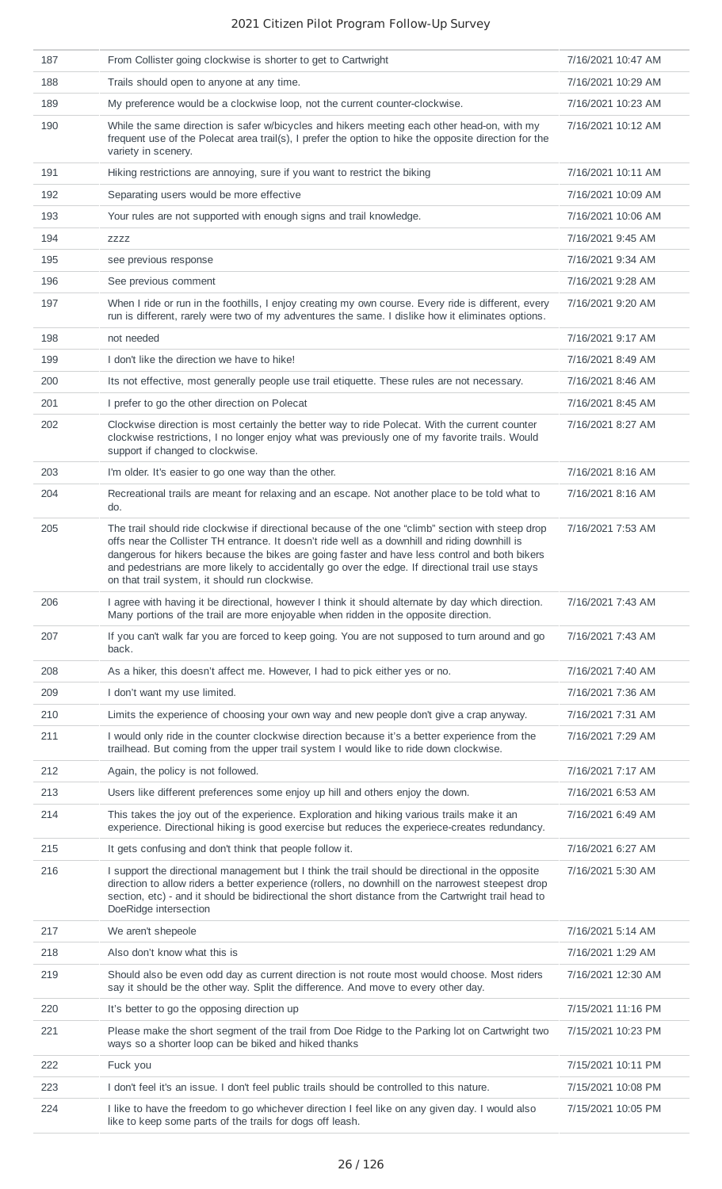| | | |
|---|---|---|
| 187 | From Collister going clockwise is shorter to get to Cartwright | 7/16/2021 10:47 AM |
| 188 | Trails should open to anyone at any time. | 7/16/2021 10:29 AM |
| 189 | My preference would be a clockwise loop, not the current counter-clockwise. | 7/16/2021 10:23 AM |
| 190 | While the same direction is safer w/bicycles and hikers meeting each other head-on, with my frequent use of the Polecat area trail(s), I prefer the option to hike the opposite direction for the variety in scenery. | 7/16/2021 10:12 AM |
| 191 | Hiking restrictions are annoying, sure if you want to restrict the biking | 7/16/2021 10:11 AM |
| 192 | Separating users would be more effective | 7/16/2021 10:09 AM |
| 193 | Your rules are not supported with enough signs and trail knowledge. | 7/16/2021 10:06 AM |
| 194 | zzzz | 7/16/2021 9:45 AM |
| 195 | see previous response | 7/16/2021 9:34 AM |
| 196 | See previous comment | 7/16/2021 9:28 AM |
| 197 | When I ride or run in the foothills, I enjoy creating my own course. Every ride is different, every run is different, rarely were two of my adventures the same. I dislike how it eliminates options. | 7/16/2021 9:20 AM |
| 198 | not needed | 7/16/2021 9:17 AM |
| 199 | I don't like the direction we have to hike! | 7/16/2021 8:49 AM |
| 200 | Its not effective, most generally people use trail etiquette. These rules are not necessary. | 7/16/2021 8:46 AM |
| 201 | I prefer to go the other direction on Polecat | 7/16/2021 8:45 AM |
| 202 | Clockwise direction is most certainly the better way to ride Polecat. With the current counter clockwise restrictions, I no longer enjoy what was previously one of my favorite trails. Would support if changed to clockwise. | 7/16/2021 8:27 AM |
| 203 | I'm older. It's easier to go one way than the other. | 7/16/2021 8:16 AM |
| 204 | Recreational trails are meant for relaxing and an escape. Not another place to be told what to do. | 7/16/2021 8:16 AM |
| 205 | The trail should ride clockwise if directional because of the one "climb" section with steep drop offs near the Collister TH entrance. It doesn't ride well as a downhill and riding downhill is dangerous for hikers because the bikes are going faster and have less control and both bikers and pedestrians are more likely to accidentally go over the edge. If directional trail use stays on that trail system, it should run clockwise. | 7/16/2021 7:53 AM |
| 206 | I agree with having it be directional, however I think it should alternate by day which direction. Many portions of the trail are more enjoyable when ridden in the opposite direction. | 7/16/2021 7:43 AM |
| 207 | If you can't walk far you are forced to keep going. You are not supposed to turn around and go back. | 7/16/2021 7:43 AM |
| 208 | As a hiker, this doesn't affect me. However, I had to pick either yes or no. | 7/16/2021 7:40 AM |
| 209 | I don't want my use limited. | 7/16/2021 7:36 AM |
| 210 | Limits the experience of choosing your own way and new people don't give a crap anyway. | 7/16/2021 7:31 AM |
| 211 | I would only ride in the counter clockwise direction because it's a better experience from the trailhead. But coming from the upper trail system I would like to ride down clockwise. | 7/16/2021 7:29 AM |
| 212 | Again, the policy is not followed. | 7/16/2021 7:17 AM |
| 213 | Users like different preferences some enjoy up hill and others enjoy the down. | 7/16/2021 6:53 AM |
| 214 | This takes the joy out of the experience. Exploration and hiking various trails make it an experience. Directional hiking is good exercise but reduces the experiece-creates redundancy. | 7/16/2021 6:49 AM |
| 215 | It gets confusing and don't think that people follow it. | 7/16/2021 6:27 AM |
| 216 | I support the directional management but I think the trail should be directional in the opposite direction to allow riders a better experience (rollers, no downhill on the narrowest steepest drop section, etc) - and it should be bidirectional the short distance from the Cartwright trail head to DoeRidge intersection | 7/16/2021 5:30 AM |
| 217 | We aren't shepeole | 7/16/2021 5:14 AM |
| 218 | Also don't know what this is | 7/16/2021 1:29 AM |
| 219 | Should also be even odd day as current direction is not route most would choose. Most riders say it should be the other way. Split the difference. And move to every other day. | 7/16/2021 12:30 AM |
| 220 | It's better to go the opposing direction up | 7/15/2021 11:16 PM |
| 221 | Please make the short segment of the trail from Doe Ridge to the Parking lot on Cartwright two ways so a shorter loop can be biked and hiked thanks | 7/15/2021 10:23 PM |
| 222 | Fuck you | 7/15/2021 10:11 PM |
| 223 | I don't feel it's an issue. I don't feel public trails should be controlled to this nature. | 7/15/2021 10:08 PM |
| 224 | I like to have the freedom to go whichever direction I feel like on any given day. I would also like to keep some parts of the trails for dogs off leash. | 7/15/2021 10:05 PM |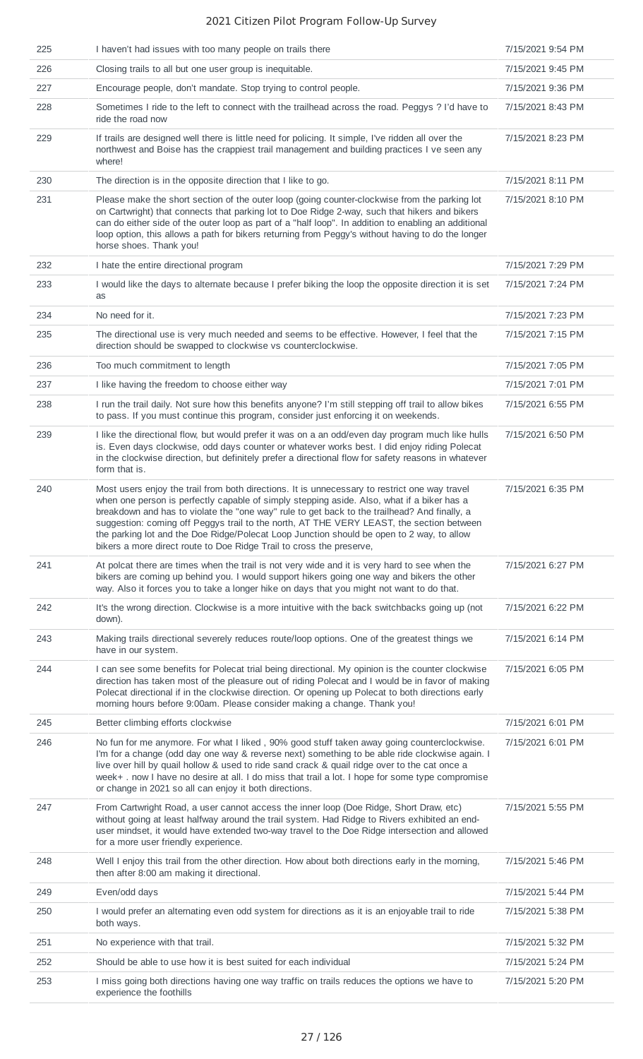| | | |
|---|---|---|
| 225 | I haven't had issues with too many people on trails there | 7/15/2021 9:54 PM |
| 226 | Closing trails to all but one user group is inequitable. | 7/15/2021 9:45 PM |
| 227 | Encourage people, don't mandate. Stop trying to control people. | 7/15/2021 9:36 PM |
| 228 | Sometimes I ride to the left to connect with the trailhead across the road. Peggys ? I'd have to ride the road now | 7/15/2021 8:43 PM |
| 229 | If trails are designed well there is little need for policing. It simple, I've ridden all over the northwest and Boise has the crappiest trail management and building practices I ve seen any where! | 7/15/2021 8:23 PM |
| 230 | The direction is in the opposite direction that I like to go. | 7/15/2021 8:11 PM |
| 231 | Please make the short section of the outer loop (going counter-clockwise from the parking lot on Cartwright) that connects that parking lot to Doe Ridge 2-way, such that hikers and bikers can do either side of the outer loop as part of a "half loop". In addition to enabling an additional loop option, this allows a path for bikers returning from Peggy's without having to do the longer horse shoes. Thank you! | 7/15/2021 8:10 PM |
| 232 | I hate the entire directional program | 7/15/2021 7:29 PM |
| 233 | I would like the days to alternate because I prefer biking the loop the opposite direction it is set as | 7/15/2021 7:24 PM |
| 234 | No need for it. | 7/15/2021 7:23 PM |
| 235 | The directional use is very much needed and seems to be effective. However, I feel that the direction should be swapped to clockwise vs counterclockwise. | 7/15/2021 7:15 PM |
| 236 | Too much commitment to length | 7/15/2021 7:05 PM |
| 237 | I like having the freedom to choose either way | 7/15/2021 7:01 PM |
| 238 | I run the trail daily. Not sure how this benefits anyone? I'm still stepping off trail to allow bikes to pass. If you must continue this program, consider just enforcing it on weekends. | 7/15/2021 6:55 PM |
| 239 | I like the directional flow, but would prefer it was on a an odd/even day program much like hulls is. Even days clockwise, odd days counter or whatever works best. I did enjoy riding Polecat in the clockwise direction, but definitely prefer a directional flow for safety reasons in whatever form that is. | 7/15/2021 6:50 PM |
| 240 | Most users enjoy the trail from both directions. It is unnecessary to restrict one way travel when one person is perfectly capable of simply stepping aside. Also, what if a biker has a breakdown and has to violate the "one way" rule to get back to the trailhead? And finally, a suggestion: coming off Peggys trail to the north, AT THE VERY LEAST, the section between the parking lot and the Doe Ridge/Polecat Loop Junction should be open to 2 way, to allow bikers a more direct route to Doe Ridge Trail to cross the preserve, | 7/15/2021 6:35 PM |
| 241 | At polcat there are times when the trail is not very wide and it is very hard to see when the bikers are coming up behind you. I would support hikers going one way and bikers the other way. Also it forces you to take a longer hike on days that you might not want to do that. | 7/15/2021 6:27 PM |
| 242 | It's the wrong direction. Clockwise is a more intuitive with the back switchbacks going up (not down). | 7/15/2021 6:22 PM |
| 243 | Making trails directional severely reduces route/loop options. One of the greatest things we have in our system. | 7/15/2021 6:14 PM |
| 244 | I can see some benefits for Polecat trial being directional. My opinion is the counter clockwise direction has taken most of the pleasure out of riding Polecat and I would be in favor of making Polecat directional if in the clockwise direction. Or opening up Polecat to both directions early morning hours before 9:00am. Please consider making a change. Thank you! | 7/15/2021 6:05 PM |
| 245 | Better climbing efforts clockwise | 7/15/2021 6:01 PM |
| 246 | No fun for me anymore. For what I liked , 90% good stuff taken away going counterclockwise. I'm for a change (odd day one way & reverse next) something to be able ride clockwise again. I live over hill by quail hollow & used to ride sand crack & quail ridge over to the cat once a week+ . now I have no desire at all. I do miss that trail a lot. I hope for some type compromise or change in 2021 so all can enjoy it both directions. | 7/15/2021 6:01 PM |
| 247 | From Cartwright Road, a user cannot access the inner loop (Doe Ridge, Short Draw, etc) without going at least halfway around the trail system. Had Ridge to Rivers exhibited an end-user mindset, it would have extended two-way travel to the Doe Ridge intersection and allowed for a more user friendly experience. | 7/15/2021 5:55 PM |
| 248 | Well I enjoy this trail from the other direction. How about both directions early in the morning, then after 8:00 am making it directional. | 7/15/2021 5:46 PM |
| 249 | Even/odd days | 7/15/2021 5:44 PM |
| 250 | I would prefer an alternating even odd system for directions as it is an enjoyable trail to ride both ways. | 7/15/2021 5:38 PM |
| 251 | No experience with that trail. | 7/15/2021 5:32 PM |
| 252 | Should be able to use how it is best suited for each individual | 7/15/2021 5:24 PM |
| 253 | I miss going both directions having one way traffic on trails reduces the options we have to experience the foothills | 7/15/2021 5:20 PM |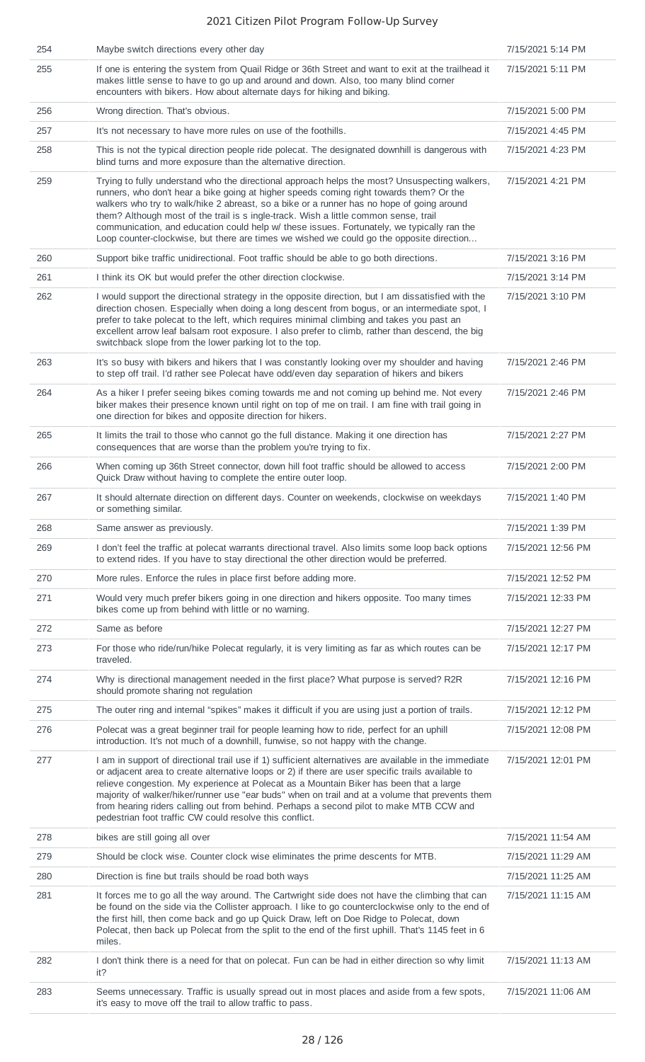| | | |
|---|---|---|
| 254 | Maybe switch directions every other day | 7/15/2021 5:14 PM |
| 255 | If one is entering the system from Quail Ridge or 36th Street and want to exit at the trailhead it makes little sense to have to go up and around and down. Also, too many blind corner encounters with bikers. How about alternate days for hiking and biking. | 7/15/2021 5:11 PM |
| 256 | Wrong direction. That's obvious. | 7/15/2021 5:00 PM |
| 257 | It's not necessary to have more rules on use of the foothills. | 7/15/2021 4:45 PM |
| 258 | This is not the typical direction people ride polecat. The designated downhill is dangerous with blind turns and more exposure than the alternative direction. | 7/15/2021 4:23 PM |
| 259 | Trying to fully understand who the directional approach helps the most? Unsuspecting walkers, runners, who don't hear a bike going at higher speeds coming right towards them? Or the walkers who try to walk/hike 2 abreast, so a bike or a runner has no hope of going around them? Although most of the trail is s ingle-track. Wish a little common sense, trail communication, and education could help w/ these issues. Fortunately, we typically ran the Loop counter-clockwise, but there are times we wished we could go the opposite direction... | 7/15/2021 4:21 PM |
| 260 | Support bike traffic unidirectional. Foot traffic should be able to go both directions. | 7/15/2021 3:16 PM |
| 261 | I think its OK but would prefer the other direction clockwise. | 7/15/2021 3:14 PM |
| 262 | I would support the directional strategy in the opposite direction, but I am dissatisfied with the direction chosen. Especially when doing a long descent from bogus, or an intermediate spot, I prefer to take polecat to the left, which requires minimal climbing and takes you past an excellent arrow leaf balsam root exposure. I also prefer to climb, rather than descend, the big switchback slope from the lower parking lot to the top. | 7/15/2021 3:10 PM |
| 263 | It's so busy with bikers and hikers that I was constantly looking over my shoulder and having to step off trail. I'd rather see Polecat have odd/even day separation of hikers and bikers | 7/15/2021 2:46 PM |
| 264 | As a hiker I prefer seeing bikes coming towards me and not coming up behind me. Not every biker makes their presence known until right on top of me on trail. I am fine with trail going in one direction for bikes and opposite direction for hikers. | 7/15/2021 2:46 PM |
| 265 | It limits the trail to those who cannot go the full distance. Making it one direction has consequences that are worse than the problem you're trying to fix. | 7/15/2021 2:27 PM |
| 266 | When coming up 36th Street connector, down hill foot traffic should be allowed to access Quick Draw without having to complete the entire outer loop. | 7/15/2021 2:00 PM |
| 267 | It should alternate direction on different days. Counter on weekends, clockwise on weekdays or something similar. | 7/15/2021 1:40 PM |
| 268 | Same answer as previously. | 7/15/2021 1:39 PM |
| 269 | I don't feel the traffic at polecat warrants directional travel. Also limits some loop back options to extend rides. If you have to stay directional the other direction would be preferred. | 7/15/2021 12:56 PM |
| 270 | More rules. Enforce the rules in place first before adding more. | 7/15/2021 12:52 PM |
| 271 | Would very much prefer bikers going in one direction and hikers opposite. Too many times bikes come up from behind with little or no warning. | 7/15/2021 12:33 PM |
| 272 | Same as before | 7/15/2021 12:27 PM |
| 273 | For those who ride/run/hike Polecat regularly, it is very limiting as far as which routes can be traveled. | 7/15/2021 12:17 PM |
| 274 | Why is directional management needed in the first place? What purpose is served? R2R should promote sharing not regulation | 7/15/2021 12:16 PM |
| 275 | The outer ring and internal "spikes" makes it difficult if you are using just a portion of trails. | 7/15/2021 12:12 PM |
| 276 | Polecat was a great beginner trail for people learning how to ride, perfect for an uphill introduction. It's not much of a downhill, funwise, so not happy with the change. | 7/15/2021 12:08 PM |
| 277 | I am in support of directional trail use if 1) sufficient alternatives are available in the immediate or adjacent area to create alternative loops or 2) if there are user specific trails available to relieve congestion. My experience at Polecat as a Mountain Biker has been that a large majority of walker/hiker/runner use "ear buds" when on trail and at a volume that prevents them from hearing riders calling out from behind. Perhaps a second pilot to make MTB CCW and pedestrian foot traffic CW could resolve this conflict. | 7/15/2021 12:01 PM |
| 278 | bikes are still going all over | 7/15/2021 11:54 AM |
| 279 | Should be clock wise. Counter clock wise eliminates the prime descents for MTB. | 7/15/2021 11:29 AM |
| 280 | Direction is fine but trails should be road both ways | 7/15/2021 11:25 AM |
| 281 | It forces me to go all the way around. The Cartwright side does not have the climbing that can be found on the side via the Collister approach. I like to go counterclockwise only to the end of the first hill, then come back and go up Quick Draw, left on Doe Ridge to Polecat, down Polecat, then back up Polecat from the split to the end of the first uphill. That's 1145 feet in 6 miles. | 7/15/2021 11:15 AM |
| 282 | I don't think there is a need for that on polecat. Fun can be had in either direction so why limit it? | 7/15/2021 11:13 AM |
| 283 | Seems unnecessary. Traffic is usually spread out in most places and aside from a few spots, it's easy to move off the trail to allow traffic to pass. | 7/15/2021 11:06 AM |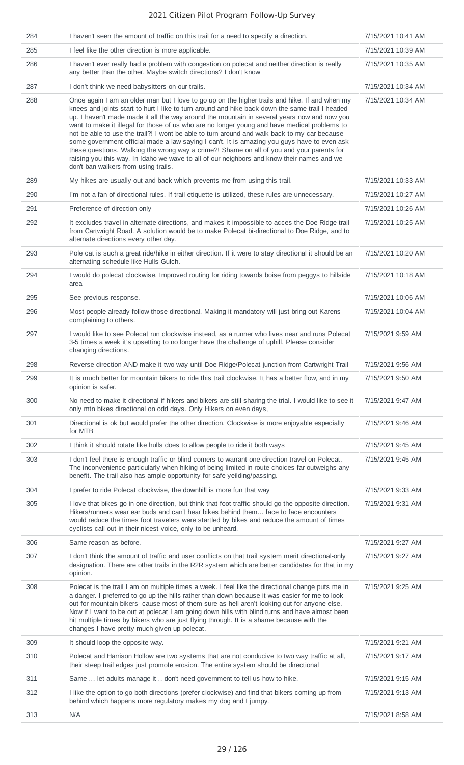| 284 | I haven't seen the amount of traffic on this trail for a need to specify a direction. | 7/15/2021 10:41 AM |
|---|---|---|
| 285 | I feel like the other direction is more applicable. | 7/15/2021 10:39 AM |
| 286 | I haven't ever really had a problem with congestion on polecat and neither direction is really any better than the other. Maybe switch directions? I don't know | 7/15/2021 10:35 AM |
| 287 | I don't think we need babysitters on our trails. | 7/15/2021 10:34 AM |
| 288 | Once again I am an older man but I love to go up on the higher trails and hike. If and when my knees and joints start to hurt I like to turn around and hike back down the same trail I headed up. I haven't made made it all the way around the mountain in several years now and now you want to make it illegal for those of us who are no longer young and have medical problems to not be able to use the trail?! I wont be able to turn around and walk back to my car because some government official made a law saying I can't. It is amazing you guys have to even ask these questions. Walking the wrong way a crime?! Shame on all of you and your parents for raising you this way. In Idaho we wave to all of our neighbors and know their names and we don't ban walkers from using trails. | 7/15/2021 10:34 AM |
| 289 | My hikes are usually out and back which prevents me from using this trail. | 7/15/2021 10:33 AM |
| 290 | I'm not a fan of directional rules. If trail etiquette is utilized, these rules are unnecessary. | 7/15/2021 10:27 AM |
| 291 | Preference of direction only | 7/15/2021 10:26 AM |
| 292 | It excludes travel in alternate directions, and makes it impossible to acces the Doe Ridge trail from Cartwright Road. A solution would be to make Polecat bi-directional to Doe Ridge, and to alternate directions every other day. | 7/15/2021 10:25 AM |
| 293 | Pole cat is such a great ride/hike in either direction. If it were to stay directional it should be an alternating schedule like Hulls Gulch. | 7/15/2021 10:20 AM |
| 294 | I would do polecat clockwise. Improved routing for riding towards boise from peggys to hillside area | 7/15/2021 10:18 AM |
| 295 | See previous response. | 7/15/2021 10:06 AM |
| 296 | Most people already follow those directional. Making it mandatory will just bring out Karens complaining to others. | 7/15/2021 10:04 AM |
| 297 | I would like to see Polecat run clockwise instead, as a runner who lives near and runs Polecat 3-5 times a week it's upsetting to no longer have the challenge of uphill. Please consider changing directions. | 7/15/2021 9:59 AM |
| 298 | Reverse direction AND make it two way until Doe Ridge/Polecat junction from Cartwright Trail | 7/15/2021 9:56 AM |
| 299 | It is much better for mountain bikers to ride this trail clockwise. It has a better flow, and in my opinion is safer. | 7/15/2021 9:50 AM |
| 300 | No need to make it directional if hikers and bikers are still sharing the trial. I would like to see it only mtn bikes directional on odd days. Only Hikers on even days, | 7/15/2021 9:47 AM |
| 301 | Directional is ok but would prefer the other direction. Clockwise is more enjoyable especially for MTB | 7/15/2021 9:46 AM |
| 302 | I think it should rotate like hulls does to allow people to ride it both ways | 7/15/2021 9:45 AM |
| 303 | I don't feel there is enough traffic or blind corners to warrant one direction travel on Polecat. The inconvenience particularly when hiking of being limited in route choices far outweighs any benefit. The trail also has ample opportunity for safe yeilding/passing. | 7/15/2021 9:45 AM |
| 304 | I prefer to ride Polecat clockwise, the downhill is more fun that way | 7/15/2021 9:33 AM |
| 305 | I love that bikes go in one direction, but think that foot traffic should go the opposite direction. Hikers/runners wear ear buds and can't hear bikes behind them... face to face encounters would reduce the times foot travelers were startled by bikes and reduce the amount of times cyclists call out in their nicest voice, only to be unheard. | 7/15/2021 9:31 AM |
| 306 | Same reason as before. | 7/15/2021 9:27 AM |
| 307 | I don't think the amount of traffic and user conflicts on that trail system merit directional-only designation. There are other trails in the R2R system which are better candidates for that in my opinion. | 7/15/2021 9:27 AM |
| 308 | Polecat is the trail I am on multiple times a week. I feel like the directional change puts me in a danger. I preferred to go up the hills rather than down because it was easier for me to look out for mountain bikers- cause most of them sure as hell aren't looking out for anyone else. Now if I want to be out at polecat I am going down hills with blind turns and have almost been hit multiple times by bikers who are just flying through. It is a shame because with the changes I have pretty much given up polecat. | 7/15/2021 9:25 AM |
| 309 | It should loop the opposite way. | 7/15/2021 9:21 AM |
| 310 | Polecat and Harrison Hollow are two systems that are not conducive to two way traffic at all, their steep trail edges just promote erosion. The entire system should be directional | 7/15/2021 9:17 AM |
| 311 | Same ... let adults manage it .. don't need government to tell us how to hike. | 7/15/2021 9:15 AM |
| 312 | I like the option to go both directions (prefer clockwise) and find that bikers coming up from behind which happens more regulatory makes my dog and I jumpy. | 7/15/2021 9:13 AM |
| 313 | N/A | 7/15/2021 8:58 AM |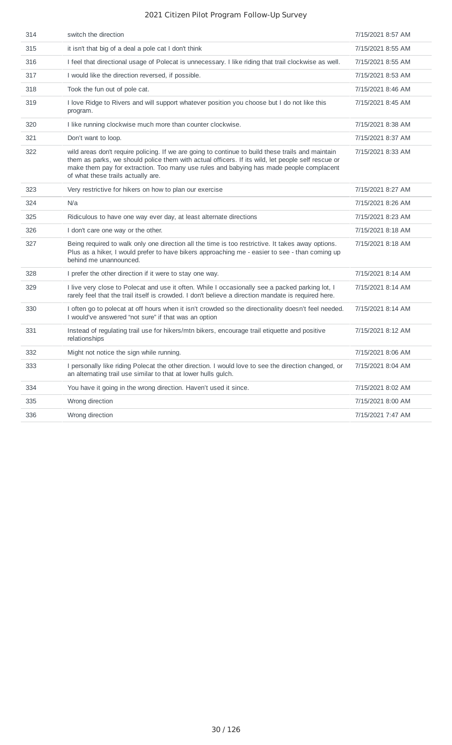| | | |
|---|---|---|
| 314 | switch the direction | 7/15/2021 8:57 AM |
| 315 | it isn't that big of a deal a pole cat I don't think | 7/15/2021 8:55 AM |
| 316 | I feel that directional usage of Polecat is unnecessary. I like riding that trail clockwise as well. | 7/15/2021 8:55 AM |
| 317 | I would like the direction reversed, if possible. | 7/15/2021 8:53 AM |
| 318 | Took the fun out of pole cat. | 7/15/2021 8:46 AM |
| 319 | I love Ridge to Rivers and will support whatever position you choose but I do not like this program. | 7/15/2021 8:45 AM |
| 320 | I like running clockwise much more than counter clockwise. | 7/15/2021 8:38 AM |
| 321 | Don't want to loop. | 7/15/2021 8:37 AM |
| 322 | wild areas don't require policing. If we are going to continue to build these trails and maintain them as parks, we should police them with actual officers. If its wild, let people self rescue or make them pay for extraction. Too many use rules and babying has made people complacent of what these trails actually are. | 7/15/2021 8:33 AM |
| 323 | Very restrictive for hikers on how to plan our exercise | 7/15/2021 8:27 AM |
| 324 | N/a | 7/15/2021 8:26 AM |
| 325 | Ridiculous to have one way ever day, at least alternate directions | 7/15/2021 8:23 AM |
| 326 | I don't care one way or the other. | 7/15/2021 8:18 AM |
| 327 | Being required to walk only one direction all the time is too restrictive. It takes away options. Plus as a hiker, I would prefer to have bikers approaching me - easier to see - than coming up behind me unannounced. | 7/15/2021 8:18 AM |
| 328 | I prefer the other direction if it were to stay one way. | 7/15/2021 8:14 AM |
| 329 | I live very close to Polecat and use it often. While I occasionally see a packed parking lot, I rarely feel that the trail itself is crowded. I don't believe a direction mandate is required here. | 7/15/2021 8:14 AM |
| 330 | I often go to polecat at off hours when it isn't crowded so the directionality doesn't feel needed. I would've answered "not sure" if that was an option | 7/15/2021 8:14 AM |
| 331 | Instead of regulating trail use for hikers/mtn bikers, encourage trail etiquette and positive relationships | 7/15/2021 8:12 AM |
| 332 | Might not notice the sign while running. | 7/15/2021 8:06 AM |
| 333 | I personally like riding Polecat the other direction. I would love to see the direction changed, or an alternating trail use similar to that at lower hulls gulch. | 7/15/2021 8:04 AM |
| 334 | You have it going in the wrong direction. Haven't used it since. | 7/15/2021 8:02 AM |
| 335 | Wrong direction | 7/15/2021 8:00 AM |
| 336 | Wrong direction | 7/15/2021 7:47 AM |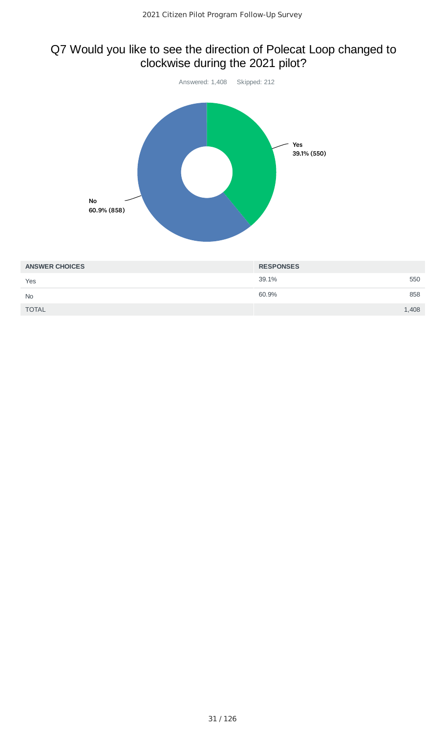## Q7 Would you like to see the direction of Polecat Loop changed to clockwise during the 2021 pilot?

Answered: 1,408 Skipped: 212

Yes 39.1% (550)

No 60.9% (858)

| ANSWER CHOICES | RESPONSES | |
|---|---|---|
| Yes | 39.1% | 550 |
| No | 60.9% | 858 |
| TOTAL | | 1,408 |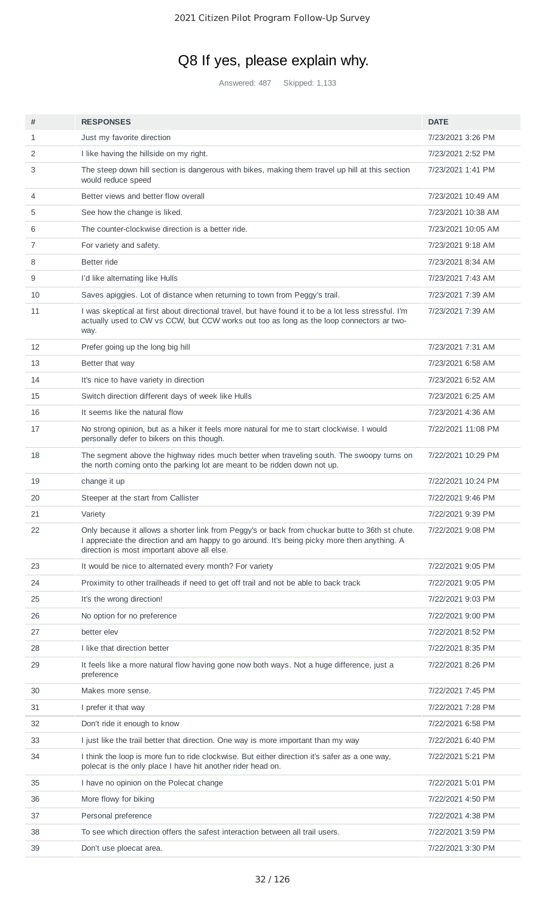# Q8 If yes, please explain why.

Answered: 487 Skipped: 1,133

| # | RESPONSES | DATE |
|---|---|---|
| 1 | Just my favorite direction | 7/23/2021 3:26 PM |
| 2 | I like having the hillside on my right. | 7/23/2021 2:52 PM |
| 3 | The steep down hill section is dangerous with bikes, making them travel up hill at this section would reduce speed | 7/23/2021 1:41 PM |
| 4 | Better views and better flow overall | 7/23/2021 10:49 AM |
| 5 | See how the change is liked. | 7/23/2021 10:38 AM |
| 6 | The counter-clockwise direction is a better ride. | 7/23/2021 10:05 AM |
| 7 | For variety and safety. | 7/23/2021 9:18 AM |
| 8 | Better ride | 7/23/2021 8:34 AM |
| 9 | I'd like alternating like Hulls | 7/23/2021 7:43 AM |
| 10 | Saves apiggies. Lot of distance when returning to town from Peggy's trail. | 7/23/2021 7:39 AM |
| 11 | I was skeptical at first about directional travel, but have found it to be a lot less stressful. I'm actually used to CW vs CCW, but CCW works out too as long as the loop connectors ar two-way. | 7/23/2021 7:39 AM |
| 12 | Prefer going up the long big hill | 7/23/2021 7:31 AM |
| 13 | Better that way | 7/23/2021 6:58 AM |
| 14 | It's nice to have variety in direction | 7/23/2021 6:52 AM |
| 15 | Switch direction different days of week like Hulls | 7/23/2021 6:25 AM |
| 16 | It seems like the natural flow | 7/23/2021 4:36 AM |
| 17 | No strong opinion, but as a hiker it feels more natural for me to start clockwise. I would personally defer to bikers on this though. | 7/22/2021 11:08 PM |
| 18 | The segment above the highway rides much better when traveling south. The swoopy turns on the north coming onto the parking lot are meant to be ridden down not up. | 7/22/2021 10:29 PM |
| 19 | change it up | 7/22/2021 10:24 PM |
| 20 | Steeper at the start from Callister | 7/22/2021 9:46 PM |
| 21 | Variety | 7/22/2021 9:39 PM |
| 22 | Only because it allows a shorter link from Peggy's or back from chuckar butte to 36th st chute. I appreciate the direction and am happy to go around. It's being picky more then anything. A direction is most important above all else. | 7/22/2021 9:08 PM |
| 23 | It would be nice to alternated every month? For variety | 7/22/2021 9:05 PM |
| 24 | Proximity to other trailheads if need to get off trail and not be able to back track | 7/22/2021 9:05 PM |
| 25 | It's the wrong direction! | 7/22/2021 9:03 PM |
| 26 | No option for no preference | 7/22/2021 9:00 PM |
| 27 | better elev | 7/22/2021 8:52 PM |
| 28 | I like that direction better | 7/22/2021 8:35 PM |
| 29 | It feels like a more natural flow having gone now both ways. Not a huge difference, just a preference | 7/22/2021 8:26 PM |
| 30 | Makes more sense. | 7/22/2021 7:45 PM |
| 31 | I prefer it that way | 7/22/2021 7:28 PM |
| 32 | Don't ride it enough to know | 7/22/2021 6:58 PM |
| 33 | I just like the trail better that direction. One way is more important than my way | 7/22/2021 6:40 PM |
| 34 | I think the loop is more fun to ride clockwise. But either direction it's safer as a one way, polecat is the only place I have hit another rider head on. | 7/22/2021 5:21 PM |
| 35 | I have no opinion on the Polecat change | 7/22/2021 5:01 PM |
| 36 | More flowy for biking | 7/22/2021 4:50 PM |
| 37 | Personal preference | 7/22/2021 4:38 PM |
| 38 | To see which direction offers the safest interaction between all trail users. | 7/22/2021 3:59 PM |
| 39 | Don't use ploecat area. | 7/22/2021 3:30 PM |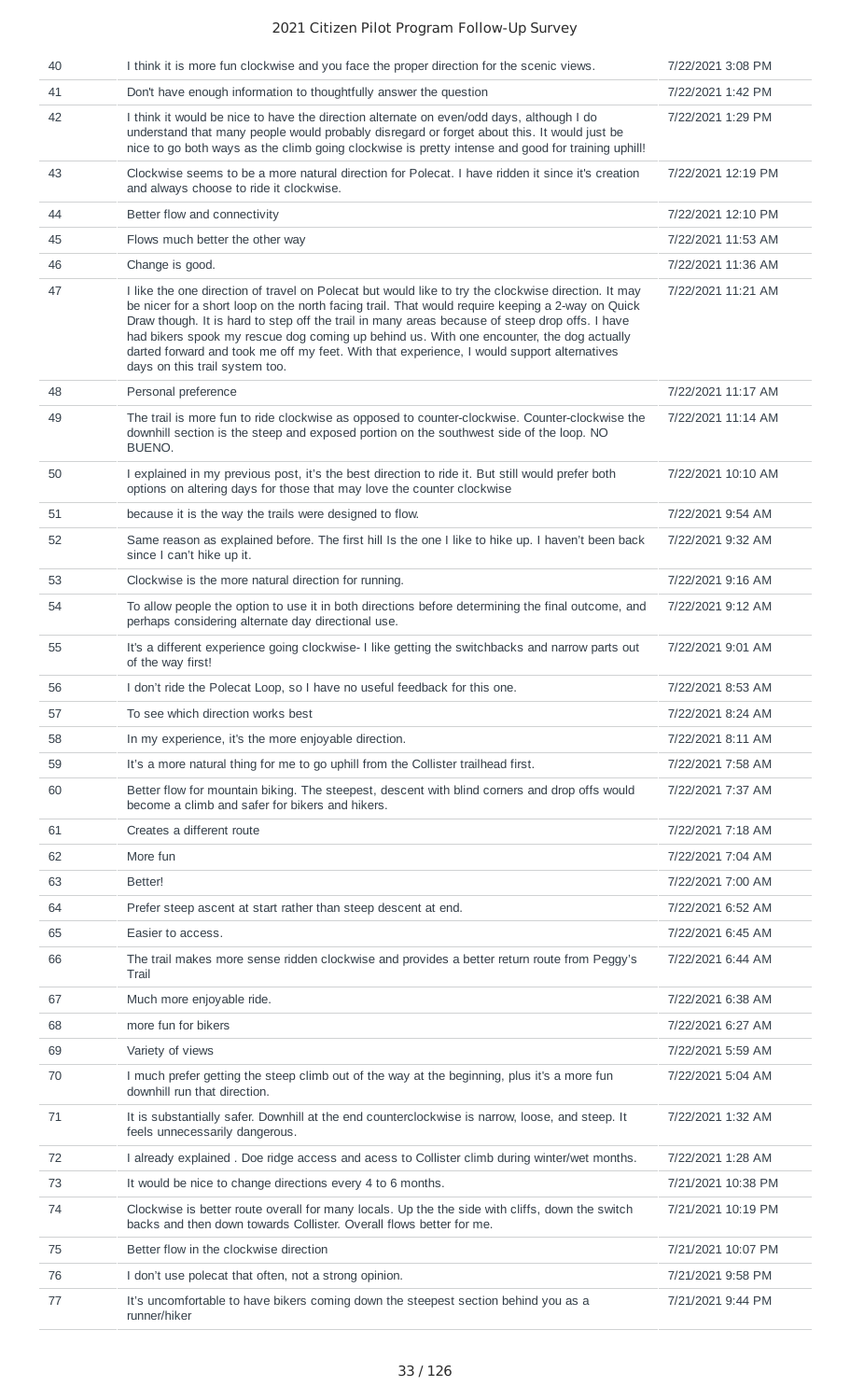| | | |
|---|---|---|
| 40 | I think it is more fun clockwise and you face the proper direction for the scenic views. | 7/22/2021 3:08 PM |
| 41 | Don't have enough information to thoughtfully answer the question | 7/22/2021 1:42 PM |
| 42 | I think it would be nice to have the direction alternate on even/odd days, although I do understand that many people would probably disregard or forget about this. It would just be nice to go both ways as the climb going clockwise is pretty intense and good for training uphill! | 7/22/2021 1:29 PM |
| 43 | Clockwise seems to be a more natural direction for Polecat. I have ridden it since it's creation and always choose to ride it clockwise. | 7/22/2021 12:19 PM |
| 44 | Better flow and connectivity | 7/22/2021 12:10 PM |
| 45 | Flows much better the other way | 7/22/2021 11:53 AM |
| 46 | Change is good. | 7/22/2021 11:36 AM |
| 47 | I like the one direction of travel on Polecat but would like to try the clockwise direction. It may be nicer for a short loop on the north facing trail. That would require keeping a 2-way on Quick Draw though. It is hard to step off the trail in many areas because of steep drop offs. I have had bikers spook my rescue dog coming up behind us. With one encounter, the dog actually darted forward and took me off my feet. With that experience, I would support alternatives days on this trail system too. | 7/22/2021 11:21 AM |
| 48 | Personal preference | 7/22/2021 11:17 AM |
| 49 | The trail is more fun to ride clockwise as opposed to counter-clockwise. Counter-clockwise the downhill section is the steep and exposed portion on the southwest side of the loop. NO BUENO. | 7/22/2021 11:14 AM |
| 50 | I explained in my previous post, it's the best direction to ride it. But still would prefer both options on altering days for those that may love the counter clockwise | 7/22/2021 10:10 AM |
| 51 | because it is the way the trails were designed to flow. | 7/22/2021 9:54 AM |
| 52 | Same reason as explained before. The first hill Is the one I like to hike up. I haven't been back since I can't hike up it. | 7/22/2021 9:32 AM |
| 53 | Clockwise is the more natural direction for running. | 7/22/2021 9:16 AM |
| 54 | To allow people the option to use it in both directions before determining the final outcome, and perhaps considering alternate day directional use. | 7/22/2021 9:12 AM |
| 55 | It's a different experience going clockwise- I like getting the switchbacks and narrow parts out of the way first! | 7/22/2021 9:01 AM |
| 56 | I don't ride the Polecat Loop, so I have no useful feedback for this one. | 7/22/2021 8:53 AM |
| 57 | To see which direction works best | 7/22/2021 8:24 AM |
| 58 | In my experience, it's the more enjoyable direction. | 7/22/2021 8:11 AM |
| 59 | It's a more natural thing for me to go uphill from the Collister trailhead first. | 7/22/2021 7:58 AM |
| 60 | Better flow for mountain biking. The steepest, descent with blind corners and drop offs would become a climb and safer for bikers and hikers. | 7/22/2021 7:37 AM |
| 61 | Creates a different route | 7/22/2021 7:18 AM |
| 62 | More fun | 7/22/2021 7:04 AM |
| 63 | Better! | 7/22/2021 7:00 AM |
| 64 | Prefer steep ascent at start rather than steep descent at end. | 7/22/2021 6:52 AM |
| 65 | Easier to access. | 7/22/2021 6:45 AM |
| 66 | The trail makes more sense ridden clockwise and provides a better return route from Peggy's Trail | 7/22/2021 6:44 AM |
| 67 | Much more enjoyable ride. | 7/22/2021 6:38 AM |
| 68 | more fun for bikers | 7/22/2021 6:27 AM |
| 69 | Variety of views | 7/22/2021 5:59 AM |
| 70 | I much prefer getting the steep climb out of the way at the beginning, plus it's a more fun downhill run that direction. | 7/22/2021 5:04 AM |
| 71 | It is substantially safer. Downhill at the end counterclockwise is narrow, loose, and steep. It feels unnecessarily dangerous. | 7/22/2021 1:32 AM |
| 72 | I already explained . Doe ridge access and acess to Collister climb during winter/wet months. | 7/22/2021 1:28 AM |
| 73 | It would be nice to change directions every 4 to 6 months. | 7/21/2021 10:38 PM |
| 74 | Clockwise is better route overall for many locals. Up the the side with cliffs, down the switch backs and then down towards Collister. Overall flows better for me. | 7/21/2021 10:19 PM |
| 75 | Better flow in the clockwise direction | 7/21/2021 10:07 PM |
| 76 | I don't use polecat that often, not a strong opinion. | 7/21/2021 9:58 PM |
| 77 | It's uncomfortable to have bikers coming down the steepest section behind you as a runner/hiker | 7/21/2021 9:44 PM |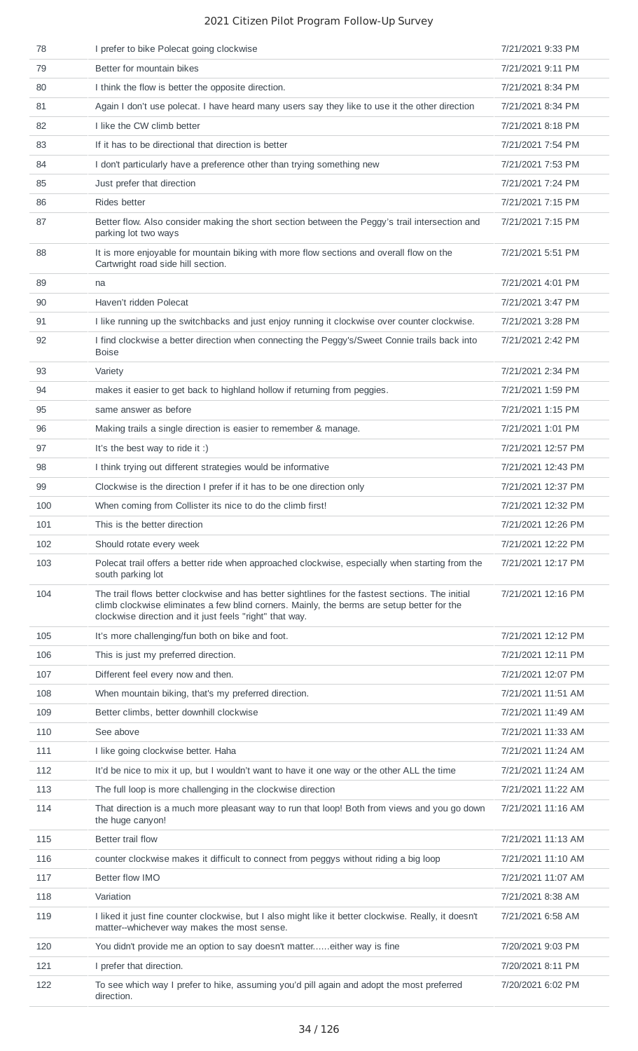| | | |
|---|---|---|
| 78 | I prefer to bike Polecat going clockwise | 7/21/2021 9:33 PM |
| 79 | Better for mountain bikes | 7/21/2021 9:11 PM |
| 80 | I think the flow is better the opposite direction. | 7/21/2021 8:34 PM |
| 81 | Again I don't use polecat. I have heard many users say they like to use it the other direction | 7/21/2021 8:34 PM |
| 82 | I like the CW climb better | 7/21/2021 8:18 PM |
| 83 | If it has to be directional that direction is better | 7/21/2021 7:54 PM |
| 84 | I don't particularly have a preference other than trying something new | 7/21/2021 7:53 PM |
| 85 | Just prefer that direction | 7/21/2021 7:24 PM |
| 86 | Rides better | 7/21/2021 7:15 PM |
| 87 | Better flow. Also consider making the short section between the Peggy's trail intersection and parking lot two ways | 7/21/2021 7:15 PM |
| 88 | It is more enjoyable for mountain biking with more flow sections and overall flow on the Cartwright road side hill section. | 7/21/2021 5:51 PM |
| 89 | na | 7/21/2021 4:01 PM |
| 90 | Haven't ridden Polecat | 7/21/2021 3:47 PM |
| 91 | I like running up the switchbacks and just enjoy running it clockwise over counter clockwise. | 7/21/2021 3:28 PM |
| 92 | I find clockwise a better direction when connecting the Peggy's/Sweet Connie trails back into Boise | 7/21/2021 2:42 PM |
| 93 | Variety | 7/21/2021 2:34 PM |
| 94 | makes it easier to get back to highland hollow if returning from peggies. | 7/21/2021 1:59 PM |
| 95 | same answer as before | 7/21/2021 1:15 PM |
| 96 | Making trails a single direction is easier to remember & manage. | 7/21/2021 1:01 PM |
| 97 | It's the best way to ride it :) | 7/21/2021 12:57 PM |
| 98 | I think trying out different strategies would be informative | 7/21/2021 12:43 PM |
| 99 | Clockwise is the direction I prefer if it has to be one direction only | 7/21/2021 12:37 PM |
| 100 | When coming from Collister its nice to do the climb first! | 7/21/2021 12:32 PM |
| 101 | This is the better direction | 7/21/2021 12:26 PM |
| 102 | Should rotate every week | 7/21/2021 12:22 PM |
| 103 | Polecat trail offers a better ride when approached clockwise, especially when starting from the south parking lot | 7/21/2021 12:17 PM |
| 104 | The trail flows better clockwise and has better sightlines for the fastest sections. The initial climb clockwise eliminates a few blind corners. Mainly, the berms are setup better for the clockwise direction and it just feels "right" that way. | 7/21/2021 12:16 PM |
| 105 | It's more challenging/fun both on bike and foot. | 7/21/2021 12:12 PM |
| 106 | This is just my preferred direction. | 7/21/2021 12:11 PM |
| 107 | Different feel every now and then. | 7/21/2021 12:07 PM |
| 108 | When mountain biking, that's my preferred direction. | 7/21/2021 11:51 AM |
| 109 | Better climbs, better downhill clockwise | 7/21/2021 11:49 AM |
| 110 | See above | 7/21/2021 11:33 AM |
| 111 | I like going clockwise better. Haha | 7/21/2021 11:24 AM |
| 112 | It'd be nice to mix it up, but I wouldn't want to have it one way or the other ALL the time | 7/21/2021 11:24 AM |
| 113 | The full loop is more challenging in the clockwise direction | 7/21/2021 11:22 AM |
| 114 | That direction is a much more pleasant way to run that loop! Both from views and you go down the huge canyon! | 7/21/2021 11:16 AM |
| 115 | Better trail flow | 7/21/2021 11:13 AM |
| 116 | counter clockwise makes it difficult to connect from peggys without riding a big loop | 7/21/2021 11:10 AM |
| 117 | Better flow IMO | 7/21/2021 11:07 AM |
| 118 | Variation | 7/21/2021 8:38 AM |
| 119 | I liked it just fine counter clockwise, but I also might like it better clockwise. Really, it doesn't matter--whichever way makes the most sense. | 7/21/2021 6:58 AM |
| 120 | You didn't provide me an option to say doesn't matter......either way is fine | 7/20/2021 9:03 PM |
| 121 | I prefer that direction. | 7/20/2021 8:11 PM |
| 122 | To see which way I prefer to hike, assuming you'd pill again and adopt the most preferred direction. | 7/20/2021 6:02 PM |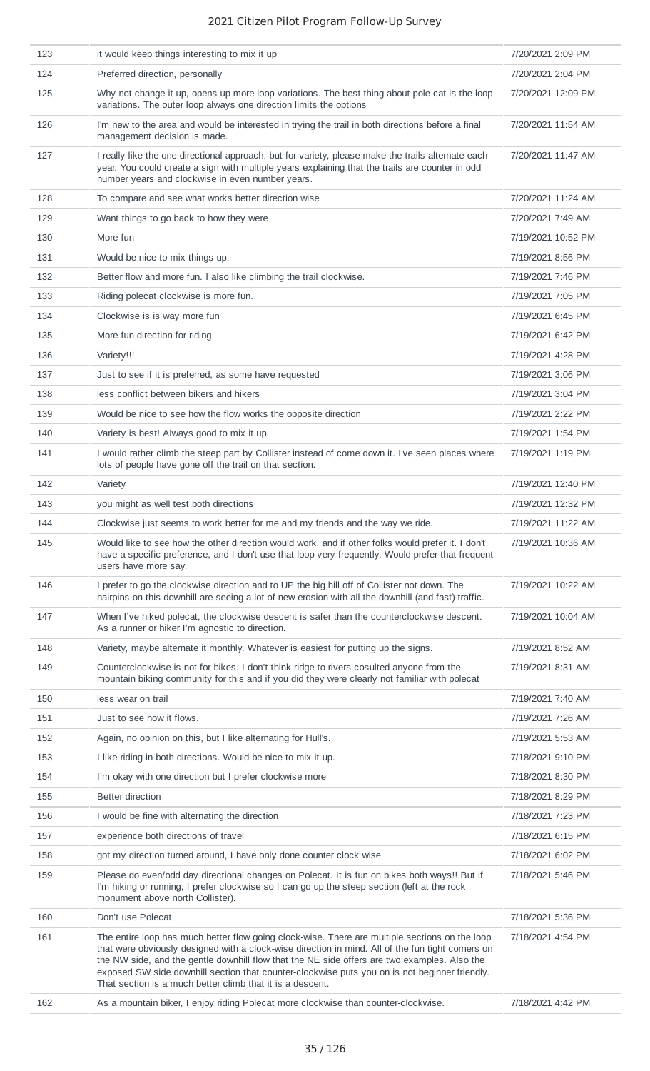| | | |
|---|---|---|
| 123 | it would keep things interesting to mix it up | 7/20/2021 2:09 PM |
| 124 | Preferred direction, personally | 7/20/2021 2:04 PM |
| 125 | Why not change it up, opens up more loop variations. The best thing about pole cat is the loop variations. The outer loop always one direction limits the options | 7/20/2021 12:09 PM |
| 126 | I'm new to the area and would be interested in trying the trail in both directions before a final management decision is made. | 7/20/2021 11:54 AM |
| 127 | I really like the one directional approach, but for variety, please make the trails alternate each year. You could create a sign with multiple years explaining that the trails are counter in odd number years and clockwise in even number years. | 7/20/2021 11:47 AM |
| 128 | To compare and see what works better direction wise | 7/20/2021 11:24 AM |
| 129 | Want things to go back to how they were | 7/20/2021 7:49 AM |
| 130 | More fun | 7/19/2021 10:52 PM |
| 131 | Would be nice to mix things up. | 7/19/2021 8:56 PM |
| 132 | Better flow and more fun. I also like climbing the trail clockwise. | 7/19/2021 7:46 PM |
| 133 | Riding polecat clockwise is more fun. | 7/19/2021 7:05 PM |
| 134 | Clockwise is is way more fun | 7/19/2021 6:45 PM |
| 135 | More fun direction for riding | 7/19/2021 6:42 PM |
| 136 | Variety!!! | 7/19/2021 4:28 PM |
| 137 | Just to see if it is preferred, as some have requested | 7/19/2021 3:06 PM |
| 138 | less conflict between bikers and hikers | 7/19/2021 3:04 PM |
| 139 | Would be nice to see how the flow works the opposite direction | 7/19/2021 2:22 PM |
| 140 | Variety is best! Always good to mix it up. | 7/19/2021 1:54 PM |
| 141 | I would rather climb the steep part by Collister instead of come down it. I've seen places where lots of people have gone off the trail on that section. | 7/19/2021 1:19 PM |
| 142 | Variety | 7/19/2021 12:40 PM |
| 143 | you might as well test both directions | 7/19/2021 12:32 PM |
| 144 | Clockwise just seems to work better for me and my friends and the way we ride. | 7/19/2021 11:22 AM |
| 145 | Would like to see how the other direction would work, and if other folks would prefer it. I don't have a specific preference, and I don't use that loop very frequently. Would prefer that frequent users have more say. | 7/19/2021 10:36 AM |
| 146 | I prefer to go the clockwise direction and to UP the big hill off of Collister not down. The hairpins on this downhill are seeing a lot of new erosion with all the downhill (and fast) traffic. | 7/19/2021 10:22 AM |
| 147 | When I've hiked polecat, the clockwise descent is safer than the counterclockwise descent. As a runner or hiker I'm agnostic to direction. | 7/19/2021 10:04 AM |
| 148 | Variety, maybe alternate it monthly. Whatever is easiest for putting up the signs. | 7/19/2021 8:52 AM |
| 149 | Counterclockwise is not for bikes. I don't think ridge to rivers cosulted anyone from the mountain biking community for this and if you did they were clearly not familiar with polecat | 7/19/2021 8:31 AM |
| 150 | less wear on trail | 7/19/2021 7:40 AM |
| 151 | Just to see how it flows. | 7/19/2021 7:26 AM |
| 152 | Again, no opinion on this, but I like alternating for Hull's. | 7/19/2021 5:53 AM |
| 153 | I like riding in both directions. Would be nice to mix it up. | 7/18/2021 9:10 PM |
| 154 | I'm okay with one direction but I prefer clockwise more | 7/18/2021 8:30 PM |
| 155 | Better direction | 7/18/2021 8:29 PM |
| 156 | I would be fine with alternating the direction | 7/18/2021 7:23 PM |
| 157 | experience both directions of travel | 7/18/2021 6:15 PM |
| 158 | got my direction turned around, I have only done counter clock wise | 7/18/2021 6:02 PM |
| 159 | Please do even/odd day directional changes on Polecat. It is fun on bikes both ways!! But if I'm hiking or running, I prefer clockwise so I can go up the steep section (left at the rock monument above north Collister). | 7/18/2021 5:46 PM |
| 160 | Don't use Polecat | 7/18/2021 5:36 PM |
| 161 | The entire loop has much better flow going clock-wise. There are multiple sections on the loop that were obviously designed with a clock-wise direction in mind. All of the fun tight corners on the NW side, and the gentle downhill flow that the NE side offers are two examples. Also the exposed SW side downhill section that counter-clockwise puts you on is not beginner friendly. That section is a much better climb that it is a descent. | 7/18/2021 4:54 PM |
| 162 | As a mountain biker, I enjoy riding Polecat more clockwise than counter-clockwise. | 7/18/2021 4:42 PM |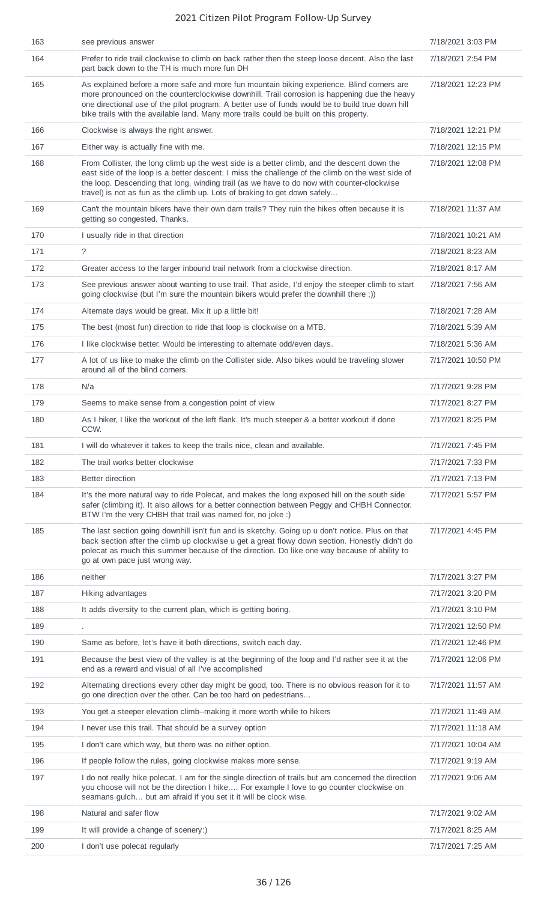| | | |
|---|---|---|
| 163 | see previous answer | 7/18/2021 3:03 PM |
| 164 | Prefer to ride trail clockwise to climb on back rather then the steep loose decent. Also the last part back down to the TH is much more fun DH | 7/18/2021 2:54 PM |
| 165 | As explained before a more safe and more fun mountain biking experience. Blind corners are more pronounced on the counterclockwise downhill. Trail corrosion is happening due the heavy one directional use of the pilot program. A better use of funds would be to build true down hill bike trails with the available land. Many more trails could be built on this property. | 7/18/2021 12:23 PM |
| 166 | Clockwise is always the right answer. | 7/18/2021 12:21 PM |
| 167 | Either way is actually fine with me. | 7/18/2021 12:15 PM |
| 168 | From Collister, the long climb up the west side is a better climb, and the descent down the east side of the loop is a better descent. I miss the challenge of the climb on the west side of the loop. Descending that long, winding trail (as we have to do now with counter-clockwise travel) is not as fun as the climb up. Lots of braking to get down safely... | 7/18/2021 12:08 PM |
| 169 | Can't the mountain bikers have their own darn trails? They ruin the hikes often because it is getting so congested. Thanks. | 7/18/2021 11:37 AM |
| 170 | I usually ride in that direction | 7/18/2021 10:21 AM |
| 171 | ? | 7/18/2021 8:23 AM |
| 172 | Greater access to the larger inbound trail network from a clockwise direction. | 7/18/2021 8:17 AM |
| 173 | See previous answer about wanting to use trail. That aside, I'd enjoy the steeper climb to start going clockwise (but I'm sure the mountain bikers would prefer the downhill there ;)) | 7/18/2021 7:56 AM |
| 174 | Alternate days would be great. Mix it up a little bit! | 7/18/2021 7:28 AM |
| 175 | The best (most fun) direction to ride that loop is clockwise on a MTB. | 7/18/2021 5:39 AM |
| 176 | I like clockwise better. Would be interesting to alternate odd/even days. | 7/18/2021 5:36 AM |
| 177 | A lot of us like to make the climb on the Collister side. Also bikes would be traveling slower around all of the blind corners. | 7/17/2021 10:50 PM |
| 178 | N/a | 7/17/2021 9:28 PM |
| 179 | Seems to make sense from a congestion point of view | 7/17/2021 8:27 PM |
| 180 | As I hiker, I like the workout of the left flank. It's much steeper & a better workout if done CCW. | 7/17/2021 8:25 PM |
| 181 | I will do whatever it takes to keep the trails nice, clean and available. | 7/17/2021 7:45 PM |
| 182 | The trail works better clockwise | 7/17/2021 7:33 PM |
| 183 | Better direction | 7/17/2021 7:13 PM |
| 184 | It's the more natural way to ride Polecat, and makes the long exposed hill on the south side safer (climbing it). It also allows for a better connection between Peggy and CHBH Connector. BTW I'm the very CHBH that trail was named for, no joke :) | 7/17/2021 5:57 PM |
| 185 | The last section going downhill isn't fun and is sketchy. Going up u don't notice. Plus on that back section after the climb up clockwise u get a great flowy down section. Honestly didn't do polecat as much this summer because of the direction. Do like one way because of ability to go at own pace just wrong way. | 7/17/2021 4:45 PM |
| 186 | neither | 7/17/2021 3:27 PM |
| 187 | Hiking advantages | 7/17/2021 3:20 PM |
| 188 | It adds diversity to the current plan, which is getting boring. | 7/17/2021 3:10 PM |
| 189 | . | 7/17/2021 12:50 PM |
| 190 | Same as before, let's have it both directions, switch each day. | 7/17/2021 12:46 PM |
| 191 | Because the best view of the valley is at the beginning of the loop and I'd rather see it at the end as a reward and visual of all I've accomplished | 7/17/2021 12:06 PM |
| 192 | Alternating directions every other day might be good, too. There is no obvious reason for it to go one direction over the other. Can be too hard on pedestrians... | 7/17/2021 11:57 AM |
| 193 | You get a steeper elevation climb--making it more worth while to hikers | 7/17/2021 11:49 AM |
| 194 | I never use this trail. That should be a survey option | 7/17/2021 11:18 AM |
| 195 | I don't care which way, but there was no either option. | 7/17/2021 10:04 AM |
| 196 | If people follow the rules, going clockwise makes more sense. | 7/17/2021 9:19 AM |
| 197 | I do not really hike polecat. I am for the single direction of trails but am concerned the direction you choose will not be the direction I hike.... For example I love to go counter clockwise on seamans gulch... but am afraid if you set it it will be clock wise. | 7/17/2021 9:06 AM |
| 198 | Natural and safer flow | 7/17/2021 9:02 AM |
| 199 | It will provide a change of scenery:) | 7/17/2021 8:25 AM |
| 200 | I don't use polecat regularly | 7/17/2021 7:25 AM |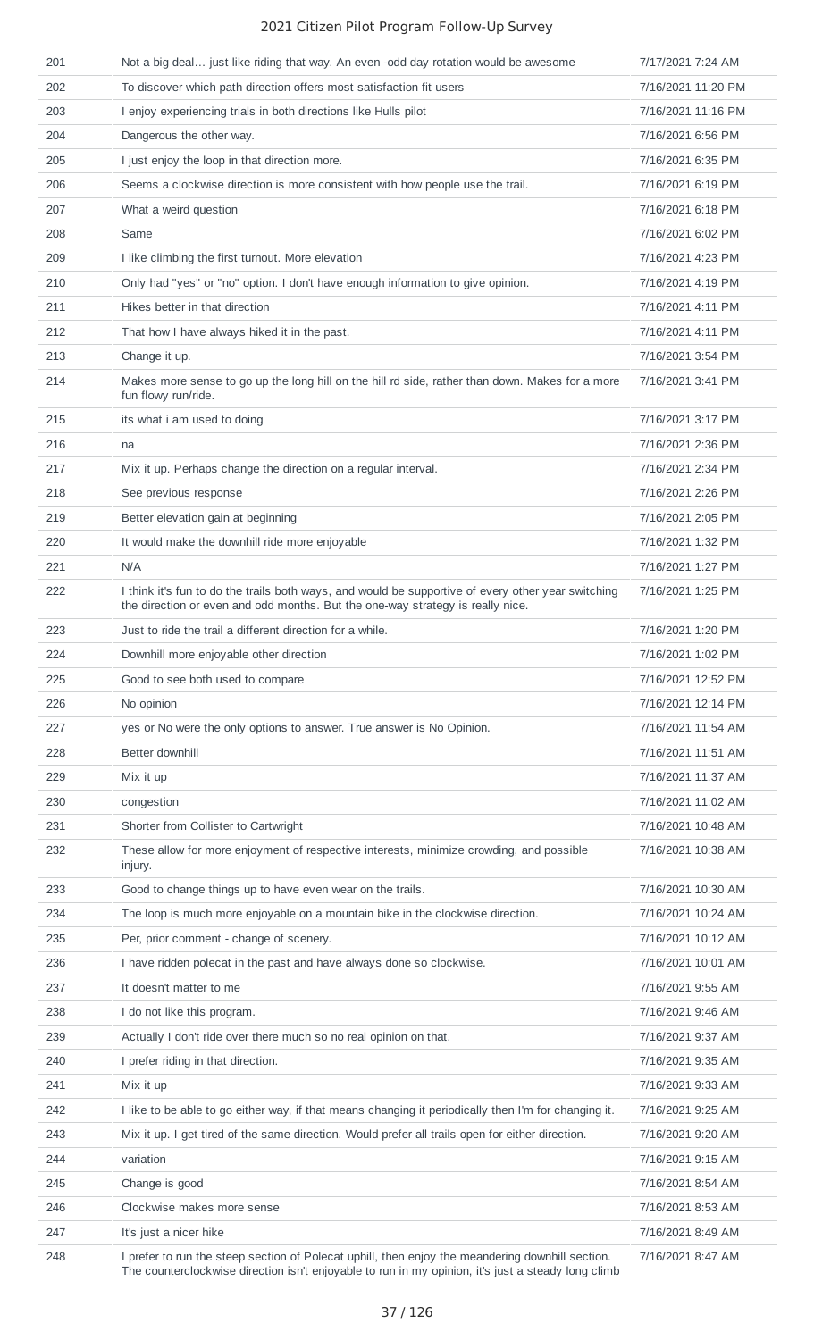| | | |
|---|---|---|
| 201 | Not a big deal... just like riding that way. An even -odd day rotation would be awesome | 7/17/2021 7:24 AM |
| 202 | To discover which path direction offers most satisfaction fit users | 7/16/2021 11:20 PM |
| 203 | I enjoy experiencing trials in both directions like Hulls pilot | 7/16/2021 11:16 PM |
| 204 | Dangerous the other way. | 7/16/2021 6:56 PM |
| 205 | I just enjoy the loop in that direction more. | 7/16/2021 6:35 PM |
| 206 | Seems a clockwise direction is more consistent with how people use the trail. | 7/16/2021 6:19 PM |
| 207 | What a weird question | 7/16/2021 6:18 PM |
| 208 | Same | 7/16/2021 6:02 PM |
| 209 | I like climbing the first turnout. More elevation | 7/16/2021 4:23 PM |
| 210 | Only had "yes" or "no" option. I don't have enough information to give opinion. | 7/16/2021 4:19 PM |
| 211 | Hikes better in that direction | 7/16/2021 4:11 PM |
| 212 | That how I have always hiked it in the past. | 7/16/2021 4:11 PM |
| 213 | Change it up. | 7/16/2021 3:54 PM |
| 214 | Makes more sense to go up the long hill on the hill rd side, rather than down. Makes for a more fun flowy run/ride. | 7/16/2021 3:41 PM |
| 215 | its what i am used to doing | 7/16/2021 3:17 PM |
| 216 | na | 7/16/2021 2:36 PM |
| 217 | Mix it up. Perhaps change the direction on a regular interval. | 7/16/2021 2:34 PM |
| 218 | See previous response | 7/16/2021 2:26 PM |
| 219 | Better elevation gain at beginning | 7/16/2021 2:05 PM |
| 220 | It would make the downhill ride more enjoyable | 7/16/2021 1:32 PM |
| 221 | N/A | 7/16/2021 1:27 PM |
| 222 | I think it's fun to do the trails both ways, and would be supportive of every other year switching the direction or even and odd months. But the one-way strategy is really nice. | 7/16/2021 1:25 PM |
| 223 | Just to ride the trail a different direction for a while. | 7/16/2021 1:20 PM |
| 224 | Downhill more enjoyable other direction | 7/16/2021 1:02 PM |
| 225 | Good to see both used to compare | 7/16/2021 12:52 PM |
| 226 | No opinion | 7/16/2021 12:14 PM |
| 227 | yes or No were the only options to answer. True answer is No Opinion. | 7/16/2021 11:54 AM |
| 228 | Better downhill | 7/16/2021 11:51 AM |
| 229 | Mix it up | 7/16/2021 11:37 AM |
| 230 | congestion | 7/16/2021 11:02 AM |
| 231 | Shorter from Collister to Cartwright | 7/16/2021 10:48 AM |
| 232 | These allow for more enjoyment of respective interests, minimize crowding, and possible injury. | 7/16/2021 10:38 AM |
| 233 | Good to change things up to have even wear on the trails. | 7/16/2021 10:30 AM |
| 234 | The loop is much more enjoyable on a mountain bike in the clockwise direction. | 7/16/2021 10:24 AM |
| 235 | Per, prior comment - change of scenery. | 7/16/2021 10:12 AM |
| 236 | I have ridden polecat in the past and have always done so clockwise. | 7/16/2021 10:01 AM |
| 237 | It doesn't matter to me | 7/16/2021 9:55 AM |
| 238 | I do not like this program. | 7/16/2021 9:46 AM |
| 239 | Actually I don't ride over there much so no real opinion on that. | 7/16/2021 9:37 AM |
| 240 | I prefer riding in that direction. | 7/16/2021 9:35 AM |
| 241 | Mix it up | 7/16/2021 9:33 AM |
| 242 | I like to be able to go either way, if that means changing it periodically then I'm for changing it. | 7/16/2021 9:25 AM |
| 243 | Mix it up. I get tired of the same direction. Would prefer all trails open for either direction. | 7/16/2021 9:20 AM |
| 244 | variation | 7/16/2021 9:15 AM |
| 245 | Change is good | 7/16/2021 8:54 AM |
| 246 | Clockwise makes more sense | 7/16/2021 8:53 AM |
| 247 | It's just a nicer hike | 7/16/2021 8:49 AM |
| 248 | I prefer to run the steep section of Polecat uphill, then enjoy the meandering downhill section. The counterclockwise direction isn't enjoyable to run in my opinion, it's just a steady long climb | 7/16/2021 8:47 AM |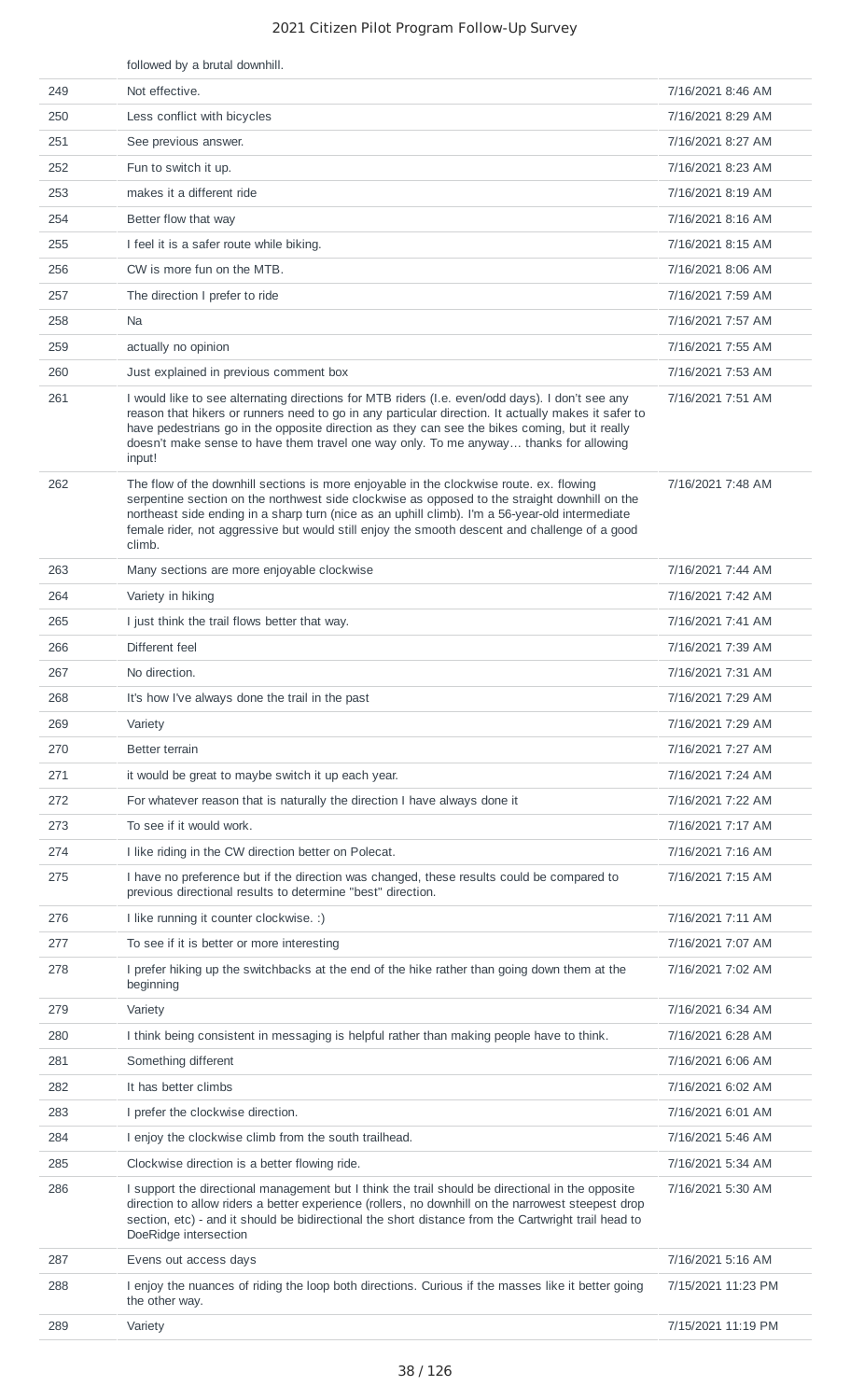| | followed by a brutal downhill. | |
|---|---|---|
| 249 | Not effective. | 7/16/2021 8:46 AM |
| 250 | Less conflict with bicycles | 7/16/2021 8:29 AM |
| 251 | See previous answer. | 7/16/2021 8:27 AM |
| 252 | Fun to switch it up. | 7/16/2021 8:23 AM |
| 253 | makes it a different ride | 7/16/2021 8:19 AM |
| 254 | Better flow that way | 7/16/2021 8:16 AM |
| 255 | I feel it is a safer route while biking. | 7/16/2021 8:15 AM |
| 256 | CW is more fun on the MTB. | 7/16/2021 8:06 AM |
| 257 | The direction I prefer to ride | 7/16/2021 7:59 AM |
| 258 | Na | 7/16/2021 7:57 AM |
| 259 | actually no opinion | 7/16/2021 7:55 AM |
| 260 | Just explained in previous comment box | 7/16/2021 7:53 AM |
| 261 | I would like to see alternating directions for MTB riders (I.e. even/odd days). I don't see any reason that hikers or runners need to go in any particular direction. It actually makes it safer to have pedestrians go in the opposite direction as they can see the bikes coming, but it really doesn't make sense to have them travel one way only. To me anyway… thanks for allowing input! | 7/16/2021 7:51 AM |
| 262 | The flow of the downhill sections is more enjoyable in the clockwise route. ex. flowing serpentine section on the northwest side clockwise as opposed to the straight downhill on the northeast side ending in a sharp turn (nice as an uphill climb). I'm a 56-year-old intermediate female rider, not aggressive but would still enjoy the smooth descent and challenge of a good climb. | 7/16/2021 7:48 AM |
| 263 | Many sections are more enjoyable clockwise | 7/16/2021 7:44 AM |
| 264 | Variety in hiking | 7/16/2021 7:42 AM |
| 265 | I just think the trail flows better that way. | 7/16/2021 7:41 AM |
| 266 | Different feel | 7/16/2021 7:39 AM |
| 267 | No direction. | 7/16/2021 7:31 AM |
| 268 | It's how I've always done the trail in the past | 7/16/2021 7:29 AM |
| 269 | Variety | 7/16/2021 7:29 AM |
| 270 | Better terrain | 7/16/2021 7:27 AM |
| 271 | it would be great to maybe switch it up each year. | 7/16/2021 7:24 AM |
| 272 | For whatever reason that is naturally the direction I have always done it | 7/16/2021 7:22 AM |
| 273 | To see if it would work. | 7/16/2021 7:17 AM |
| 274 | I like riding in the CW direction better on Polecat. | 7/16/2021 7:16 AM |
| 275 | I have no preference but if the direction was changed, these results could be compared to previous directional results to determine "best" direction. | 7/16/2021 7:15 AM |
| 276 | I like running it counter clockwise. :) | 7/16/2021 7:11 AM |
| 277 | To see if it is better or more interesting | 7/16/2021 7:07 AM |
| 278 | I prefer hiking up the switchbacks at the end of the hike rather than going down them at the beginning | 7/16/2021 7:02 AM |
| 279 | Variety | 7/16/2021 6:34 AM |
| 280 | I think being consistent in messaging is helpful rather than making people have to think. | 7/16/2021 6:28 AM |
| 281 | Something different | 7/16/2021 6:06 AM |
| 282 | It has better climbs | 7/16/2021 6:02 AM |
| 283 | I prefer the clockwise direction. | 7/16/2021 6:01 AM |
| 284 | I enjoy the clockwise climb from the south trailhead. | 7/16/2021 5:46 AM |
| 285 | Clockwise direction is a better flowing ride. | 7/16/2021 5:34 AM |
| 286 | I support the directional management but I think the trail should be directional in the opposite direction to allow riders a better experience (rollers, no downhill on the narrowest steepest drop section, etc) - and it should be bidirectional the short distance from the Cartwright trail head to DoeRidge intersection | 7/16/2021 5:30 AM |
| 287 | Evens out access days | 7/16/2021 5:16 AM |
| 288 | I enjoy the nuances of riding the loop both directions. Curious if the masses like it better going the other way. | 7/15/2021 11:23 PM |
| 289 | Variety | 7/15/2021 11:19 PM |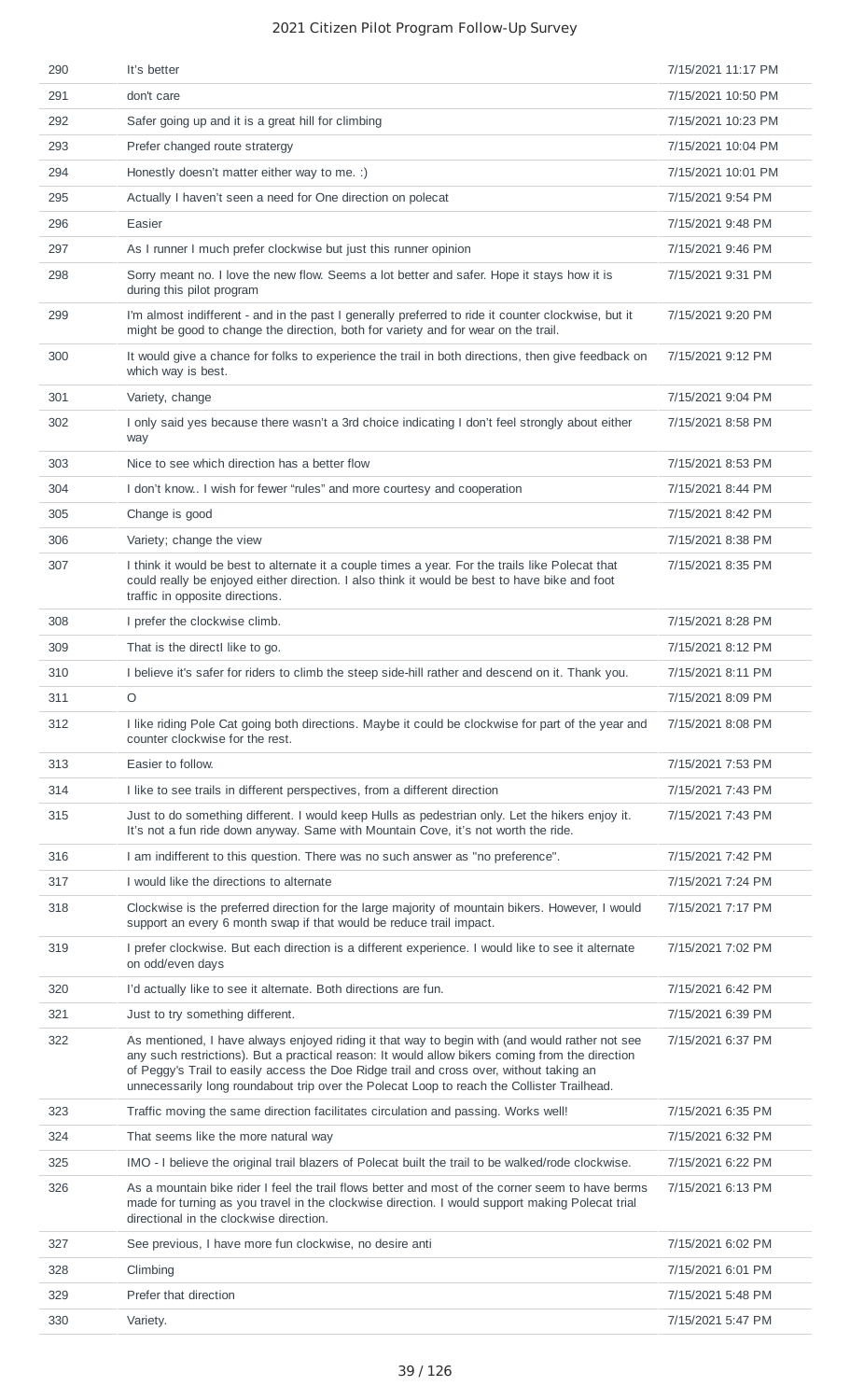| 290 | It's better | 7/15/2021 11:17 PM |
|---|---|---|
| 291 | don't care | 7/15/2021 10:50 PM |
| 292 | Safer going up and it is a great hill for climbing | 7/15/2021 10:23 PM |
| 293 | Prefer changed route stratergy | 7/15/2021 10:04 PM |
| 294 | Honestly doesn't matter either way to me. :) | 7/15/2021 10:01 PM |
| 295 | Actually I haven't seen a need for One direction on polecat | 7/15/2021 9:54 PM |
| 296 | Easier | 7/15/2021 9:48 PM |
| 297 | As I runner I much prefer clockwise but just this runner opinion | 7/15/2021 9:46 PM |
| 298 | Sorry meant no. I love the new flow. Seems a lot better and safer. Hope it stays how it is during this pilot program | 7/15/2021 9:31 PM |
| 299 | I'm almost indifferent - and in the past I generally preferred to ride it counter clockwise, but it might be good to change the direction, both for variety and for wear on the trail. | 7/15/2021 9:20 PM |
| 300 | It would give a chance for folks to experience the trail in both directions, then give feedback on which way is best. | 7/15/2021 9:12 PM |
| 301 | Variety, change | 7/15/2021 9:04 PM |
| 302 | I only said yes because there wasn't a 3rd choice indicating I don't feel strongly about either way | 7/15/2021 8:58 PM |
| 303 | Nice to see which direction has a better flow | 7/15/2021 8:53 PM |
| 304 | I don't know.. I wish for fewer "rules" and more courtesy and cooperation | 7/15/2021 8:44 PM |
| 305 | Change is good | 7/15/2021 8:42 PM |
| 306 | Variety; change the view | 7/15/2021 8:38 PM |
| 307 | I think it would be best to alternate it a couple times a year. For the trails like Polecat that could really be enjoyed either direction. I also think it would be best to have bike and foot traffic in opposite directions. | 7/15/2021 8:35 PM |
| 308 | I prefer the clockwise climb. | 7/15/2021 8:28 PM |
| 309 | That is the directI like to go. | 7/15/2021 8:12 PM |
| 310 | I believe it's safer for riders to climb the steep side-hill rather and descend on it. Thank you. | 7/15/2021 8:11 PM |
| 311 | O | 7/15/2021 8:09 PM |
| 312 | I like riding Pole Cat going both directions. Maybe it could be clockwise for part of the year and counter clockwise for the rest. | 7/15/2021 8:08 PM |
| 313 | Easier to follow. | 7/15/2021 7:53 PM |
| 314 | I like to see trails in different perspectives, from a different direction | 7/15/2021 7:43 PM |
| 315 | Just to do something different. I would keep Hulls as pedestrian only. Let the hikers enjoy it. It's not a fun ride down anyway. Same with Mountain Cove, it's not worth the ride. | 7/15/2021 7:43 PM |
| 316 | I am indifferent to this question. There was no such answer as "no preference". | 7/15/2021 7:42 PM |
| 317 | I would like the directions to alternate | 7/15/2021 7:24 PM |
| 318 | Clockwise is the preferred direction for the large majority of mountain bikers. However, I would support an every 6 month swap if that would be reduce trail impact. | 7/15/2021 7:17 PM |
| 319 | I prefer clockwise. But each direction is a different experience. I would like to see it alternate on odd/even days | 7/15/2021 7:02 PM |
| 320 | I'd actually like to see it alternate. Both directions are fun. | 7/15/2021 6:42 PM |
| 321 | Just to try something different. | 7/15/2021 6:39 PM |
| 322 | As mentioned, I have always enjoyed riding it that way to begin with (and would rather not see any such restrictions). But a practical reason: It would allow bikers coming from the direction of Peggy's Trail to easily access the Doe Ridge trail and cross over, without taking an unnecessarily long roundabout trip over the Polecat Loop to reach the Collister Trailhead. | 7/15/2021 6:37 PM |
| 323 | Traffic moving the same direction facilitates circulation and passing. Works well! | 7/15/2021 6:35 PM |
| 324 | That seems like the more natural way | 7/15/2021 6:32 PM |
| 325 | IMO - I believe the original trail blazers of Polecat built the trail to be walked/rode clockwise. | 7/15/2021 6:22 PM |
| 326 | As a mountain bike rider I feel the trail flows better and most of the corner seem to have berms made for turning as you travel in the clockwise direction. I would support making Polecat trial directional in the clockwise direction. | 7/15/2021 6:13 PM |
| 327 | See previous, I have more fun clockwise, no desire anti | 7/15/2021 6:02 PM |
| 328 | Climbing | 7/15/2021 6:01 PM |
| 329 | Prefer that direction | 7/15/2021 5:48 PM |
| 330 | Variety. | 7/15/2021 5:47 PM |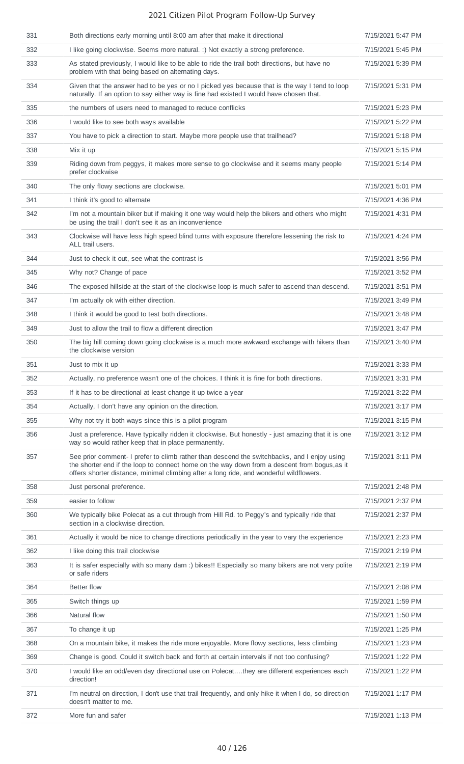| | | |
|---|---|---|
| 331 | Both directions early morning until 8:00 am after that make it directional | 7/15/2021 5:47 PM |
| 332 | I like going clockwise. Seems more natural. :) Not exactly a strong preference. | 7/15/2021 5:45 PM |
| 333 | As stated previously, I would like to be able to ride the trail both directions, but have no problem with that being based on alternating days. | 7/15/2021 5:39 PM |
| 334 | Given that the answer had to be yes or no I picked yes because that is the way I tend to loop naturally. If an option to say either way is fine had existed I would have chosen that. | 7/15/2021 5:31 PM |
| 335 | the numbers of users need to managed to reduce conflicks | 7/15/2021 5:23 PM |
| 336 | I would like to see both ways available | 7/15/2021 5:22 PM |
| 337 | You have to pick a direction to start. Maybe more people use that trailhead? | 7/15/2021 5:18 PM |
| 338 | Mix it up | 7/15/2021 5:15 PM |
| 339 | Riding down from peggys, it makes more sense to go clockwise and it seems many people prefer clockwise | 7/15/2021 5:14 PM |
| 340 | The only flowy sections are clockwise. | 7/15/2021 5:01 PM |
| 341 | I think it's good to alternate | 7/15/2021 4:36 PM |
| 342 | I'm not a mountain biker but if making it one way would help the bikers and others who might be using the trail I don't see it as an inconvenience | 7/15/2021 4:31 PM |
| 343 | Clockwise will have less high speed blind turns with exposure therefore lessening the risk to ALL trail users. | 7/15/2021 4:24 PM |
| 344 | Just to check it out, see what the contrast is | 7/15/2021 3:56 PM |
| 345 | Why not? Change of pace | 7/15/2021 3:52 PM |
| 346 | The exposed hillside at the start of the clockwise loop is much safer to ascend than descend. | 7/15/2021 3:51 PM |
| 347 | I'm actually ok with either direction. | 7/15/2021 3:49 PM |
| 348 | I think it would be good to test both directions. | 7/15/2021 3:48 PM |
| 349 | Just to allow the trail to flow a different direction | 7/15/2021 3:47 PM |
| 350 | The big hill coming down going clockwise is a much more awkward exchange with hikers than the clockwise version | 7/15/2021 3:40 PM |
| 351 | Just to mix it up | 7/15/2021 3:33 PM |
| 352 | Actually, no preference wasn't one of the choices. I think it is fine for both directions. | 7/15/2021 3:31 PM |
| 353 | If it has to be directional at least change it up twice a year | 7/15/2021 3:22 PM |
| 354 | Actually, I don't have any opinion on the direction. | 7/15/2021 3:17 PM |
| 355 | Why not try it both ways since this is a pilot program | 7/15/2021 3:15 PM |
| 356 | Just a preference. Have typically ridden it clockwise. But honestly - just amazing that it is one way so would rather keep that in place permanently. | 7/15/2021 3:12 PM |
| 357 | See prior comment- I prefer to climb rather than descend the switchbacks, and I enjoy using the shorter end if the loop to connect home on the way down from a descent from bogus,as it offers shorter distance, minimal climbing after a long ride, and wonderful wildflowers. | 7/15/2021 3:11 PM |
| 358 | Just personal preference. | 7/15/2021 2:48 PM |
| 359 | easier to follow | 7/15/2021 2:37 PM |
| 360 | We typically bike Polecat as a cut through from Hill Rd. to Peggy's and typically ride that section in a clockwise direction. | 7/15/2021 2:37 PM |
| 361 | Actually it would be nice to change directions periodically in the year to vary the experience | 7/15/2021 2:23 PM |
| 362 | I like doing this trail clockwise | 7/15/2021 2:19 PM |
| 363 | It is safer especially with so many darn :) bikes!! Especially so many bikers are not very polite or safe riders | 7/15/2021 2:19 PM |
| 364 | Better flow | 7/15/2021 2:08 PM |
| 365 | Switch things up | 7/15/2021 1:59 PM |
| 366 | Natural flow | 7/15/2021 1:50 PM |
| 367 | To change it up | 7/15/2021 1:25 PM |
| 368 | On a mountain bike, it makes the ride more enjoyable. More flowy sections, less climbing | 7/15/2021 1:23 PM |
| 369 | Change is good. Could it switch back and forth at certain intervals if not too confusing? | 7/15/2021 1:22 PM |
| 370 | I would like an odd/even day directional use on Polecat....they are different experiences each direction! | 7/15/2021 1:22 PM |
| 371 | I'm neutral on direction, I don't use that trail frequently, and only hike it when I do, so direction doesn't matter to me. | 7/15/2021 1:17 PM |
| 372 | More fun and safer | 7/15/2021 1:13 PM |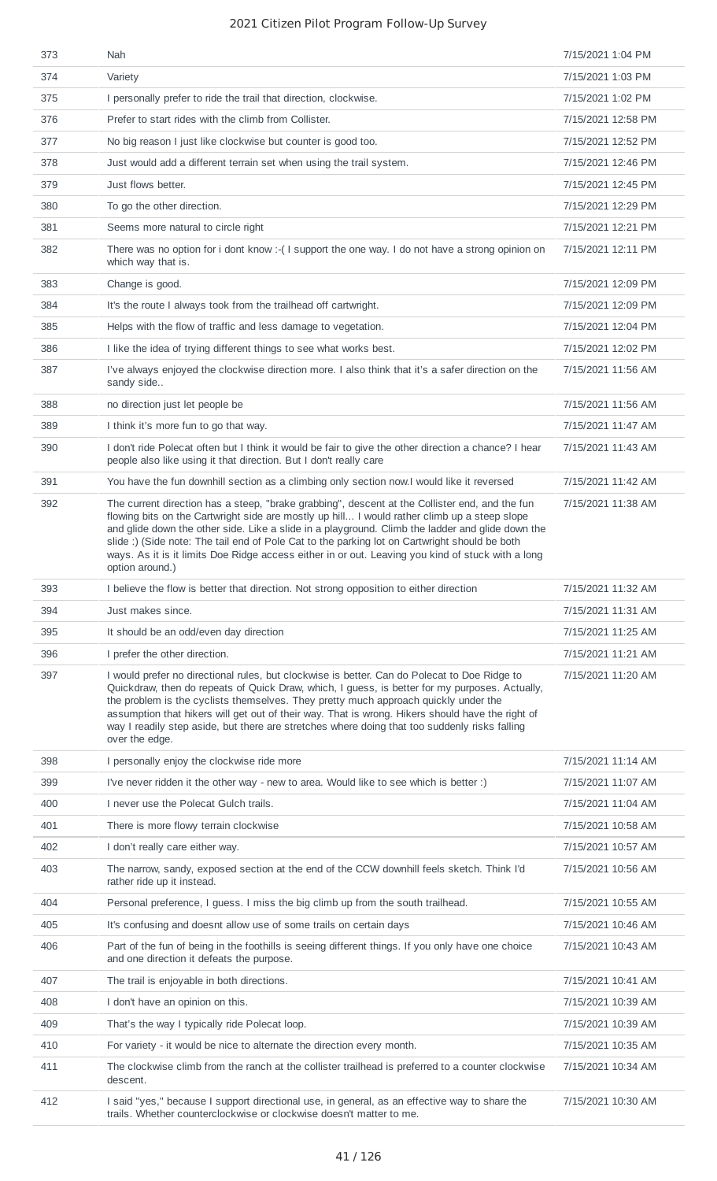| 373 | Nah | 7/15/2021 1:04 PM |
|---|---|---|
| 374 | Variety | 7/15/2021 1:03 PM |
| 375 | I personally prefer to ride the trail that direction, clockwise. | 7/15/2021 1:02 PM |
| 376 | Prefer to start rides with the climb from Collister. | 7/15/2021 12:58 PM |
| 377 | No big reason I just like clockwise but counter is good too. | 7/15/2021 12:52 PM |
| 378 | Just would add a different terrain set when using the trail system. | 7/15/2021 12:46 PM |
| 379 | Just flows better. | 7/15/2021 12:45 PM |
| 380 | To go the other direction. | 7/15/2021 12:29 PM |
| 381 | Seems more natural to circle right | 7/15/2021 12:21 PM |
| 382 | There was no option for i dont know :-( I support the one way. I do not have a strong opinion on which way that is. | 7/15/2021 12:11 PM |
| 383 | Change is good. | 7/15/2021 12:09 PM |
| 384 | It's the route I always took from the trailhead off cartwright. | 7/15/2021 12:09 PM |
| 385 | Helps with the flow of traffic and less damage to vegetation. | 7/15/2021 12:04 PM |
| 386 | I like the idea of trying different things to see what works best. | 7/15/2021 12:02 PM |
| 387 | I've always enjoyed the clockwise direction more. I also think that it's a safer direction on the sandy side.. | 7/15/2021 11:56 AM |
| 388 | no direction just let people be | 7/15/2021 11:56 AM |
| 389 | I think it's more fun to go that way. | 7/15/2021 11:47 AM |
| 390 | I don't ride Polecat often but I think it would be fair to give the other direction a chance? I hear people also like using it that direction. But I don't really care | 7/15/2021 11:43 AM |
| 391 | You have the fun downhill section as a climbing only section now.I would like it reversed | 7/15/2021 11:42 AM |
| 392 | The current direction has a steep, "brake grabbing", descent at the Collister end, and the fun flowing bits on the Cartwright side are mostly up hill... I would rather climb up a steep slope and glide down the other side. Like a slide in a playground. Climb the ladder and glide down the slide :) (Side note: The tail end of Pole Cat to the parking lot on Cartwright should be both ways. As it is it limits Doe Ridge access either in or out. Leaving you kind of stuck with a long option around.) | 7/15/2021 11:38 AM |
| 393 | I believe the flow is better that direction. Not strong opposition to either direction | 7/15/2021 11:32 AM |
| 394 | Just makes since. | 7/15/2021 11:31 AM |
| 395 | It should be an odd/even day direction | 7/15/2021 11:25 AM |
| 396 | I prefer the other direction. | 7/15/2021 11:21 AM |
| 397 | I would prefer no directional rules, but clockwise is better. Can do Polecat to Doe Ridge to Quickdraw, then do repeats of Quick Draw, which, I guess, is better for my purposes. Actually, the problem is the cyclists themselves. They pretty much approach quickly under the assumption that hikers will get out of their way. That is wrong. Hikers should have the right of way I readily step aside, but there are stretches where doing that too suddenly risks falling over the edge. | 7/15/2021 11:20 AM |
| 398 | I personally enjoy the clockwise ride more | 7/15/2021 11:14 AM |
| 399 | I've never ridden it the other way - new to area. Would like to see which is better :) | 7/15/2021 11:07 AM |
| 400 | I never use the Polecat Gulch trails. | 7/15/2021 11:04 AM |
| 401 | There is more flowy terrain clockwise | 7/15/2021 10:58 AM |
| 402 | I don't really care either way. | 7/15/2021 10:57 AM |
| 403 | The narrow, sandy, exposed section at the end of the CCW downhill feels sketch. Think I'd rather ride up it instead. | 7/15/2021 10:56 AM |
| 404 | Personal preference, I guess. I miss the big climb up from the south trailhead. | 7/15/2021 10:55 AM |
| 405 | It's confusing and doesnt allow use of some trails on certain days | 7/15/2021 10:46 AM |
| 406 | Part of the fun of being in the foothills is seeing different things. If you only have one choice and one direction it defeats the purpose. | 7/15/2021 10:43 AM |
| 407 | The trail is enjoyable in both directions. | 7/15/2021 10:41 AM |
| 408 | I don't have an opinion on this. | 7/15/2021 10:39 AM |
| 409 | That's the way I typically ride Polecat loop. | 7/15/2021 10:39 AM |
| 410 | For variety - it would be nice to alternate the direction every month. | 7/15/2021 10:35 AM |
| 411 | The clockwise climb from the ranch at the collister trailhead is preferred to a counter clockwise descent. | 7/15/2021 10:34 AM |
| 412 | I said "yes," because I support directional use, in general, as an effective way to share the trails. Whether counterclockwise or clockwise doesn't matter to me. | 7/15/2021 10:30 AM |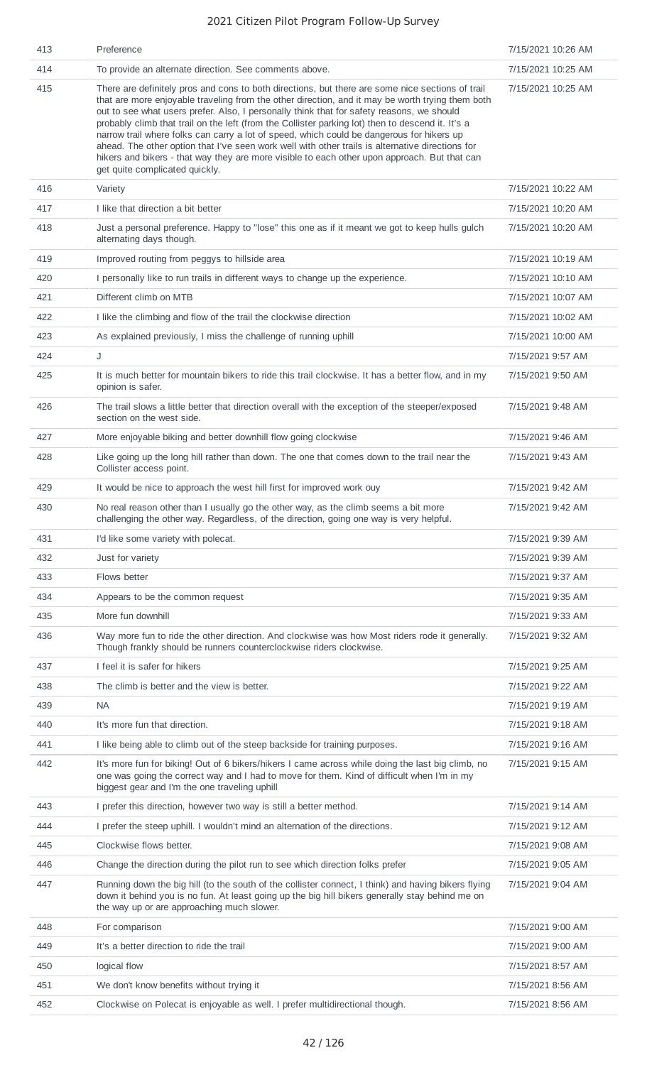| | | |
|---|---|---|
| 413 | Preference | 7/15/2021 10:26 AM |
| 414 | To provide an alternate direction. See comments above. | 7/15/2021 10:25 AM |
| 415 | There are definitely pros and cons to both directions, but there are some nice sections of trail that are more enjoyable traveling from the other direction, and it may be worth trying them both out to see what users prefer. Also, I personally think that for safety reasons, we should probably climb that trail on the left (from the Collister parking lot) then to descend it. It's a narrow trail where folks can carry a lot of speed, which could be dangerous for hikers up ahead. The other option that I've seen work well with other trails is alternative directions for hikers and bikers - that way they are more visible to each other upon approach. But that can get quite complicated quickly. | 7/15/2021 10:25 AM |
| 416 | Variety | 7/15/2021 10:22 AM |
| 417 | I like that direction a bit better | 7/15/2021 10:20 AM |
| 418 | Just a personal preference. Happy to "lose" this one as if it meant we got to keep hulls gulch alternating days though. | 7/15/2021 10:20 AM |
| 419 | Improved routing from peggys to hillside area | 7/15/2021 10:19 AM |
| 420 | I personally like to run trails in different ways to change up the experience. | 7/15/2021 10:10 AM |
| 421 | Different climb on MTB | 7/15/2021 10:07 AM |
| 422 | I like the climbing and flow of the trail the clockwise direction | 7/15/2021 10:02 AM |
| 423 | As explained previously, I miss the challenge of running uphill | 7/15/2021 10:00 AM |
| 424 | J | 7/15/2021 9:57 AM |
| 425 | It is much better for mountain bikers to ride this trail clockwise. It has a better flow, and in my opinion is safer. | 7/15/2021 9:50 AM |
| 426 | The trail slows a little better that direction overall with the exception of the steeper/exposed section on the west side. | 7/15/2021 9:48 AM |
| 427 | More enjoyable biking and better downhill flow going clockwise | 7/15/2021 9:46 AM |
| 428 | Like going up the long hill rather than down. The one that comes down to the trail near the Collister access point. | 7/15/2021 9:43 AM |
| 429 | It would be nice to approach the west hill first for improved work ouy | 7/15/2021 9:42 AM |
| 430 | No real reason other than I usually go the other way, as the climb seems a bit more challenging the other way. Regardless, of the direction, going one way is very helpful. | 7/15/2021 9:42 AM |
| 431 | I'd like some variety with polecat. | 7/15/2021 9:39 AM |
| 432 | Just for variety | 7/15/2021 9:39 AM |
| 433 | Flows better | 7/15/2021 9:37 AM |
| 434 | Appears to be the common request | 7/15/2021 9:35 AM |
| 435 | More fun downhill | 7/15/2021 9:33 AM |
| 436 | Way more fun to ride the other direction. And clockwise was how Most riders rode it generally. Though frankly should be runners counterclockwise riders clockwise. | 7/15/2021 9:32 AM |
| 437 | I feel it is safer for hikers | 7/15/2021 9:25 AM |
| 438 | The climb is better and the view is better. | 7/15/2021 9:22 AM |
| 439 | NA | 7/15/2021 9:19 AM |
| 440 | It's more fun that direction. | 7/15/2021 9:18 AM |
| 441 | I like being able to climb out of the steep backside for training purposes. | 7/15/2021 9:16 AM |
| 442 | It's more fun for biking! Out of 6 bikers/hikers I came across while doing the last big climb, no one was going the correct way and I had to move for them. Kind of difficult when I'm in my biggest gear and I'm the one traveling uphill | 7/15/2021 9:15 AM |
| 443 | I prefer this direction, however two way is still a better method. | 7/15/2021 9:14 AM |
| 444 | I prefer the steep uphill. I wouldn't mind an alternation of the directions. | 7/15/2021 9:12 AM |
| 445 | Clockwise flows better. | 7/15/2021 9:08 AM |
| 446 | Change the direction during the pilot run to see which direction folks prefer | 7/15/2021 9:05 AM |
| 447 | Running down the big hill (to the south of the collister connect, I think) and having bikers flying down it behind you is no fun. At least going up the big hill bikers generally stay behind me on the way up or are approaching much slower. | 7/15/2021 9:04 AM |
| 448 | For comparison | 7/15/2021 9:00 AM |
| 449 | It's a better direction to ride the trail | 7/15/2021 9:00 AM |
| 450 | logical flow | 7/15/2021 8:57 AM |
| 451 | We don't know benefits without trying it | 7/15/2021 8:56 AM |
| 452 | Clockwise on Polecat is enjoyable as well. I prefer multidirectional though. | 7/15/2021 8:56 AM |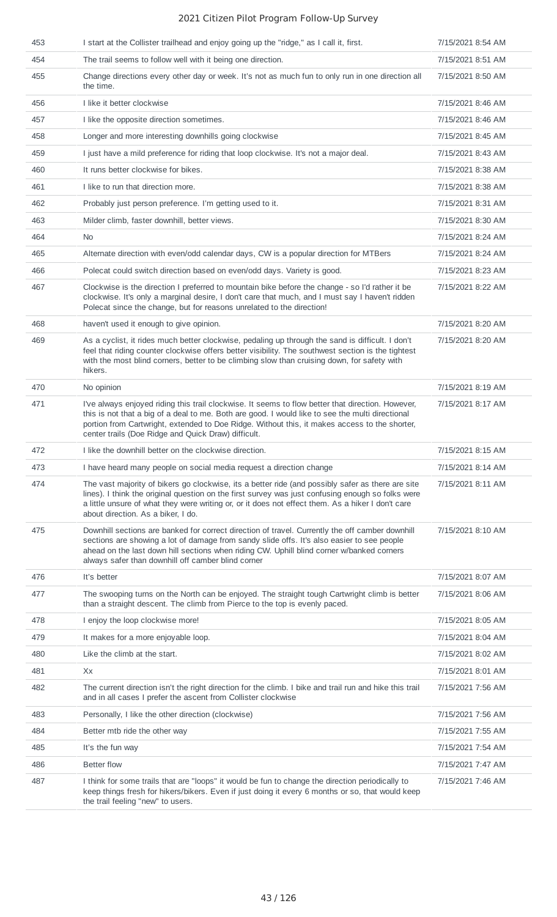| | | |
|---|---|---|
| 453 | I start at the Collister trailhead and enjoy going up the "ridge," as I call it, first. | 7/15/2021 8:54 AM |
| 454 | The trail seems to follow well with it being one direction. | 7/15/2021 8:51 AM |
| 455 | Change directions every other day or week. It's not as much fun to only run in one direction all the time. | 7/15/2021 8:50 AM |
| 456 | I like it better clockwise | 7/15/2021 8:46 AM |
| 457 | I like the opposite direction sometimes. | 7/15/2021 8:46 AM |
| 458 | Longer and more interesting downhills going clockwise | 7/15/2021 8:45 AM |
| 459 | I just have a mild preference for riding that loop clockwise. It's not a major deal. | 7/15/2021 8:43 AM |
| 460 | It runs better clockwise for bikes. | 7/15/2021 8:38 AM |
| 461 | I like to run that direction more. | 7/15/2021 8:38 AM |
| 462 | Probably just person preference. I'm getting used to it. | 7/15/2021 8:31 AM |
| 463 | Milder climb, faster downhill, better views. | 7/15/2021 8:30 AM |
| 464 | No | 7/15/2021 8:24 AM |
| 465 | Alternate direction with even/odd calendar days, CW is a popular direction for MTBers | 7/15/2021 8:24 AM |
| 466 | Polecat could switch direction based on even/odd days. Variety is good. | 7/15/2021 8:23 AM |
| 467 | Clockwise is the direction I preferred to mountain bike before the change - so I'd rather it be clockwise. It's only a marginal desire, I don't care that much, and I must say I haven't ridden Polecat since the change, but for reasons unrelated to the direction! | 7/15/2021 8:22 AM |
| 468 | haven't used it enough to give opinion. | 7/15/2021 8:20 AM |
| 469 | As a cyclist, it rides much better clockwise, pedaling up through the sand is difficult. I don't feel that riding counter clockwise offers better visibility. The southwest section is the tightest with the most blind corners, better to be climbing slow than cruising down, for safety with hikers. | 7/15/2021 8:20 AM |
| 470 | No opinion | 7/15/2021 8:19 AM |
| 471 | I've always enjoyed riding this trail clockwise. It seems to flow better that direction. However, this is not that a big of a deal to me. Both are good. I would like to see the multi directional portion from Cartwright, extended to Doe Ridge. Without this, it makes access to the shorter, center trails (Doe Ridge and Quick Draw) difficult. | 7/15/2021 8:17 AM |
| 472 | I like the downhill better on the clockwise direction. | 7/15/2021 8:15 AM |
| 473 | I have heard many people on social media request a direction change | 7/15/2021 8:14 AM |
| 474 | The vast majority of bikers go clockwise, its a better ride (and possibly safer as there are site lines). I think the original question on the first survey was just confusing enough so folks were a little unsure of what they were writing or, or it does not effect them. As a hiker I don't care about direction. As a biker, I do. | 7/15/2021 8:11 AM |
| 475 | Downhill sections are banked for correct direction of travel. Currently the off camber downhill sections are showing a lot of damage from sandy slide offs. It's also easier to see people ahead on the last down hill sections when riding CW. Uphill blind corner w/banked corners always safer than downhill off camber blind corner | 7/15/2021 8:10 AM |
| 476 | It's better | 7/15/2021 8:07 AM |
| 477 | The swooping turns on the North can be enjoyed. The straight tough Cartwright climb is better than a straight descent. The climb from Pierce to the top is evenly paced. | 7/15/2021 8:06 AM |
| 478 | I enjoy the loop clockwise more! | 7/15/2021 8:05 AM |
| 479 | It makes for a more enjoyable loop. | 7/15/2021 8:04 AM |
| 480 | Like the climb at the start. | 7/15/2021 8:02 AM |
| 481 | Xx | 7/15/2021 8:01 AM |
| 482 | The current direction isn't the right direction for the climb. I bike and trail run and hike this trail and in all cases I prefer the ascent from Collister clockwise | 7/15/2021 7:56 AM |
| 483 | Personally, I like the other direction (clockwise) | 7/15/2021 7:56 AM |
| 484 | Better mtb ride the other way | 7/15/2021 7:55 AM |
| 485 | It's the fun way | 7/15/2021 7:54 AM |
| 486 | Better flow | 7/15/2021 7:47 AM |
| 487 | I think for some trails that are "loops" it would be fun to change the direction periodically to keep things fresh for hikers/bikers. Even if just doing it every 6 months or so, that would keep the trail feeling "new" to users. | 7/15/2021 7:46 AM |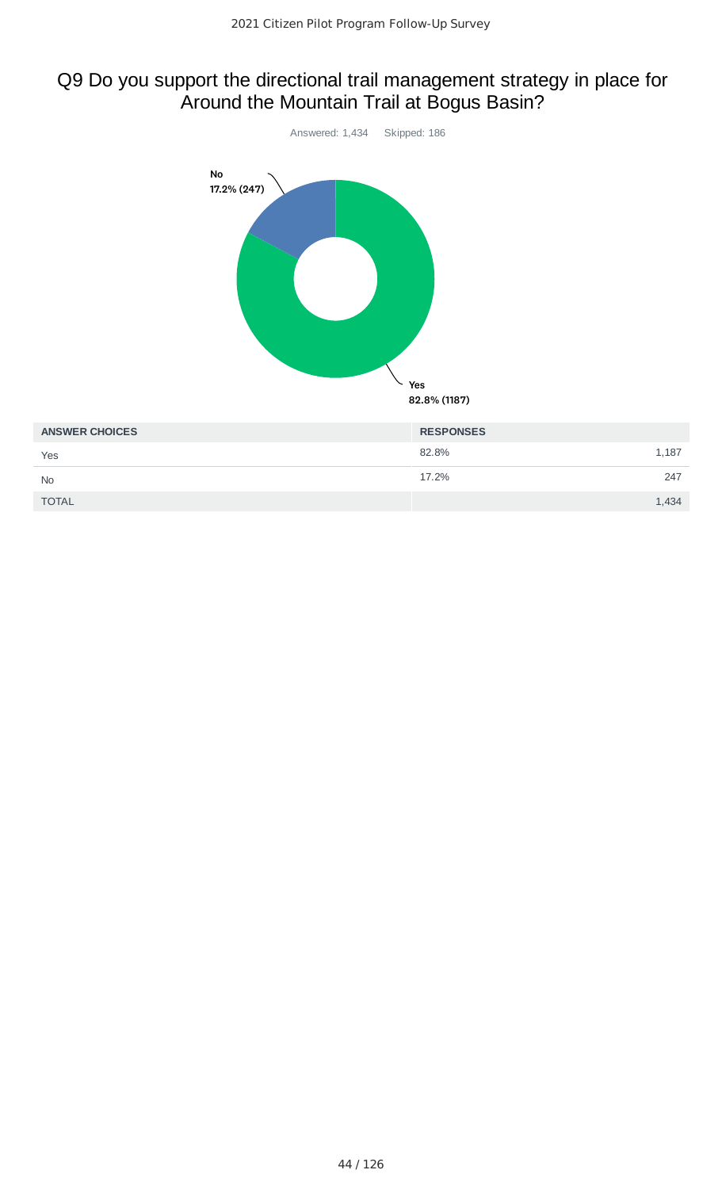## Q9 Do you support the directional trail management strategy in place for Around the Mountain Trail at Bogus Basin?

Answered: 1,434 Skipped: 186

No
17.2% (247)

Yes
82.8% (1187)

| ANSWER CHOICES | RESPONSES | |
|---|---|---|
| Yes | 82.8% | 1,187 |
| No | 17.2% | 247 |
| TOTAL | | 1,434 |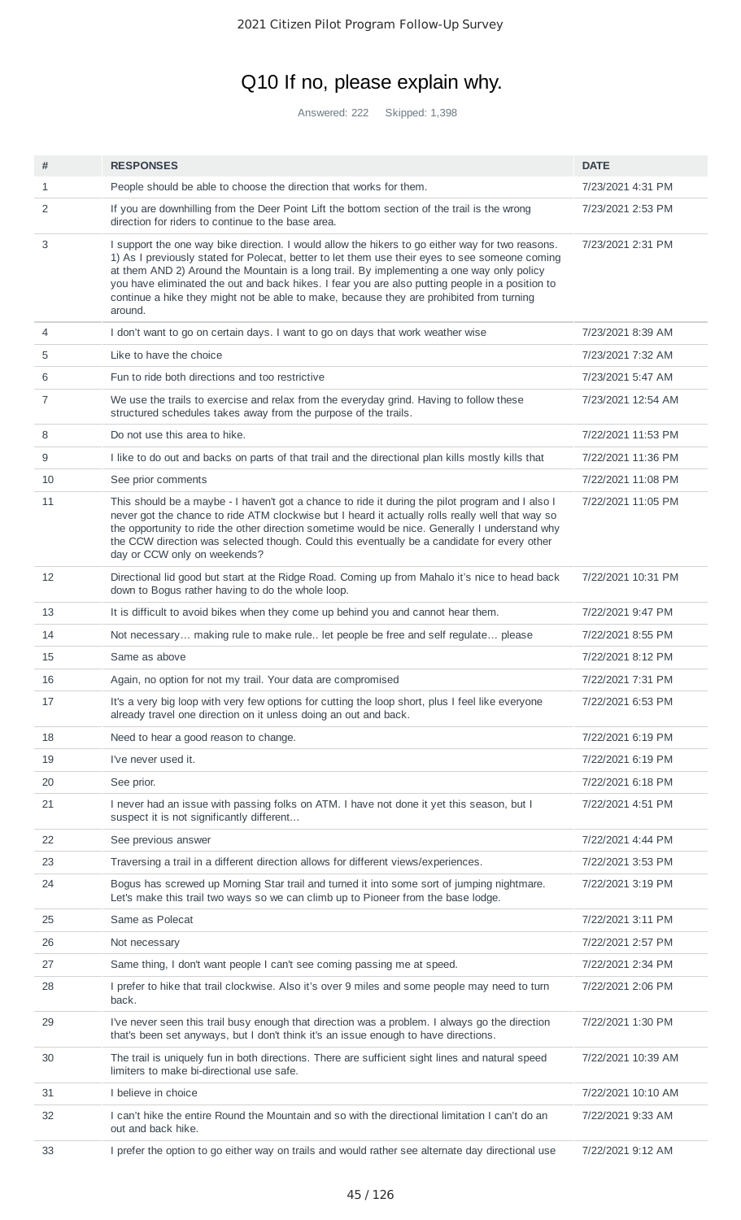# Q10 If no, please explain why.

Answered: 222 Skipped: 1,398

| # | RESPONSES | DATE |
|---|---|---|
| 1 | People should be able to choose the direction that works for them. | 7/23/2021 4:31 PM |
| 2 | If you are downhilling from the Deer Point Lift the bottom section of the trail is the wrong direction for riders to continue to the base area. | 7/23/2021 2:53 PM |
| 3 | I support the one way bike direction. I would allow the hikers to go either way for two reasons. 1) As I previously stated for Polecat, better to let them use their eyes to see someone coming at them AND 2) Around the Mountain is a long trail. By implementing a one way only policy you have eliminated the out and back hikes. I fear you are also putting people in a position to continue a hike they might not be able to make, because they are prohibited from turning around. | 7/23/2021 2:31 PM |
| 4 | I don't want to go on certain days. I want to go on days that work weather wise | 7/23/2021 8:39 AM |
| 5 | Like to have the choice | 7/23/2021 7:32 AM |
| 6 | Fun to ride both directions and too restrictive | 7/23/2021 5:47 AM |
| 7 | We use the trails to exercise and relax from the everyday grind. Having to follow these structured schedules takes away from the purpose of the trails. | 7/23/2021 12:54 AM |
| 8 | Do not use this area to hike. | 7/22/2021 11:53 PM |
| 9 | I like to do out and backs on parts of that trail and the directional plan kills mostly kills that | 7/22/2021 11:36 PM |
| 10 | See prior comments | 7/22/2021 11:08 PM |
| 11 | This should be a maybe - I haven't got a chance to ride it during the pilot program and I also I never got the chance to ride ATM clockwise but I heard it actually rolls really well that way so the opportunity to ride the other direction sometime would be nice. Generally I understand why the CCW direction was selected though. Could this eventually be a candidate for every other day or CCW only on weekends? | 7/22/2021 11:05 PM |
| 12 | Directional lid good but start at the Ridge Road. Coming up from Mahalo it's nice to head back down to Bogus rather having to do the whole loop. | 7/22/2021 10:31 PM |
| 13 | It is difficult to avoid bikes when they come up behind you and cannot hear them. | 7/22/2021 9:47 PM |
| 14 | Not necessary… making rule to make rule.. let people be free and self regulate… please | 7/22/2021 8:55 PM |
| 15 | Same as above | 7/22/2021 8:12 PM |
| 16 | Again, no option for not my trail. Your data are compromised | 7/22/2021 7:31 PM |
| 17 | It's a very big loop with very few options for cutting the loop short, plus I feel like everyone already travel one direction on it unless doing an out and back. | 7/22/2021 6:53 PM |
| 18 | Need to hear a good reason to change. | 7/22/2021 6:19 PM |
| 19 | I've never used it. | 7/22/2021 6:19 PM |
| 20 | See prior. | 7/22/2021 6:18 PM |
| 21 | I never had an issue with passing folks on ATM. I have not done it yet this season, but I suspect it is not significantly different... | 7/22/2021 4:51 PM |
| 22 | See previous answer | 7/22/2021 4:44 PM |
| 23 | Traversing a trail in a different direction allows for different views/experiences. | 7/22/2021 3:53 PM |
| 24 | Bogus has screwed up Morning Star trail and turned it into some sort of jumping nightmare. Let's make this trail two ways so we can climb up to Pioneer from the base lodge. | 7/22/2021 3:19 PM |
| 25 | Same as Polecat | 7/22/2021 3:11 PM |
| 26 | Not necessary | 7/22/2021 2:57 PM |
| 27 | Same thing, I don't want people I can't see coming passing me at speed. | 7/22/2021 2:34 PM |
| 28 | I prefer to hike that trail clockwise. Also it's over 9 miles and some people may need to turn back. | 7/22/2021 2:06 PM |
| 29 | I've never seen this trail busy enough that direction was a problem. I always go the direction that's been set anyways, but I don't think it's an issue enough to have directions. | 7/22/2021 1:30 PM |
| 30 | The trail is uniquely fun in both directions. There are sufficient sight lines and natural speed limiters to make bi-directional use safe. | 7/22/2021 10:39 AM |
| 31 | I believe in choice | 7/22/2021 10:10 AM |
| 32 | I can't hike the entire Round the Mountain and so with the directional limitation I can't do an out and back hike. | 7/22/2021 9:33 AM |
| 33 | I prefer the option to go either way on trails and would rather see alternate day directional use | 7/22/2021 9:12 AM |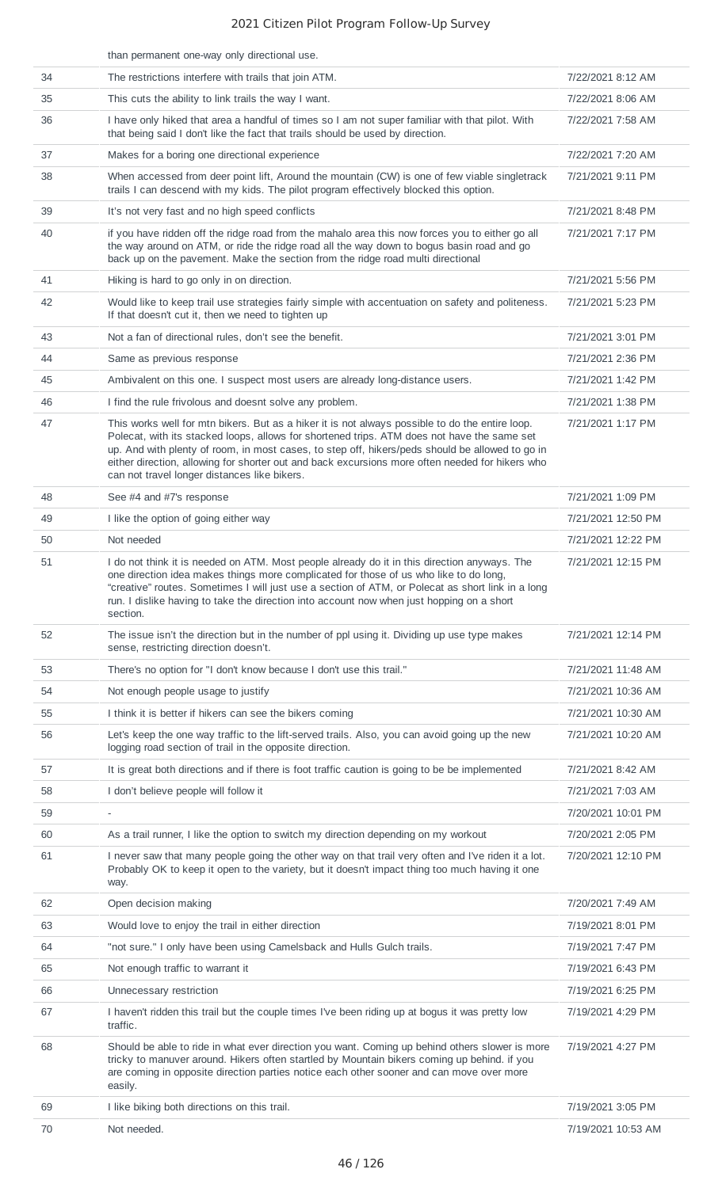than permanent one-way only directional use.

| | | |
|---|---|---|
| 34 | The restrictions interfere with trails that join ATM. | 7/22/2021 8:12 AM |
| 35 | This cuts the ability to link trails the way I want. | 7/22/2021 8:06 AM |
| 36 | I have only hiked that area a handful of times so I am not super familiar with that pilot. With that being said I don't like the fact that trails should be used by direction. | 7/22/2021 7:58 AM |
| 37 | Makes for a boring one directional experience | 7/22/2021 7:20 AM |
| 38 | When accessed from deer point lift, Around the mountain (CW) is one of few viable singletrack trails I can descend with my kids. The pilot program effectively blocked this option. | 7/21/2021 9:11 PM |
| 39 | It's not very fast and no high speed conflicts | 7/21/2021 8:48 PM |
| 40 | if you have ridden off the ridge road from the mahalo area this now forces you to either go all the way around on ATM, or ride the ridge road all the way down to bogus basin road and go back up on the pavement. Make the section from the ridge road multi directional | 7/21/2021 7:17 PM |
| 41 | Hiking is hard to go only in on direction. | 7/21/2021 5:56 PM |
| 42 | Would like to keep trail use strategies fairly simple with accentuation on safety and politeness. If that doesn't cut it, then we need to tighten up | 7/21/2021 5:23 PM |
| 43 | Not a fan of directional rules, don't see the benefit. | 7/21/2021 3:01 PM |
| 44 | Same as previous response | 7/21/2021 2:36 PM |
| 45 | Ambivalent on this one. I suspect most users are already long-distance users. | 7/21/2021 1:42 PM |
| 46 | I find the rule frivolous and doesnt solve any problem. | 7/21/2021 1:38 PM |
| 47 | This works well for mtn bikers. But as a hiker it is not always possible to do the entire loop. Polecat, with its stacked loops, allows for shortened trips. ATM does not have the same set up. And with plenty of room, in most cases, to step off, hikers/peds should be allowed to go in either direction, allowing for shorter out and back excursions more often needed for hikers who can not travel longer distances like bikers. | 7/21/2021 1:17 PM |
| 48 | See #4 and #7's response | 7/21/2021 1:09 PM |
| 49 | I like the option of going either way | 7/21/2021 12:50 PM |
| 50 | Not needed | 7/21/2021 12:22 PM |
| 51 | I do not think it is needed on ATM. Most people already do it in this direction anyways. The one direction idea makes things more complicated for those of us who like to do long, "creative" routes. Sometimes I will just use a section of ATM, or Polecat as short link in a long run. I dislike having to take the direction into account now when just hopping on a short section. | 7/21/2021 12:15 PM |
| 52 | The issue isn't the direction but in the number of ppl using it. Dividing up use type makes sense, restricting direction doesn't. | 7/21/2021 12:14 PM |
| 53 | There's no option for "I don't know because I don't use this trail." | 7/21/2021 11:48 AM |
| 54 | Not enough people usage to justify | 7/21/2021 10:36 AM |
| 55 | I think it is better if hikers can see the bikers coming | 7/21/2021 10:30 AM |
| 56 | Let's keep the one way traffic to the lift-served trails. Also, you can avoid going up the new logging road section of trail in the opposite direction. | 7/21/2021 10:20 AM |
| 57 | It is great both directions and if there is foot traffic caution is going to be be implemented | 7/21/2021 8:42 AM |
| 58 | I don't believe people will follow it | 7/21/2021 7:03 AM |
| 59 | - | 7/20/2021 10:01 PM |
| 60 | As a trail runner, I like the option to switch my direction depending on my workout | 7/20/2021 2:05 PM |
| 61 | I never saw that many people going the other way on that trail very often and I've riden it a lot. Probably OK to keep it open to the variety, but it doesn't impact thing too much having it one way. | 7/20/2021 12:10 PM |
| 62 | Open decision making | 7/20/2021 7:49 AM |
| 63 | Would love to enjoy the trail in either direction | 7/19/2021 8:01 PM |
| 64 | "not sure." I only have been using Camelsback and Hulls Gulch trails. | 7/19/2021 7:47 PM |
| 65 | Not enough traffic to warrant it | 7/19/2021 6:43 PM |
| 66 | Unnecessary restriction | 7/19/2021 6:25 PM |
| 67 | I haven't ridden this trail but the couple times I've been riding up at bogus it was pretty low traffic. | 7/19/2021 4:29 PM |
| 68 | Should be able to ride in what ever direction you want. Coming up behind others slower is more tricky to manuver around. Hikers often startled by Mountain bikers coming up behind. if you are coming in opposite direction parties notice each other sooner and can move over more easily. | 7/19/2021 4:27 PM |
| 69 | I like biking both directions on this trail. | 7/19/2021 3:05 PM |
| 70 | Not needed. | 7/19/2021 10:53 AM |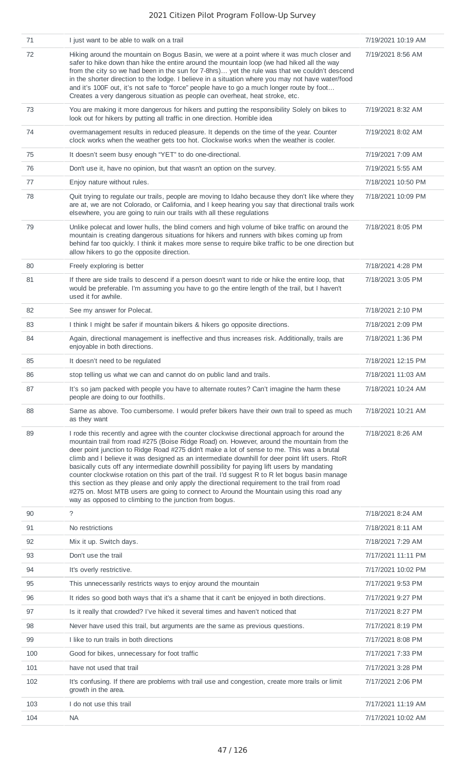| | | |
|---|---|---|
| 71 | I just want to be able to walk on a trail | 7/19/2021 10:19 AM |
| 72 | Hiking around the mountain on Bogus Basin, we were at a point where it was much closer and safer to hike down than hike the entire around the mountain loop (we had hiked all the way from the city so we had been in the sun for 7-8hrs)… yet the rule was that we couldn't descend in the shorter direction to the lodge. I believe in a situation where you may not have water/food and it's 100F out, it's not safe to "force" people have to go a much longer route by foot… Creates a very dangerous situation as people can overheat, heat stroke, etc. | 7/19/2021 8:56 AM |
| 73 | You are making it more dangerous for hikers and putting the responsibility Solely on bikes to look out for hikers by putting all traffic in one direction. Horrible idea | 7/19/2021 8:32 AM |
| 74 | overmanagement results in reduced pleasure. It depends on the time of the year. Counter clock works when the weather gets too hot. Clockwise works when the weather is cooler. | 7/19/2021 8:02 AM |
| 75 | It doesn't seem busy enough "YET" to do one-directional. | 7/19/2021 7:09 AM |
| 76 | Don't use it, have no opinion, but that wasn't an option on the survey. | 7/19/2021 5:55 AM |
| 77 | Enjoy nature without rules. | 7/18/2021 10:50 PM |
| 78 | Quit trying to regulate our trails, people are moving to Idaho because they don't like where they are at, we are not Colorado, or California, and I keep hearing you say that directional trails work elsewhere, you are going to ruin our trails with all these regulations | 7/18/2021 10:09 PM |
| 79 | Unlike polecat and lower hulls, the blind corners and high volume of bike traffic on around the mountain is creating dangerous situations for hikers and runners with bikes coming up from behind far too quickly. I think it makes more sense to require bike traffic to be one direction but allow hikers to go the opposite direction. | 7/18/2021 8:05 PM |
| 80 | Freely exploring is better | 7/18/2021 4:28 PM |
| 81 | If there are side trails to descend if a person doesn't want to ride or hike the entire loop, that would be preferable. I'm assuming you have to go the entire length of the trail, but I haven't used it for awhile. | 7/18/2021 3:05 PM |
| 82 | See my answer for Polecat. | 7/18/2021 2:10 PM |
| 83 | I think I might be safer if mountain bikers & hikers go opposite directions. | 7/18/2021 2:09 PM |
| 84 | Again, directional management is ineffective and thus increases risk. Additionally, trails are enjoyable in both directions. | 7/18/2021 1:36 PM |
| 85 | It doesn't need to be regulated | 7/18/2021 12:15 PM |
| 86 | stop telling us what we can and cannot do on public land and trails. | 7/18/2021 11:03 AM |
| 87 | It's so jam packed with people you have to alternate routes? Can't imagine the harm these people are doing to our foothills. | 7/18/2021 10:24 AM |
| 88 | Same as above. Too cumbersome. I would prefer bikers have their own trail to speed as much as they want | 7/18/2021 10:21 AM |
| 89 | I rode this recently and agree with the counter clockwise directional approach for around the mountain trail from road #275 (Boise Ridge Road) on. However, around the mountain from the deer point junction to Ridge Road #275 didn't make a lot of sense to me. This was a brutal climb and I believe it was designed as an intermediate downhill for deer point lift users. RtoR basically cuts off any intermediate downhill possibility for paying lift users by mandating counter clockwise rotation on this part of the trail. I'd suggest R to R let bogus basin manage this section as they please and only apply the directional requirement to the trail from road #275 on. Most MTB users are going to connect to Around the Mountain using this road any way as opposed to climbing to the junction from bogus. | 7/18/2021 8:26 AM |
| 90 | ? | 7/18/2021 8:24 AM |
| 91 | No restrictions | 7/18/2021 8:11 AM |
| 92 | Mix it up. Switch days. | 7/18/2021 7:29 AM |
| 93 | Don't use the trail | 7/17/2021 11:11 PM |
| 94 | It's overly restrictive. | 7/17/2021 10:02 PM |
| 95 | This unnecessarily restricts ways to enjoy around the mountain | 7/17/2021 9:53 PM |
| 96 | It rides so good both ways that it's a shame that it can't be enjoyed in both directions. | 7/17/2021 9:27 PM |
| 97 | Is it really that crowded? I've hiked it several times and haven't noticed that | 7/17/2021 8:27 PM |
| 98 | Never have used this trail, but arguments are the same as previous questions. | 7/17/2021 8:19 PM |
| 99 | I like to run trails in both directions | 7/17/2021 8:08 PM |
| 100 | Good for bikes, unnecessary for foot traffic | 7/17/2021 7:33 PM |
| 101 | have not used that trail | 7/17/2021 3:28 PM |
| 102 | It's confusing. If there are problems with trail use and congestion, create more trails or limit growth in the area. | 7/17/2021 2:06 PM |
| 103 | I do not use this trail | 7/17/2021 11:19 AM |
| 104 | NA | 7/17/2021 10:02 AM |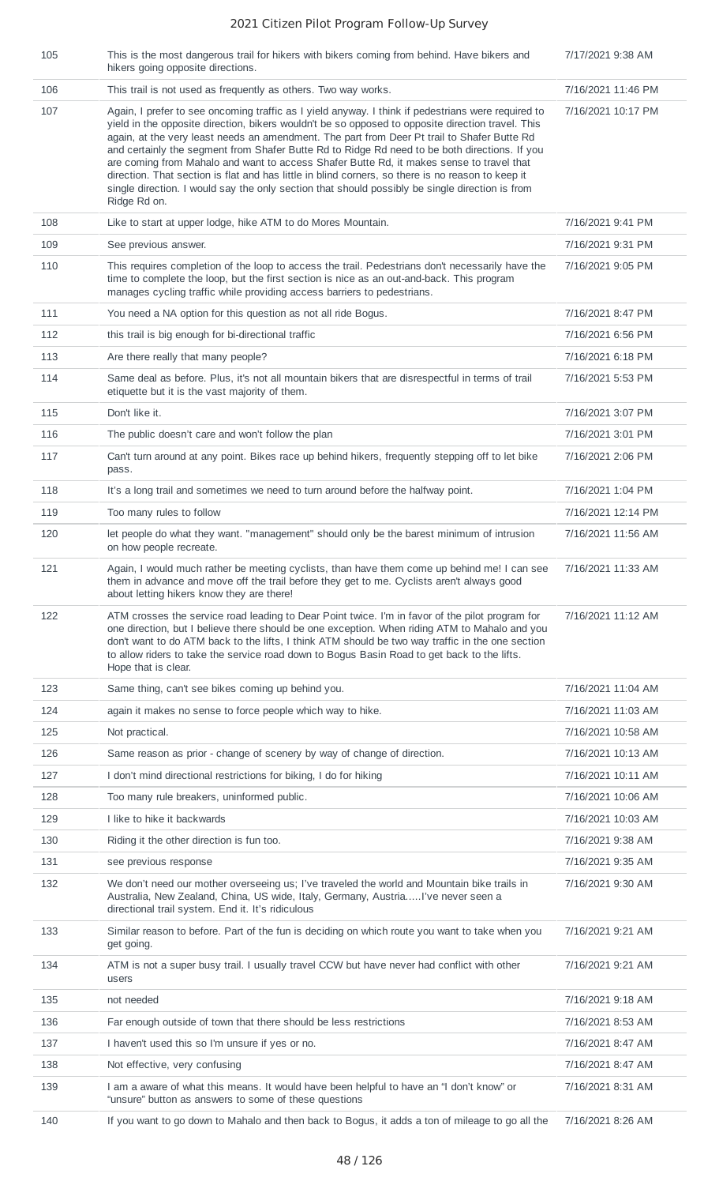| | | |
|---|---|---|
| 105 | This is the most dangerous trail for hikers with bikers coming from behind. Have bikers and hikers going opposite directions. | 7/17/2021 9:38 AM |
| 106 | This trail is not used as frequently as others. Two way works. | 7/16/2021 11:46 PM |
| 107 | Again, I prefer to see oncoming traffic as I yield anyway. I think if pedestrians were required to yield in the opposite direction, bikers wouldn't be so opposed to opposite direction travel. This again, at the very least needs an amendment. The part from Deer Pt trail to Shafer Butte Rd and certainly the segment from Shafer Butte Rd to Ridge Rd need to be both directions. If you are coming from Mahalo and want to access Shafer Butte Rd, it makes sense to travel that direction. That section is flat and has little in blind corners, so there is no reason to keep it single direction. I would say the only section that should possibly be single direction is from Ridge Rd on. | 7/16/2021 10:17 PM |
| 108 | Like to start at upper lodge, hike ATM to do Mores Mountain. | 7/16/2021 9:41 PM |
| 109 | See previous answer. | 7/16/2021 9:31 PM |
| 110 | This requires completion of the loop to access the trail. Pedestrians don't necessarily have the time to complete the loop, but the first section is nice as an out-and-back. This program manages cycling traffic while providing access barriers to pedestrians. | 7/16/2021 9:05 PM |
| 111 | You need a NA option for this question as not all ride Bogus. | 7/16/2021 8:47 PM |
| 112 | this trail is big enough for bi-directional traffic | 7/16/2021 6:56 PM |
| 113 | Are there really that many people? | 7/16/2021 6:18 PM |
| 114 | Same deal as before. Plus, it's not all mountain bikers that are disrespectful in terms of trail etiquette but it is the vast majority of them. | 7/16/2021 5:53 PM |
| 115 | Don't like it. | 7/16/2021 3:07 PM |
| 116 | The public doesn't care and won't follow the plan | 7/16/2021 3:01 PM |
| 117 | Can't turn around at any point. Bikes race up behind hikers, frequently stepping off to let bike pass. | 7/16/2021 2:06 PM |
| 118 | It's a long trail and sometimes we need to turn around before the halfway point. | 7/16/2021 1:04 PM |
| 119 | Too many rules to follow | 7/16/2021 12:14 PM |
| 120 | let people do what they want. "management" should only be the barest minimum of intrusion on how people recreate. | 7/16/2021 11:56 AM |
| 121 | Again, I would much rather be meeting cyclists, than have them come up behind me! I can see them in advance and move off the trail before they get to me. Cyclists aren't always good about letting hikers know they are there! | 7/16/2021 11:33 AM |
| 122 | ATM crosses the service road leading to Dear Point twice. I'm in favor of the pilot program for one direction, but I believe there should be one exception. When riding ATM to Mahalo and you don't want to do ATM back to the lifts, I think ATM should be two way traffic in the one section to allow riders to take the service road down to Bogus Basin Road to get back to the lifts. Hope that is clear. | 7/16/2021 11:12 AM |
| 123 | Same thing, can't see bikes coming up behind you. | 7/16/2021 11:04 AM |
| 124 | again it makes no sense to force people which way to hike. | 7/16/2021 11:03 AM |
| 125 | Not practical. | 7/16/2021 10:58 AM |
| 126 | Same reason as prior - change of scenery by way of change of direction. | 7/16/2021 10:13 AM |
| 127 | I don't mind directional restrictions for biking, I do for hiking | 7/16/2021 10:11 AM |
| 128 | Too many rule breakers, uninformed public. | 7/16/2021 10:06 AM |
| 129 | I like to hike it backwards | 7/16/2021 10:03 AM |
| 130 | Riding it the other direction is fun too. | 7/16/2021 9:38 AM |
| 131 | see previous response | 7/16/2021 9:35 AM |
| 132 | We don't need our mother overseeing us; I've traveled the world and Mountain bike trails in Australia, New Zealand, China, US wide, Italy, Germany, Austria.....I've never seen a directional trail system. End it. It's ridiculous | 7/16/2021 9:30 AM |
| 133 | Similar reason to before. Part of the fun is deciding on which route you want to take when you get going. | 7/16/2021 9:21 AM |
| 134 | ATM is not a super busy trail. I usually travel CCW but have never had conflict with other users | 7/16/2021 9:21 AM |
| 135 | not needed | 7/16/2021 9:18 AM |
| 136 | Far enough outside of town that there should be less restrictions | 7/16/2021 8:53 AM |
| 137 | I haven't used this so I'm unsure if yes or no. | 7/16/2021 8:47 AM |
| 138 | Not effective, very confusing | 7/16/2021 8:47 AM |
| 139 | I am a aware of what this means. It would have been helpful to have an "I don't know" or "unsure" button as answers to some of these questions | 7/16/2021 8:31 AM |
| 140 | If you want to go down to Mahalo and then back to Bogus, it adds a ton of mileage to go all the | 7/16/2021 8:26 AM |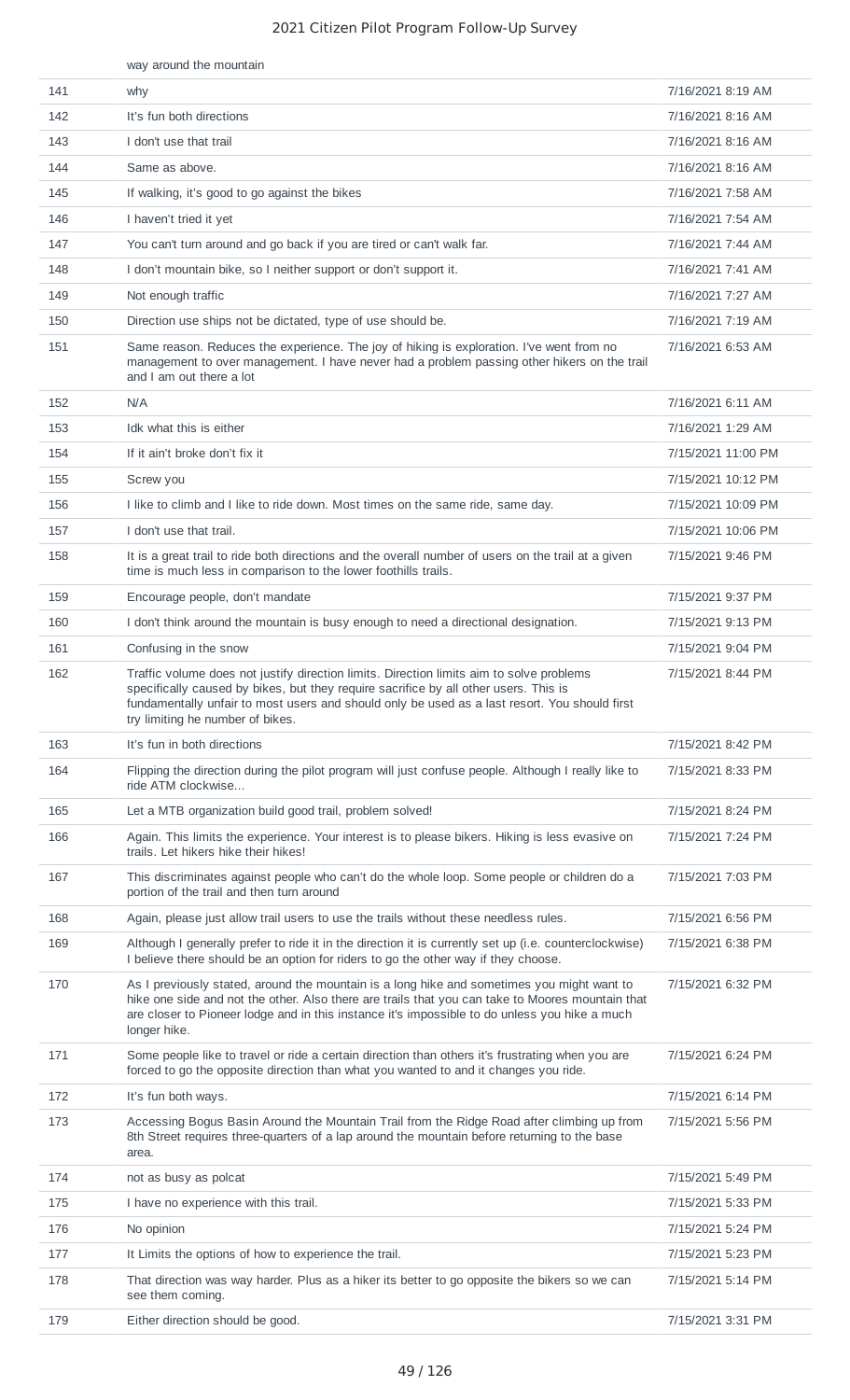| | way around the mountain | |
|---|---|---|
| 141 | why | 7/16/2021 8:19 AM |
| 142 | It's fun both directions | 7/16/2021 8:16 AM |
| 143 | I don't use that trail | 7/16/2021 8:16 AM |
| 144 | Same as above. | 7/16/2021 8:16 AM |
| 145 | If walking, it's good to go against the bikes | 7/16/2021 7:58 AM |
| 146 | I haven't tried it yet | 7/16/2021 7:54 AM |
| 147 | You can't turn around and go back if you are tired or can't walk far. | 7/16/2021 7:44 AM |
| 148 | I don't mountain bike, so I neither support or don't support it. | 7/16/2021 7:41 AM |
| 149 | Not enough traffic | 7/16/2021 7:27 AM |
| 150 | Direction use ships not be dictated, type of use should be. | 7/16/2021 7:19 AM |
| 151 | Same reason. Reduces the experience. The joy of hiking is exploration. I've went from no management to over management. I have never had a problem passing other hikers on the trail and I am out there a lot | 7/16/2021 6:53 AM |
| 152 | N/A | 7/16/2021 6:11 AM |
| 153 | Idk what this is either | 7/16/2021 1:29 AM |
| 154 | If it ain't broke don't fix it | 7/15/2021 11:00 PM |
| 155 | Screw you | 7/15/2021 10:12 PM |
| 156 | I like to climb and I like to ride down. Most times on the same ride, same day. | 7/15/2021 10:09 PM |
| 157 | I don't use that trail. | 7/15/2021 10:06 PM |
| 158 | It is a great trail to ride both directions and the overall number of users on the trail at a given time is much less in comparison to the lower foothills trails. | 7/15/2021 9:46 PM |
| 159 | Encourage people, don't mandate | 7/15/2021 9:37 PM |
| 160 | I don't think around the mountain is busy enough to need a directional designation. | 7/15/2021 9:13 PM |
| 161 | Confusing in the snow | 7/15/2021 9:04 PM |
| 162 | Traffic volume does not justify direction limits. Direction limits aim to solve problems specifically caused by bikes, but they require sacrifice by all other users. This is fundamentally unfair to most users and should only be used as a last resort. You should first try limiting he number of bikes. | 7/15/2021 8:44 PM |
| 163 | It's fun in both directions | 7/15/2021 8:42 PM |
| 164 | Flipping the direction during the pilot program will just confuse people. Although I really like to ride ATM clockwise... | 7/15/2021 8:33 PM |
| 165 | Let a MTB organization build good trail, problem solved! | 7/15/2021 8:24 PM |
| 166 | Again. This limits the experience. Your interest is to please bikers. Hiking is less evasive on trails. Let hikers hike their hikes! | 7/15/2021 7:24 PM |
| 167 | This discriminates against people who can't do the whole loop. Some people or children do a portion of the trail and then turn around | 7/15/2021 7:03 PM |
| 168 | Again, please just allow trail users to use the trails without these needless rules. | 7/15/2021 6:56 PM |
| 169 | Although I generally prefer to ride it in the direction it is currently set up (i.e. counterclockwise) I believe there should be an option for riders to go the other way if they choose. | 7/15/2021 6:38 PM |
| 170 | As I previously stated, around the mountain is a long hike and sometimes you might want to hike one side and not the other. Also there are trails that you can take to Moores mountain that are closer to Pioneer lodge and in this instance it's impossible to do unless you hike a much longer hike. | 7/15/2021 6:32 PM |
| 171 | Some people like to travel or ride a certain direction than others it's frustrating when you are forced to go the opposite direction than what you wanted to and it changes you ride. | 7/15/2021 6:24 PM |
| 172 | It's fun both ways. | 7/15/2021 6:14 PM |
| 173 | Accessing Bogus Basin Around the Mountain Trail from the Ridge Road after climbing up from 8th Street requires three-quarters of a lap around the mountain before returning to the base area. | 7/15/2021 5:56 PM |
| 174 | not as busy as polcat | 7/15/2021 5:49 PM |
| 175 | I have no experience with this trail. | 7/15/2021 5:33 PM |
| 176 | No opinion | 7/15/2021 5:24 PM |
| 177 | It Limits the options of how to experience the trail. | 7/15/2021 5:23 PM |
| 178 | That direction was way harder. Plus as a hiker its better to go opposite the bikers so we can see them coming. | 7/15/2021 5:14 PM |
| 179 | Either direction should be good. | 7/15/2021 3:31 PM |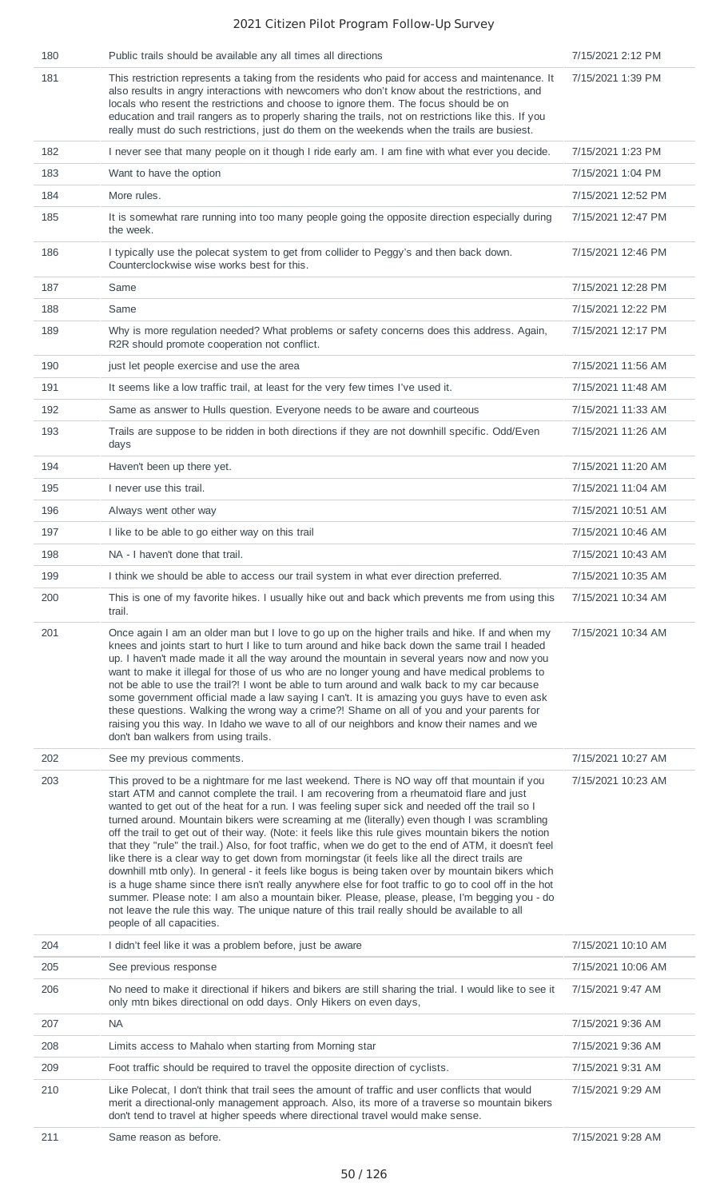| | | |
|---|---|---|
| 180 | Public trails should be available any all times all directions | 7/15/2021 2:12 PM |
| 181 | This restriction represents a taking from the residents who paid for access and maintenance. It also results in angry interactions with newcomers who don't know about the restrictions, and locals who resent the restrictions and choose to ignore them. The focus should be on education and trail rangers as to properly sharing the trails, not on restrictions like this. If you really must do such restrictions, just do them on the weekends when the trails are busiest. | 7/15/2021 1:39 PM |
| 182 | I never see that many people on it though I ride early am. I am fine with what ever you decide. | 7/15/2021 1:23 PM |
| 183 | Want to have the option | 7/15/2021 1:04 PM |
| 184 | More rules. | 7/15/2021 12:52 PM |
| 185 | It is somewhat rare running into too many people going the opposite direction especially during the week. | 7/15/2021 12:47 PM |
| 186 | I typically use the polecat system to get from collider to Peggy's and then back down. Counterclockwise wise works best for this. | 7/15/2021 12:46 PM |
| 187 | Same | 7/15/2021 12:28 PM |
| 188 | Same | 7/15/2021 12:22 PM |
| 189 | Why is more regulation needed? What problems or safety concerns does this address. Again, R2R should promote cooperation not conflict. | 7/15/2021 12:17 PM |
| 190 | just let people exercise and use the area | 7/15/2021 11:56 AM |
| 191 | It seems like a low traffic trail, at least for the very few times I've used it. | 7/15/2021 11:48 AM |
| 192 | Same as answer to Hulls question. Everyone needs to be aware and courteous | 7/15/2021 11:33 AM |
| 193 | Trails are suppose to be ridden in both directions if they are not downhill specific. Odd/Even days | 7/15/2021 11:26 AM |
| 194 | Haven't been up there yet. | 7/15/2021 11:20 AM |
| 195 | I never use this trail. | 7/15/2021 11:04 AM |
| 196 | Always went other way | 7/15/2021 10:51 AM |
| 197 | I like to be able to go either way on this trail | 7/15/2021 10:46 AM |
| 198 | NA - I haven't done that trail. | 7/15/2021 10:43 AM |
| 199 | I think we should be able to access our trail system in what ever direction preferred. | 7/15/2021 10:35 AM |
| 200 | This is one of my favorite hikes. I usually hike out and back which prevents me from using this trail. | 7/15/2021 10:34 AM |
| 201 | Once again I am an older man but I love to go up on the higher trails and hike. If and when my knees and joints start to hurt I like to turn around and hike back down the same trail I headed up. I haven't made made it all the way around the mountain in several years now and now you want to make it illegal for those of us who are no longer young and have medical problems to not be able to use the trail?! I wont be able to turn around and walk back to my car because some government official made a law saying I can't. It is amazing you guys have to even ask these questions. Walking the wrong way a crime?! Shame on all of you and your parents for raising you this way. In Idaho we wave to all of our neighbors and know their names and we don't ban walkers from using trails. | 7/15/2021 10:34 AM |
| 202 | See my previous comments. | 7/15/2021 10:27 AM |
| 203 | This proved to be a nightmare for me last weekend. There is NO way off that mountain if you start ATM and cannot complete the trail. I am recovering from a rheumatoid flare and just wanted to get out of the heat for a run. I was feeling super sick and needed off the trail so I turned around. Mountain bikers were screaming at me (literally) even though I was scrambling off the trail to get out of their way. (Note: it feels like this rule gives mountain bikers the notion that they "rule" the trail.) Also, for foot traffic, when we do get to the end of ATM, it doesn't feel like there is a clear way to get down from morningstar (it feels like all the direct trails are downhill mtb only). In general - it feels like bogus is being taken over by mountain bikers which is a huge shame since there isn't really anywhere else for foot traffic to go to cool off in the hot summer. Please note: I am also a mountain biker. Please, please, please, I'm begging you - do not leave the rule this way. The unique nature of this trail really should be available to all people of all capacities. | 7/15/2021 10:23 AM |
| 204 | I didn't feel like it was a problem before, just be aware | 7/15/2021 10:10 AM |
| 205 | See previous response | 7/15/2021 10:06 AM |
| 206 | No need to make it directional if hikers and bikers are still sharing the trial. I would like to see it only mtn bikes directional on odd days. Only Hikers on even days, | 7/15/2021 9:47 AM |
| 207 | NA | 7/15/2021 9:36 AM |
| 208 | Limits access to Mahalo when starting from Morning star | 7/15/2021 9:36 AM |
| 209 | Foot traffic should be required to travel the opposite direction of cyclists. | 7/15/2021 9:31 AM |
| 210 | Like Polecat, I don't think that trail sees the amount of traffic and user conflicts that would merit a directional-only management approach. Also, its more of a traverse so mountain bikers don't tend to travel at higher speeds where directional travel would make sense. | 7/15/2021 9:29 AM |
| 211 | Same reason as before. | 7/15/2021 9:28 AM |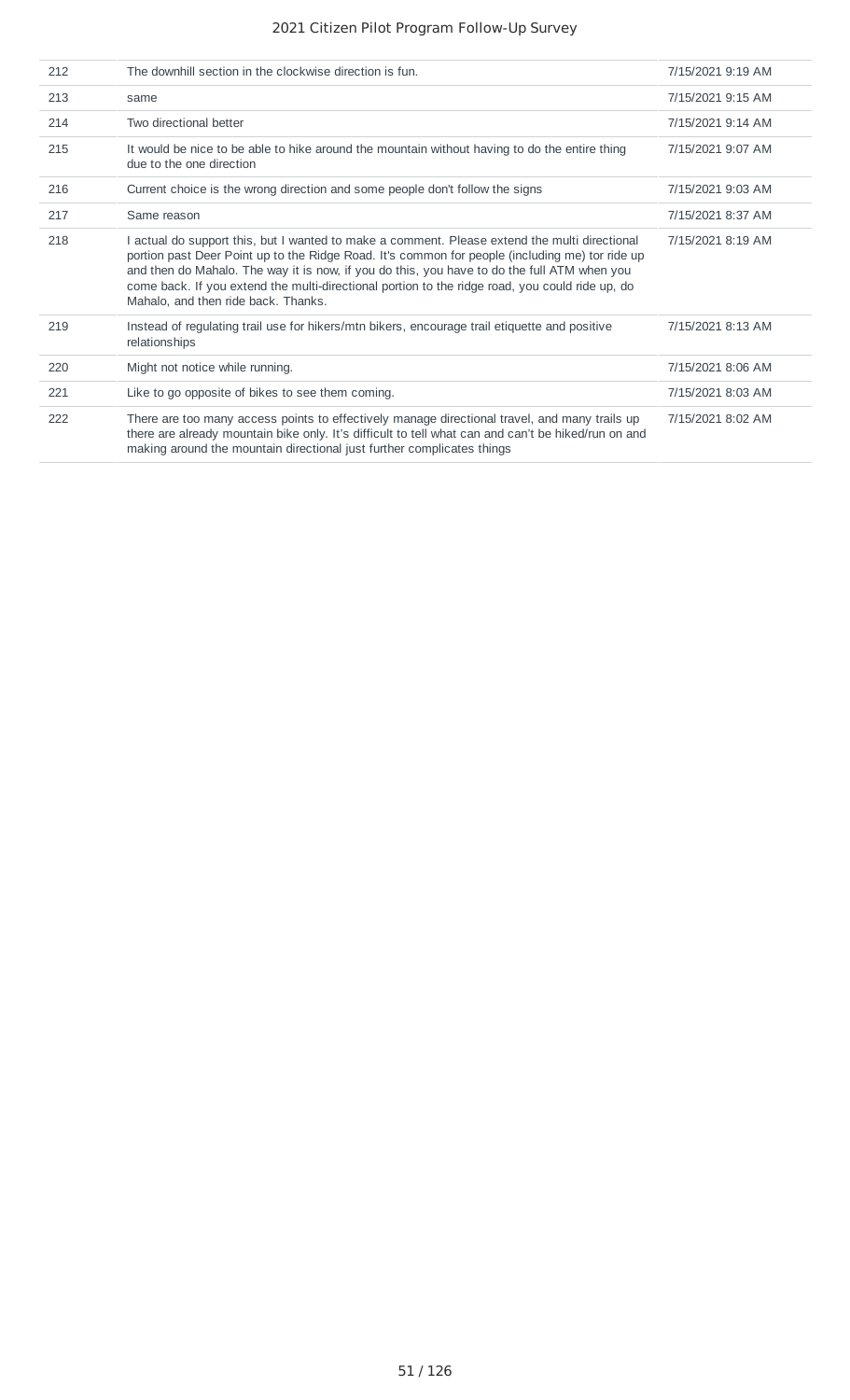| | | |
|---|---|---|
| 212 | The downhill section in the clockwise direction is fun. | 7/15/2021 9:19 AM |
| 213 | same | 7/15/2021 9:15 AM |
| 214 | Two directional better | 7/15/2021 9:14 AM |
| 215 | It would be nice to be able to hike around the mountain without having to do the entire thing due to the one direction | 7/15/2021 9:07 AM |
| 216 | Current choice is the wrong direction and some people don't follow the signs | 7/15/2021 9:03 AM |
| 217 | Same reason | 7/15/2021 8:37 AM |
| 218 | I actual do support this, but I wanted to make a comment. Please extend the multi directional portion past Deer Point up to the Ridge Road. It's common for people (including me) tor ride up and then do Mahalo. The way it is now, if you do this, you have to do the full ATM when you come back. If you extend the multi-directional portion to the ridge road, you could ride up, do Mahalo, and then ride back. Thanks. | 7/15/2021 8:19 AM |
| 219 | Instead of regulating trail use for hikers/mtn bikers, encourage trail etiquette and positive relationships | 7/15/2021 8:13 AM |
| 220 | Might not notice while running. | 7/15/2021 8:06 AM |
| 221 | Like to go opposite of bikes to see them coming. | 7/15/2021 8:03 AM |
| 222 | There are too many access points to effectively manage directional travel, and many trails up there are already mountain bike only. It's difficult to tell what can and can't be hiked/run on and making around the mountain directional just further complicates things | 7/15/2021 8:02 AM |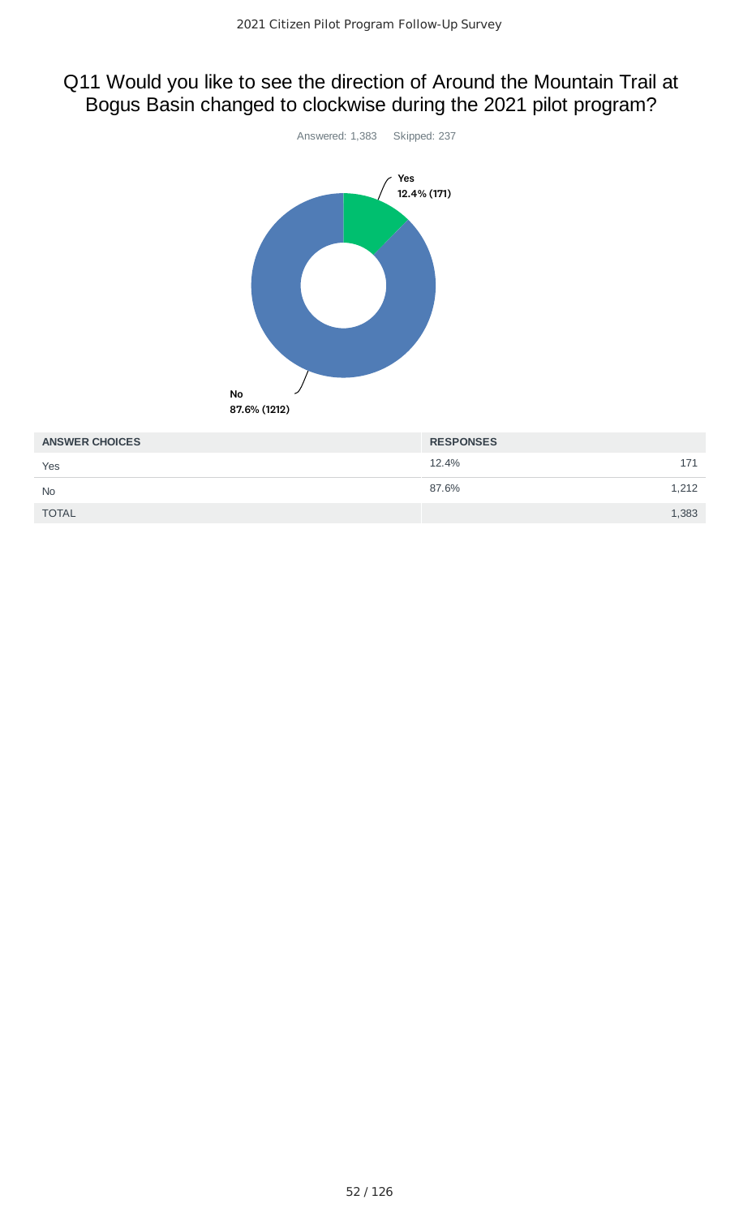## Q11 Would you like to see the direction of Around the Mountain Trail at Bogus Basin changed to clockwise during the 2021 pilot program?

Answered: 1,383 Skipped: 237

Yes 12.4% (171)

No 87.6% (1212)

| ANSWER CHOICES | RESPONSES | |
|---|---|---|
| Yes | 12.4% | 171 |
| No | 87.6% | 1,212 |
| TOTAL | | 1,383 |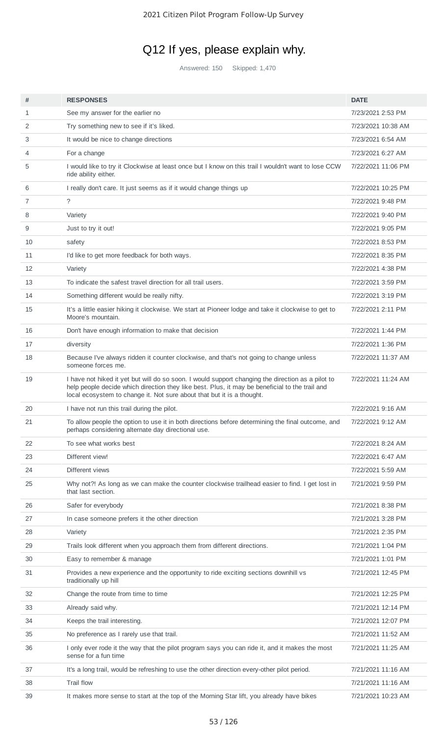## Q12 If yes, please explain why.

Answered: 150 Skipped: 1,470

| # | RESPONSES | DATE |
|---|---|---|
| 1 | See my answer for the earlier no | 7/23/2021 2:53 PM |
| 2 | Try something new to see if it's liked. | 7/23/2021 10:38 AM |
| 3 | It would be nice to change directions | 7/23/2021 6:54 AM |
| 4 | For a change | 7/23/2021 6:27 AM |
| 5 | I would like to try it Clockwise at least once but I know on this trail I wouldn't want to lose CCW ride ability either. | 7/22/2021 11:06 PM |
| 6 | I really don't care. It just seems as if it would change things up | 7/22/2021 10:25 PM |
| 7 | ? | 7/22/2021 9:48 PM |
| 8 | Variety | 7/22/2021 9:40 PM |
| 9 | Just to try it out! | 7/22/2021 9:05 PM |
| 10 | safety | 7/22/2021 8:53 PM |
| 11 | I'd like to get more feedback for both ways. | 7/22/2021 8:35 PM |
| 12 | Variety | 7/22/2021 4:38 PM |
| 13 | To indicate the safest travel direction for all trail users. | 7/22/2021 3:59 PM |
| 14 | Something different would be really nifty. | 7/22/2021 3:19 PM |
| 15 | It's a little easier hiking it clockwise. We start at Pioneer lodge and take it clockwise to get to Moore's mountain. | 7/22/2021 2:11 PM |
| 16 | Don't have enough information to make that decision | 7/22/2021 1:44 PM |
| 17 | diversity | 7/22/2021 1:36 PM |
| 18 | Because I've always ridden it counter clockwise, and that's not going to change unless someone forces me. | 7/22/2021 11:37 AM |
| 19 | I have not hiked it yet but will do so soon. I would support changing the direction as a pilot to help people decide which direction they like best. Plus, it may be beneficial to the trail and local ecosystem to change it. Not sure about that but it is a thought. | 7/22/2021 11:24 AM |
| 20 | I have not run this trail during the pilot. | 7/22/2021 9:16 AM |
| 21 | To allow people the option to use it in both directions before determining the final outcome, and perhaps considering alternate day directional use. | 7/22/2021 9:12 AM |
| 22 | To see what works best | 7/22/2021 8:24 AM |
| 23 | Different view! | 7/22/2021 6:47 AM |
| 24 | Different views | 7/22/2021 5:59 AM |
| 25 | Why not?! As long as we can make the counter clockwise trailhead easier to find. I get lost in that last section. | 7/21/2021 9:59 PM |
| 26 | Safer for everybody | 7/21/2021 8:38 PM |
| 27 | In case someone prefers it the other direction | 7/21/2021 3:28 PM |
| 28 | Variety | 7/21/2021 2:35 PM |
| 29 | Trails look different when you approach them from different directions. | 7/21/2021 1:04 PM |
| 30 | Easy to remember & manage | 7/21/2021 1:01 PM |
| 31 | Provides a new experience and the opportunity to ride exciting sections downhill vs traditionally up hill | 7/21/2021 12:45 PM |
| 32 | Change the route from time to time | 7/21/2021 12:25 PM |
| 33 | Already said why. | 7/21/2021 12:14 PM |
| 34 | Keeps the trail interesting. | 7/21/2021 12:07 PM |
| 35 | No preference as I rarely use that trail. | 7/21/2021 11:52 AM |
| 36 | I only ever rode it the way that the pilot program says you can ride it, and it makes the most sense for a fun time | 7/21/2021 11:25 AM |
| 37 | It's a long trail, would be refreshing to use the other direction every-other pilot period. | 7/21/2021 11:16 AM |
| 38 | Trail flow | 7/21/2021 11:16 AM |
| 39 | It makes more sense to start at the top of the Morning Star lift, you already have bikes | 7/21/2021 10:23 AM |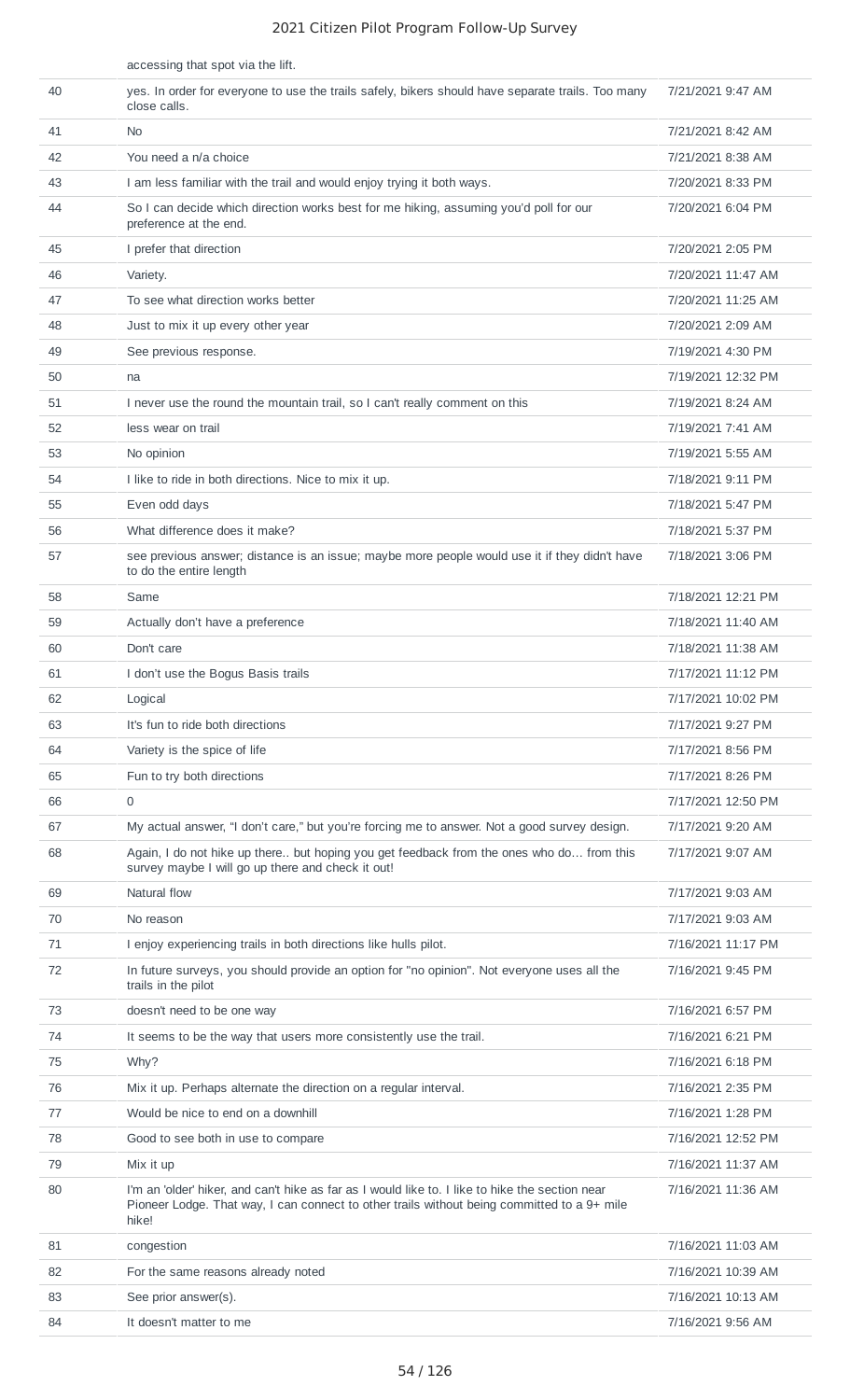| | accessing that spot via the lift. | |
|---|---|---|
| 40 | yes. In order for everyone to use the trails safely, bikers should have separate trails. Too many close calls. | 7/21/2021 9:47 AM |
| 41 | No | 7/21/2021 8:42 AM |
| 42 | You need a n/a choice | 7/21/2021 8:38 AM |
| 43 | I am less familiar with the trail and would enjoy trying it both ways. | 7/20/2021 8:33 PM |
| 44 | So I can decide which direction works best for me hiking, assuming you'd poll for our preference at the end. | 7/20/2021 6:04 PM |
| 45 | I prefer that direction | 7/20/2021 2:05 PM |
| 46 | Variety. | 7/20/2021 11:47 AM |
| 47 | To see what direction works better | 7/20/2021 11:25 AM |
| 48 | Just to mix it up every other year | 7/20/2021 2:09 AM |
| 49 | See previous response. | 7/19/2021 4:30 PM |
| 50 | na | 7/19/2021 12:32 PM |
| 51 | I never use the round the mountain trail, so I can't really comment on this | 7/19/2021 8:24 AM |
| 52 | less wear on trail | 7/19/2021 7:41 AM |
| 53 | No opinion | 7/19/2021 5:55 AM |
| 54 | I like to ride in both directions. Nice to mix it up. | 7/18/2021 9:11 PM |
| 55 | Even odd days | 7/18/2021 5:47 PM |
| 56 | What difference does it make? | 7/18/2021 5:37 PM |
| 57 | see previous answer; distance is an issue; maybe more people would use it if they didn't have to do the entire length | 7/18/2021 3:06 PM |
| 58 | Same | 7/18/2021 12:21 PM |
| 59 | Actually don't have a preference | 7/18/2021 11:40 AM |
| 60 | Don't care | 7/18/2021 11:38 AM |
| 61 | I don't use the Bogus Basis trails | 7/17/2021 11:12 PM |
| 62 | Logical | 7/17/2021 10:02 PM |
| 63 | It's fun to ride both directions | 7/17/2021 9:27 PM |
| 64 | Variety is the spice of life | 7/17/2021 8:56 PM |
| 65 | Fun to try both directions | 7/17/2021 8:26 PM |
| 66 | 0 | 7/17/2021 12:50 PM |
| 67 | My actual answer, "I don't care," but you're forcing me to answer. Not a good survey design. | 7/17/2021 9:20 AM |
| 68 | Again, I do not hike up there.. but hoping you get feedback from the ones who do… from this survey maybe I will go up there and check it out! | 7/17/2021 9:07 AM |
| 69 | Natural flow | 7/17/2021 9:03 AM |
| 70 | No reason | 7/17/2021 9:03 AM |
| 71 | I enjoy experiencing trails in both directions like hulls pilot. | 7/16/2021 11:17 PM |
| 72 | In future surveys, you should provide an option for "no opinion". Not everyone uses all the trails in the pilot | 7/16/2021 9:45 PM |
| 73 | doesn't need to be one way | 7/16/2021 6:57 PM |
| 74 | It seems to be the way that users more consistently use the trail. | 7/16/2021 6:21 PM |
| 75 | Why? | 7/16/2021 6:18 PM |
| 76 | Mix it up. Perhaps alternate the direction on a regular interval. | 7/16/2021 2:35 PM |
| 77 | Would be nice to end on a downhill | 7/16/2021 1:28 PM |
| 78 | Good to see both in use to compare | 7/16/2021 12:52 PM |
| 79 | Mix it up | 7/16/2021 11:37 AM |
| 80 | I'm an 'older' hiker, and can't hike as far as I would like to. I like to hike the section near Pioneer Lodge. That way, I can connect to other trails without being committed to a 9+ mile hike! | 7/16/2021 11:36 AM |
| 81 | congestion | 7/16/2021 11:03 AM |
| 82 | For the same reasons already noted | 7/16/2021 10:39 AM |
| 83 | See prior answer(s). | 7/16/2021 10:13 AM |
| 84 | It doesn't matter to me | 7/16/2021 9:56 AM |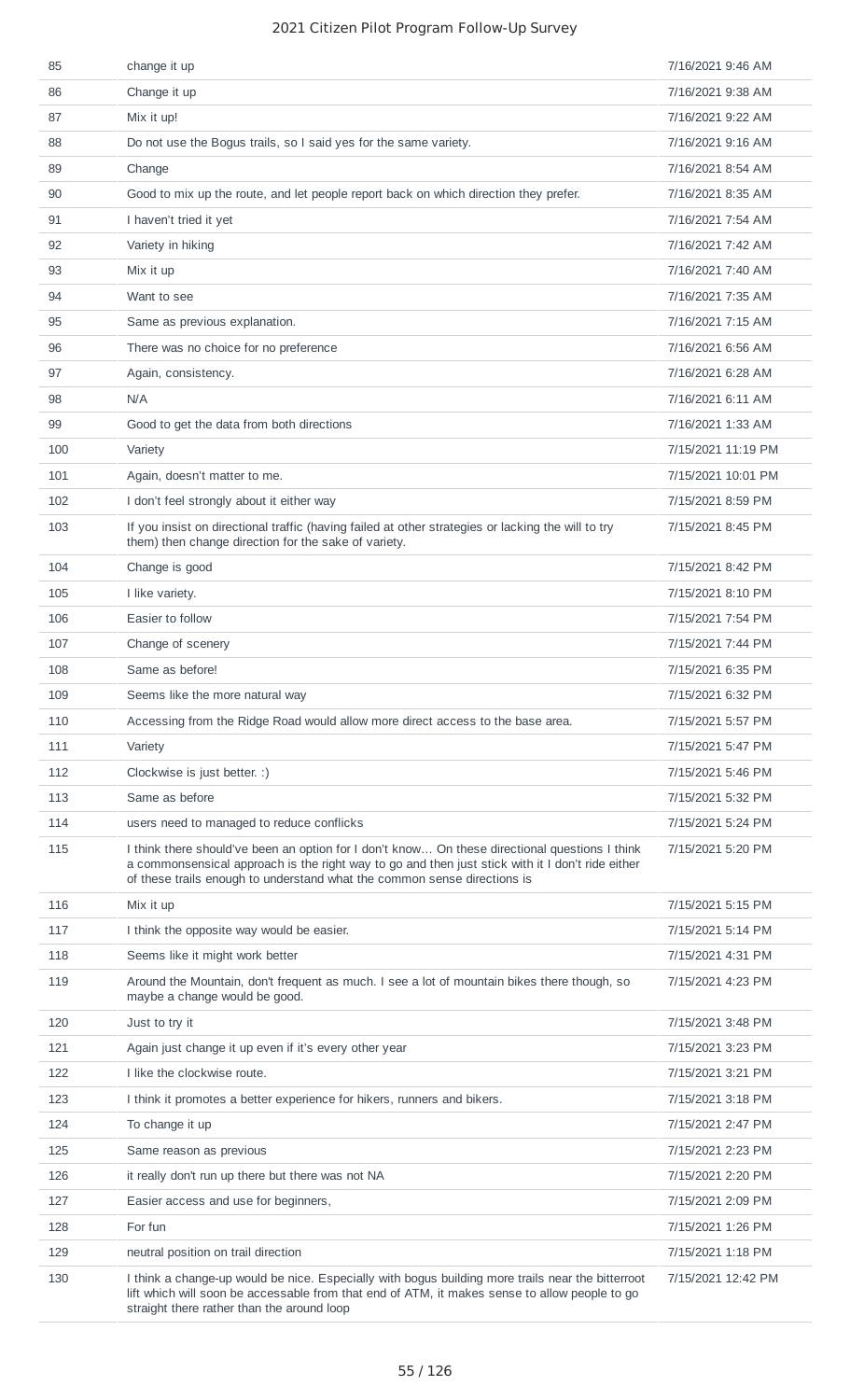| | | |
|---|---|---|
| 85 | change it up | 7/16/2021 9:46 AM |
| 86 | Change it up | 7/16/2021 9:38 AM |
| 87 | Mix it up! | 7/16/2021 9:22 AM |
| 88 | Do not use the Bogus trails, so I said yes for the same variety. | 7/16/2021 9:16 AM |
| 89 | Change | 7/16/2021 8:54 AM |
| 90 | Good to mix up the route, and let people report back on which direction they prefer. | 7/16/2021 8:35 AM |
| 91 | I haven't tried it yet | 7/16/2021 7:54 AM |
| 92 | Variety in hiking | 7/16/2021 7:42 AM |
| 93 | Mix it up | 7/16/2021 7:40 AM |
| 94 | Want to see | 7/16/2021 7:35 AM |
| 95 | Same as previous explanation. | 7/16/2021 7:15 AM |
| 96 | There was no choice for no preference | 7/16/2021 6:56 AM |
| 97 | Again, consistency. | 7/16/2021 6:28 AM |
| 98 | N/A | 7/16/2021 6:11 AM |
| 99 | Good to get the data from both directions | 7/16/2021 1:33 AM |
| 100 | Variety | 7/15/2021 11:19 PM |
| 101 | Again, doesn't matter to me. | 7/15/2021 10:01 PM |
| 102 | I don't feel strongly about it either way | 7/15/2021 8:59 PM |
| 103 | If you insist on directional traffic (having failed at other strategies or lacking the will to try them) then change direction for the sake of variety. | 7/15/2021 8:45 PM |
| 104 | Change is good | 7/15/2021 8:42 PM |
| 105 | I like variety. | 7/15/2021 8:10 PM |
| 106 | Easier to follow | 7/15/2021 7:54 PM |
| 107 | Change of scenery | 7/15/2021 7:44 PM |
| 108 | Same as before! | 7/15/2021 6:35 PM |
| 109 | Seems like the more natural way | 7/15/2021 6:32 PM |
| 110 | Accessing from the Ridge Road would allow more direct access to the base area. | 7/15/2021 5:57 PM |
| 111 | Variety | 7/15/2021 5:47 PM |
| 112 | Clockwise is just better. :) | 7/15/2021 5:46 PM |
| 113 | Same as before | 7/15/2021 5:32 PM |
| 114 | users need to managed to reduce conflicks | 7/15/2021 5:24 PM |
| 115 | I think there should've been an option for I don't know… On these directional questions I think a commonsensical approach is the right way to go and then just stick with it I don't ride either of these trails enough to understand what the common sense directions is | 7/15/2021 5:20 PM |
| 116 | Mix it up | 7/15/2021 5:15 PM |
| 117 | I think the opposite way would be easier. | 7/15/2021 5:14 PM |
| 118 | Seems like it might work better | 7/15/2021 4:31 PM |
| 119 | Around the Mountain, don't frequent as much. I see a lot of mountain bikes there though, so maybe a change would be good. | 7/15/2021 4:23 PM |
| 120 | Just to try it | 7/15/2021 3:48 PM |
| 121 | Again just change it up even if it's every other year | 7/15/2021 3:23 PM |
| 122 | I like the clockwise route. | 7/15/2021 3:21 PM |
| 123 | I think it promotes a better experience for hikers, runners and bikers. | 7/15/2021 3:18 PM |
| 124 | To change it up | 7/15/2021 2:47 PM |
| 125 | Same reason as previous | 7/15/2021 2:23 PM |
| 126 | it really don't run up there but there was not NA | 7/15/2021 2:20 PM |
| 127 | Easier access and use for beginners, | 7/15/2021 2:09 PM |
| 128 | For fun | 7/15/2021 1:26 PM |
| 129 | neutral position on trail direction | 7/15/2021 1:18 PM |
| 130 | I think a change-up would be nice. Especially with bogus building more trails near the bitterroot lift which will soon be accessable from that end of ATM, it makes sense to allow people to go straight there rather than the around loop | 7/15/2021 12:42 PM |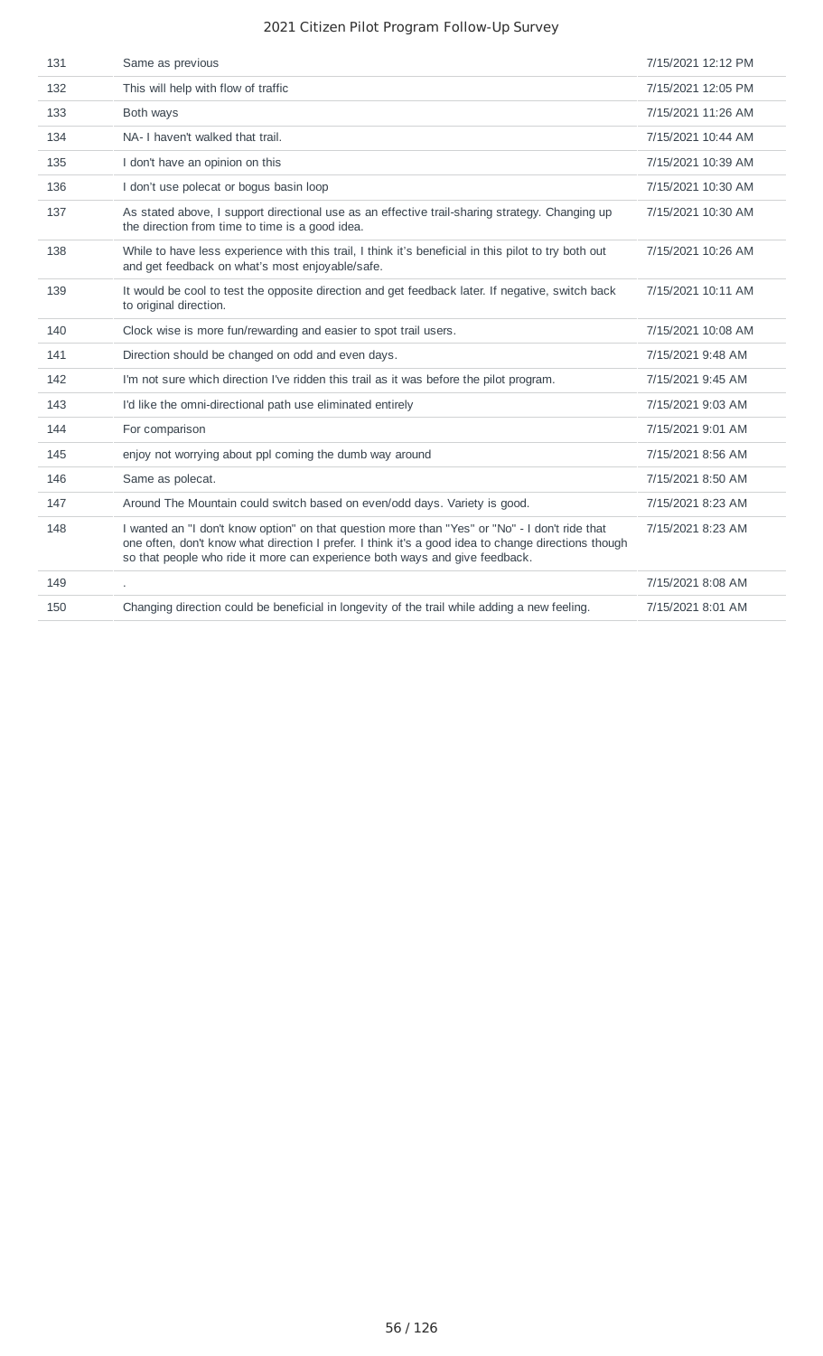| | | |
|---|---|---|
| 131 | Same as previous | 7/15/2021 12:12 PM |
| 132 | This will help with flow of traffic | 7/15/2021 12:05 PM |
| 133 | Both ways | 7/15/2021 11:26 AM |
| 134 | NA- I haven't walked that trail. | 7/15/2021 10:44 AM |
| 135 | I don't have an opinion on this | 7/15/2021 10:39 AM |
| 136 | I don't use polecat or bogus basin loop | 7/15/2021 10:30 AM |
| 137 | As stated above, I support directional use as an effective trail-sharing strategy. Changing up the direction from time to time is a good idea. | 7/15/2021 10:30 AM |
| 138 | While to have less experience with this trail, I think it's beneficial in this pilot to try both out and get feedback on what's most enjoyable/safe. | 7/15/2021 10:26 AM |
| 139 | It would be cool to test the opposite direction and get feedback later. If negative, switch back to original direction. | 7/15/2021 10:11 AM |
| 140 | Clock wise is more fun/rewarding and easier to spot trail users. | 7/15/2021 10:08 AM |
| 141 | Direction should be changed on odd and even days. | 7/15/2021 9:48 AM |
| 142 | I'm not sure which direction I've ridden this trail as it was before the pilot program. | 7/15/2021 9:45 AM |
| 143 | I'd like the omni-directional path use eliminated entirely | 7/15/2021 9:03 AM |
| 144 | For comparison | 7/15/2021 9:01 AM |
| 145 | enjoy not worrying about ppl coming the dumb way around | 7/15/2021 8:56 AM |
| 146 | Same as polecat. | 7/15/2021 8:50 AM |
| 147 | Around The Mountain could switch based on even/odd days. Variety is good. | 7/15/2021 8:23 AM |
| 148 | I wanted an "I don't know option" on that question more than "Yes" or "No" - I don't ride that one often, don't know what direction I prefer. I think it's a good idea to change directions though so that people who ride it more can experience both ways and give feedback. | 7/15/2021 8:23 AM |
| 149 | . | 7/15/2021 8:08 AM |
| 150 | Changing direction could be beneficial in longevity of the trail while adding a new feeling. | 7/15/2021 8:01 AM |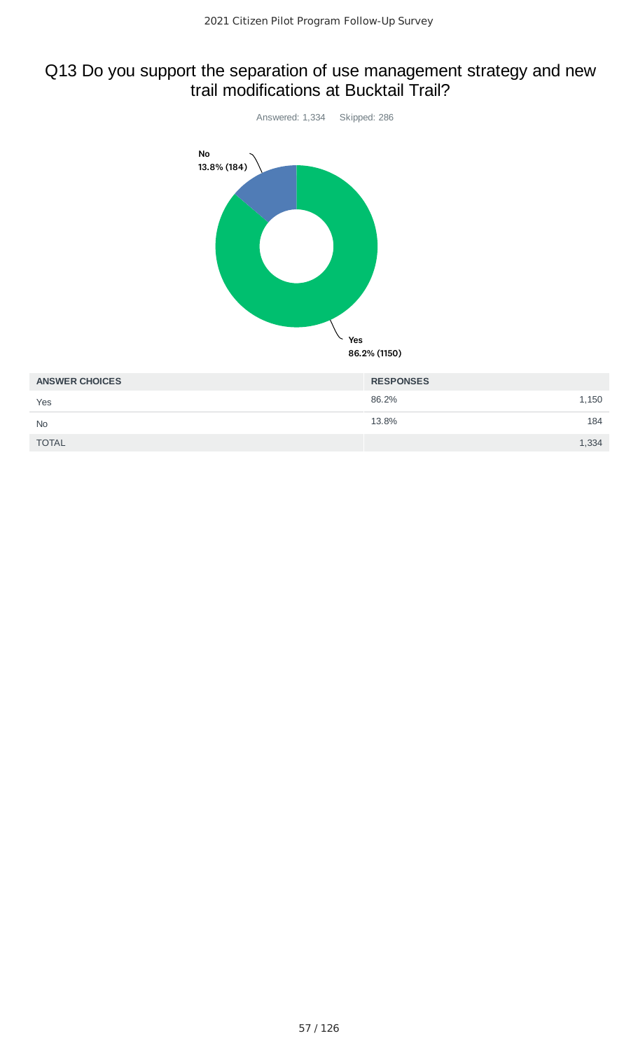## Q13 Do you support the separation of use management strategy and new trail modifications at Bucktail Trail?

Answered: 1,334 Skipped: 286

No
13.8% (184)

Yes
86.2% (1150)

| ANSWER CHOICES | RESPONSES | |
|---|---|---|
| Yes | 86.2% | 1,150 |
| No | 13.8% | 184 |
| TOTAL | | 1,334 |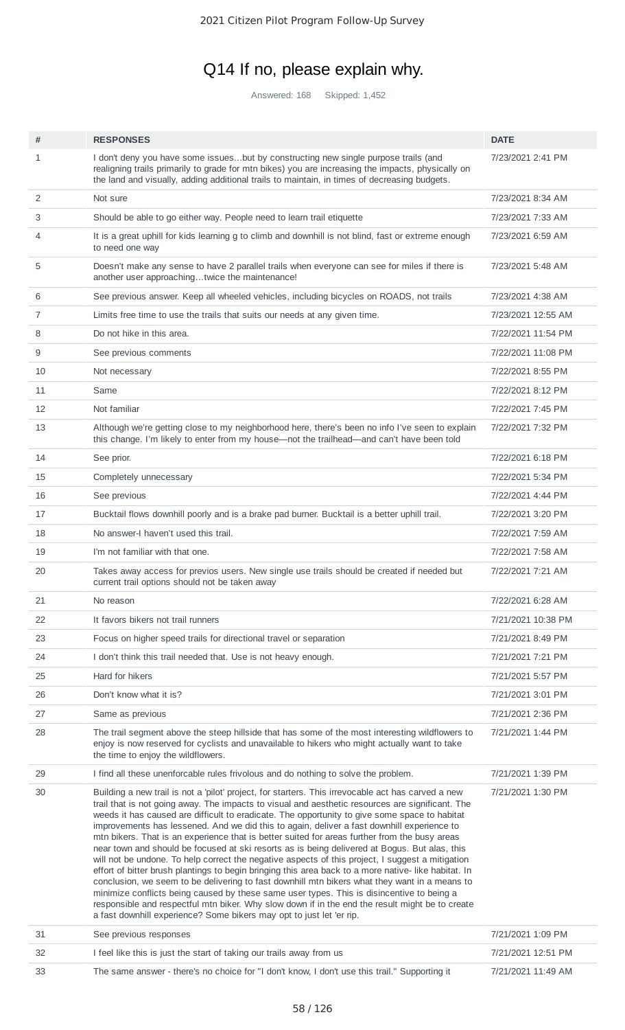# Q14 If no, please explain why.

Answered: 168 Skipped: 1,452

| # | RESPONSES | DATE |
|---|---|---|
| 1 | I don't deny you have some issues…but by constructing new single purpose trails (and realigning trails primarily to grade for mtn bikes) you are increasing the impacts, physically on the land and visually, adding additional trails to maintain, in times of decreasing budgets. | 7/23/2021 2:41 PM |
| 2 | Not sure | 7/23/2021 8:34 AM |
| 3 | Should be able to go either way. People need to learn trail etiquette | 7/23/2021 7:33 AM |
| 4 | It is a great uphill for kids learning g to climb and downhill is not blind, fast or extreme enough to need one way | 7/23/2021 6:59 AM |
| 5 | Doesn't make any sense to have 2 parallel trails when everyone can see for miles if there is another user approaching…twice the maintenance! | 7/23/2021 5:48 AM |
| 6 | See previous answer. Keep all wheeled vehicles, including bicycles on ROADS, not trails | 7/23/2021 4:38 AM |
| 7 | Limits free time to use the trails that suits our needs at any given time. | 7/23/2021 12:55 AM |
| 8 | Do not hike in this area. | 7/22/2021 11:54 PM |
| 9 | See previous comments | 7/22/2021 11:08 PM |
| 10 | Not necessary | 7/22/2021 8:55 PM |
| 11 | Same | 7/22/2021 8:12 PM |
| 12 | Not familiar | 7/22/2021 7:45 PM |
| 13 | Although we're getting close to my neighborhood here, there's been no info I've seen to explain this change. I'm likely to enter from my house—not the trailhead—and can't have been told | 7/22/2021 7:32 PM |
| 14 | See prior. | 7/22/2021 6:18 PM |
| 15 | Completely unnecessary | 7/22/2021 5:34 PM |
| 16 | See previous | 7/22/2021 4:44 PM |
| 17 | Bucktail flows downhill poorly and is a brake pad burner. Bucktail is a better uphill trail. | 7/22/2021 3:20 PM |
| 18 | No answer-I haven't used this trail. | 7/22/2021 7:59 AM |
| 19 | I'm not familiar with that one. | 7/22/2021 7:58 AM |
| 20 | Takes away access for previos users. New single use trails should be created if needed but current trail options should not be taken away | 7/22/2021 7:21 AM |
| 21 | No reason | 7/22/2021 6:28 AM |
| 22 | It favors bikers not trail runners | 7/21/2021 10:38 PM |
| 23 | Focus on higher speed trails for directional travel or separation | 7/21/2021 8:49 PM |
| 24 | I don't think this trail needed that. Use is not heavy enough. | 7/21/2021 7:21 PM |
| 25 | Hard for hikers | 7/21/2021 5:57 PM |
| 26 | Don't know what it is? | 7/21/2021 3:01 PM |
| 27 | Same as previous | 7/21/2021 2:36 PM |
| 28 | The trail segment above the steep hillside that has some of the most interesting wildflowers to enjoy is now reserved for cyclists and unavailable to hikers who might actually want to take the time to enjoy the wildflowers. | 7/21/2021 1:44 PM |
| 29 | I find all these unenforcable rules frivolous and do nothing to solve the problem. | 7/21/2021 1:39 PM |
| 30 | Building a new trail is not a 'pilot' project, for starters. This irrevocable act has carved a new trail that is not going away. The impacts to visual and aesthetic resources are significant. The weeds it has caused are difficult to eradicate. The opportunity to give some space to habitat improvements has lessened. And we did this to again, deliver a fast downhill experience to mtn bikers. That is an experience that is better suited for areas further from the busy areas near town and should be focused at ski resorts as is being delivered at Bogus. But alas, this will not be undone. To help correct the negative aspects of this project, I suggest a mitigation effort of bitter brush plantings to begin bringing this area back to a more native- like habitat. In conclusion, we seem to be delivering to fast downhill mtn bikers what they want in a means to minimize conflicts being caused by these same user types. This is disincentive to being a responsible and respectful mtn biker. Why slow down if in the end the result might be to create a fast downhill experience? Some bikers may opt to just let 'er rip. | 7/21/2021 1:30 PM |
| 31 | See previous responses | 7/21/2021 1:09 PM |
| 32 | I feel like this is just the start of taking our trails away from us | 7/21/2021 12:51 PM |
| 33 | The same answer - there's no choice for "I don't know, I don't use this trail." Supporting it | 7/21/2021 11:49 AM |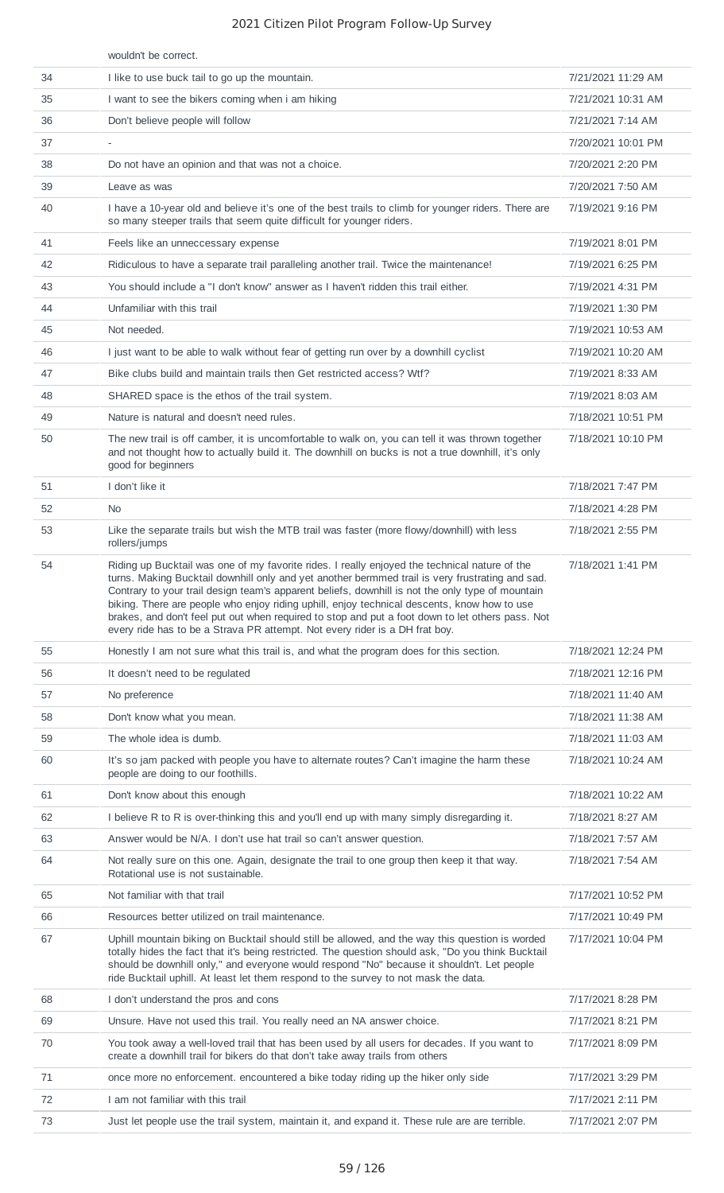| | wouldn't be correct. | |
|---|---|---|
| 34 | I like to use buck tail to go up the mountain. | 7/21/2021 11:29 AM |
| 35 | I want to see the bikers coming when i am hiking | 7/21/2021 10:31 AM |
| 36 | Don't believe people will follow | 7/21/2021 7:14 AM |
| 37 | - | 7/20/2021 10:01 PM |
| 38 | Do not have an opinion and that was not a choice. | 7/20/2021 2:20 PM |
| 39 | Leave as was | 7/20/2021 7:50 AM |
| 40 | I have a 10-year old and believe it's one of the best trails to climb for younger riders. There are so many steeper trails that seem quite difficult for younger riders. | 7/19/2021 9:16 PM |
| 41 | Feels like an unneccessary expense | 7/19/2021 8:01 PM |
| 42 | Ridiculous to have a separate trail paralleling another trail. Twice the maintenance! | 7/19/2021 6:25 PM |
| 43 | You should include a "I don't know" answer as I haven't ridden this trail either. | 7/19/2021 4:31 PM |
| 44 | Unfamiliar with this trail | 7/19/2021 1:30 PM |
| 45 | Not needed. | 7/19/2021 10:53 AM |
| 46 | I just want to be able to walk without fear of getting run over by a downhill cyclist | 7/19/2021 10:20 AM |
| 47 | Bike clubs build and maintain trails then Get restricted access? Wtf? | 7/19/2021 8:33 AM |
| 48 | SHARED space is the ethos of the trail system. | 7/19/2021 8:03 AM |
| 49 | Nature is natural and doesn't need rules. | 7/18/2021 10:51 PM |
| 50 | The new trail is off camber, it is uncomfortable to walk on, you can tell it was thrown together and not thought how to actually build it. The downhill on bucks is not a true downhill, it's only good for beginners | 7/18/2021 10:10 PM |
| 51 | I don't like it | 7/18/2021 7:47 PM |
| 52 | No | 7/18/2021 4:28 PM |
| 53 | Like the separate trails but wish the MTB trail was faster (more flowy/downhill) with less rollers/jumps | 7/18/2021 2:55 PM |
| 54 | Riding up Bucktail was one of my favorite rides. I really enjoyed the technical nature of the turns. Making Bucktail downhill only and yet another bermmed trail is very frustrating and sad. Contrary to your trail design team's apparent beliefs, downhill is not the only type of mountain biking. There are people who enjoy riding uphill, enjoy technical descents, know how to use brakes, and don't feel put out when required to stop and put a foot down to let others pass. Not every ride has to be a Strava PR attempt. Not every rider is a DH frat boy. | 7/18/2021 1:41 PM |
| 55 | Honestly I am not sure what this trail is, and what the program does for this section. | 7/18/2021 12:24 PM |
| 56 | It doesn't need to be regulated | 7/18/2021 12:16 PM |
| 57 | No preference | 7/18/2021 11:40 AM |
| 58 | Don't know what you mean. | 7/18/2021 11:38 AM |
| 59 | The whole idea is dumb. | 7/18/2021 11:03 AM |
| 60 | It's so jam packed with people you have to alternate routes? Can't imagine the harm these people are doing to our foothills. | 7/18/2021 10:24 AM |
| 61 | Don't know about this enough | 7/18/2021 10:22 AM |
| 62 | I believe R to R is over-thinking this and you'll end up with many simply disregarding it. | 7/18/2021 8:27 AM |
| 63 | Answer would be N/A. I don't use hat trail so can't answer question. | 7/18/2021 7:57 AM |
| 64 | Not really sure on this one. Again, designate the trail to one group then keep it that way. Rotational use is not sustainable. | 7/18/2021 7:54 AM |
| 65 | Not familiar with that trail | 7/17/2021 10:52 PM |
| 66 | Resources better utilized on trail maintenance. | 7/17/2021 10:49 PM |
| 67 | Uphill mountain biking on Bucktail should still be allowed, and the way this question is worded totally hides the fact that it's being restricted. The question should ask, "Do you think Bucktail should be downhill only," and everyone would respond "No" because it shouldn't. Let people ride Bucktail uphill. At least let them respond to the survey to not mask the data. | 7/17/2021 10:04 PM |
| 68 | I don't understand the pros and cons | 7/17/2021 8:28 PM |
| 69 | Unsure. Have not used this trail. You really need an NA answer choice. | 7/17/2021 8:21 PM |
| 70 | You took away a well-loved trail that has been used by all users for decades. If you want to create a downhill trail for bikers do that don't take away trails from others | 7/17/2021 8:09 PM |
| 71 | once more no enforcement. encountered a bike today riding up the hiker only side | 7/17/2021 3:29 PM |
| 72 | I am not familiar with this trail | 7/17/2021 2:11 PM |
| 73 | Just let people use the trail system, maintain it, and expand it. These rule are are terrible. | 7/17/2021 2:07 PM |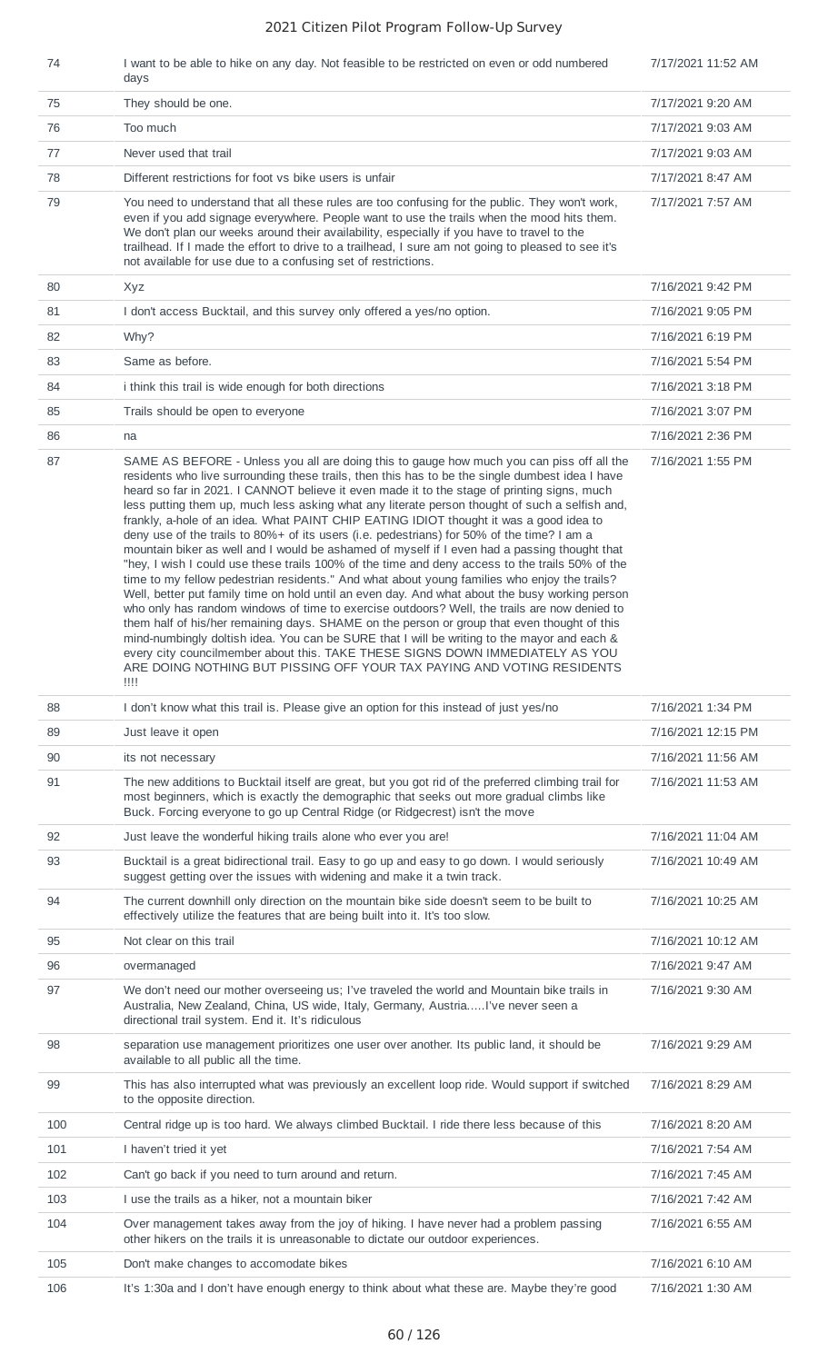| | | |
|---|---|---|
| 74 | I want to be able to hike on any day. Not feasible to be restricted on even or odd numbered days | 7/17/2021 11:52 AM |
| 75 | They should be one. | 7/17/2021 9:20 AM |
| 76 | Too much | 7/17/2021 9:03 AM |
| 77 | Never used that trail | 7/17/2021 9:03 AM |
| 78 | Different restrictions for foot vs bike users is unfair | 7/17/2021 8:47 AM |
| 79 | You need to understand that all these rules are too confusing for the public. They won't work, even if you add signage everywhere. People want to use the trails when the mood hits them. We don't plan our weeks around their availability, especially if you have to travel to the trailhead. If I made the effort to drive to a trailhead, I sure am not going to pleased to see it's not available for use due to a confusing set of restrictions. | 7/17/2021 7:57 AM |
| 80 | Xyz | 7/16/2021 9:42 PM |
| 81 | I don't access Bucktail, and this survey only offered a yes/no option. | 7/16/2021 9:05 PM |
| 82 | Why? | 7/16/2021 6:19 PM |
| 83 | Same as before. | 7/16/2021 5:54 PM |
| 84 | i think this trail is wide enough for both directions | 7/16/2021 3:18 PM |
| 85 | Trails should be open to everyone | 7/16/2021 3:07 PM |
| 86 | na | 7/16/2021 2:36 PM |
| 87 | SAME AS BEFORE - Unless you all are doing this to gauge how much you can piss off all the residents who live surrounding these trails, then this has to be the single dumbest idea I have heard so far in 2021. I CANNOT believe it even made it to the stage of printing signs, much less putting them up, much less asking what any literate person thought of such a selfish and, frankly, a-hole of an idea. What PAINT CHIP EATING IDIOT thought it was a good idea to deny use of the trails to 80%+ of its users (i.e. pedestrians) for 50% of the time? I am a mountain biker as well and I would be ashamed of myself if I even had a passing thought that "hey, I wish I could use these trails 100% of the time and deny access to the trails 50% of the time to my fellow pedestrian residents." And what about young families who enjoy the trails? Well, better put family time on hold until an even day. And what about the busy working person who only has random windows of time to exercise outdoors? Well, the trails are now denied to them half of his/her remaining days. SHAME on the person or group that even thought of this mind-numbingly doltish idea. You can be SURE that I will be writing to the mayor and each & every city councilmember about this. TAKE THESE SIGNS DOWN IMMEDIATELY AS YOU ARE DOING NOTHING BUT PISSING OFF YOUR TAX PAYING AND VOTING RESIDENTS !!!! | 7/16/2021 1:55 PM |
| 88 | I don't know what this trail is. Please give an option for this instead of just yes/no | 7/16/2021 1:34 PM |
| 89 | Just leave it open | 7/16/2021 12:15 PM |
| 90 | its not necessary | 7/16/2021 11:56 AM |
| 91 | The new additions to Bucktail itself are great, but you got rid of the preferred climbing trail for most beginners, which is exactly the demographic that seeks out more gradual climbs like Buck. Forcing everyone to go up Central Ridge (or Ridgecrest) isn't the move | 7/16/2021 11:53 AM |
| 92 | Just leave the wonderful hiking trails alone who ever you are! | 7/16/2021 11:04 AM |
| 93 | Bucktail is a great bidirectional trail. Easy to go up and easy to go down. I would seriously suggest getting over the issues with widening and make it a twin track. | 7/16/2021 10:49 AM |
| 94 | The current downhill only direction on the mountain bike side doesn't seem to be built to effectively utilize the features that are being built into it. It's too slow. | 7/16/2021 10:25 AM |
| 95 | Not clear on this trail | 7/16/2021 10:12 AM |
| 96 | overmanaged | 7/16/2021 9:47 AM |
| 97 | We don't need our mother overseeing us; I've traveled the world and Mountain bike trails in Australia, New Zealand, China, US wide, Italy, Germany, Austria.....I've never seen a directional trail system. End it. It's ridiculous | 7/16/2021 9:30 AM |
| 98 | separation use management prioritizes one user over another. Its public land, it should be available to all public all the time. | 7/16/2021 9:29 AM |
| 99 | This has also interrupted what was previously an excellent loop ride. Would support if switched to the opposite direction. | 7/16/2021 8:29 AM |
| 100 | Central ridge up is too hard. We always climbed Bucktail. I ride there less because of this | 7/16/2021 8:20 AM |
| 101 | I haven't tried it yet | 7/16/2021 7:54 AM |
| 102 | Can't go back if you need to turn around and return. | 7/16/2021 7:45 AM |
| 103 | I use the trails as a hiker, not a mountain biker | 7/16/2021 7:42 AM |
| 104 | Over management takes away from the joy of hiking. I have never had a problem passing other hikers on the trails it is unreasonable to dictate our outdoor experiences. | 7/16/2021 6:55 AM |
| 105 | Don't make changes to accomodate bikes | 7/16/2021 6:10 AM |
| 106 | It's 1:30a and I don't have enough energy to think about what these are. Maybe they're good | 7/16/2021 1:30 AM |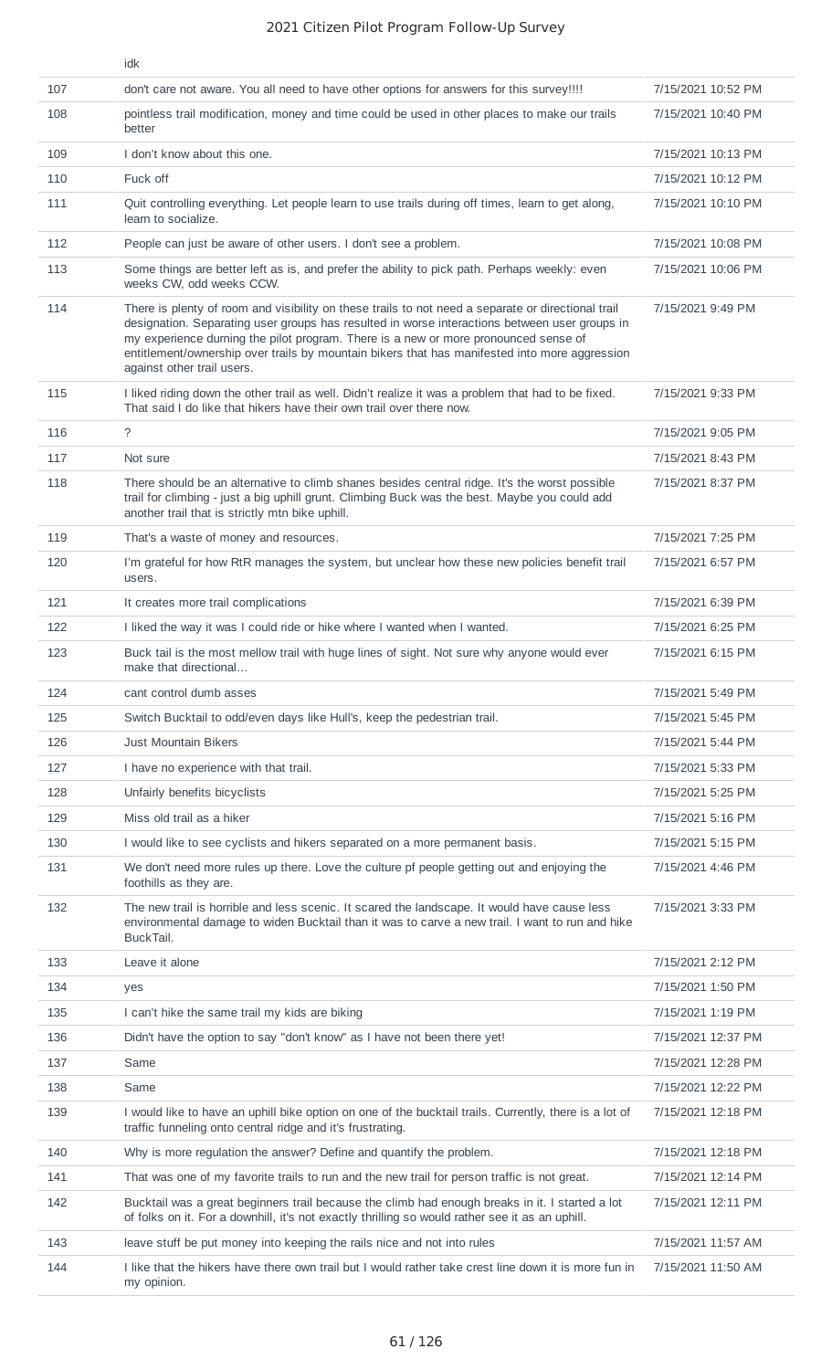| | idk | |
|---|---|---|
| 107 | don't care not aware. You all need to have other options for answers for this survey!!!! | 7/15/2021 10:52 PM |
| 108 | pointless trail modification, money and time could be used in other places to make our trails better | 7/15/2021 10:40 PM |
| 109 | I don't know about this one. | 7/15/2021 10:13 PM |
| 110 | Fuck off | 7/15/2021 10:12 PM |
| 111 | Quit controlling everything. Let people learn to use trails during off times, learn to get along, learn to socialize. | 7/15/2021 10:10 PM |
| 112 | People can just be aware of other users. I don't see a problem. | 7/15/2021 10:08 PM |
| 113 | Some things are better left as is, and prefer the ability to pick path. Perhaps weekly: even weeks CW, odd weeks CCW. | 7/15/2021 10:06 PM |
| 114 | There is plenty of room and visibility on these trails to not need a separate or directional trail designation. Separating user groups has resulted in worse interactions between user groups in my experience durning the pilot program. There is a new or more pronounced sense of entitlement/ownership over trails by mountain bikers that has manifested into more aggression against other trail users. | 7/15/2021 9:49 PM |
| 115 | I liked riding down the other trail as well. Didn't realize it was a problem that had to be fixed. That said I do like that hikers have their own trail over there now. | 7/15/2021 9:33 PM |
| 116 | ? | 7/15/2021 9:05 PM |
| 117 | Not sure | 7/15/2021 8:43 PM |
| 118 | There should be an alternative to climb shanes besides central ridge. It's the worst possible trail for climbing - just a big uphill grunt. Climbing Buck was the best. Maybe you could add another trail that is strictly mtn bike uphill. | 7/15/2021 8:37 PM |
| 119 | That's a waste of money and resources. | 7/15/2021 7:25 PM |
| 120 | I'm grateful for how RtR manages the system, but unclear how these new policies benefit trail users. | 7/15/2021 6:57 PM |
| 121 | It creates more trail complications | 7/15/2021 6:39 PM |
| 122 | I liked the way it was I could ride or hike where I wanted when I wanted. | 7/15/2021 6:25 PM |
| 123 | Buck tail is the most mellow trail with huge lines of sight. Not sure why anyone would ever make that directional… | 7/15/2021 6:15 PM |
| 124 | cant control dumb asses | 7/15/2021 5:49 PM |
| 125 | Switch Bucktail to odd/even days like Hull's, keep the pedestrian trail. | 7/15/2021 5:45 PM |
| 126 | Just Mountain Bikers | 7/15/2021 5:44 PM |
| 127 | I have no experience with that trail. | 7/15/2021 5:33 PM |
| 128 | Unfairly benefits bicyclists | 7/15/2021 5:25 PM |
| 129 | Miss old trail as a hiker | 7/15/2021 5:16 PM |
| 130 | I would like to see cyclists and hikers separated on a more permanent basis. | 7/15/2021 5:15 PM |
| 131 | We don't need more rules up there. Love the culture pf people getting out and enjoying the foothills as they are. | 7/15/2021 4:46 PM |
| 132 | The new trail is horrible and less scenic. It scared the landscape. It would have cause less environmental damage to widen Bucktail than it was to carve a new trail. I want to run and hike BuckTail. | 7/15/2021 3:33 PM |
| 133 | Leave it alone | 7/15/2021 2:12 PM |
| 134 | yes | 7/15/2021 1:50 PM |
| 135 | I can't hike the same trail my kids are biking | 7/15/2021 1:19 PM |
| 136 | Didn't have the option to say "don't know" as I have not been there yet! | 7/15/2021 12:37 PM |
| 137 | Same | 7/15/2021 12:28 PM |
| 138 | Same | 7/15/2021 12:22 PM |
| 139 | I would like to have an uphill bike option on one of the bucktail trails. Currently, there is a lot of traffic funneling onto central ridge and it's frustrating. | 7/15/2021 12:18 PM |
| 140 | Why is more regulation the answer? Define and quantify the problem. | 7/15/2021 12:18 PM |
| 141 | That was one of my favorite trails to run and the new trail for person traffic is not great. | 7/15/2021 12:14 PM |
| 142 | Bucktail was a great beginners trail because the climb had enough breaks in it. I started a lot of folks on it. For a downhill, it's not exactly thrilling so would rather see it as an uphill. | 7/15/2021 12:11 PM |
| 143 | leave stuff be put money into keeping the rails nice and not into rules | 7/15/2021 11:57 AM |
| 144 | I like that the hikers have there own trail but I would rather take crest line down it is more fun in my opinion. | 7/15/2021 11:50 AM |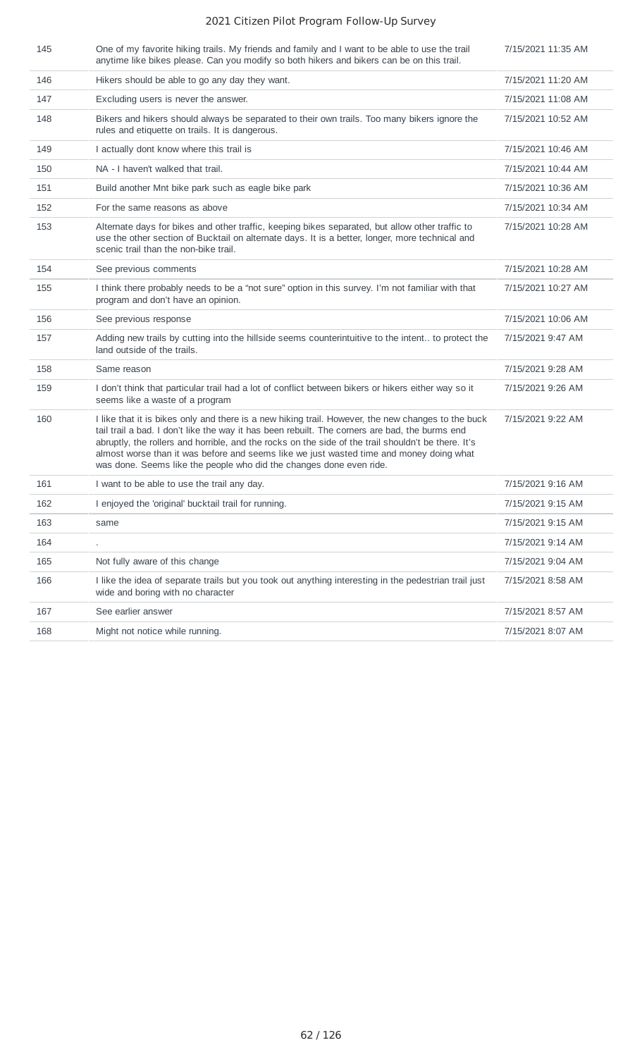| | | |
|---|---|---|
| 145 | One of my favorite hiking trails. My friends and family and I want to be able to use the trail anytime like bikes please. Can you modify so both hikers and bikers can be on this trail. | 7/15/2021 11:35 AM |
| 146 | Hikers should be able to go any day they want. | 7/15/2021 11:20 AM |
| 147 | Excluding users is never the answer. | 7/15/2021 11:08 AM |
| 148 | Bikers and hikers should always be separated to their own trails. Too many bikers ignore the rules and etiquette on trails. It is dangerous. | 7/15/2021 10:52 AM |
| 149 | I actually dont know where this trail is | 7/15/2021 10:46 AM |
| 150 | NA - I haven't walked that trail. | 7/15/2021 10:44 AM |
| 151 | Build another Mnt bike park such as eagle bike park | 7/15/2021 10:36 AM |
| 152 | For the same reasons as above | 7/15/2021 10:34 AM |
| 153 | Alternate days for bikes and other traffic, keeping bikes separated, but allow other traffic to use the other section of Bucktail on alternate days. It is a better, longer, more technical and scenic trail than the non-bike trail. | 7/15/2021 10:28 AM |
| 154 | See previous comments | 7/15/2021 10:28 AM |
| 155 | I think there probably needs to be a "not sure" option in this survey. I'm not familiar with that program and don't have an opinion. | 7/15/2021 10:27 AM |
| 156 | See previous response | 7/15/2021 10:06 AM |
| 157 | Adding new trails by cutting into the hillside seems counterintuitive to the intent.. to protect the land outside of the trails. | 7/15/2021 9:47 AM |
| 158 | Same reason | 7/15/2021 9:28 AM |
| 159 | I don't think that particular trail had a lot of conflict between bikers or hikers either way so it seems like a waste of a program | 7/15/2021 9:26 AM |
| 160 | I like that it is bikes only and there is a new hiking trail. However, the new changes to the buck tail trail a bad. I don't like the way it has been rebuilt. The corners are bad, the burms end abruptly, the rollers and horrible, and the rocks on the side of the trail shouldn't be there. It's almost worse than it was before and seems like we just wasted time and money doing what was done. Seems like the people who did the changes done even ride. | 7/15/2021 9:22 AM |
| 161 | I want to be able to use the trail any day. | 7/15/2021 9:16 AM |
| 162 | I enjoyed the 'original' bucktail trail for running. | 7/15/2021 9:15 AM |
| 163 | same | 7/15/2021 9:15 AM |
| 164 | . | 7/15/2021 9:14 AM |
| 165 | Not fully aware of this change | 7/15/2021 9:04 AM |
| 166 | I like the idea of separate trails but you took out anything interesting in the pedestrian trail just wide and boring with no character | 7/15/2021 8:58 AM |
| 167 | See earlier answer | 7/15/2021 8:57 AM |
| 168 | Might not notice while running. | 7/15/2021 8:07 AM |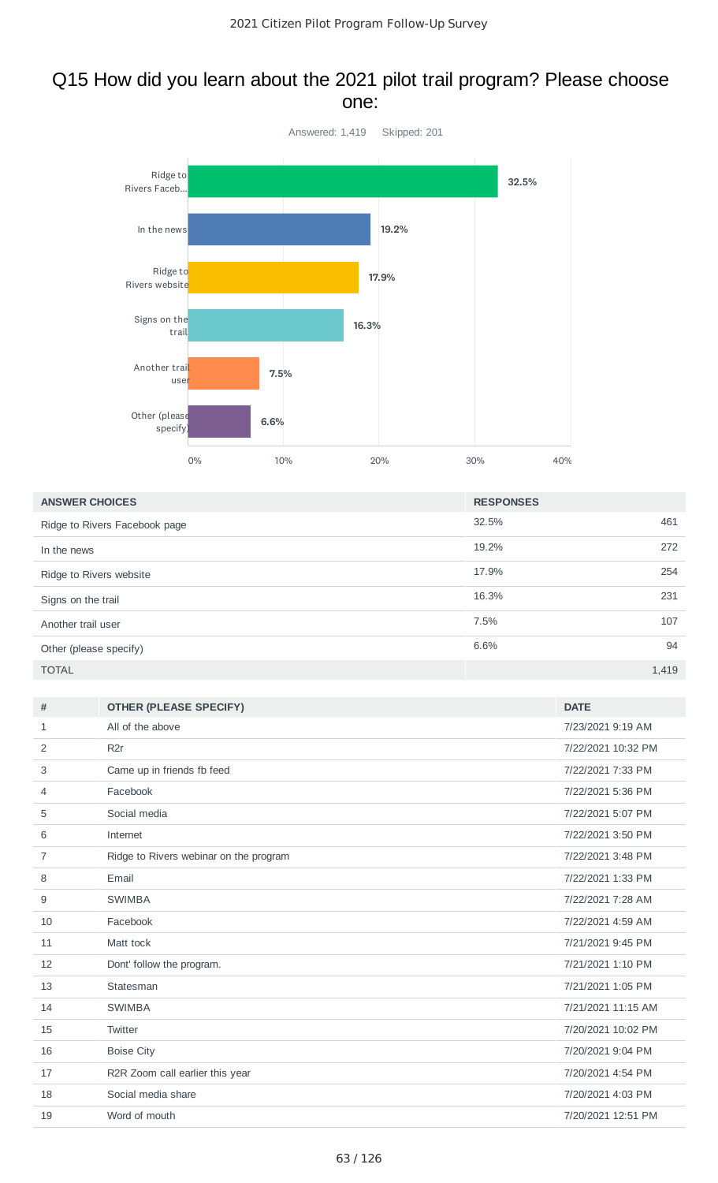## Q15 How did you learn about the 2021 pilot trail program? Please choose one:

Answered: 1,419 Skipped: 201

| ANSWER CHOICES | RESPONSES | |
|---|---|---|
| Ridge to Rivers Facebook page | 32.5% | 461 |
| In the news | 19.2% | 272 |
| Ridge to Rivers website | 17.9% | 254 |
| Signs on the trail | 16.3% | 231 |
| Another trail user | 7.5% | 107 |
| Other (please specify) | 6.6% | 94 |
| TOTAL | | 1,419 |

| # | OTHER (PLEASE SPECIFY) | DATE |
|---|---|---|
| 1 | All of the above | 7/23/2021 9:19 AM |
| 2 | R2r | 7/22/2021 10:32 PM |
| 3 | Came up in friends fb feed | 7/22/2021 7:33 PM |
| 4 | Facebook | 7/22/2021 5:36 PM |
| 5 | Social media | 7/22/2021 5:07 PM |
| 6 | Internet | 7/22/2021 3:50 PM |
| 7 | Ridge to Rivers webinar on the program | 7/22/2021 3:48 PM |
| 8 | Email | 7/22/2021 1:33 PM |
| 9 | SWIMBA | 7/22/2021 7:28 AM |
| 10 | Facebook | 7/22/2021 4:59 AM |
| 11 | Matt tock | 7/21/2021 9:45 PM |
| 12 | Dont' follow the program. | 7/21/2021 1:10 PM |
| 13 | Statesman | 7/21/2021 1:05 PM |
| 14 | SWIMBA | 7/21/2021 11:15 AM |
| 15 | Twitter | 7/20/2021 10:02 PM |
| 16 | Boise City | 7/20/2021 9:04 PM |
| 17 | R2R Zoom call earlier this year | 7/20/2021 4:54 PM |
| 18 | Social media share | 7/20/2021 4:03 PM |
| 19 | Word of mouth | 7/20/2021 12:51 PM |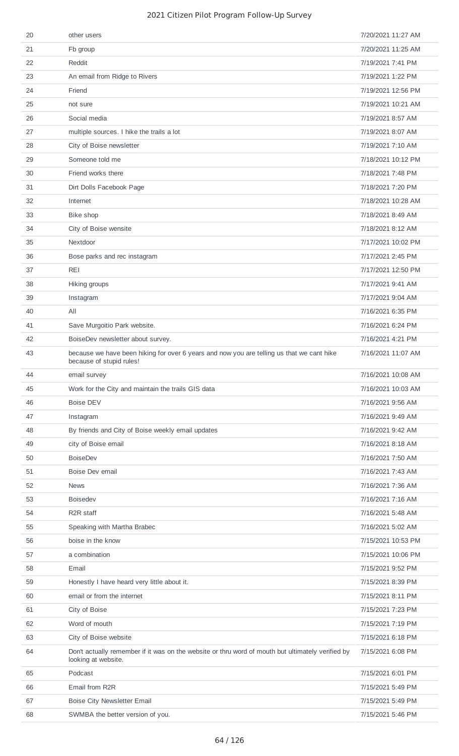| | | |
|---|---|---|
| 20 | other users | 7/20/2021 11:27 AM |
| 21 | Fb group | 7/20/2021 11:25 AM |
| 22 | Reddit | 7/19/2021 7:41 PM |
| 23 | An email from Ridge to Rivers | 7/19/2021 1:22 PM |
| 24 | Friend | 7/19/2021 12:56 PM |
| 25 | not sure | 7/19/2021 10:21 AM |
| 26 | Social media | 7/19/2021 8:57 AM |
| 27 | multiple sources. I hike the trails a lot | 7/19/2021 8:07 AM |
| 28 | City of Boise newsletter | 7/19/2021 7:10 AM |
| 29 | Someone told me | 7/18/2021 10:12 PM |
| 30 | Friend works there | 7/18/2021 7:48 PM |
| 31 | Dirt Dolls Facebook Page | 7/18/2021 7:20 PM |
| 32 | Internet | 7/18/2021 10:28 AM |
| 33 | Bike shop | 7/18/2021 8:49 AM |
| 34 | City of Boise wensite | 7/18/2021 8:12 AM |
| 35 | Nextdoor | 7/17/2021 10:02 PM |
| 36 | Bose parks and rec instagram | 7/17/2021 2:45 PM |
| 37 | REI | 7/17/2021 12:50 PM |
| 38 | Hiking groups | 7/17/2021 9:41 AM |
| 39 | Instagram | 7/17/2021 9:04 AM |
| 40 | All | 7/16/2021 6:35 PM |
| 41 | Save Murgoitio Park website. | 7/16/2021 6:24 PM |
| 42 | BoiseDev newsletter about survey. | 7/16/2021 4:21 PM |
| 43 | because we have been hiking for over 6 years and now you are telling us that we cant hike because of stupid rules! | 7/16/2021 11:07 AM |
| 44 | email survey | 7/16/2021 10:08 AM |
| 45 | Work for the City and maintain the trails GIS data | 7/16/2021 10:03 AM |
| 46 | Boise DEV | 7/16/2021 9:56 AM |
| 47 | Instagram | 7/16/2021 9:49 AM |
| 48 | By friends and City of Boise weekly email updates | 7/16/2021 9:42 AM |
| 49 | city of Boise email | 7/16/2021 8:18 AM |
| 50 | BoiseDev | 7/16/2021 7:50 AM |
| 51 | Boise Dev email | 7/16/2021 7:43 AM |
| 52 | News | 7/16/2021 7:36 AM |
| 53 | Boisedev | 7/16/2021 7:16 AM |
| 54 | R2R staff | 7/16/2021 5:48 AM |
| 55 | Speaking with Martha Brabec | 7/16/2021 5:02 AM |
| 56 | boise in the know | 7/15/2021 10:53 PM |
| 57 | a combination | 7/15/2021 10:06 PM |
| 58 | Email | 7/15/2021 9:52 PM |
| 59 | Honestly I have heard very little about it. | 7/15/2021 8:39 PM |
| 60 | email or from the internet | 7/15/2021 8:11 PM |
| 61 | City of Boise | 7/15/2021 7:23 PM |
| 62 | Word of mouth | 7/15/2021 7:19 PM |
| 63 | City of Boise website | 7/15/2021 6:18 PM |
| 64 | Don't actually remember if it was on the website or thru word of mouth but ultimately verified by looking at website. | 7/15/2021 6:08 PM |
| 65 | Podcast | 7/15/2021 6:01 PM |
| 66 | Email from R2R | 7/15/2021 5:49 PM |
| 67 | Boise City Newsletter Email | 7/15/2021 5:49 PM |
| 68 | SWMBA the better version of you. | 7/15/2021 5:46 PM |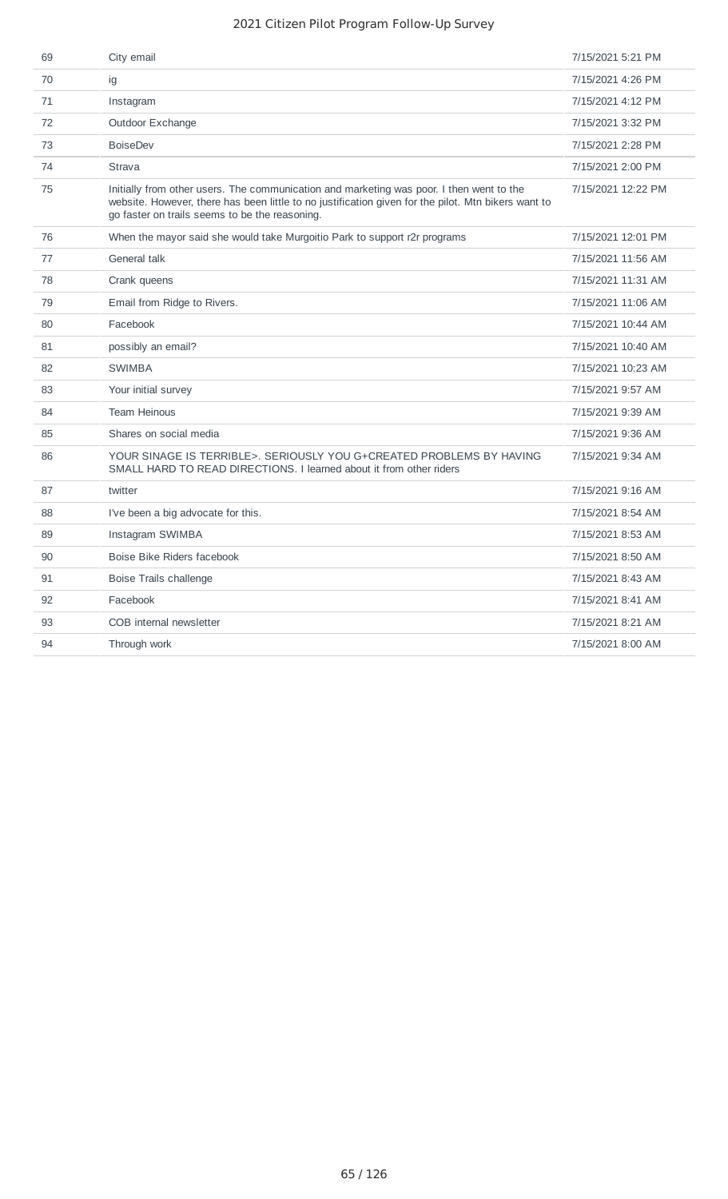| | | |
|---|---|---|
| 69 | City email | 7/15/2021 5:21 PM |
| 70 | ig | 7/15/2021 4:26 PM |
| 71 | Instagram | 7/15/2021 4:12 PM |
| 72 | Outdoor Exchange | 7/15/2021 3:32 PM |
| 73 | BoiseDev | 7/15/2021 2:28 PM |
| 74 | Strava | 7/15/2021 2:00 PM |
| 75 | Initially from other users. The communication and marketing was poor. I then went to the website. However, there has been little to no justification given for the pilot. Mtn bikers want to go faster on trails seems to be the reasoning. | 7/15/2021 12:22 PM |
| 76 | When the mayor said she would take Murgoitio Park to support r2r programs | 7/15/2021 12:01 PM |
| 77 | General talk | 7/15/2021 11:56 AM |
| 78 | Crank queens | 7/15/2021 11:31 AM |
| 79 | Email from Ridge to Rivers. | 7/15/2021 11:06 AM |
| 80 | Facebook | 7/15/2021 10:44 AM |
| 81 | possibly an email? | 7/15/2021 10:40 AM |
| 82 | SWIMBA | 7/15/2021 10:23 AM |
| 83 | Your initial survey | 7/15/2021 9:57 AM |
| 84 | Team Heinous | 7/15/2021 9:39 AM |
| 85 | Shares on social media | 7/15/2021 9:36 AM |
| 86 | YOUR SINAGE IS TERRIBLE>. SERIOUSLY YOU G+CREATED PROBLEMS BY HAVING SMALL HARD TO READ DIRECTIONS. I learned about it from other riders | 7/15/2021 9:34 AM |
| 87 | twitter | 7/15/2021 9:16 AM |
| 88 | I've been a big advocate for this. | 7/15/2021 8:54 AM |
| 89 | Instagram SWIMBA | 7/15/2021 8:53 AM |
| 90 | Boise Bike Riders facebook | 7/15/2021 8:50 AM |
| 91 | Boise Trails challenge | 7/15/2021 8:43 AM |
| 92 | Facebook | 7/15/2021 8:41 AM |
| 93 | COB internal newsletter | 7/15/2021 8:21 AM |
| 94 | Through work | 7/15/2021 8:00 AM |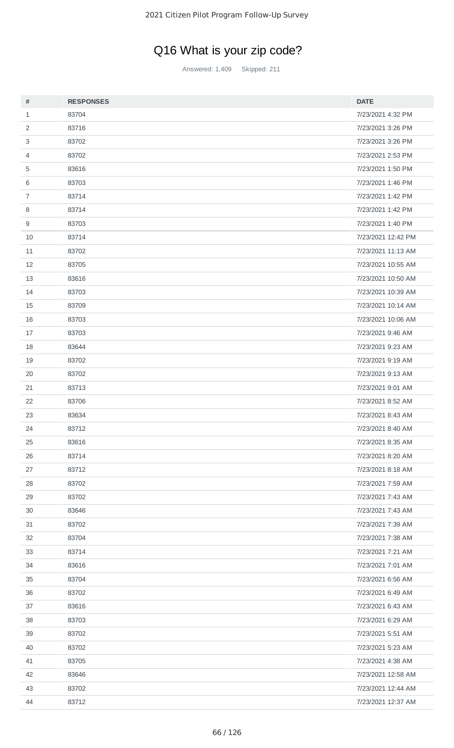# Q16 What is your zip code?

Answered: 1,409 Skipped: 211

| # | RESPONSES | DATE |
|---|---|---|
| 1 | 83704 | 7/23/2021 4:32 PM |
| 2 | 83716 | 7/23/2021 3:26 PM |
| 3 | 83702 | 7/23/2021 3:26 PM |
| 4 | 83702 | 7/23/2021 2:53 PM |
| 5 | 83616 | 7/23/2021 1:50 PM |
| 6 | 83703 | 7/23/2021 1:46 PM |
| 7 | 83714 | 7/23/2021 1:42 PM |
| 8 | 83714 | 7/23/2021 1:42 PM |
| 9 | 83703 | 7/23/2021 1:40 PM |
| 10 | 83714 | 7/23/2021 12:42 PM |
| 11 | 83702 | 7/23/2021 11:13 AM |
| 12 | 83705 | 7/23/2021 10:55 AM |
| 13 | 83616 | 7/23/2021 10:50 AM |
| 14 | 83703 | 7/23/2021 10:39 AM |
| 15 | 83709 | 7/23/2021 10:14 AM |
| 16 | 83703 | 7/23/2021 10:06 AM |
| 17 | 83703 | 7/23/2021 9:46 AM |
| 18 | 83644 | 7/23/2021 9:23 AM |
| 19 | 83702 | 7/23/2021 9:19 AM |
| 20 | 83702 | 7/23/2021 9:13 AM |
| 21 | 83713 | 7/23/2021 9:01 AM |
| 22 | 83706 | 7/23/2021 8:52 AM |
| 23 | 83634 | 7/23/2021 8:43 AM |
| 24 | 83712 | 7/23/2021 8:40 AM |
| 25 | 83616 | 7/23/2021 8:35 AM |
| 26 | 83714 | 7/23/2021 8:20 AM |
| 27 | 83712 | 7/23/2021 8:18 AM |
| 28 | 83702 | 7/23/2021 7:59 AM |
| 29 | 83702 | 7/23/2021 7:43 AM |
| 30 | 83646 | 7/23/2021 7:43 AM |
| 31 | 83702 | 7/23/2021 7:39 AM |
| 32 | 83704 | 7/23/2021 7:38 AM |
| 33 | 83714 | 7/23/2021 7:21 AM |
| 34 | 83616 | 7/23/2021 7:01 AM |
| 35 | 83704 | 7/23/2021 6:56 AM |
| 36 | 83702 | 7/23/2021 6:49 AM |
| 37 | 83616 | 7/23/2021 6:43 AM |
| 38 | 83703 | 7/23/2021 6:29 AM |
| 39 | 83702 | 7/23/2021 5:51 AM |
| 40 | 83702 | 7/23/2021 5:23 AM |
| 41 | 83705 | 7/23/2021 4:38 AM |
| 42 | 83646 | 7/23/2021 12:58 AM |
| 43 | 83702 | 7/23/2021 12:44 AM |
| 44 | 83712 | 7/23/2021 12:37 AM |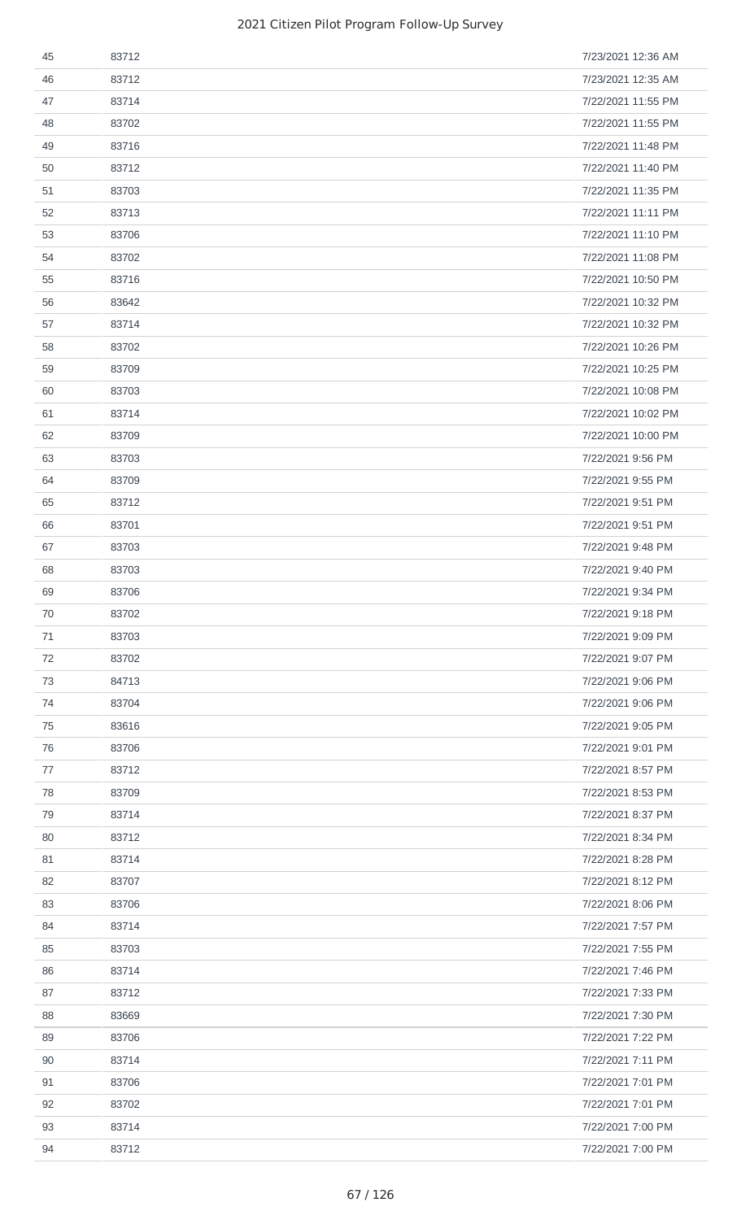| | | |
|---|---|---|
| 45 | 83712 | 7/23/2021 12:36 AM |
| 46 | 83712 | 7/23/2021 12:35 AM |
| 47 | 83714 | 7/22/2021 11:55 PM |
| 48 | 83702 | 7/22/2021 11:55 PM |
| 49 | 83716 | 7/22/2021 11:48 PM |
| 50 | 83712 | 7/22/2021 11:40 PM |
| 51 | 83703 | 7/22/2021 11:35 PM |
| 52 | 83713 | 7/22/2021 11:11 PM |
| 53 | 83706 | 7/22/2021 11:10 PM |
| 54 | 83702 | 7/22/2021 11:08 PM |
| 55 | 83716 | 7/22/2021 10:50 PM |
| 56 | 83642 | 7/22/2021 10:32 PM |
| 57 | 83714 | 7/22/2021 10:32 PM |
| 58 | 83702 | 7/22/2021 10:26 PM |
| 59 | 83709 | 7/22/2021 10:25 PM |
| 60 | 83703 | 7/22/2021 10:08 PM |
| 61 | 83714 | 7/22/2021 10:02 PM |
| 62 | 83709 | 7/22/2021 10:00 PM |
| 63 | 83703 | 7/22/2021 9:56 PM |
| 64 | 83709 | 7/22/2021 9:55 PM |
| 65 | 83712 | 7/22/2021 9:51 PM |
| 66 | 83701 | 7/22/2021 9:51 PM |
| 67 | 83703 | 7/22/2021 9:48 PM |
| 68 | 83703 | 7/22/2021 9:40 PM |
| 69 | 83706 | 7/22/2021 9:34 PM |
| 70 | 83702 | 7/22/2021 9:18 PM |
| 71 | 83703 | 7/22/2021 9:09 PM |
| 72 | 83702 | 7/22/2021 9:07 PM |
| 73 | 84713 | 7/22/2021 9:06 PM |
| 74 | 83704 | 7/22/2021 9:06 PM |
| 75 | 83616 | 7/22/2021 9:05 PM |
| 76 | 83706 | 7/22/2021 9:01 PM |
| 77 | 83712 | 7/22/2021 8:57 PM |
| 78 | 83709 | 7/22/2021 8:53 PM |
| 79 | 83714 | 7/22/2021 8:37 PM |
| 80 | 83712 | 7/22/2021 8:34 PM |
| 81 | 83714 | 7/22/2021 8:28 PM |
| 82 | 83707 | 7/22/2021 8:12 PM |
| 83 | 83706 | 7/22/2021 8:06 PM |
| 84 | 83714 | 7/22/2021 7:57 PM |
| 85 | 83703 | 7/22/2021 7:55 PM |
| 86 | 83714 | 7/22/2021 7:46 PM |
| 87 | 83712 | 7/22/2021 7:33 PM |
| 88 | 83669 | 7/22/2021 7:30 PM |
| 89 | 83706 | 7/22/2021 7:22 PM |
| 90 | 83714 | 7/22/2021 7:11 PM |
| 91 | 83706 | 7/22/2021 7:01 PM |
| 92 | 83702 | 7/22/2021 7:01 PM |
| 93 | 83714 | 7/22/2021 7:00 PM |
| 94 | 83712 | 7/22/2021 7:00 PM |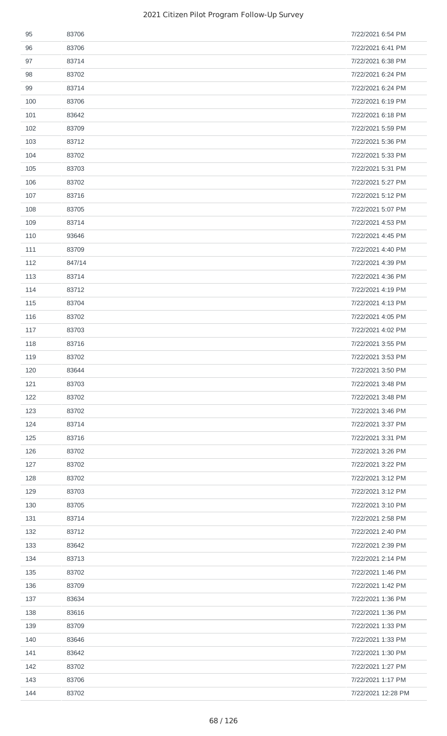| | | |
|---|---|---|
| 95 | 83706 | 7/22/2021 6:54 PM |
| 96 | 83706 | 7/22/2021 6:41 PM |
| 97 | 83714 | 7/22/2021 6:38 PM |
| 98 | 83702 | 7/22/2021 6:24 PM |
| 99 | 83714 | 7/22/2021 6:24 PM |
| 100 | 83706 | 7/22/2021 6:19 PM |
| 101 | 83642 | 7/22/2021 6:18 PM |
| 102 | 83709 | 7/22/2021 5:59 PM |
| 103 | 83712 | 7/22/2021 5:36 PM |
| 104 | 83702 | 7/22/2021 5:33 PM |
| 105 | 83703 | 7/22/2021 5:31 PM |
| 106 | 83702 | 7/22/2021 5:27 PM |
| 107 | 83716 | 7/22/2021 5:12 PM |
| 108 | 83705 | 7/22/2021 5:07 PM |
| 109 | 83714 | 7/22/2021 4:53 PM |
| 110 | 93646 | 7/22/2021 4:45 PM |
| 111 | 83709 | 7/22/2021 4:40 PM |
| 112 | 847/14 | 7/22/2021 4:39 PM |
| 113 | 83714 | 7/22/2021 4:36 PM |
| 114 | 83712 | 7/22/2021 4:19 PM |
| 115 | 83704 | 7/22/2021 4:13 PM |
| 116 | 83702 | 7/22/2021 4:05 PM |
| 117 | 83703 | 7/22/2021 4:02 PM |
| 118 | 83716 | 7/22/2021 3:55 PM |
| 119 | 83702 | 7/22/2021 3:53 PM |
| 120 | 83644 | 7/22/2021 3:50 PM |
| 121 | 83703 | 7/22/2021 3:48 PM |
| 122 | 83702 | 7/22/2021 3:48 PM |
| 123 | 83702 | 7/22/2021 3:46 PM |
| 124 | 83714 | 7/22/2021 3:37 PM |
| 125 | 83716 | 7/22/2021 3:31 PM |
| 126 | 83702 | 7/22/2021 3:26 PM |
| 127 | 83702 | 7/22/2021 3:22 PM |
| 128 | 83702 | 7/22/2021 3:12 PM |
| 129 | 83703 | 7/22/2021 3:12 PM |
| 130 | 83705 | 7/22/2021 3:10 PM |
| 131 | 83714 | 7/22/2021 2:58 PM |
| 132 | 83712 | 7/22/2021 2:40 PM |
| 133 | 83642 | 7/22/2021 2:39 PM |
| 134 | 83713 | 7/22/2021 2:14 PM |
| 135 | 83702 | 7/22/2021 1:46 PM |
| 136 | 83709 | 7/22/2021 1:42 PM |
| 137 | 83634 | 7/22/2021 1:36 PM |
| 138 | 83616 | 7/22/2021 1:36 PM |
| 139 | 83709 | 7/22/2021 1:33 PM |
| 140 | 83646 | 7/22/2021 1:33 PM |
| 141 | 83642 | 7/22/2021 1:30 PM |
| 142 | 83702 | 7/22/2021 1:27 PM |
| 143 | 83706 | 7/22/2021 1:17 PM |
| 144 | 83702 | 7/22/2021 12:28 PM |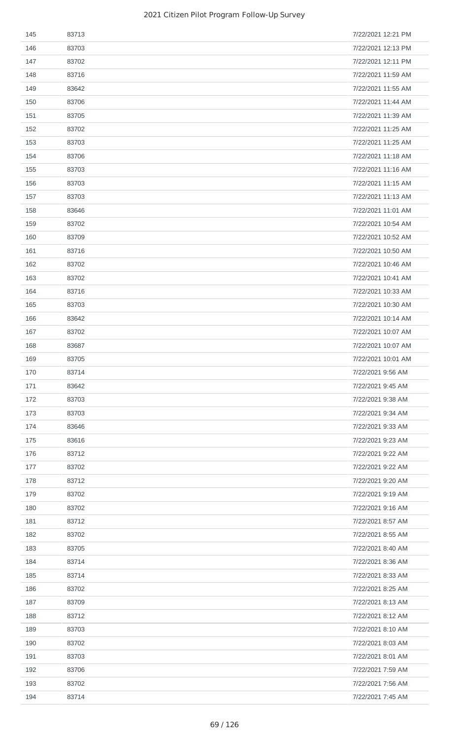| | | |
|---|---|---|
| 145 | 83713 | 7/22/2021 12:21 PM |
| 146 | 83703 | 7/22/2021 12:13 PM |
| 147 | 83702 | 7/22/2021 12:11 PM |
| 148 | 83716 | 7/22/2021 11:59 AM |
| 149 | 83642 | 7/22/2021 11:55 AM |
| 150 | 83706 | 7/22/2021 11:44 AM |
| 151 | 83705 | 7/22/2021 11:39 AM |
| 152 | 83702 | 7/22/2021 11:25 AM |
| 153 | 83703 | 7/22/2021 11:25 AM |
| 154 | 83706 | 7/22/2021 11:18 AM |
| 155 | 83703 | 7/22/2021 11:16 AM |
| 156 | 83703 | 7/22/2021 11:15 AM |
| 157 | 83703 | 7/22/2021 11:13 AM |
| 158 | 83646 | 7/22/2021 11:01 AM |
| 159 | 83702 | 7/22/2021 10:54 AM |
| 160 | 83709 | 7/22/2021 10:52 AM |
| 161 | 83716 | 7/22/2021 10:50 AM |
| 162 | 83702 | 7/22/2021 10:46 AM |
| 163 | 83702 | 7/22/2021 10:41 AM |
| 164 | 83716 | 7/22/2021 10:33 AM |
| 165 | 83703 | 7/22/2021 10:30 AM |
| 166 | 83642 | 7/22/2021 10:14 AM |
| 167 | 83702 | 7/22/2021 10:07 AM |
| 168 | 83687 | 7/22/2021 10:07 AM |
| 169 | 83705 | 7/22/2021 10:01 AM |
| 170 | 83714 | 7/22/2021 9:56 AM |
| 171 | 83642 | 7/22/2021 9:45 AM |
| 172 | 83703 | 7/22/2021 9:38 AM |
| 173 | 83703 | 7/22/2021 9:34 AM |
| 174 | 83646 | 7/22/2021 9:33 AM |
| 175 | 83616 | 7/22/2021 9:23 AM |
| 176 | 83712 | 7/22/2021 9:22 AM |
| 177 | 83702 | 7/22/2021 9:22 AM |
| 178 | 83712 | 7/22/2021 9:20 AM |
| 179 | 83702 | 7/22/2021 9:19 AM |
| 180 | 83702 | 7/22/2021 9:16 AM |
| 181 | 83712 | 7/22/2021 8:57 AM |
| 182 | 83702 | 7/22/2021 8:55 AM |
| 183 | 83705 | 7/22/2021 8:40 AM |
| 184 | 83714 | 7/22/2021 8:36 AM |
| 185 | 83714 | 7/22/2021 8:33 AM |
| 186 | 83702 | 7/22/2021 8:25 AM |
| 187 | 83709 | 7/22/2021 8:13 AM |
| 188 | 83712 | 7/22/2021 8:12 AM |
| 189 | 83703 | 7/22/2021 8:10 AM |
| 190 | 83702 | 7/22/2021 8:03 AM |
| 191 | 83703 | 7/22/2021 8:01 AM |
| 192 | 83706 | 7/22/2021 7:59 AM |
| 193 | 83702 | 7/22/2021 7:56 AM |
| 194 | 83714 | 7/22/2021 7:45 AM |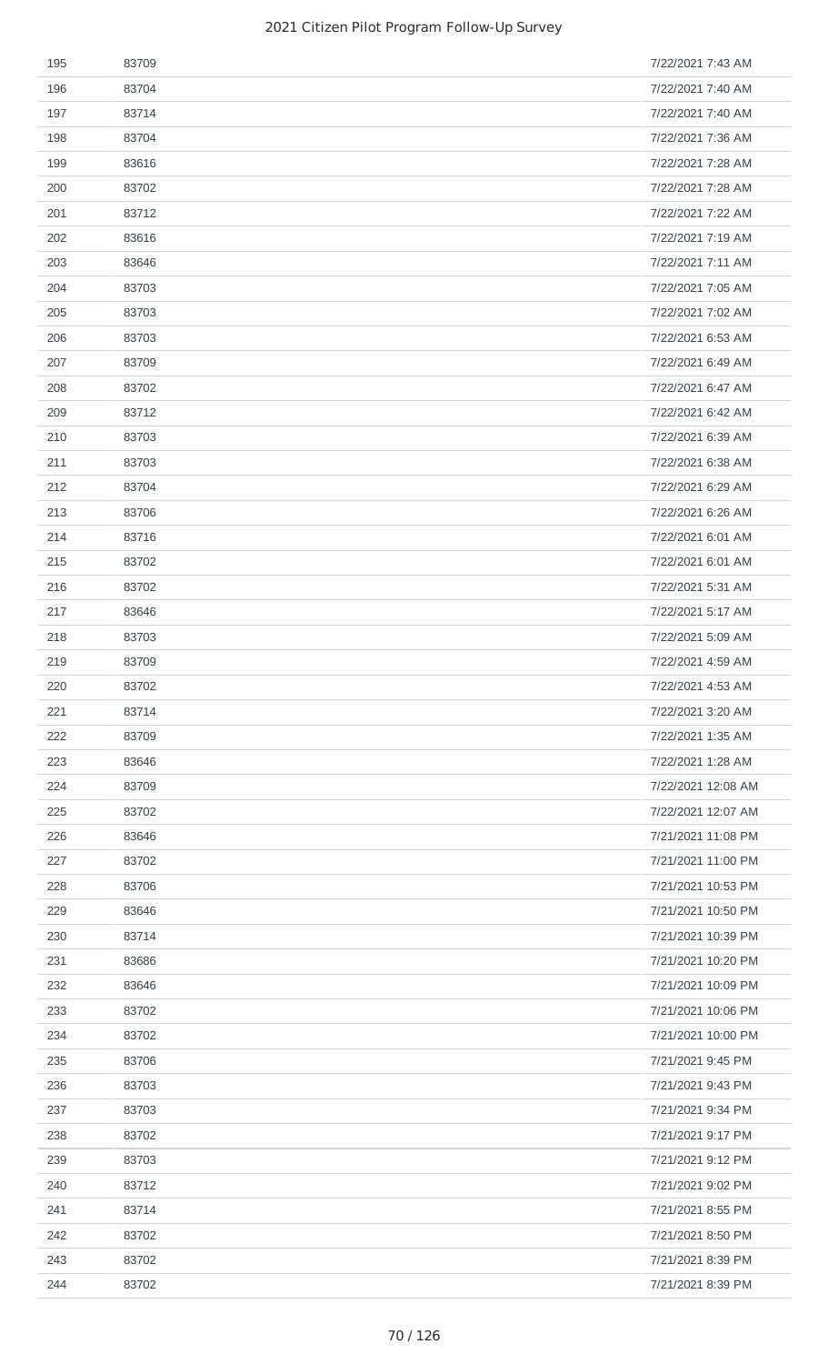| | | |
|---|---|---|
| 195 | 83709 | 7/22/2021 7:43 AM |
| 196 | 83704 | 7/22/2021 7:40 AM |
| 197 | 83714 | 7/22/2021 7:40 AM |
| 198 | 83704 | 7/22/2021 7:36 AM |
| 199 | 83616 | 7/22/2021 7:28 AM |
| 200 | 83702 | 7/22/2021 7:28 AM |
| 201 | 83712 | 7/22/2021 7:22 AM |
| 202 | 83616 | 7/22/2021 7:19 AM |
| 203 | 83646 | 7/22/2021 7:11 AM |
| 204 | 83703 | 7/22/2021 7:05 AM |
| 205 | 83703 | 7/22/2021 7:02 AM |
| 206 | 83703 | 7/22/2021 6:53 AM |
| 207 | 83709 | 7/22/2021 6:49 AM |
| 208 | 83702 | 7/22/2021 6:47 AM |
| 209 | 83712 | 7/22/2021 6:42 AM |
| 210 | 83703 | 7/22/2021 6:39 AM |
| 211 | 83703 | 7/22/2021 6:38 AM |
| 212 | 83704 | 7/22/2021 6:29 AM |
| 213 | 83706 | 7/22/2021 6:26 AM |
| 214 | 83716 | 7/22/2021 6:01 AM |
| 215 | 83702 | 7/22/2021 6:01 AM |
| 216 | 83702 | 7/22/2021 5:31 AM |
| 217 | 83646 | 7/22/2021 5:17 AM |
| 218 | 83703 | 7/22/2021 5:09 AM |
| 219 | 83709 | 7/22/2021 4:59 AM |
| 220 | 83702 | 7/22/2021 4:53 AM |
| 221 | 83714 | 7/22/2021 3:20 AM |
| 222 | 83709 | 7/22/2021 1:35 AM |
| 223 | 83646 | 7/22/2021 1:28 AM |
| 224 | 83709 | 7/22/2021 12:08 AM |
| 225 | 83702 | 7/22/2021 12:07 AM |
| 226 | 83646 | 7/21/2021 11:08 PM |
| 227 | 83702 | 7/21/2021 11:00 PM |
| 228 | 83706 | 7/21/2021 10:53 PM |
| 229 | 83646 | 7/21/2021 10:50 PM |
| 230 | 83714 | 7/21/2021 10:39 PM |
| 231 | 83686 | 7/21/2021 10:20 PM |
| 232 | 83646 | 7/21/2021 10:09 PM |
| 233 | 83702 | 7/21/2021 10:06 PM |
| 234 | 83702 | 7/21/2021 10:00 PM |
| 235 | 83706 | 7/21/2021 9:45 PM |
| 236 | 83703 | 7/21/2021 9:43 PM |
| 237 | 83703 | 7/21/2021 9:34 PM |
| 238 | 83702 | 7/21/2021 9:17 PM |
| 239 | 83703 | 7/21/2021 9:12 PM |
| 240 | 83712 | 7/21/2021 9:02 PM |
| 241 | 83714 | 7/21/2021 8:55 PM |
| 242 | 83702 | 7/21/2021 8:50 PM |
| 243 | 83702 | 7/21/2021 8:39 PM |
| 244 | 83702 | 7/21/2021 8:39 PM |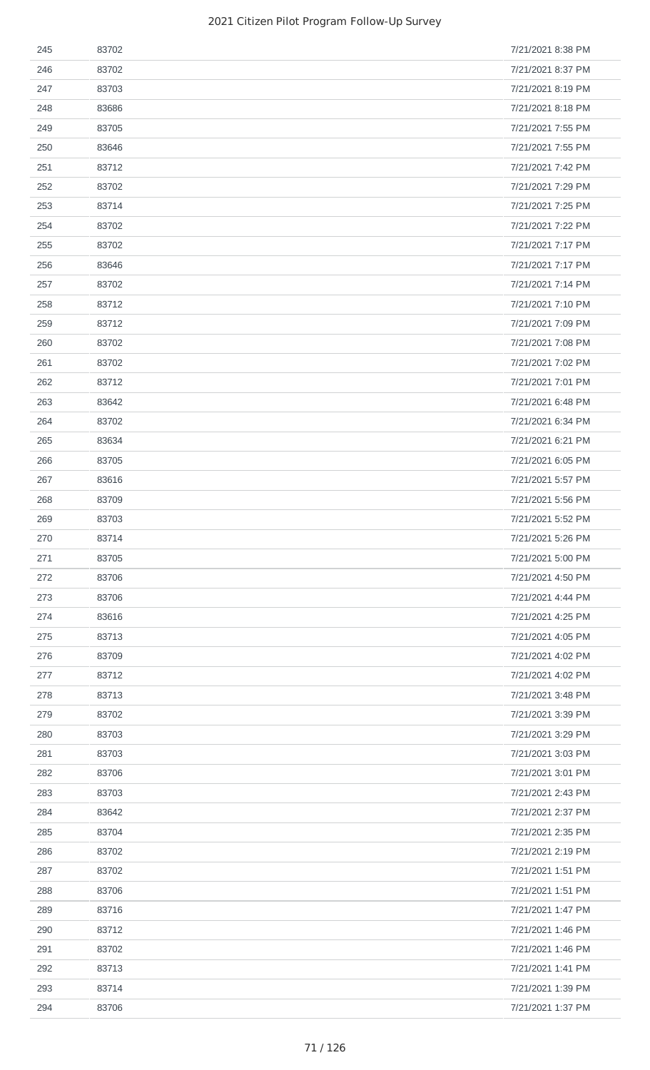| | | |
|---|---|---|
| 245 | 83702 | 7/21/2021 8:38 PM |
| 246 | 83702 | 7/21/2021 8:37 PM |
| 247 | 83703 | 7/21/2021 8:19 PM |
| 248 | 83686 | 7/21/2021 8:18 PM |
| 249 | 83705 | 7/21/2021 7:55 PM |
| 250 | 83646 | 7/21/2021 7:55 PM |
| 251 | 83712 | 7/21/2021 7:42 PM |
| 252 | 83702 | 7/21/2021 7:29 PM |
| 253 | 83714 | 7/21/2021 7:25 PM |
| 254 | 83702 | 7/21/2021 7:22 PM |
| 255 | 83702 | 7/21/2021 7:17 PM |
| 256 | 83646 | 7/21/2021 7:17 PM |
| 257 | 83702 | 7/21/2021 7:14 PM |
| 258 | 83712 | 7/21/2021 7:10 PM |
| 259 | 83712 | 7/21/2021 7:09 PM |
| 260 | 83702 | 7/21/2021 7:08 PM |
| 261 | 83702 | 7/21/2021 7:02 PM |
| 262 | 83712 | 7/21/2021 7:01 PM |
| 263 | 83642 | 7/21/2021 6:48 PM |
| 264 | 83702 | 7/21/2021 6:34 PM |
| 265 | 83634 | 7/21/2021 6:21 PM |
| 266 | 83705 | 7/21/2021 6:05 PM |
| 267 | 83616 | 7/21/2021 5:57 PM |
| 268 | 83709 | 7/21/2021 5:56 PM |
| 269 | 83703 | 7/21/2021 5:52 PM |
| 270 | 83714 | 7/21/2021 5:26 PM |
| 271 | 83705 | 7/21/2021 5:00 PM |
| 272 | 83706 | 7/21/2021 4:50 PM |
| 273 | 83706 | 7/21/2021 4:44 PM |
| 274 | 83616 | 7/21/2021 4:25 PM |
| 275 | 83713 | 7/21/2021 4:05 PM |
| 276 | 83709 | 7/21/2021 4:02 PM |
| 277 | 83712 | 7/21/2021 4:02 PM |
| 278 | 83713 | 7/21/2021 3:48 PM |
| 279 | 83702 | 7/21/2021 3:39 PM |
| 280 | 83703 | 7/21/2021 3:29 PM |
| 281 | 83703 | 7/21/2021 3:03 PM |
| 282 | 83706 | 7/21/2021 3:01 PM |
| 283 | 83703 | 7/21/2021 2:43 PM |
| 284 | 83642 | 7/21/2021 2:37 PM |
| 285 | 83704 | 7/21/2021 2:35 PM |
| 286 | 83702 | 7/21/2021 2:19 PM |
| 287 | 83702 | 7/21/2021 1:51 PM |
| 288 | 83706 | 7/21/2021 1:51 PM |
| 289 | 83716 | 7/21/2021 1:47 PM |
| 290 | 83712 | 7/21/2021 1:46 PM |
| 291 | 83702 | 7/21/2021 1:46 PM |
| 292 | 83713 | 7/21/2021 1:41 PM |
| 293 | 83714 | 7/21/2021 1:39 PM |
| 294 | 83706 | 7/21/2021 1:37 PM |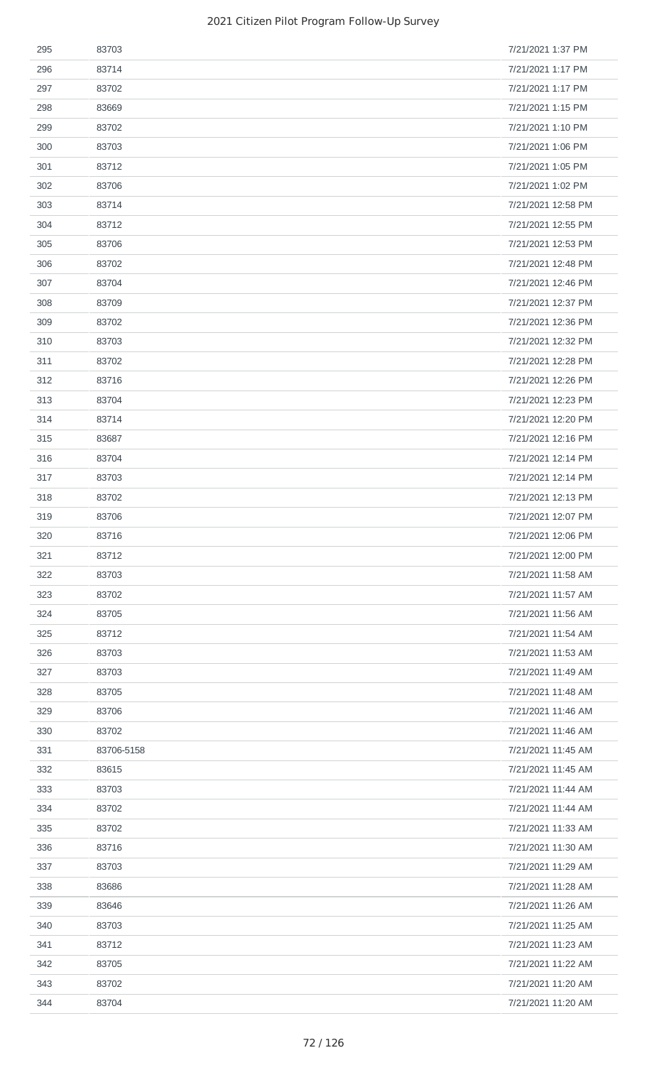| | | |
|---|---|---|
| 295 | 83703 | 7/21/2021 1:37 PM |
| 296 | 83714 | 7/21/2021 1:17 PM |
| 297 | 83702 | 7/21/2021 1:17 PM |
| 298 | 83669 | 7/21/2021 1:15 PM |
| 299 | 83702 | 7/21/2021 1:10 PM |
| 300 | 83703 | 7/21/2021 1:06 PM |
| 301 | 83712 | 7/21/2021 1:05 PM |
| 302 | 83706 | 7/21/2021 1:02 PM |
| 303 | 83714 | 7/21/2021 12:58 PM |
| 304 | 83712 | 7/21/2021 12:55 PM |
| 305 | 83706 | 7/21/2021 12:53 PM |
| 306 | 83702 | 7/21/2021 12:48 PM |
| 307 | 83704 | 7/21/2021 12:46 PM |
| 308 | 83709 | 7/21/2021 12:37 PM |
| 309 | 83702 | 7/21/2021 12:36 PM |
| 310 | 83703 | 7/21/2021 12:32 PM |
| 311 | 83702 | 7/21/2021 12:28 PM |
| 312 | 83716 | 7/21/2021 12:26 PM |
| 313 | 83704 | 7/21/2021 12:23 PM |
| 314 | 83714 | 7/21/2021 12:20 PM |
| 315 | 83687 | 7/21/2021 12:16 PM |
| 316 | 83704 | 7/21/2021 12:14 PM |
| 317 | 83703 | 7/21/2021 12:14 PM |
| 318 | 83702 | 7/21/2021 12:13 PM |
| 319 | 83706 | 7/21/2021 12:07 PM |
| 320 | 83716 | 7/21/2021 12:06 PM |
| 321 | 83712 | 7/21/2021 12:00 PM |
| 322 | 83703 | 7/21/2021 11:58 AM |
| 323 | 83702 | 7/21/2021 11:57 AM |
| 324 | 83705 | 7/21/2021 11:56 AM |
| 325 | 83712 | 7/21/2021 11:54 AM |
| 326 | 83703 | 7/21/2021 11:53 AM |
| 327 | 83703 | 7/21/2021 11:49 AM |
| 328 | 83705 | 7/21/2021 11:48 AM |
| 329 | 83706 | 7/21/2021 11:46 AM |
| 330 | 83702 | 7/21/2021 11:46 AM |
| 331 | 83706-5158 | 7/21/2021 11:45 AM |
| 332 | 83615 | 7/21/2021 11:45 AM |
| 333 | 83703 | 7/21/2021 11:44 AM |
| 334 | 83702 | 7/21/2021 11:44 AM |
| 335 | 83702 | 7/21/2021 11:33 AM |
| 336 | 83716 | 7/21/2021 11:30 AM |
| 337 | 83703 | 7/21/2021 11:29 AM |
| 338 | 83686 | 7/21/2021 11:28 AM |
| 339 | 83646 | 7/21/2021 11:26 AM |
| 340 | 83703 | 7/21/2021 11:25 AM |
| 341 | 83712 | 7/21/2021 11:23 AM |
| 342 | 83705 | 7/21/2021 11:22 AM |
| 343 | 83702 | 7/21/2021 11:20 AM |
| 344 | 83704 | 7/21/2021 11:20 AM |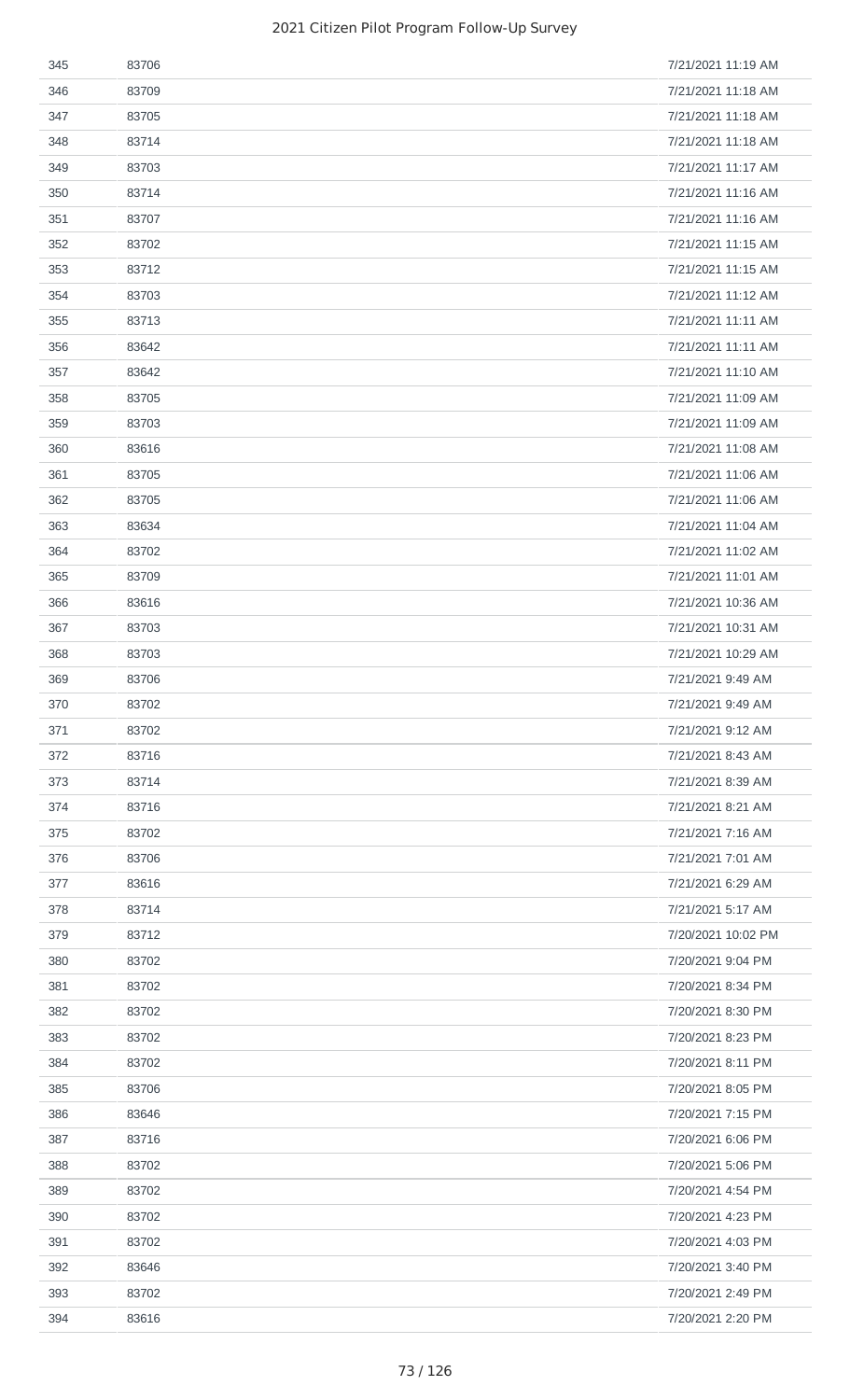| | | |
|---|---|---|
| 345 | 83706 | 7/21/2021 11:19 AM |
| 346 | 83709 | 7/21/2021 11:18 AM |
| 347 | 83705 | 7/21/2021 11:18 AM |
| 348 | 83714 | 7/21/2021 11:18 AM |
| 349 | 83703 | 7/21/2021 11:17 AM |
| 350 | 83714 | 7/21/2021 11:16 AM |
| 351 | 83707 | 7/21/2021 11:16 AM |
| 352 | 83702 | 7/21/2021 11:15 AM |
| 353 | 83712 | 7/21/2021 11:15 AM |
| 354 | 83703 | 7/21/2021 11:12 AM |
| 355 | 83713 | 7/21/2021 11:11 AM |
| 356 | 83642 | 7/21/2021 11:11 AM |
| 357 | 83642 | 7/21/2021 11:10 AM |
| 358 | 83705 | 7/21/2021 11:09 AM |
| 359 | 83703 | 7/21/2021 11:09 AM |
| 360 | 83616 | 7/21/2021 11:08 AM |
| 361 | 83705 | 7/21/2021 11:06 AM |
| 362 | 83705 | 7/21/2021 11:06 AM |
| 363 | 83634 | 7/21/2021 11:04 AM |
| 364 | 83702 | 7/21/2021 11:02 AM |
| 365 | 83709 | 7/21/2021 11:01 AM |
| 366 | 83616 | 7/21/2021 10:36 AM |
| 367 | 83703 | 7/21/2021 10:31 AM |
| 368 | 83703 | 7/21/2021 10:29 AM |
| 369 | 83706 | 7/21/2021 9:49 AM |
| 370 | 83702 | 7/21/2021 9:49 AM |
| 371 | 83702 | 7/21/2021 9:12 AM |
| 372 | 83716 | 7/21/2021 8:43 AM |
| 373 | 83714 | 7/21/2021 8:39 AM |
| 374 | 83716 | 7/21/2021 8:21 AM |
| 375 | 83702 | 7/21/2021 7:16 AM |
| 376 | 83706 | 7/21/2021 7:01 AM |
| 377 | 83616 | 7/21/2021 6:29 AM |
| 378 | 83714 | 7/21/2021 5:17 AM |
| 379 | 83712 | 7/20/2021 10:02 PM |
| 380 | 83702 | 7/20/2021 9:04 PM |
| 381 | 83702 | 7/20/2021 8:34 PM |
| 382 | 83702 | 7/20/2021 8:30 PM |
| 383 | 83702 | 7/20/2021 8:23 PM |
| 384 | 83702 | 7/20/2021 8:11 PM |
| 385 | 83706 | 7/20/2021 8:05 PM |
| 386 | 83646 | 7/20/2021 7:15 PM |
| 387 | 83716 | 7/20/2021 6:06 PM |
| 388 | 83702 | 7/20/2021 5:06 PM |
| 389 | 83702 | 7/20/2021 4:54 PM |
| 390 | 83702 | 7/20/2021 4:23 PM |
| 391 | 83702 | 7/20/2021 4:03 PM |
| 392 | 83646 | 7/20/2021 3:40 PM |
| 393 | 83702 | 7/20/2021 2:49 PM |
| 394 | 83616 | 7/20/2021 2:20 PM |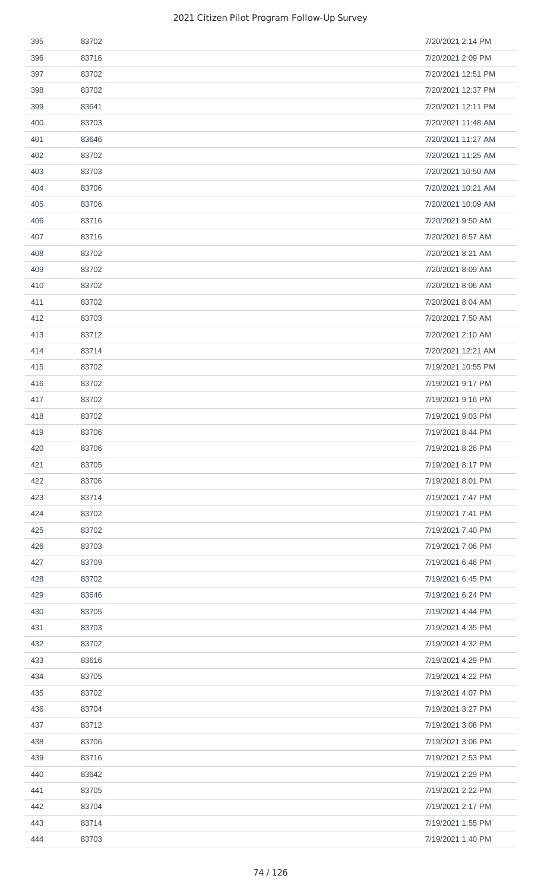| | | |
|---|---|---|
| 395 | 83702 | 7/20/2021 2:14 PM |
| 396 | 83716 | 7/20/2021 2:09 PM |
| 397 | 83702 | 7/20/2021 12:51 PM |
| 398 | 83702 | 7/20/2021 12:37 PM |
| 399 | 83641 | 7/20/2021 12:11 PM |
| 400 | 83703 | 7/20/2021 11:48 AM |
| 401 | 83646 | 7/20/2021 11:27 AM |
| 402 | 83702 | 7/20/2021 11:25 AM |
| 403 | 83703 | 7/20/2021 10:50 AM |
| 404 | 83706 | 7/20/2021 10:21 AM |
| 405 | 83706 | 7/20/2021 10:09 AM |
| 406 | 83716 | 7/20/2021 9:50 AM |
| 407 | 83716 | 7/20/2021 8:57 AM |
| 408 | 83702 | 7/20/2021 8:21 AM |
| 409 | 83702 | 7/20/2021 8:09 AM |
| 410 | 83702 | 7/20/2021 8:06 AM |
| 411 | 83702 | 7/20/2021 8:04 AM |
| 412 | 83703 | 7/20/2021 7:50 AM |
| 413 | 83712 | 7/20/2021 2:10 AM |
| 414 | 83714 | 7/20/2021 12:21 AM |
| 415 | 83702 | 7/19/2021 10:55 PM |
| 416 | 83702 | 7/19/2021 9:17 PM |
| 417 | 83702 | 7/19/2021 9:16 PM |
| 418 | 83702 | 7/19/2021 9:03 PM |
| 419 | 83706 | 7/19/2021 8:44 PM |
| 420 | 83706 | 7/19/2021 8:26 PM |
| 421 | 83705 | 7/19/2021 8:17 PM |
| 422 | 83706 | 7/19/2021 8:01 PM |
| 423 | 83714 | 7/19/2021 7:47 PM |
| 424 | 83702 | 7/19/2021 7:41 PM |
| 425 | 83702 | 7/19/2021 7:40 PM |
| 426 | 83703 | 7/19/2021 7:06 PM |
| 427 | 83709 | 7/19/2021 6:46 PM |
| 428 | 83702 | 7/19/2021 6:45 PM |
| 429 | 83646 | 7/19/2021 6:24 PM |
| 430 | 83705 | 7/19/2021 4:44 PM |
| 431 | 83703 | 7/19/2021 4:35 PM |
| 432 | 83702 | 7/19/2021 4:32 PM |
| 433 | 83616 | 7/19/2021 4:29 PM |
| 434 | 83705 | 7/19/2021 4:22 PM |
| 435 | 83702 | 7/19/2021 4:07 PM |
| 436 | 83704 | 7/19/2021 3:27 PM |
| 437 | 83712 | 7/19/2021 3:08 PM |
| 438 | 83706 | 7/19/2021 3:06 PM |
| 439 | 83716 | 7/19/2021 2:53 PM |
| 440 | 83642 | 7/19/2021 2:29 PM |
| 441 | 83705 | 7/19/2021 2:22 PM |
| 442 | 83704 | 7/19/2021 2:17 PM |
| 443 | 83714 | 7/19/2021 1:55 PM |
| 444 | 83703 | 7/19/2021 1:40 PM |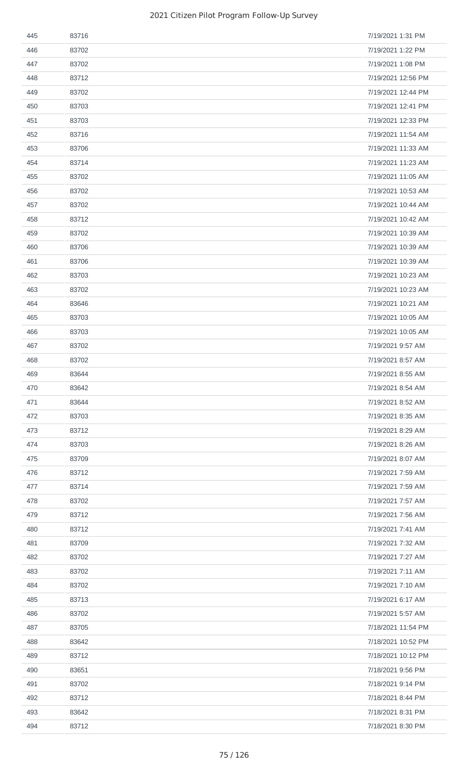| | | |
|---|---|---|
| 445 | 83716 | 7/19/2021 1:31 PM |
| 446 | 83702 | 7/19/2021 1:22 PM |
| 447 | 83702 | 7/19/2021 1:08 PM |
| 448 | 83712 | 7/19/2021 12:56 PM |
| 449 | 83702 | 7/19/2021 12:44 PM |
| 450 | 83703 | 7/19/2021 12:41 PM |
| 451 | 83703 | 7/19/2021 12:33 PM |
| 452 | 83716 | 7/19/2021 11:54 AM |
| 453 | 83706 | 7/19/2021 11:33 AM |
| 454 | 83714 | 7/19/2021 11:23 AM |
| 455 | 83702 | 7/19/2021 11:05 AM |
| 456 | 83702 | 7/19/2021 10:53 AM |
| 457 | 83702 | 7/19/2021 10:44 AM |
| 458 | 83712 | 7/19/2021 10:42 AM |
| 459 | 83702 | 7/19/2021 10:39 AM |
| 460 | 83706 | 7/19/2021 10:39 AM |
| 461 | 83706 | 7/19/2021 10:39 AM |
| 462 | 83703 | 7/19/2021 10:23 AM |
| 463 | 83702 | 7/19/2021 10:23 AM |
| 464 | 83646 | 7/19/2021 10:21 AM |
| 465 | 83703 | 7/19/2021 10:05 AM |
| 466 | 83703 | 7/19/2021 10:05 AM |
| 467 | 83702 | 7/19/2021 9:57 AM |
| 468 | 83702 | 7/19/2021 8:57 AM |
| 469 | 83644 | 7/19/2021 8:55 AM |
| 470 | 83642 | 7/19/2021 8:54 AM |
| 471 | 83644 | 7/19/2021 8:52 AM |
| 472 | 83703 | 7/19/2021 8:35 AM |
| 473 | 83712 | 7/19/2021 8:29 AM |
| 474 | 83703 | 7/19/2021 8:26 AM |
| 475 | 83709 | 7/19/2021 8:07 AM |
| 476 | 83712 | 7/19/2021 7:59 AM |
| 477 | 83714 | 7/19/2021 7:59 AM |
| 478 | 83702 | 7/19/2021 7:57 AM |
| 479 | 83712 | 7/19/2021 7:56 AM |
| 480 | 83712 | 7/19/2021 7:41 AM |
| 481 | 83709 | 7/19/2021 7:32 AM |
| 482 | 83702 | 7/19/2021 7:27 AM |
| 483 | 83702 | 7/19/2021 7:11 AM |
| 484 | 83702 | 7/19/2021 7:10 AM |
| 485 | 83713 | 7/19/2021 6:17 AM |
| 486 | 83702 | 7/19/2021 5:57 AM |
| 487 | 83705 | 7/18/2021 11:54 PM |
| 488 | 83642 | 7/18/2021 10:52 PM |
| 489 | 83712 | 7/18/2021 10:12 PM |
| 490 | 83651 | 7/18/2021 9:56 PM |
| 491 | 83702 | 7/18/2021 9:14 PM |
| 492 | 83712 | 7/18/2021 8:44 PM |
| 493 | 83642 | 7/18/2021 8:31 PM |
| 494 | 83712 | 7/18/2021 8:30 PM |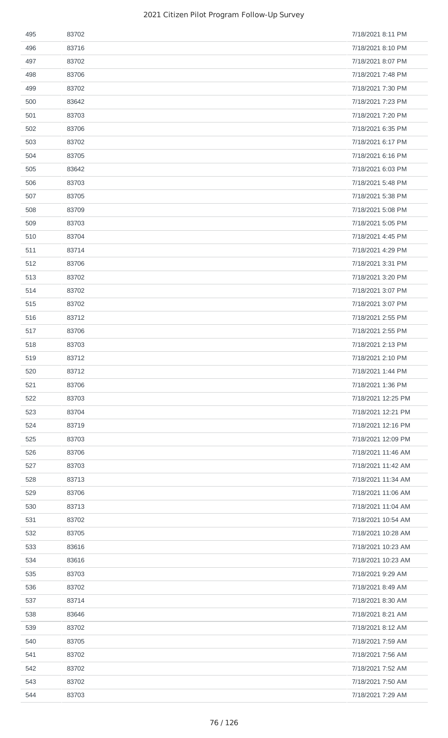| | | |
|---|---|---|
| 495 | 83702 | 7/18/2021 8:11 PM |
| 496 | 83716 | 7/18/2021 8:10 PM |
| 497 | 83702 | 7/18/2021 8:07 PM |
| 498 | 83706 | 7/18/2021 7:48 PM |
| 499 | 83702 | 7/18/2021 7:30 PM |
| 500 | 83642 | 7/18/2021 7:23 PM |
| 501 | 83703 | 7/18/2021 7:20 PM |
| 502 | 83706 | 7/18/2021 6:35 PM |
| 503 | 83702 | 7/18/2021 6:17 PM |
| 504 | 83705 | 7/18/2021 6:16 PM |
| 505 | 83642 | 7/18/2021 6:03 PM |
| 506 | 83703 | 7/18/2021 5:48 PM |
| 507 | 83705 | 7/18/2021 5:38 PM |
| 508 | 83709 | 7/18/2021 5:08 PM |
| 509 | 83703 | 7/18/2021 5:05 PM |
| 510 | 83704 | 7/18/2021 4:45 PM |
| 511 | 83714 | 7/18/2021 4:29 PM |
| 512 | 83706 | 7/18/2021 3:31 PM |
| 513 | 83702 | 7/18/2021 3:20 PM |
| 514 | 83702 | 7/18/2021 3:07 PM |
| 515 | 83702 | 7/18/2021 3:07 PM |
| 516 | 83712 | 7/18/2021 2:55 PM |
| 517 | 83706 | 7/18/2021 2:55 PM |
| 518 | 83703 | 7/18/2021 2:13 PM |
| 519 | 83712 | 7/18/2021 2:10 PM |
| 520 | 83712 | 7/18/2021 1:44 PM |
| 521 | 83706 | 7/18/2021 1:36 PM |
| 522 | 83703 | 7/18/2021 12:25 PM |
| 523 | 83704 | 7/18/2021 12:21 PM |
| 524 | 83719 | 7/18/2021 12:16 PM |
| 525 | 83703 | 7/18/2021 12:09 PM |
| 526 | 83706 | 7/18/2021 11:46 AM |
| 527 | 83703 | 7/18/2021 11:42 AM |
| 528 | 83713 | 7/18/2021 11:34 AM |
| 529 | 83706 | 7/18/2021 11:06 AM |
| 530 | 83713 | 7/18/2021 11:04 AM |
| 531 | 83702 | 7/18/2021 10:54 AM |
| 532 | 83705 | 7/18/2021 10:28 AM |
| 533 | 83616 | 7/18/2021 10:23 AM |
| 534 | 83616 | 7/18/2021 10:23 AM |
| 535 | 83703 | 7/18/2021 9:29 AM |
| 536 | 83702 | 7/18/2021 8:49 AM |
| 537 | 83714 | 7/18/2021 8:30 AM |
| 538 | 83646 | 7/18/2021 8:21 AM |
| 539 | 83702 | 7/18/2021 8:12 AM |
| 540 | 83705 | 7/18/2021 7:59 AM |
| 541 | 83702 | 7/18/2021 7:56 AM |
| 542 | 83702 | 7/18/2021 7:52 AM |
| 543 | 83702 | 7/18/2021 7:50 AM |
| 544 | 83703 | 7/18/2021 7:29 AM |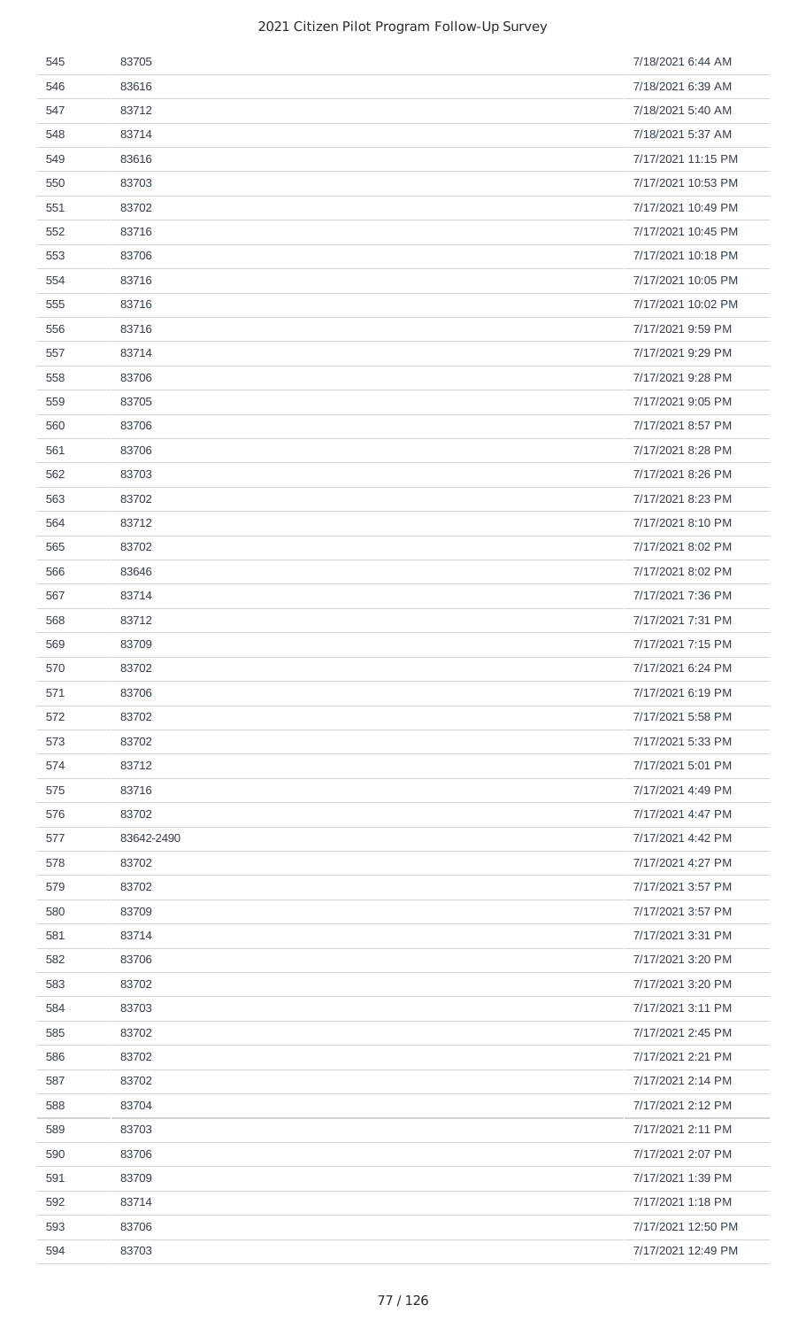| | | |
|---|---|---|
| 545 | 83705 | 7/18/2021 6:44 AM |
| 546 | 83616 | 7/18/2021 6:39 AM |
| 547 | 83712 | 7/18/2021 5:40 AM |
| 548 | 83714 | 7/18/2021 5:37 AM |
| 549 | 83616 | 7/17/2021 11:15 PM |
| 550 | 83703 | 7/17/2021 10:53 PM |
| 551 | 83702 | 7/17/2021 10:49 PM |
| 552 | 83716 | 7/17/2021 10:45 PM |
| 553 | 83706 | 7/17/2021 10:18 PM |
| 554 | 83716 | 7/17/2021 10:05 PM |
| 555 | 83716 | 7/17/2021 10:02 PM |
| 556 | 83716 | 7/17/2021 9:59 PM |
| 557 | 83714 | 7/17/2021 9:29 PM |
| 558 | 83706 | 7/17/2021 9:28 PM |
| 559 | 83705 | 7/17/2021 9:05 PM |
| 560 | 83706 | 7/17/2021 8:57 PM |
| 561 | 83706 | 7/17/2021 8:28 PM |
| 562 | 83703 | 7/17/2021 8:26 PM |
| 563 | 83702 | 7/17/2021 8:23 PM |
| 564 | 83712 | 7/17/2021 8:10 PM |
| 565 | 83702 | 7/17/2021 8:02 PM |
| 566 | 83646 | 7/17/2021 8:02 PM |
| 567 | 83714 | 7/17/2021 7:36 PM |
| 568 | 83712 | 7/17/2021 7:31 PM |
| 569 | 83709 | 7/17/2021 7:15 PM |
| 570 | 83702 | 7/17/2021 6:24 PM |
| 571 | 83706 | 7/17/2021 6:19 PM |
| 572 | 83702 | 7/17/2021 5:58 PM |
| 573 | 83702 | 7/17/2021 5:33 PM |
| 574 | 83712 | 7/17/2021 5:01 PM |
| 575 | 83716 | 7/17/2021 4:49 PM |
| 576 | 83702 | 7/17/2021 4:47 PM |
| 577 | 83642-2490 | 7/17/2021 4:42 PM |
| 578 | 83702 | 7/17/2021 4:27 PM |
| 579 | 83702 | 7/17/2021 3:57 PM |
| 580 | 83709 | 7/17/2021 3:57 PM |
| 581 | 83714 | 7/17/2021 3:31 PM |
| 582 | 83706 | 7/17/2021 3:20 PM |
| 583 | 83702 | 7/17/2021 3:20 PM |
| 584 | 83703 | 7/17/2021 3:11 PM |
| 585 | 83702 | 7/17/2021 2:45 PM |
| 586 | 83702 | 7/17/2021 2:21 PM |
| 587 | 83702 | 7/17/2021 2:14 PM |
| 588 | 83704 | 7/17/2021 2:12 PM |
| 589 | 83703 | 7/17/2021 2:11 PM |
| 590 | 83706 | 7/17/2021 2:07 PM |
| 591 | 83709 | 7/17/2021 1:39 PM |
| 592 | 83714 | 7/17/2021 1:18 PM |
| 593 | 83706 | 7/17/2021 12:50 PM |
| 594 | 83703 | 7/17/2021 12:49 PM |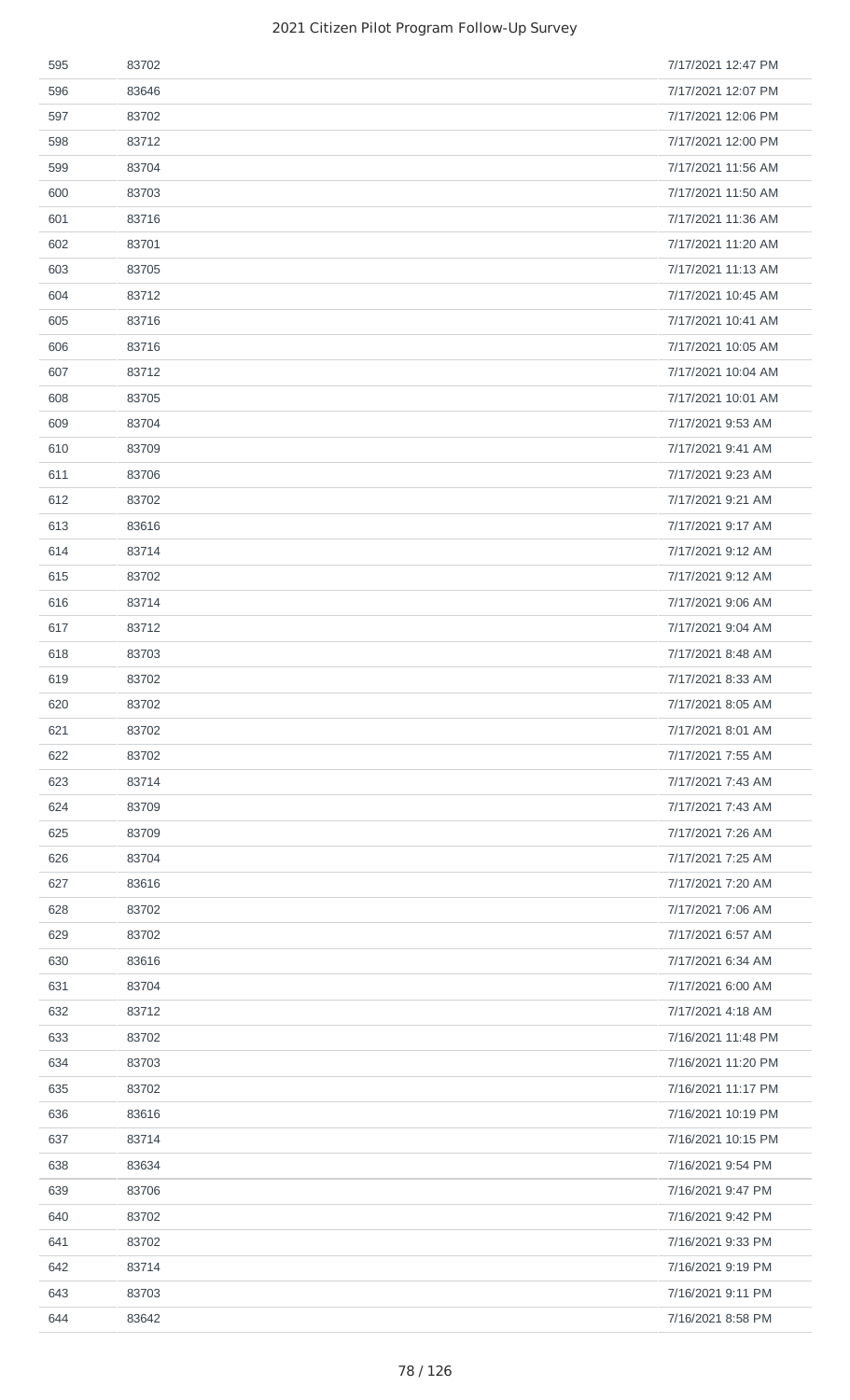| | | |
|---|---|---|
| 595 | 83702 | 7/17/2021 12:47 PM |
| 596 | 83646 | 7/17/2021 12:07 PM |
| 597 | 83702 | 7/17/2021 12:06 PM |
| 598 | 83712 | 7/17/2021 12:00 PM |
| 599 | 83704 | 7/17/2021 11:56 AM |
| 600 | 83703 | 7/17/2021 11:50 AM |
| 601 | 83716 | 7/17/2021 11:36 AM |
| 602 | 83701 | 7/17/2021 11:20 AM |
| 603 | 83705 | 7/17/2021 11:13 AM |
| 604 | 83712 | 7/17/2021 10:45 AM |
| 605 | 83716 | 7/17/2021 10:41 AM |
| 606 | 83716 | 7/17/2021 10:05 AM |
| 607 | 83712 | 7/17/2021 10:04 AM |
| 608 | 83705 | 7/17/2021 10:01 AM |
| 609 | 83704 | 7/17/2021 9:53 AM |
| 610 | 83709 | 7/17/2021 9:41 AM |
| 611 | 83706 | 7/17/2021 9:23 AM |
| 612 | 83702 | 7/17/2021 9:21 AM |
| 613 | 83616 | 7/17/2021 9:17 AM |
| 614 | 83714 | 7/17/2021 9:12 AM |
| 615 | 83702 | 7/17/2021 9:12 AM |
| 616 | 83714 | 7/17/2021 9:06 AM |
| 617 | 83712 | 7/17/2021 9:04 AM |
| 618 | 83703 | 7/17/2021 8:48 AM |
| 619 | 83702 | 7/17/2021 8:33 AM |
| 620 | 83702 | 7/17/2021 8:05 AM |
| 621 | 83702 | 7/17/2021 8:01 AM |
| 622 | 83702 | 7/17/2021 7:55 AM |
| 623 | 83714 | 7/17/2021 7:43 AM |
| 624 | 83709 | 7/17/2021 7:43 AM |
| 625 | 83709 | 7/17/2021 7:26 AM |
| 626 | 83704 | 7/17/2021 7:25 AM |
| 627 | 83616 | 7/17/2021 7:20 AM |
| 628 | 83702 | 7/17/2021 7:06 AM |
| 629 | 83702 | 7/17/2021 6:57 AM |
| 630 | 83616 | 7/17/2021 6:34 AM |
| 631 | 83704 | 7/17/2021 6:00 AM |
| 632 | 83712 | 7/17/2021 4:18 AM |
| 633 | 83702 | 7/16/2021 11:48 PM |
| 634 | 83703 | 7/16/2021 11:20 PM |
| 635 | 83702 | 7/16/2021 11:17 PM |
| 636 | 83616 | 7/16/2021 10:19 PM |
| 637 | 83714 | 7/16/2021 10:15 PM |
| 638 | 83634 | 7/16/2021 9:54 PM |
| 639 | 83706 | 7/16/2021 9:47 PM |
| 640 | 83702 | 7/16/2021 9:42 PM |
| 641 | 83702 | 7/16/2021 9:33 PM |
| 642 | 83714 | 7/16/2021 9:19 PM |
| 643 | 83703 | 7/16/2021 9:11 PM |
| 644 | 83642 | 7/16/2021 8:58 PM |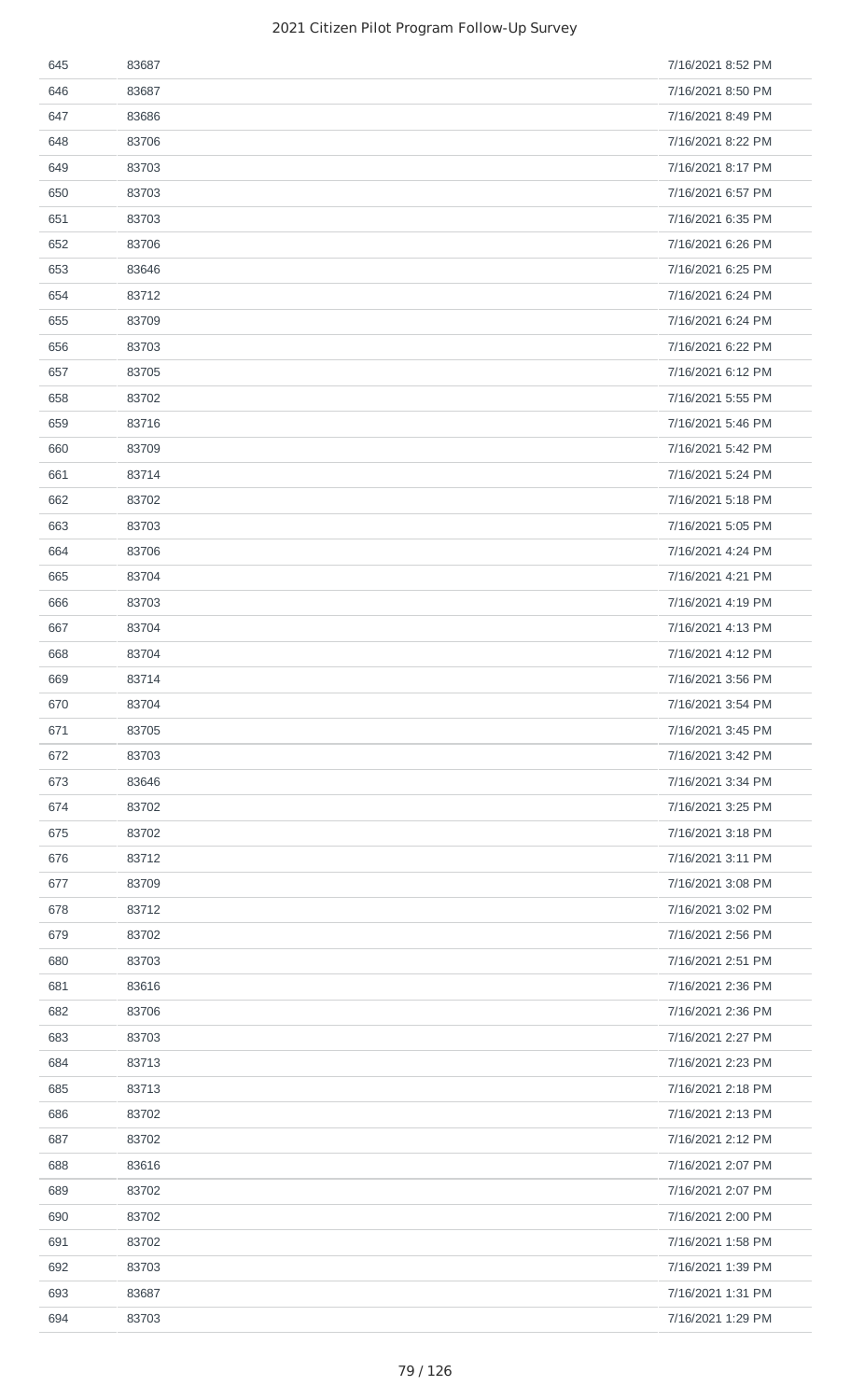| | | |
|---|---|---|
| 645 | 83687 | 7/16/2021 8:52 PM |
| 646 | 83687 | 7/16/2021 8:50 PM |
| 647 | 83686 | 7/16/2021 8:49 PM |
| 648 | 83706 | 7/16/2021 8:22 PM |
| 649 | 83703 | 7/16/2021 8:17 PM |
| 650 | 83703 | 7/16/2021 6:57 PM |
| 651 | 83703 | 7/16/2021 6:35 PM |
| 652 | 83706 | 7/16/2021 6:26 PM |
| 653 | 83646 | 7/16/2021 6:25 PM |
| 654 | 83712 | 7/16/2021 6:24 PM |
| 655 | 83709 | 7/16/2021 6:24 PM |
| 656 | 83703 | 7/16/2021 6:22 PM |
| 657 | 83705 | 7/16/2021 6:12 PM |
| 658 | 83702 | 7/16/2021 5:55 PM |
| 659 | 83716 | 7/16/2021 5:46 PM |
| 660 | 83709 | 7/16/2021 5:42 PM |
| 661 | 83714 | 7/16/2021 5:24 PM |
| 662 | 83702 | 7/16/2021 5:18 PM |
| 663 | 83703 | 7/16/2021 5:05 PM |
| 664 | 83706 | 7/16/2021 4:24 PM |
| 665 | 83704 | 7/16/2021 4:21 PM |
| 666 | 83703 | 7/16/2021 4:19 PM |
| 667 | 83704 | 7/16/2021 4:13 PM |
| 668 | 83704 | 7/16/2021 4:12 PM |
| 669 | 83714 | 7/16/2021 3:56 PM |
| 670 | 83704 | 7/16/2021 3:54 PM |
| 671 | 83705 | 7/16/2021 3:45 PM |
| 672 | 83703 | 7/16/2021 3:42 PM |
| 673 | 83646 | 7/16/2021 3:34 PM |
| 674 | 83702 | 7/16/2021 3:25 PM |
| 675 | 83702 | 7/16/2021 3:18 PM |
| 676 | 83712 | 7/16/2021 3:11 PM |
| 677 | 83709 | 7/16/2021 3:08 PM |
| 678 | 83712 | 7/16/2021 3:02 PM |
| 679 | 83702 | 7/16/2021 2:56 PM |
| 680 | 83703 | 7/16/2021 2:51 PM |
| 681 | 83616 | 7/16/2021 2:36 PM |
| 682 | 83706 | 7/16/2021 2:36 PM |
| 683 | 83703 | 7/16/2021 2:27 PM |
| 684 | 83713 | 7/16/2021 2:23 PM |
| 685 | 83713 | 7/16/2021 2:18 PM |
| 686 | 83702 | 7/16/2021 2:13 PM |
| 687 | 83702 | 7/16/2021 2:12 PM |
| 688 | 83616 | 7/16/2021 2:07 PM |
| 689 | 83702 | 7/16/2021 2:07 PM |
| 690 | 83702 | 7/16/2021 2:00 PM |
| 691 | 83702 | 7/16/2021 1:58 PM |
| 692 | 83703 | 7/16/2021 1:39 PM |
| 693 | 83687 | 7/16/2021 1:31 PM |
| 694 | 83703 | 7/16/2021 1:29 PM |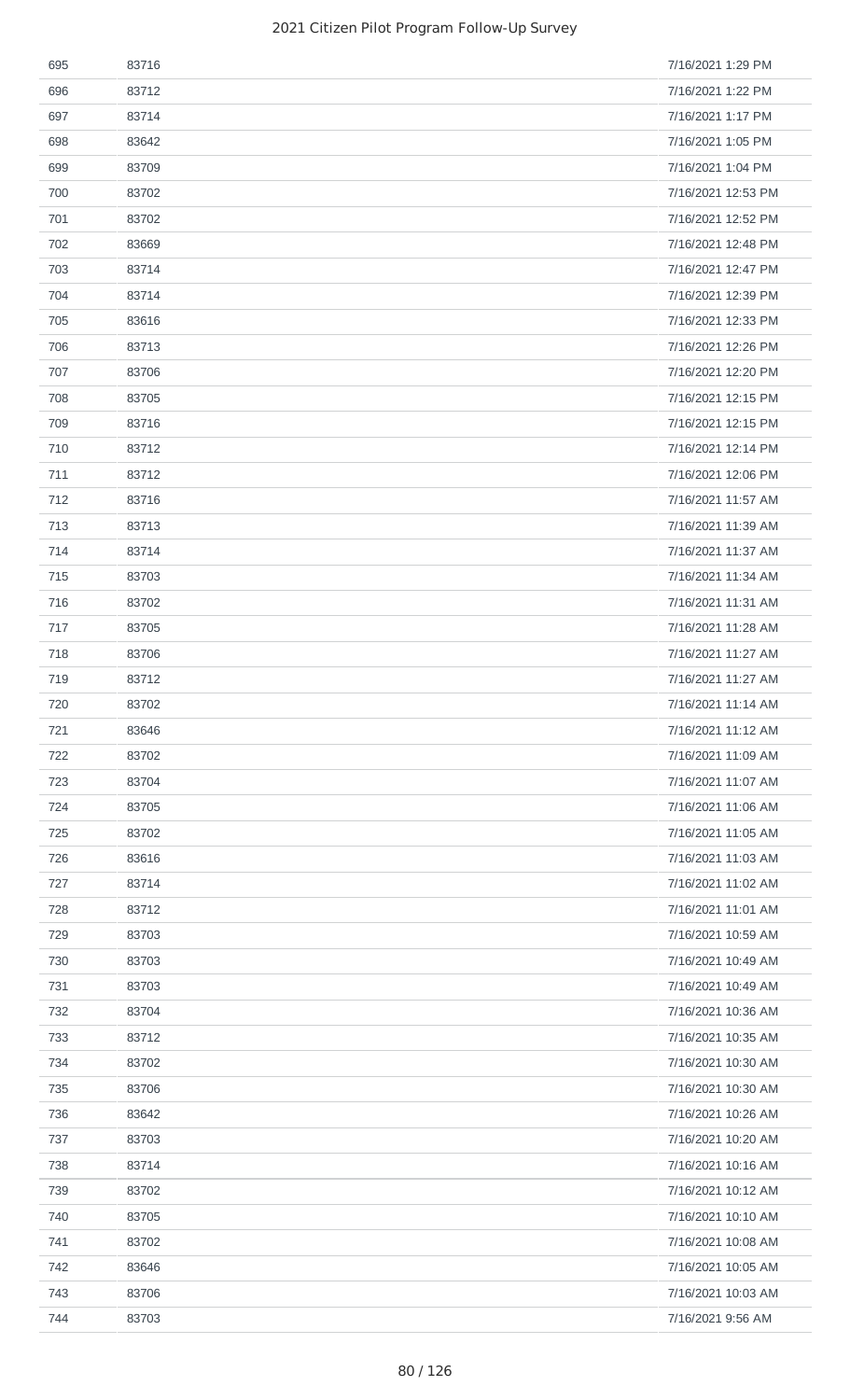| | | |
|---|---|---|
| 695 | 83716 | 7/16/2021 1:29 PM |
| 696 | 83712 | 7/16/2021 1:22 PM |
| 697 | 83714 | 7/16/2021 1:17 PM |
| 698 | 83642 | 7/16/2021 1:05 PM |
| 699 | 83709 | 7/16/2021 1:04 PM |
| 700 | 83702 | 7/16/2021 12:53 PM |
| 701 | 83702 | 7/16/2021 12:52 PM |
| 702 | 83669 | 7/16/2021 12:48 PM |
| 703 | 83714 | 7/16/2021 12:47 PM |
| 704 | 83714 | 7/16/2021 12:39 PM |
| 705 | 83616 | 7/16/2021 12:33 PM |
| 706 | 83713 | 7/16/2021 12:26 PM |
| 707 | 83706 | 7/16/2021 12:20 PM |
| 708 | 83705 | 7/16/2021 12:15 PM |
| 709 | 83716 | 7/16/2021 12:15 PM |
| 710 | 83712 | 7/16/2021 12:14 PM |
| 711 | 83712 | 7/16/2021 12:06 PM |
| 712 | 83716 | 7/16/2021 11:57 AM |
| 713 | 83713 | 7/16/2021 11:39 AM |
| 714 | 83714 | 7/16/2021 11:37 AM |
| 715 | 83703 | 7/16/2021 11:34 AM |
| 716 | 83702 | 7/16/2021 11:31 AM |
| 717 | 83705 | 7/16/2021 11:28 AM |
| 718 | 83706 | 7/16/2021 11:27 AM |
| 719 | 83712 | 7/16/2021 11:27 AM |
| 720 | 83702 | 7/16/2021 11:14 AM |
| 721 | 83646 | 7/16/2021 11:12 AM |
| 722 | 83702 | 7/16/2021 11:09 AM |
| 723 | 83704 | 7/16/2021 11:07 AM |
| 724 | 83705 | 7/16/2021 11:06 AM |
| 725 | 83702 | 7/16/2021 11:05 AM |
| 726 | 83616 | 7/16/2021 11:03 AM |
| 727 | 83714 | 7/16/2021 11:02 AM |
| 728 | 83712 | 7/16/2021 11:01 AM |
| 729 | 83703 | 7/16/2021 10:59 AM |
| 730 | 83703 | 7/16/2021 10:49 AM |
| 731 | 83703 | 7/16/2021 10:49 AM |
| 732 | 83704 | 7/16/2021 10:36 AM |
| 733 | 83712 | 7/16/2021 10:35 AM |
| 734 | 83702 | 7/16/2021 10:30 AM |
| 735 | 83706 | 7/16/2021 10:30 AM |
| 736 | 83642 | 7/16/2021 10:26 AM |
| 737 | 83703 | 7/16/2021 10:20 AM |
| 738 | 83714 | 7/16/2021 10:16 AM |
| 739 | 83702 | 7/16/2021 10:12 AM |
| 740 | 83705 | 7/16/2021 10:10 AM |
| 741 | 83702 | 7/16/2021 10:08 AM |
| 742 | 83646 | 7/16/2021 10:05 AM |
| 743 | 83706 | 7/16/2021 10:03 AM |
| 744 | 83703 | 7/16/2021 9:56 AM |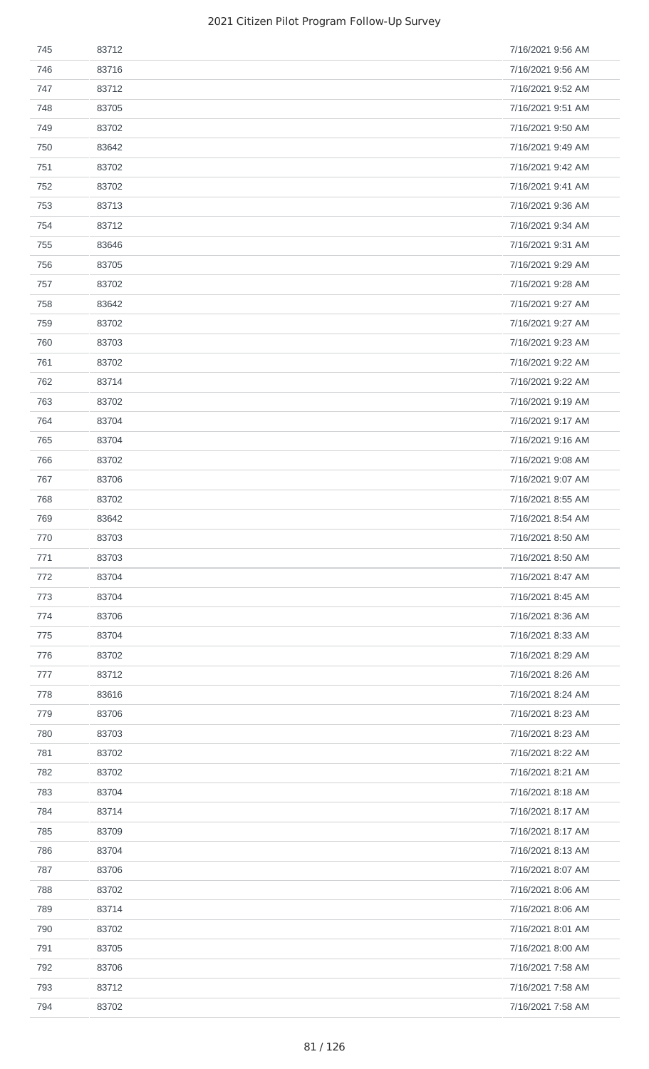| | | |
|---|---|---|
| 745 | 83712 | 7/16/2021 9:56 AM |
| 746 | 83716 | 7/16/2021 9:56 AM |
| 747 | 83712 | 7/16/2021 9:52 AM |
| 748 | 83705 | 7/16/2021 9:51 AM |
| 749 | 83702 | 7/16/2021 9:50 AM |
| 750 | 83642 | 7/16/2021 9:49 AM |
| 751 | 83702 | 7/16/2021 9:42 AM |
| 752 | 83702 | 7/16/2021 9:41 AM |
| 753 | 83713 | 7/16/2021 9:36 AM |
| 754 | 83712 | 7/16/2021 9:34 AM |
| 755 | 83646 | 7/16/2021 9:31 AM |
| 756 | 83705 | 7/16/2021 9:29 AM |
| 757 | 83702 | 7/16/2021 9:28 AM |
| 758 | 83642 | 7/16/2021 9:27 AM |
| 759 | 83702 | 7/16/2021 9:27 AM |
| 760 | 83703 | 7/16/2021 9:23 AM |
| 761 | 83702 | 7/16/2021 9:22 AM |
| 762 | 83714 | 7/16/2021 9:22 AM |
| 763 | 83702 | 7/16/2021 9:19 AM |
| 764 | 83704 | 7/16/2021 9:17 AM |
| 765 | 83704 | 7/16/2021 9:16 AM |
| 766 | 83702 | 7/16/2021 9:08 AM |
| 767 | 83706 | 7/16/2021 9:07 AM |
| 768 | 83702 | 7/16/2021 8:55 AM |
| 769 | 83642 | 7/16/2021 8:54 AM |
| 770 | 83703 | 7/16/2021 8:50 AM |
| 771 | 83703 | 7/16/2021 8:50 AM |
| 772 | 83704 | 7/16/2021 8:47 AM |
| 773 | 83704 | 7/16/2021 8:45 AM |
| 774 | 83706 | 7/16/2021 8:36 AM |
| 775 | 83704 | 7/16/2021 8:33 AM |
| 776 | 83702 | 7/16/2021 8:29 AM |
| 777 | 83712 | 7/16/2021 8:26 AM |
| 778 | 83616 | 7/16/2021 8:24 AM |
| 779 | 83706 | 7/16/2021 8:23 AM |
| 780 | 83703 | 7/16/2021 8:23 AM |
| 781 | 83702 | 7/16/2021 8:22 AM |
| 782 | 83702 | 7/16/2021 8:21 AM |
| 783 | 83704 | 7/16/2021 8:18 AM |
| 784 | 83714 | 7/16/2021 8:17 AM |
| 785 | 83709 | 7/16/2021 8:17 AM |
| 786 | 83704 | 7/16/2021 8:13 AM |
| 787 | 83706 | 7/16/2021 8:07 AM |
| 788 | 83702 | 7/16/2021 8:06 AM |
| 789 | 83714 | 7/16/2021 8:06 AM |
| 790 | 83702 | 7/16/2021 8:01 AM |
| 791 | 83705 | 7/16/2021 8:00 AM |
| 792 | 83706 | 7/16/2021 7:58 AM |
| 793 | 83712 | 7/16/2021 7:58 AM |
| 794 | 83702 | 7/16/2021 7:58 AM |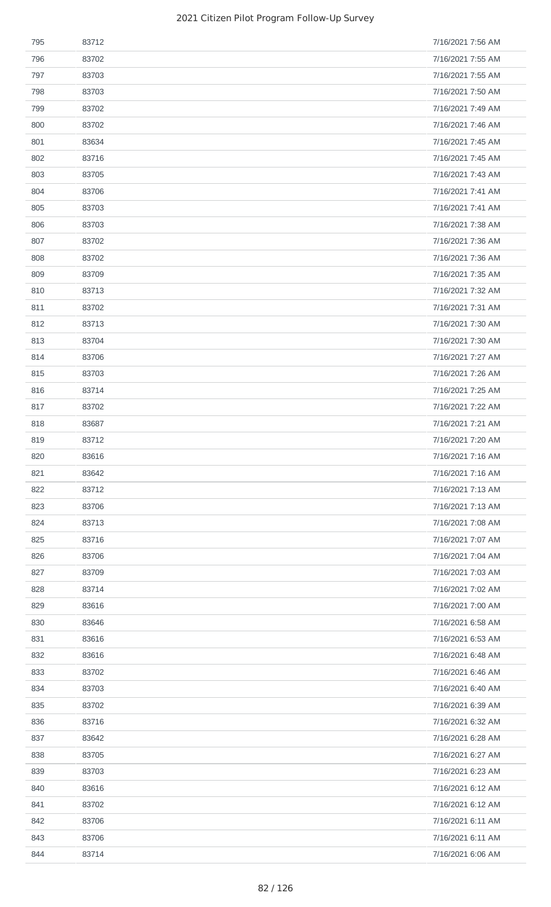| | | |
|---|---|---|
| 795 | 83712 | 7/16/2021 7:56 AM |
| 796 | 83702 | 7/16/2021 7:55 AM |
| 797 | 83703 | 7/16/2021 7:55 AM |
| 798 | 83703 | 7/16/2021 7:50 AM |
| 799 | 83702 | 7/16/2021 7:49 AM |
| 800 | 83702 | 7/16/2021 7:46 AM |
| 801 | 83634 | 7/16/2021 7:45 AM |
| 802 | 83716 | 7/16/2021 7:45 AM |
| 803 | 83705 | 7/16/2021 7:43 AM |
| 804 | 83706 | 7/16/2021 7:41 AM |
| 805 | 83703 | 7/16/2021 7:41 AM |
| 806 | 83703 | 7/16/2021 7:38 AM |
| 807 | 83702 | 7/16/2021 7:36 AM |
| 808 | 83702 | 7/16/2021 7:36 AM |
| 809 | 83709 | 7/16/2021 7:35 AM |
| 810 | 83713 | 7/16/2021 7:32 AM |
| 811 | 83702 | 7/16/2021 7:31 AM |
| 812 | 83713 | 7/16/2021 7:30 AM |
| 813 | 83704 | 7/16/2021 7:30 AM |
| 814 | 83706 | 7/16/2021 7:27 AM |
| 815 | 83703 | 7/16/2021 7:26 AM |
| 816 | 83714 | 7/16/2021 7:25 AM |
| 817 | 83702 | 7/16/2021 7:22 AM |
| 818 | 83687 | 7/16/2021 7:21 AM |
| 819 | 83712 | 7/16/2021 7:20 AM |
| 820 | 83616 | 7/16/2021 7:16 AM |
| 821 | 83642 | 7/16/2021 7:16 AM |
| 822 | 83712 | 7/16/2021 7:13 AM |
| 823 | 83706 | 7/16/2021 7:13 AM |
| 824 | 83713 | 7/16/2021 7:08 AM |
| 825 | 83716 | 7/16/2021 7:07 AM |
| 826 | 83706 | 7/16/2021 7:04 AM |
| 827 | 83709 | 7/16/2021 7:03 AM |
| 828 | 83714 | 7/16/2021 7:02 AM |
| 829 | 83616 | 7/16/2021 7:00 AM |
| 830 | 83646 | 7/16/2021 6:58 AM |
| 831 | 83616 | 7/16/2021 6:53 AM |
| 832 | 83616 | 7/16/2021 6:48 AM |
| 833 | 83702 | 7/16/2021 6:46 AM |
| 834 | 83703 | 7/16/2021 6:40 AM |
| 835 | 83702 | 7/16/2021 6:39 AM |
| 836 | 83716 | 7/16/2021 6:32 AM |
| 837 | 83642 | 7/16/2021 6:28 AM |
| 838 | 83705 | 7/16/2021 6:27 AM |
| 839 | 83703 | 7/16/2021 6:23 AM |
| 840 | 83616 | 7/16/2021 6:12 AM |
| 841 | 83702 | 7/16/2021 6:12 AM |
| 842 | 83706 | 7/16/2021 6:11 AM |
| 843 | 83706 | 7/16/2021 6:11 AM |
| 844 | 83714 | 7/16/2021 6:06 AM |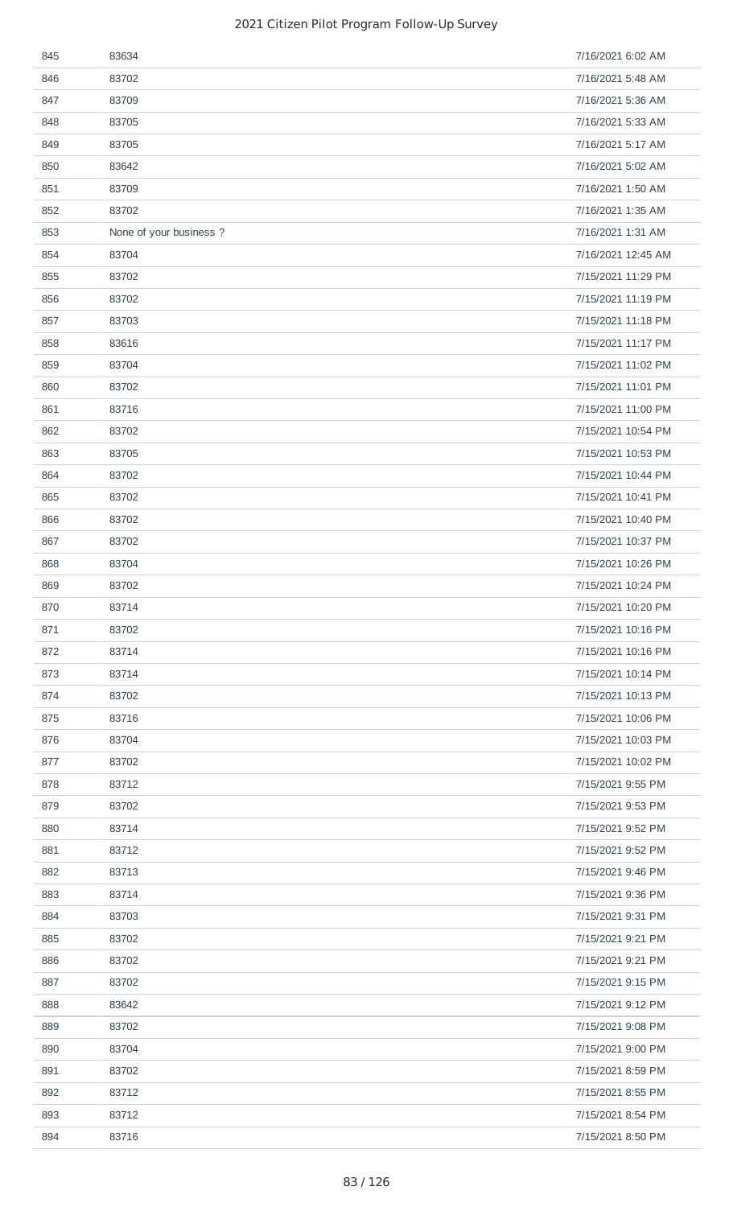| | | |
|---|---|---|
| 845 | 83634 | 7/16/2021 6:02 AM |
| 846 | 83702 | 7/16/2021 5:48 AM |
| 847 | 83709 | 7/16/2021 5:36 AM |
| 848 | 83705 | 7/16/2021 5:33 AM |
| 849 | 83705 | 7/16/2021 5:17 AM |
| 850 | 83642 | 7/16/2021 5:02 AM |
| 851 | 83709 | 7/16/2021 1:50 AM |
| 852 | 83702 | 7/16/2021 1:35 AM |
| 853 | None of your business ? | 7/16/2021 1:31 AM |
| 854 | 83704 | 7/16/2021 12:45 AM |
| 855 | 83702 | 7/15/2021 11:29 PM |
| 856 | 83702 | 7/15/2021 11:19 PM |
| 857 | 83703 | 7/15/2021 11:18 PM |
| 858 | 83616 | 7/15/2021 11:17 PM |
| 859 | 83704 | 7/15/2021 11:02 PM |
| 860 | 83702 | 7/15/2021 11:01 PM |
| 861 | 83716 | 7/15/2021 11:00 PM |
| 862 | 83702 | 7/15/2021 10:54 PM |
| 863 | 83705 | 7/15/2021 10:53 PM |
| 864 | 83702 | 7/15/2021 10:44 PM |
| 865 | 83702 | 7/15/2021 10:41 PM |
| 866 | 83702 | 7/15/2021 10:40 PM |
| 867 | 83702 | 7/15/2021 10:37 PM |
| 868 | 83704 | 7/15/2021 10:26 PM |
| 869 | 83702 | 7/15/2021 10:24 PM |
| 870 | 83714 | 7/15/2021 10:20 PM |
| 871 | 83702 | 7/15/2021 10:16 PM |
| 872 | 83714 | 7/15/2021 10:16 PM |
| 873 | 83714 | 7/15/2021 10:14 PM |
| 874 | 83702 | 7/15/2021 10:13 PM |
| 875 | 83716 | 7/15/2021 10:06 PM |
| 876 | 83704 | 7/15/2021 10:03 PM |
| 877 | 83702 | 7/15/2021 10:02 PM |
| 878 | 83712 | 7/15/2021 9:55 PM |
| 879 | 83702 | 7/15/2021 9:53 PM |
| 880 | 83714 | 7/15/2021 9:52 PM |
| 881 | 83712 | 7/15/2021 9:52 PM |
| 882 | 83713 | 7/15/2021 9:46 PM |
| 883 | 83714 | 7/15/2021 9:36 PM |
| 884 | 83703 | 7/15/2021 9:31 PM |
| 885 | 83702 | 7/15/2021 9:21 PM |
| 886 | 83702 | 7/15/2021 9:21 PM |
| 887 | 83702 | 7/15/2021 9:15 PM |
| 888 | 83642 | 7/15/2021 9:12 PM |
| 889 | 83702 | 7/15/2021 9:08 PM |
| 890 | 83704 | 7/15/2021 9:00 PM |
| 891 | 83702 | 7/15/2021 8:59 PM |
| 892 | 83712 | 7/15/2021 8:55 PM |
| 893 | 83712 | 7/15/2021 8:54 PM |
| 894 | 83716 | 7/15/2021 8:50 PM |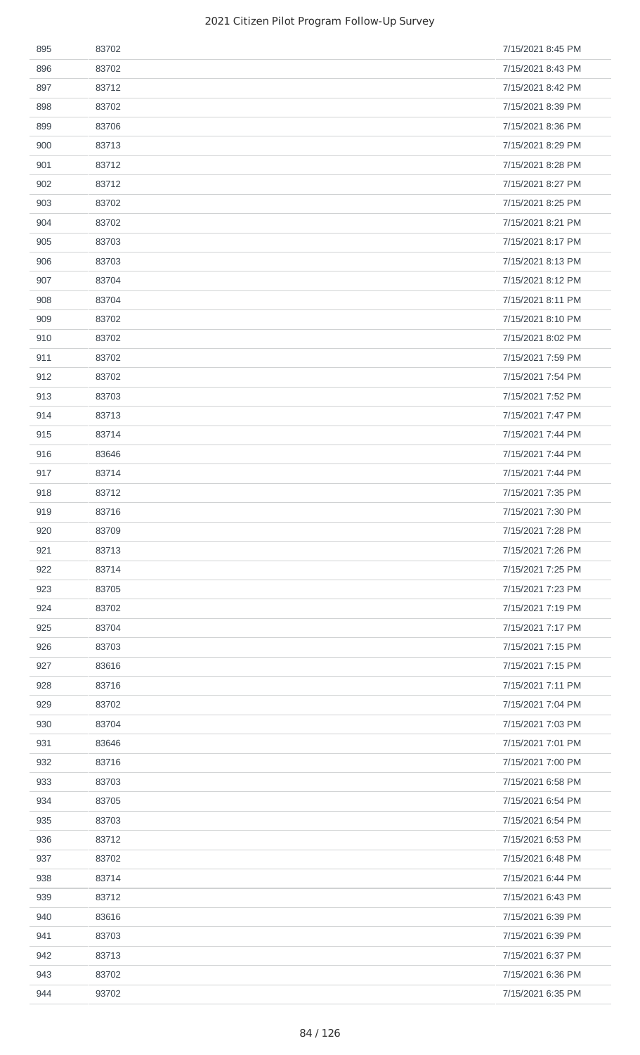| | | |
|---|---|---|
| 895 | 83702 | 7/15/2021 8:45 PM |
| 896 | 83702 | 7/15/2021 8:43 PM |
| 897 | 83712 | 7/15/2021 8:42 PM |
| 898 | 83702 | 7/15/2021 8:39 PM |
| 899 | 83706 | 7/15/2021 8:36 PM |
| 900 | 83713 | 7/15/2021 8:29 PM |
| 901 | 83712 | 7/15/2021 8:28 PM |
| 902 | 83712 | 7/15/2021 8:27 PM |
| 903 | 83702 | 7/15/2021 8:25 PM |
| 904 | 83702 | 7/15/2021 8:21 PM |
| 905 | 83703 | 7/15/2021 8:17 PM |
| 906 | 83703 | 7/15/2021 8:13 PM |
| 907 | 83704 | 7/15/2021 8:12 PM |
| 908 | 83704 | 7/15/2021 8:11 PM |
| 909 | 83702 | 7/15/2021 8:10 PM |
| 910 | 83702 | 7/15/2021 8:02 PM |
| 911 | 83702 | 7/15/2021 7:59 PM |
| 912 | 83702 | 7/15/2021 7:54 PM |
| 913 | 83703 | 7/15/2021 7:52 PM |
| 914 | 83713 | 7/15/2021 7:47 PM |
| 915 | 83714 | 7/15/2021 7:44 PM |
| 916 | 83646 | 7/15/2021 7:44 PM |
| 917 | 83714 | 7/15/2021 7:44 PM |
| 918 | 83712 | 7/15/2021 7:35 PM |
| 919 | 83716 | 7/15/2021 7:30 PM |
| 920 | 83709 | 7/15/2021 7:28 PM |
| 921 | 83713 | 7/15/2021 7:26 PM |
| 922 | 83714 | 7/15/2021 7:25 PM |
| 923 | 83705 | 7/15/2021 7:23 PM |
| 924 | 83702 | 7/15/2021 7:19 PM |
| 925 | 83704 | 7/15/2021 7:17 PM |
| 926 | 83703 | 7/15/2021 7:15 PM |
| 927 | 83616 | 7/15/2021 7:15 PM |
| 928 | 83716 | 7/15/2021 7:11 PM |
| 929 | 83702 | 7/15/2021 7:04 PM |
| 930 | 83704 | 7/15/2021 7:03 PM |
| 931 | 83646 | 7/15/2021 7:01 PM |
| 932 | 83716 | 7/15/2021 7:00 PM |
| 933 | 83703 | 7/15/2021 6:58 PM |
| 934 | 83705 | 7/15/2021 6:54 PM |
| 935 | 83703 | 7/15/2021 6:54 PM |
| 936 | 83712 | 7/15/2021 6:53 PM |
| 937 | 83702 | 7/15/2021 6:48 PM |
| 938 | 83714 | 7/15/2021 6:44 PM |
| 939 | 83712 | 7/15/2021 6:43 PM |
| 940 | 83616 | 7/15/2021 6:39 PM |
| 941 | 83703 | 7/15/2021 6:39 PM |
| 942 | 83713 | 7/15/2021 6:37 PM |
| 943 | 83702 | 7/15/2021 6:36 PM |
| 944 | 93702 | 7/15/2021 6:35 PM |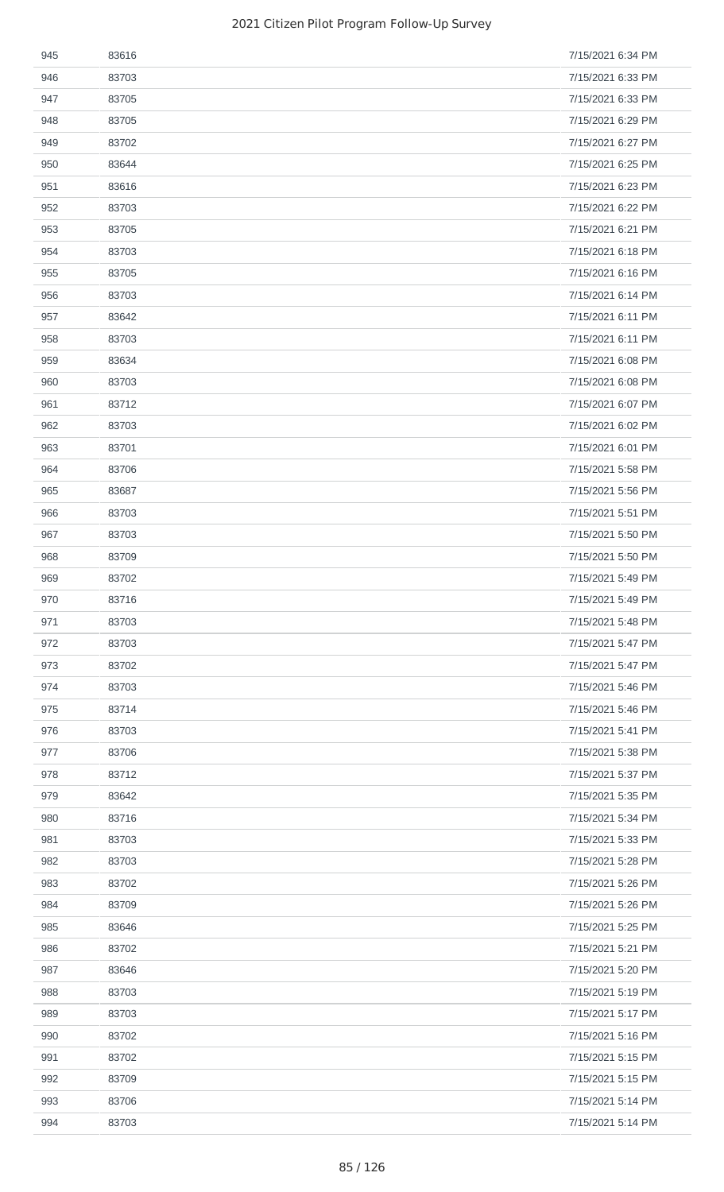| | | |
|---|---|---|
| 945 | 83616 | 7/15/2021 6:34 PM |
| 946 | 83703 | 7/15/2021 6:33 PM |
| 947 | 83705 | 7/15/2021 6:33 PM |
| 948 | 83705 | 7/15/2021 6:29 PM |
| 949 | 83702 | 7/15/2021 6:27 PM |
| 950 | 83644 | 7/15/2021 6:25 PM |
| 951 | 83616 | 7/15/2021 6:23 PM |
| 952 | 83703 | 7/15/2021 6:22 PM |
| 953 | 83705 | 7/15/2021 6:21 PM |
| 954 | 83703 | 7/15/2021 6:18 PM |
| 955 | 83705 | 7/15/2021 6:16 PM |
| 956 | 83703 | 7/15/2021 6:14 PM |
| 957 | 83642 | 7/15/2021 6:11 PM |
| 958 | 83703 | 7/15/2021 6:11 PM |
| 959 | 83634 | 7/15/2021 6:08 PM |
| 960 | 83703 | 7/15/2021 6:08 PM |
| 961 | 83712 | 7/15/2021 6:07 PM |
| 962 | 83703 | 7/15/2021 6:02 PM |
| 963 | 83701 | 7/15/2021 6:01 PM |
| 964 | 83706 | 7/15/2021 5:58 PM |
| 965 | 83687 | 7/15/2021 5:56 PM |
| 966 | 83703 | 7/15/2021 5:51 PM |
| 967 | 83703 | 7/15/2021 5:50 PM |
| 968 | 83709 | 7/15/2021 5:50 PM |
| 969 | 83702 | 7/15/2021 5:49 PM |
| 970 | 83716 | 7/15/2021 5:49 PM |
| 971 | 83703 | 7/15/2021 5:48 PM |
| 972 | 83703 | 7/15/2021 5:47 PM |
| 973 | 83702 | 7/15/2021 5:47 PM |
| 974 | 83703 | 7/15/2021 5:46 PM |
| 975 | 83714 | 7/15/2021 5:46 PM |
| 976 | 83703 | 7/15/2021 5:41 PM |
| 977 | 83706 | 7/15/2021 5:38 PM |
| 978 | 83712 | 7/15/2021 5:37 PM |
| 979 | 83642 | 7/15/2021 5:35 PM |
| 980 | 83716 | 7/15/2021 5:34 PM |
| 981 | 83703 | 7/15/2021 5:33 PM |
| 982 | 83703 | 7/15/2021 5:28 PM |
| 983 | 83702 | 7/15/2021 5:26 PM |
| 984 | 83709 | 7/15/2021 5:26 PM |
| 985 | 83646 | 7/15/2021 5:25 PM |
| 986 | 83702 | 7/15/2021 5:21 PM |
| 987 | 83646 | 7/15/2021 5:20 PM |
| 988 | 83703 | 7/15/2021 5:19 PM |
| 989 | 83703 | 7/15/2021 5:17 PM |
| 990 | 83702 | 7/15/2021 5:16 PM |
| 991 | 83702 | 7/15/2021 5:15 PM |
| 992 | 83709 | 7/15/2021 5:15 PM |
| 993 | 83706 | 7/15/2021 5:14 PM |
| 994 | 83703 | 7/15/2021 5:14 PM |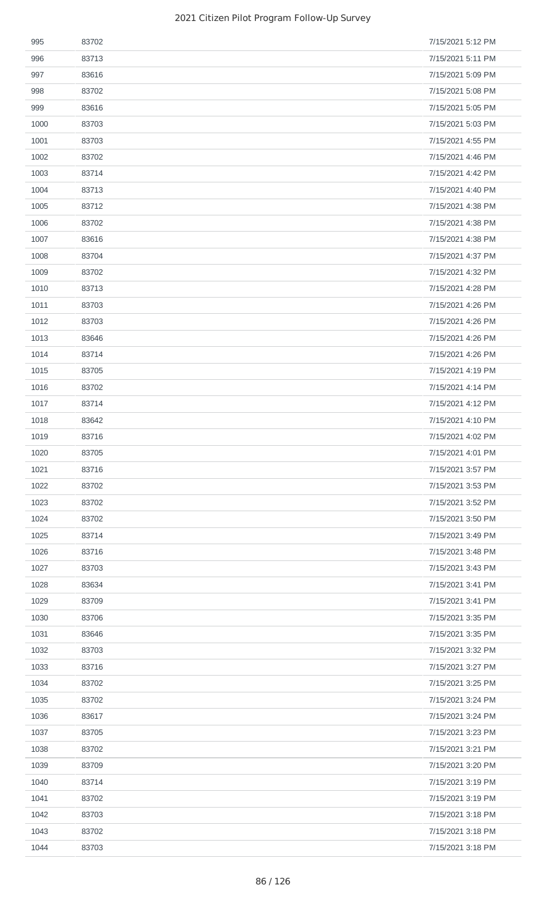| | | |
|---|---|---|
| 995 | 83702 | 7/15/2021 5:12 PM |
| 996 | 83713 | 7/15/2021 5:11 PM |
| 997 | 83616 | 7/15/2021 5:09 PM |
| 998 | 83702 | 7/15/2021 5:08 PM |
| 999 | 83616 | 7/15/2021 5:05 PM |
| 1000 | 83703 | 7/15/2021 5:03 PM |
| 1001 | 83703 | 7/15/2021 4:55 PM |
| 1002 | 83702 | 7/15/2021 4:46 PM |
| 1003 | 83714 | 7/15/2021 4:42 PM |
| 1004 | 83713 | 7/15/2021 4:40 PM |
| 1005 | 83712 | 7/15/2021 4:38 PM |
| 1006 | 83702 | 7/15/2021 4:38 PM |
| 1007 | 83616 | 7/15/2021 4:38 PM |
| 1008 | 83704 | 7/15/2021 4:37 PM |
| 1009 | 83702 | 7/15/2021 4:32 PM |
| 1010 | 83713 | 7/15/2021 4:28 PM |
| 1011 | 83703 | 7/15/2021 4:26 PM |
| 1012 | 83703 | 7/15/2021 4:26 PM |
| 1013 | 83646 | 7/15/2021 4:26 PM |
| 1014 | 83714 | 7/15/2021 4:26 PM |
| 1015 | 83705 | 7/15/2021 4:19 PM |
| 1016 | 83702 | 7/15/2021 4:14 PM |
| 1017 | 83714 | 7/15/2021 4:12 PM |
| 1018 | 83642 | 7/15/2021 4:10 PM |
| 1019 | 83716 | 7/15/2021 4:02 PM |
| 1020 | 83705 | 7/15/2021 4:01 PM |
| 1021 | 83716 | 7/15/2021 3:57 PM |
| 1022 | 83702 | 7/15/2021 3:53 PM |
| 1023 | 83702 | 7/15/2021 3:52 PM |
| 1024 | 83702 | 7/15/2021 3:50 PM |
| 1025 | 83714 | 7/15/2021 3:49 PM |
| 1026 | 83716 | 7/15/2021 3:48 PM |
| 1027 | 83703 | 7/15/2021 3:43 PM |
| 1028 | 83634 | 7/15/2021 3:41 PM |
| 1029 | 83709 | 7/15/2021 3:41 PM |
| 1030 | 83706 | 7/15/2021 3:35 PM |
| 1031 | 83646 | 7/15/2021 3:35 PM |
| 1032 | 83703 | 7/15/2021 3:32 PM |
| 1033 | 83716 | 7/15/2021 3:27 PM |
| 1034 | 83702 | 7/15/2021 3:25 PM |
| 1035 | 83702 | 7/15/2021 3:24 PM |
| 1036 | 83617 | 7/15/2021 3:24 PM |
| 1037 | 83705 | 7/15/2021 3:23 PM |
| 1038 | 83702 | 7/15/2021 3:21 PM |
| 1039 | 83709 | 7/15/2021 3:20 PM |
| 1040 | 83714 | 7/15/2021 3:19 PM |
| 1041 | 83702 | 7/15/2021 3:19 PM |
| 1042 | 83703 | 7/15/2021 3:18 PM |
| 1043 | 83702 | 7/15/2021 3:18 PM |
| 1044 | 83703 | 7/15/2021 3:18 PM |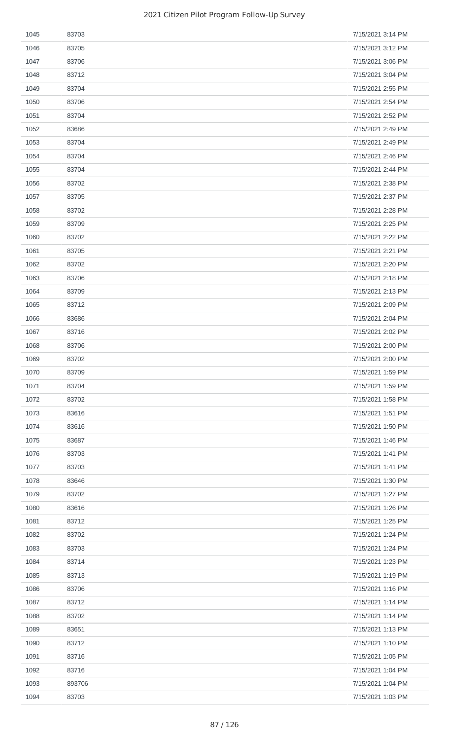| | | |
|---|---|---|
| 1045 | 83703 | 7/15/2021 3:14 PM |
| 1046 | 83705 | 7/15/2021 3:12 PM |
| 1047 | 83706 | 7/15/2021 3:06 PM |
| 1048 | 83712 | 7/15/2021 3:04 PM |
| 1049 | 83704 | 7/15/2021 2:55 PM |
| 1050 | 83706 | 7/15/2021 2:54 PM |
| 1051 | 83704 | 7/15/2021 2:52 PM |
| 1052 | 83686 | 7/15/2021 2:49 PM |
| 1053 | 83704 | 7/15/2021 2:49 PM |
| 1054 | 83704 | 7/15/2021 2:46 PM |
| 1055 | 83704 | 7/15/2021 2:44 PM |
| 1056 | 83702 | 7/15/2021 2:38 PM |
| 1057 | 83705 | 7/15/2021 2:37 PM |
| 1058 | 83702 | 7/15/2021 2:28 PM |
| 1059 | 83709 | 7/15/2021 2:25 PM |
| 1060 | 83702 | 7/15/2021 2:22 PM |
| 1061 | 83705 | 7/15/2021 2:21 PM |
| 1062 | 83702 | 7/15/2021 2:20 PM |
| 1063 | 83706 | 7/15/2021 2:18 PM |
| 1064 | 83709 | 7/15/2021 2:13 PM |
| 1065 | 83712 | 7/15/2021 2:09 PM |
| 1066 | 83686 | 7/15/2021 2:04 PM |
| 1067 | 83716 | 7/15/2021 2:02 PM |
| 1068 | 83706 | 7/15/2021 2:00 PM |
| 1069 | 83702 | 7/15/2021 2:00 PM |
| 1070 | 83709 | 7/15/2021 1:59 PM |
| 1071 | 83704 | 7/15/2021 1:59 PM |
| 1072 | 83702 | 7/15/2021 1:58 PM |
| 1073 | 83616 | 7/15/2021 1:51 PM |
| 1074 | 83616 | 7/15/2021 1:50 PM |
| 1075 | 83687 | 7/15/2021 1:46 PM |
| 1076 | 83703 | 7/15/2021 1:41 PM |
| 1077 | 83703 | 7/15/2021 1:41 PM |
| 1078 | 83646 | 7/15/2021 1:30 PM |
| 1079 | 83702 | 7/15/2021 1:27 PM |
| 1080 | 83616 | 7/15/2021 1:26 PM |
| 1081 | 83712 | 7/15/2021 1:25 PM |
| 1082 | 83702 | 7/15/2021 1:24 PM |
| 1083 | 83703 | 7/15/2021 1:24 PM |
| 1084 | 83714 | 7/15/2021 1:23 PM |
| 1085 | 83713 | 7/15/2021 1:19 PM |
| 1086 | 83706 | 7/15/2021 1:16 PM |
| 1087 | 83712 | 7/15/2021 1:14 PM |
| 1088 | 83702 | 7/15/2021 1:14 PM |
| 1089 | 83651 | 7/15/2021 1:13 PM |
| 1090 | 83712 | 7/15/2021 1:10 PM |
| 1091 | 83716 | 7/15/2021 1:05 PM |
| 1092 | 83716 | 7/15/2021 1:04 PM |
| 1093 | 893706 | 7/15/2021 1:04 PM |
| 1094 | 83703 | 7/15/2021 1:03 PM |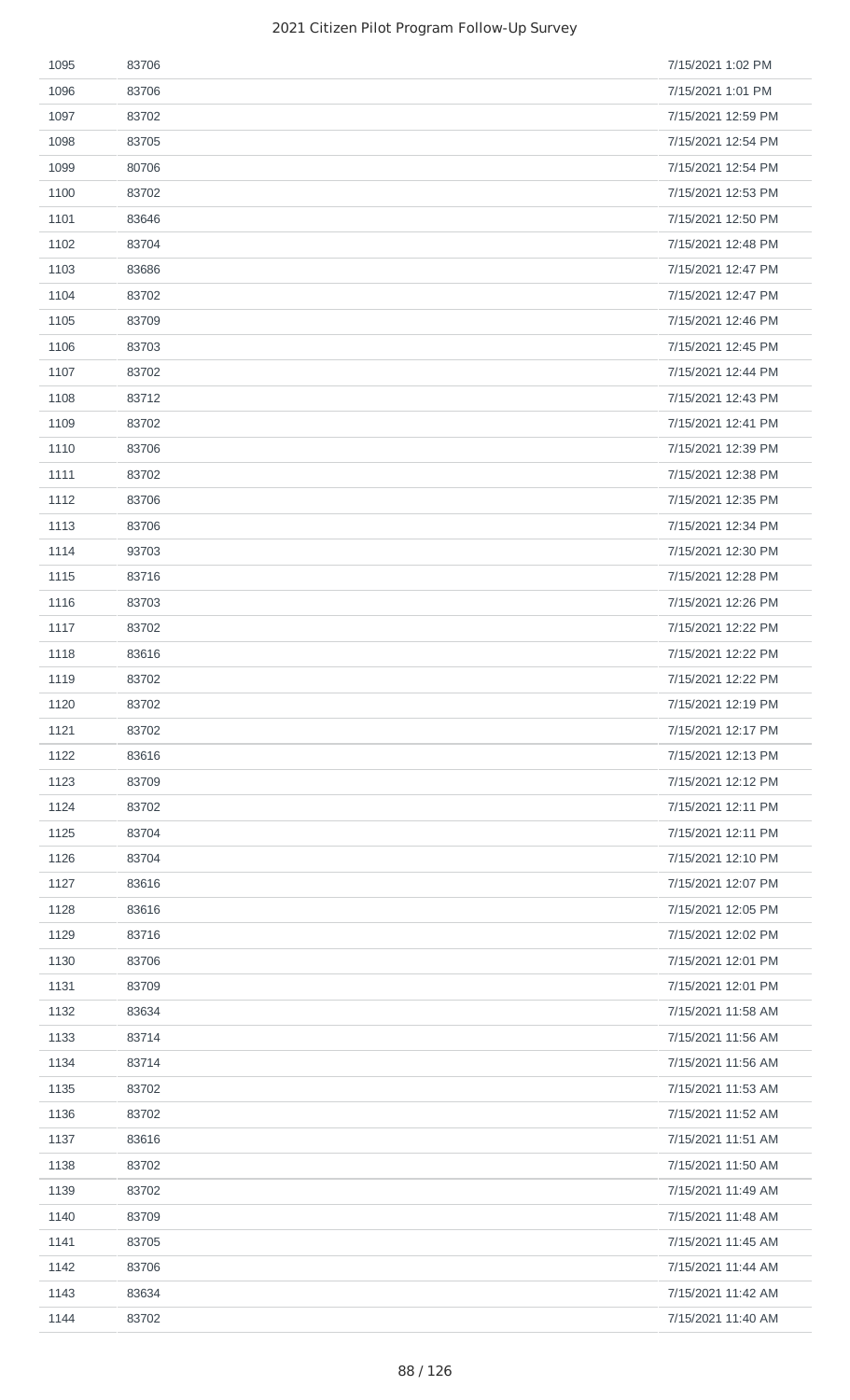| | | |
|---|---|---|
| 1095 | 83706 | 7/15/2021 1:02 PM |
| 1096 | 83706 | 7/15/2021 1:01 PM |
| 1097 | 83702 | 7/15/2021 12:59 PM |
| 1098 | 83705 | 7/15/2021 12:54 PM |
| 1099 | 80706 | 7/15/2021 12:54 PM |
| 1100 | 83702 | 7/15/2021 12:53 PM |
| 1101 | 83646 | 7/15/2021 12:50 PM |
| 1102 | 83704 | 7/15/2021 12:48 PM |
| 1103 | 83686 | 7/15/2021 12:47 PM |
| 1104 | 83702 | 7/15/2021 12:47 PM |
| 1105 | 83709 | 7/15/2021 12:46 PM |
| 1106 | 83703 | 7/15/2021 12:45 PM |
| 1107 | 83702 | 7/15/2021 12:44 PM |
| 1108 | 83712 | 7/15/2021 12:43 PM |
| 1109 | 83702 | 7/15/2021 12:41 PM |
| 1110 | 83706 | 7/15/2021 12:39 PM |
| 1111 | 83702 | 7/15/2021 12:38 PM |
| 1112 | 83706 | 7/15/2021 12:35 PM |
| 1113 | 83706 | 7/15/2021 12:34 PM |
| 1114 | 93703 | 7/15/2021 12:30 PM |
| 1115 | 83716 | 7/15/2021 12:28 PM |
| 1116 | 83703 | 7/15/2021 12:26 PM |
| 1117 | 83702 | 7/15/2021 12:22 PM |
| 1118 | 83616 | 7/15/2021 12:22 PM |
| 1119 | 83702 | 7/15/2021 12:22 PM |
| 1120 | 83702 | 7/15/2021 12:19 PM |
| 1121 | 83702 | 7/15/2021 12:17 PM |
| 1122 | 83616 | 7/15/2021 12:13 PM |
| 1123 | 83709 | 7/15/2021 12:12 PM |
| 1124 | 83702 | 7/15/2021 12:11 PM |
| 1125 | 83704 | 7/15/2021 12:11 PM |
| 1126 | 83704 | 7/15/2021 12:10 PM |
| 1127 | 83616 | 7/15/2021 12:07 PM |
| 1128 | 83616 | 7/15/2021 12:05 PM |
| 1129 | 83716 | 7/15/2021 12:02 PM |
| 1130 | 83706 | 7/15/2021 12:01 PM |
| 1131 | 83709 | 7/15/2021 12:01 PM |
| 1132 | 83634 | 7/15/2021 11:58 AM |
| 1133 | 83714 | 7/15/2021 11:56 AM |
| 1134 | 83714 | 7/15/2021 11:56 AM |
| 1135 | 83702 | 7/15/2021 11:53 AM |
| 1136 | 83702 | 7/15/2021 11:52 AM |
| 1137 | 83616 | 7/15/2021 11:51 AM |
| 1138 | 83702 | 7/15/2021 11:50 AM |
| 1139 | 83702 | 7/15/2021 11:49 AM |
| 1140 | 83709 | 7/15/2021 11:48 AM |
| 1141 | 83705 | 7/15/2021 11:45 AM |
| 1142 | 83706 | 7/15/2021 11:44 AM |
| 1143 | 83634 | 7/15/2021 11:42 AM |
| 1144 | 83702 | 7/15/2021 11:40 AM |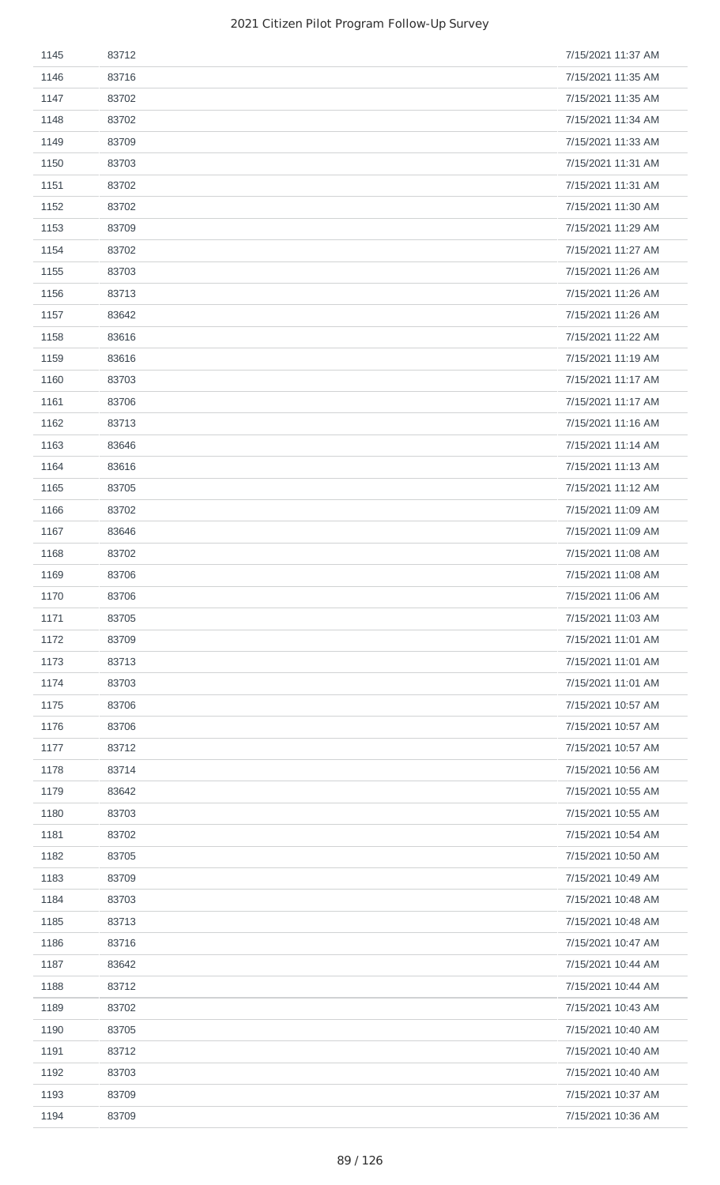| | | |
|---|---|---|
| 1145 | 83712 | 7/15/2021 11:37 AM |
| 1146 | 83716 | 7/15/2021 11:35 AM |
| 1147 | 83702 | 7/15/2021 11:35 AM |
| 1148 | 83702 | 7/15/2021 11:34 AM |
| 1149 | 83709 | 7/15/2021 11:33 AM |
| 1150 | 83703 | 7/15/2021 11:31 AM |
| 1151 | 83702 | 7/15/2021 11:31 AM |
| 1152 | 83702 | 7/15/2021 11:30 AM |
| 1153 | 83709 | 7/15/2021 11:29 AM |
| 1154 | 83702 | 7/15/2021 11:27 AM |
| 1155 | 83703 | 7/15/2021 11:26 AM |
| 1156 | 83713 | 7/15/2021 11:26 AM |
| 1157 | 83642 | 7/15/2021 11:26 AM |
| 1158 | 83616 | 7/15/2021 11:22 AM |
| 1159 | 83616 | 7/15/2021 11:19 AM |
| 1160 | 83703 | 7/15/2021 11:17 AM |
| 1161 | 83706 | 7/15/2021 11:17 AM |
| 1162 | 83713 | 7/15/2021 11:16 AM |
| 1163 | 83646 | 7/15/2021 11:14 AM |
| 1164 | 83616 | 7/15/2021 11:13 AM |
| 1165 | 83705 | 7/15/2021 11:12 AM |
| 1166 | 83702 | 7/15/2021 11:09 AM |
| 1167 | 83646 | 7/15/2021 11:09 AM |
| 1168 | 83702 | 7/15/2021 11:08 AM |
| 1169 | 83706 | 7/15/2021 11:08 AM |
| 1170 | 83706 | 7/15/2021 11:06 AM |
| 1171 | 83705 | 7/15/2021 11:03 AM |
| 1172 | 83709 | 7/15/2021 11:01 AM |
| 1173 | 83713 | 7/15/2021 11:01 AM |
| 1174 | 83703 | 7/15/2021 11:01 AM |
| 1175 | 83706 | 7/15/2021 10:57 AM |
| 1176 | 83706 | 7/15/2021 10:57 AM |
| 1177 | 83712 | 7/15/2021 10:57 AM |
| 1178 | 83714 | 7/15/2021 10:56 AM |
| 1179 | 83642 | 7/15/2021 10:55 AM |
| 1180 | 83703 | 7/15/2021 10:55 AM |
| 1181 | 83702 | 7/15/2021 10:54 AM |
| 1182 | 83705 | 7/15/2021 10:50 AM |
| 1183 | 83709 | 7/15/2021 10:49 AM |
| 1184 | 83703 | 7/15/2021 10:48 AM |
| 1185 | 83713 | 7/15/2021 10:48 AM |
| 1186 | 83716 | 7/15/2021 10:47 AM |
| 1187 | 83642 | 7/15/2021 10:44 AM |
| 1188 | 83712 | 7/15/2021 10:44 AM |
| 1189 | 83702 | 7/15/2021 10:43 AM |
| 1190 | 83705 | 7/15/2021 10:40 AM |
| 1191 | 83712 | 7/15/2021 10:40 AM |
| 1192 | 83703 | 7/15/2021 10:40 AM |
| 1193 | 83709 | 7/15/2021 10:37 AM |
| 1194 | 83709 | 7/15/2021 10:36 AM |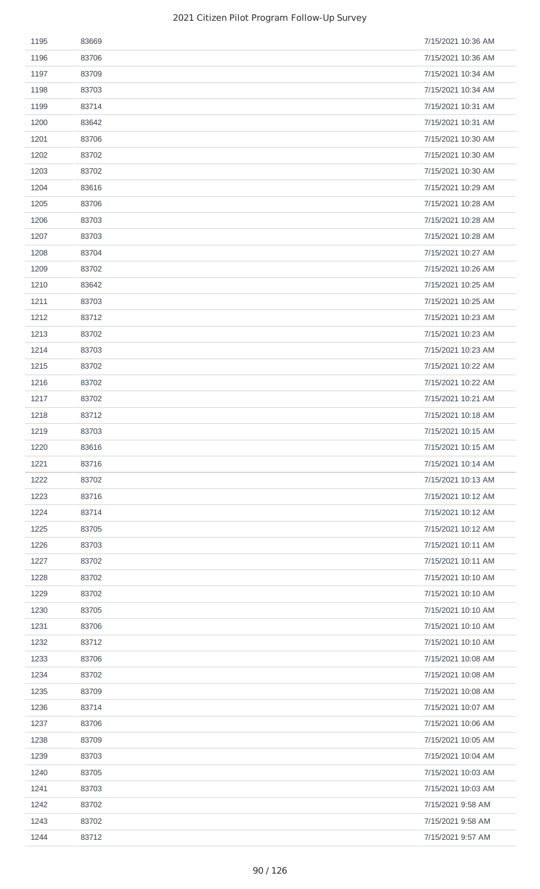| | | |
|---|---|---|
| 1195 | 83669 | 7/15/2021 10:36 AM |
| 1196 | 83706 | 7/15/2021 10:36 AM |
| 1197 | 83709 | 7/15/2021 10:34 AM |
| 1198 | 83703 | 7/15/2021 10:34 AM |
| 1199 | 83714 | 7/15/2021 10:31 AM |
| 1200 | 83642 | 7/15/2021 10:31 AM |
| 1201 | 83706 | 7/15/2021 10:30 AM |
| 1202 | 83702 | 7/15/2021 10:30 AM |
| 1203 | 83702 | 7/15/2021 10:30 AM |
| 1204 | 83616 | 7/15/2021 10:29 AM |
| 1205 | 83706 | 7/15/2021 10:28 AM |
| 1206 | 83703 | 7/15/2021 10:28 AM |
| 1207 | 83703 | 7/15/2021 10:28 AM |
| 1208 | 83704 | 7/15/2021 10:27 AM |
| 1209 | 83702 | 7/15/2021 10:26 AM |
| 1210 | 83642 | 7/15/2021 10:25 AM |
| 1211 | 83703 | 7/15/2021 10:25 AM |
| 1212 | 83712 | 7/15/2021 10:23 AM |
| 1213 | 83702 | 7/15/2021 10:23 AM |
| 1214 | 83703 | 7/15/2021 10:23 AM |
| 1215 | 83702 | 7/15/2021 10:22 AM |
| 1216 | 83702 | 7/15/2021 10:22 AM |
| 1217 | 83702 | 7/15/2021 10:21 AM |
| 1218 | 83712 | 7/15/2021 10:18 AM |
| 1219 | 83703 | 7/15/2021 10:15 AM |
| 1220 | 83616 | 7/15/2021 10:15 AM |
| 1221 | 83716 | 7/15/2021 10:14 AM |
| 1222 | 83702 | 7/15/2021 10:13 AM |
| 1223 | 83716 | 7/15/2021 10:12 AM |
| 1224 | 83714 | 7/15/2021 10:12 AM |
| 1225 | 83705 | 7/15/2021 10:12 AM |
| 1226 | 83703 | 7/15/2021 10:11 AM |
| 1227 | 83702 | 7/15/2021 10:11 AM |
| 1228 | 83702 | 7/15/2021 10:10 AM |
| 1229 | 83702 | 7/15/2021 10:10 AM |
| 1230 | 83705 | 7/15/2021 10:10 AM |
| 1231 | 83706 | 7/15/2021 10:10 AM |
| 1232 | 83712 | 7/15/2021 10:10 AM |
| 1233 | 83706 | 7/15/2021 10:08 AM |
| 1234 | 83702 | 7/15/2021 10:08 AM |
| 1235 | 83709 | 7/15/2021 10:08 AM |
| 1236 | 83714 | 7/15/2021 10:07 AM |
| 1237 | 83706 | 7/15/2021 10:06 AM |
| 1238 | 83709 | 7/15/2021 10:05 AM |
| 1239 | 83703 | 7/15/2021 10:04 AM |
| 1240 | 83705 | 7/15/2021 10:03 AM |
| 1241 | 83703 | 7/15/2021 10:03 AM |
| 1242 | 83702 | 7/15/2021 9:58 AM |
| 1243 | 83702 | 7/15/2021 9:58 AM |
| 1244 | 83712 | 7/15/2021 9:57 AM |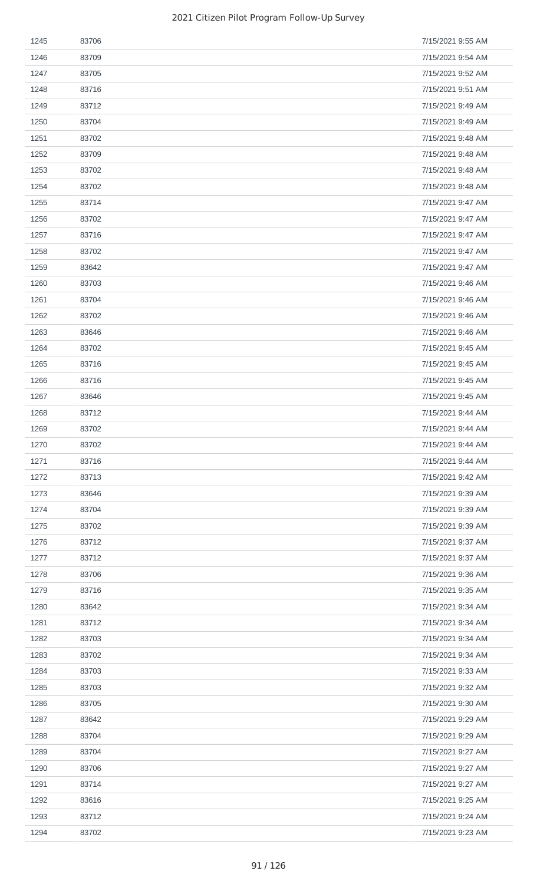| | | |
|---|---|---|
| 1245 | 83706 | 7/15/2021 9:55 AM |
| 1246 | 83709 | 7/15/2021 9:54 AM |
| 1247 | 83705 | 7/15/2021 9:52 AM |
| 1248 | 83716 | 7/15/2021 9:51 AM |
| 1249 | 83712 | 7/15/2021 9:49 AM |
| 1250 | 83704 | 7/15/2021 9:49 AM |
| 1251 | 83702 | 7/15/2021 9:48 AM |
| 1252 | 83709 | 7/15/2021 9:48 AM |
| 1253 | 83702 | 7/15/2021 9:48 AM |
| 1254 | 83702 | 7/15/2021 9:48 AM |
| 1255 | 83714 | 7/15/2021 9:47 AM |
| 1256 | 83702 | 7/15/2021 9:47 AM |
| 1257 | 83716 | 7/15/2021 9:47 AM |
| 1258 | 83702 | 7/15/2021 9:47 AM |
| 1259 | 83642 | 7/15/2021 9:47 AM |
| 1260 | 83703 | 7/15/2021 9:46 AM |
| 1261 | 83704 | 7/15/2021 9:46 AM |
| 1262 | 83702 | 7/15/2021 9:46 AM |
| 1263 | 83646 | 7/15/2021 9:46 AM |
| 1264 | 83702 | 7/15/2021 9:45 AM |
| 1265 | 83716 | 7/15/2021 9:45 AM |
| 1266 | 83716 | 7/15/2021 9:45 AM |
| 1267 | 83646 | 7/15/2021 9:45 AM |
| 1268 | 83712 | 7/15/2021 9:44 AM |
| 1269 | 83702 | 7/15/2021 9:44 AM |
| 1270 | 83702 | 7/15/2021 9:44 AM |
| 1271 | 83716 | 7/15/2021 9:44 AM |
| 1272 | 83713 | 7/15/2021 9:42 AM |
| 1273 | 83646 | 7/15/2021 9:39 AM |
| 1274 | 83704 | 7/15/2021 9:39 AM |
| 1275 | 83702 | 7/15/2021 9:39 AM |
| 1276 | 83712 | 7/15/2021 9:37 AM |
| 1277 | 83712 | 7/15/2021 9:37 AM |
| 1278 | 83706 | 7/15/2021 9:36 AM |
| 1279 | 83716 | 7/15/2021 9:35 AM |
| 1280 | 83642 | 7/15/2021 9:34 AM |
| 1281 | 83712 | 7/15/2021 9:34 AM |
| 1282 | 83703 | 7/15/2021 9:34 AM |
| 1283 | 83702 | 7/15/2021 9:34 AM |
| 1284 | 83703 | 7/15/2021 9:33 AM |
| 1285 | 83703 | 7/15/2021 9:32 AM |
| 1286 | 83705 | 7/15/2021 9:30 AM |
| 1287 | 83642 | 7/15/2021 9:29 AM |
| 1288 | 83704 | 7/15/2021 9:29 AM |
| 1289 | 83704 | 7/15/2021 9:27 AM |
| 1290 | 83706 | 7/15/2021 9:27 AM |
| 1291 | 83714 | 7/15/2021 9:27 AM |
| 1292 | 83616 | 7/15/2021 9:25 AM |
| 1293 | 83712 | 7/15/2021 9:24 AM |
| 1294 | 83702 | 7/15/2021 9:23 AM |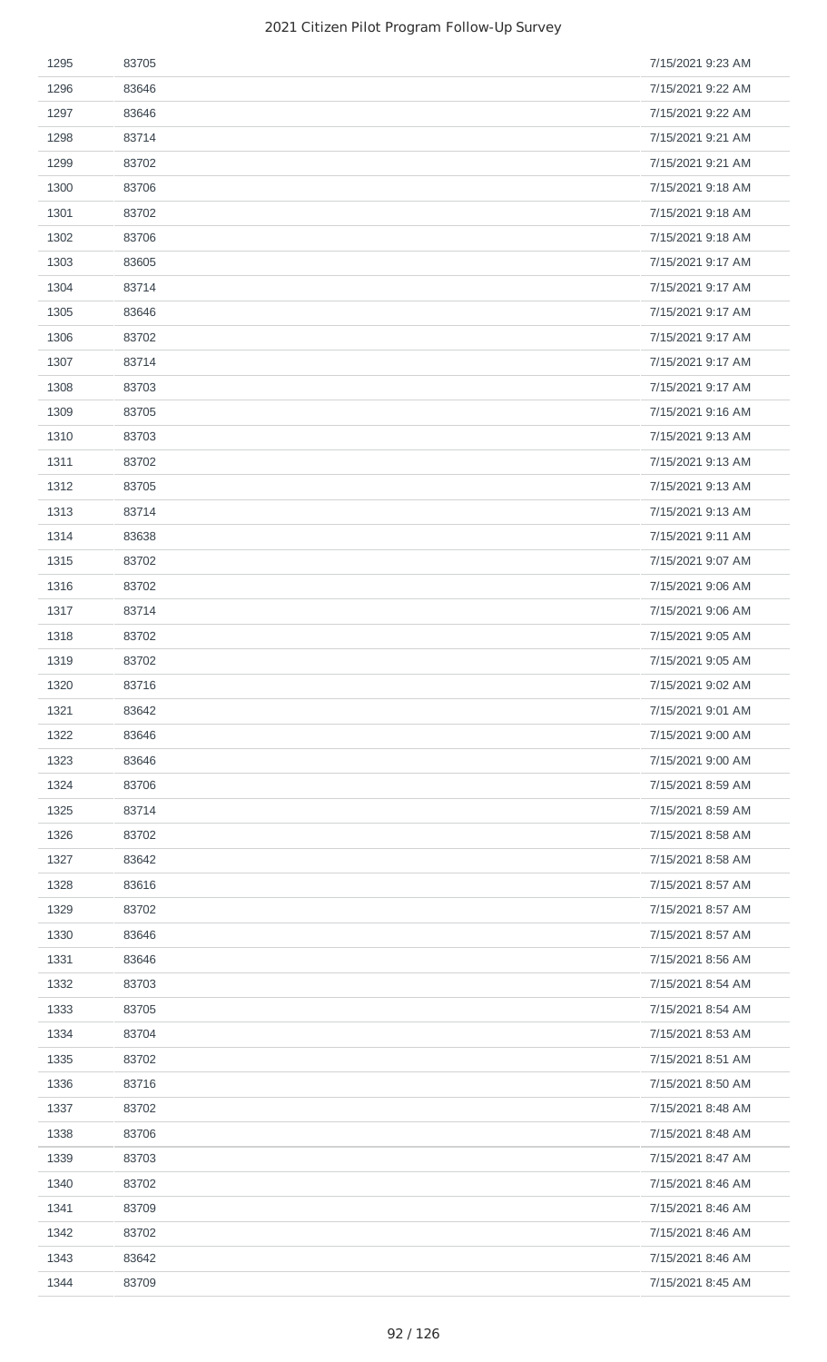| | | |
|---|---|---|
| 1295 | 83705 | 7/15/2021 9:23 AM |
| 1296 | 83646 | 7/15/2021 9:22 AM |
| 1297 | 83646 | 7/15/2021 9:22 AM |
| 1298 | 83714 | 7/15/2021 9:21 AM |
| 1299 | 83702 | 7/15/2021 9:21 AM |
| 1300 | 83706 | 7/15/2021 9:18 AM |
| 1301 | 83702 | 7/15/2021 9:18 AM |
| 1302 | 83706 | 7/15/2021 9:18 AM |
| 1303 | 83605 | 7/15/2021 9:17 AM |
| 1304 | 83714 | 7/15/2021 9:17 AM |
| 1305 | 83646 | 7/15/2021 9:17 AM |
| 1306 | 83702 | 7/15/2021 9:17 AM |
| 1307 | 83714 | 7/15/2021 9:17 AM |
| 1308 | 83703 | 7/15/2021 9:17 AM |
| 1309 | 83705 | 7/15/2021 9:16 AM |
| 1310 | 83703 | 7/15/2021 9:13 AM |
| 1311 | 83702 | 7/15/2021 9:13 AM |
| 1312 | 83705 | 7/15/2021 9:13 AM |
| 1313 | 83714 | 7/15/2021 9:13 AM |
| 1314 | 83638 | 7/15/2021 9:11 AM |
| 1315 | 83702 | 7/15/2021 9:07 AM |
| 1316 | 83702 | 7/15/2021 9:06 AM |
| 1317 | 83714 | 7/15/2021 9:06 AM |
| 1318 | 83702 | 7/15/2021 9:05 AM |
| 1319 | 83702 | 7/15/2021 9:05 AM |
| 1320 | 83716 | 7/15/2021 9:02 AM |
| 1321 | 83642 | 7/15/2021 9:01 AM |
| 1322 | 83646 | 7/15/2021 9:00 AM |
| 1323 | 83646 | 7/15/2021 9:00 AM |
| 1324 | 83706 | 7/15/2021 8:59 AM |
| 1325 | 83714 | 7/15/2021 8:59 AM |
| 1326 | 83702 | 7/15/2021 8:58 AM |
| 1327 | 83642 | 7/15/2021 8:58 AM |
| 1328 | 83616 | 7/15/2021 8:57 AM |
| 1329 | 83702 | 7/15/2021 8:57 AM |
| 1330 | 83646 | 7/15/2021 8:57 AM |
| 1331 | 83646 | 7/15/2021 8:56 AM |
| 1332 | 83703 | 7/15/2021 8:54 AM |
| 1333 | 83705 | 7/15/2021 8:54 AM |
| 1334 | 83704 | 7/15/2021 8:53 AM |
| 1335 | 83702 | 7/15/2021 8:51 AM |
| 1336 | 83716 | 7/15/2021 8:50 AM |
| 1337 | 83702 | 7/15/2021 8:48 AM |
| 1338 | 83706 | 7/15/2021 8:48 AM |
| 1339 | 83703 | 7/15/2021 8:47 AM |
| 1340 | 83702 | 7/15/2021 8:46 AM |
| 1341 | 83709 | 7/15/2021 8:46 AM |
| 1342 | 83702 | 7/15/2021 8:46 AM |
| 1343 | 83642 | 7/15/2021 8:46 AM |
| 1344 | 83709 | 7/15/2021 8:45 AM |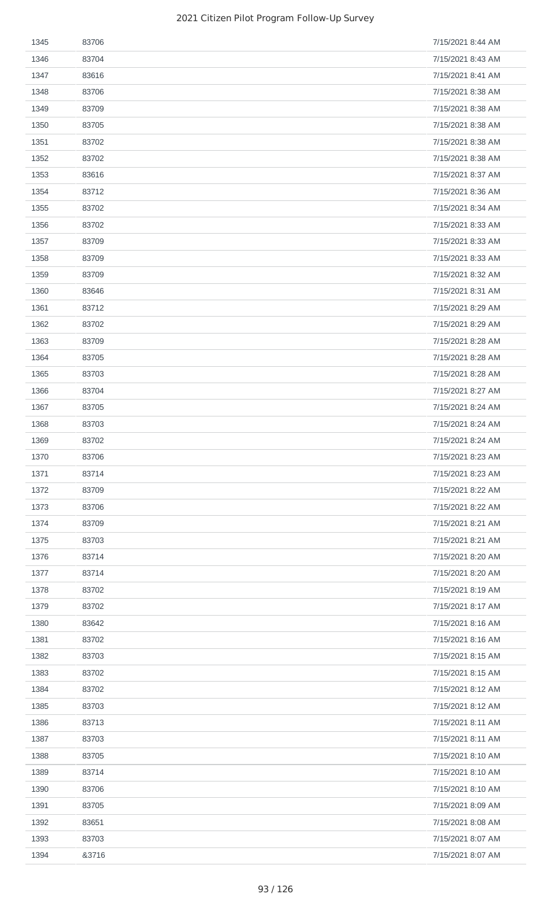| | | |
|---|---|---|
| 1345 | 83706 | 7/15/2021 8:44 AM |
| 1346 | 83704 | 7/15/2021 8:43 AM |
| 1347 | 83616 | 7/15/2021 8:41 AM |
| 1348 | 83706 | 7/15/2021 8:38 AM |
| 1349 | 83709 | 7/15/2021 8:38 AM |
| 1350 | 83705 | 7/15/2021 8:38 AM |
| 1351 | 83702 | 7/15/2021 8:38 AM |
| 1352 | 83702 | 7/15/2021 8:38 AM |
| 1353 | 83616 | 7/15/2021 8:37 AM |
| 1354 | 83712 | 7/15/2021 8:36 AM |
| 1355 | 83702 | 7/15/2021 8:34 AM |
| 1356 | 83702 | 7/15/2021 8:33 AM |
| 1357 | 83709 | 7/15/2021 8:33 AM |
| 1358 | 83709 | 7/15/2021 8:33 AM |
| 1359 | 83709 | 7/15/2021 8:32 AM |
| 1360 | 83646 | 7/15/2021 8:31 AM |
| 1361 | 83712 | 7/15/2021 8:29 AM |
| 1362 | 83702 | 7/15/2021 8:29 AM |
| 1363 | 83709 | 7/15/2021 8:28 AM |
| 1364 | 83705 | 7/15/2021 8:28 AM |
| 1365 | 83703 | 7/15/2021 8:28 AM |
| 1366 | 83704 | 7/15/2021 8:27 AM |
| 1367 | 83705 | 7/15/2021 8:24 AM |
| 1368 | 83703 | 7/15/2021 8:24 AM |
| 1369 | 83702 | 7/15/2021 8:24 AM |
| 1370 | 83706 | 7/15/2021 8:23 AM |
| 1371 | 83714 | 7/15/2021 8:23 AM |
| 1372 | 83709 | 7/15/2021 8:22 AM |
| 1373 | 83706 | 7/15/2021 8:22 AM |
| 1374 | 83709 | 7/15/2021 8:21 AM |
| 1375 | 83703 | 7/15/2021 8:21 AM |
| 1376 | 83714 | 7/15/2021 8:20 AM |
| 1377 | 83714 | 7/15/2021 8:20 AM |
| 1378 | 83702 | 7/15/2021 8:19 AM |
| 1379 | 83702 | 7/15/2021 8:17 AM |
| 1380 | 83642 | 7/15/2021 8:16 AM |
| 1381 | 83702 | 7/15/2021 8:16 AM |
| 1382 | 83703 | 7/15/2021 8:15 AM |
| 1383 | 83702 | 7/15/2021 8:15 AM |
| 1384 | 83702 | 7/15/2021 8:12 AM |
| 1385 | 83703 | 7/15/2021 8:12 AM |
| 1386 | 83713 | 7/15/2021 8:11 AM |
| 1387 | 83703 | 7/15/2021 8:11 AM |
| 1388 | 83705 | 7/15/2021 8:10 AM |
| 1389 | 83714 | 7/15/2021 8:10 AM |
| 1390 | 83706 | 7/15/2021 8:10 AM |
| 1391 | 83705 | 7/15/2021 8:09 AM |
| 1392 | 83651 | 7/15/2021 8:08 AM |
| 1393 | 83703 | 7/15/2021 8:07 AM |
| 1394 | &3716 | 7/15/2021 8:07 AM |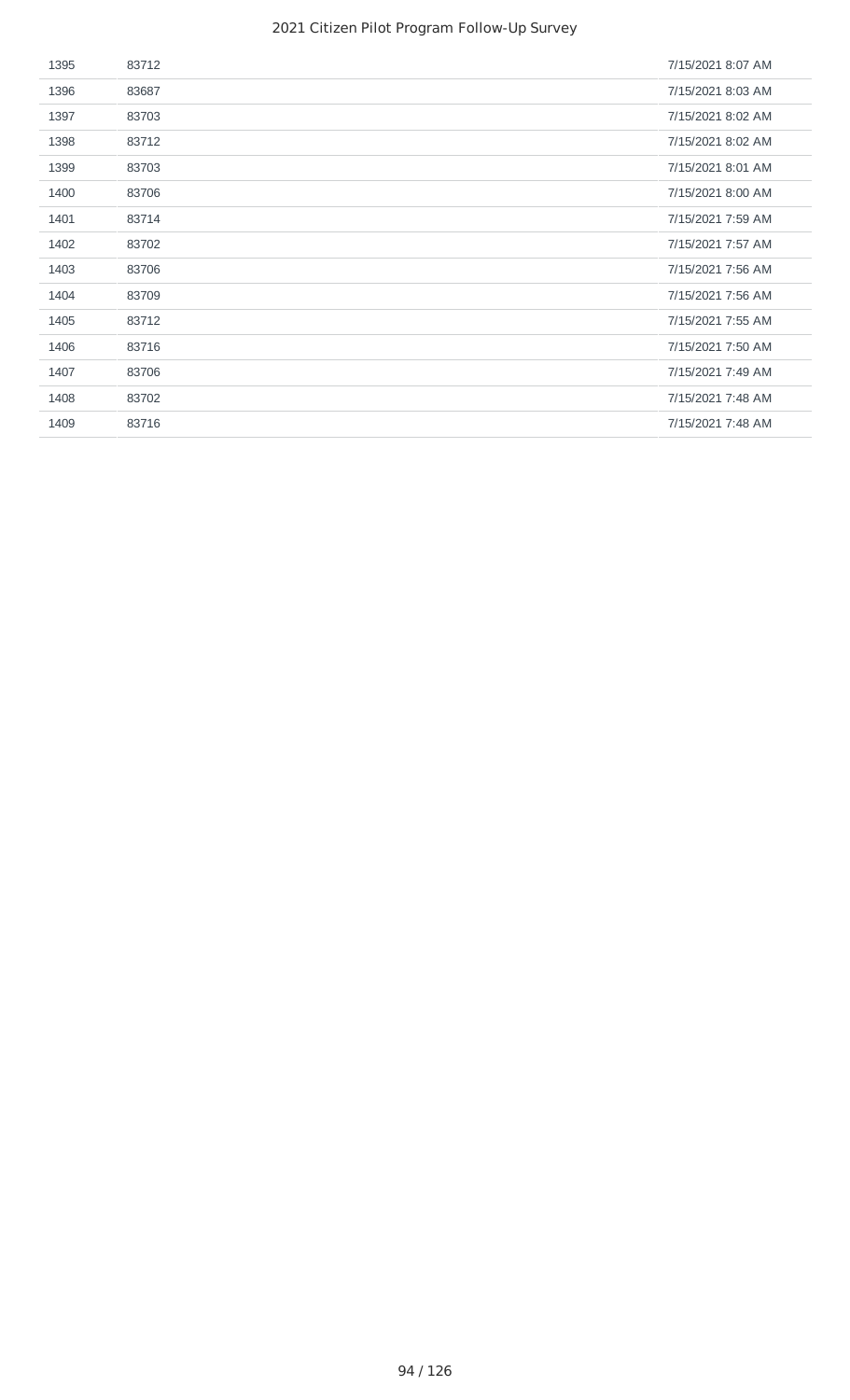| | | |
|---|---|---|
| 1395 | 83712 | 7/15/2021 8:07 AM |
| 1396 | 83687 | 7/15/2021 8:03 AM |
| 1397 | 83703 | 7/15/2021 8:02 AM |
| 1398 | 83712 | 7/15/2021 8:02 AM |
| 1399 | 83703 | 7/15/2021 8:01 AM |
| 1400 | 83706 | 7/15/2021 8:00 AM |
| 1401 | 83714 | 7/15/2021 7:59 AM |
| 1402 | 83702 | 7/15/2021 7:57 AM |
| 1403 | 83706 | 7/15/2021 7:56 AM |
| 1404 | 83709 | 7/15/2021 7:56 AM |
| 1405 | 83712 | 7/15/2021 7:55 AM |
| 1406 | 83716 | 7/15/2021 7:50 AM |
| 1407 | 83706 | 7/15/2021 7:49 AM |
| 1408 | 83702 | 7/15/2021 7:48 AM |
| 1409 | 83716 | 7/15/2021 7:48 AM |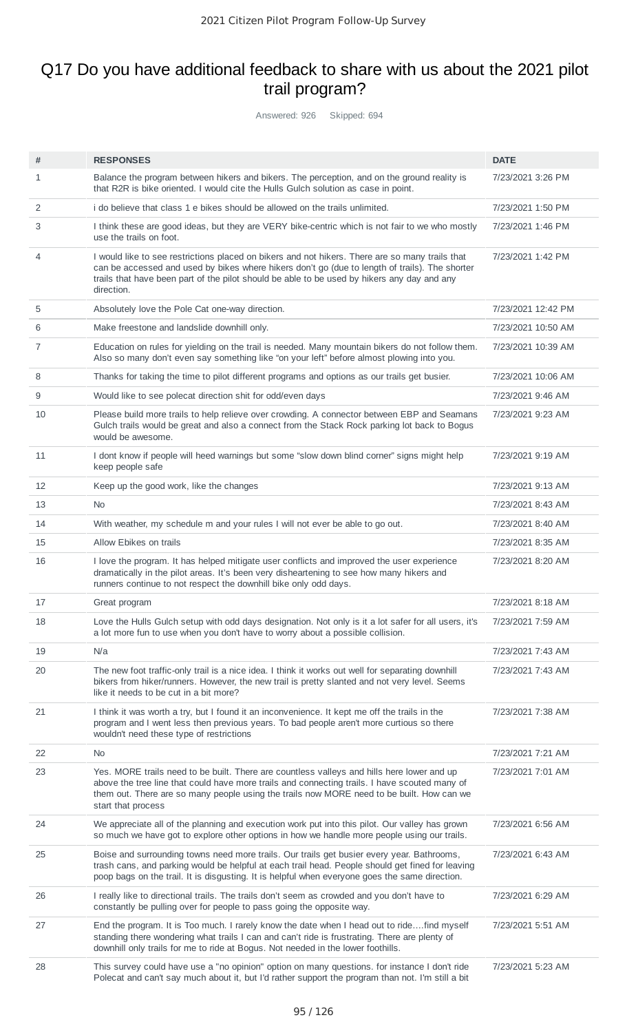## Q17 Do you have additional feedback to share with us about the 2021 pilot trail program?

Answered: 926 Skipped: 694

| # | RESPONSES | DATE |
|---|---|---|
| 1 | Balance the program between hikers and bikers. The perception, and on the ground reality is that R2R is bike oriented. I would cite the Hulls Gulch solution as case in point. | 7/23/2021 3:26 PM |
| 2 | i do believe that class 1 e bikes should be allowed on the trails unlimited. | 7/23/2021 1:50 PM |
| 3 | I think these are good ideas, but they are VERY bike-centric which is not fair to we who mostly use the trails on foot. | 7/23/2021 1:46 PM |
| 4 | I would like to see restrictions placed on bikers and not hikers. There are so many trails that can be accessed and used by bikes where hikers don't go (due to length of trails). The shorter trails that have been part of the pilot should be able to be used by hikers any day and any direction. | 7/23/2021 1:42 PM |
| 5 | Absolutely love the Pole Cat one-way direction. | 7/23/2021 12:42 PM |
| 6 | Make freestone and landslide downhill only. | 7/23/2021 10:50 AM |
| 7 | Education on rules for yielding on the trail is needed. Many mountain bikers do not follow them. Also so many don't even say something like "on your left" before almost plowing into you. | 7/23/2021 10:39 AM |
| 8 | Thanks for taking the time to pilot different programs and options as our trails get busier. | 7/23/2021 10:06 AM |
| 9 | Would like to see polecat direction shit for odd/even days | 7/23/2021 9:46 AM |
| 10 | Please build more trails to help relieve over crowding. A connector between EBP and Seamans Gulch trails would be great and also a connect from the Stack Rock parking lot back to Bogus would be awesome. | 7/23/2021 9:23 AM |
| 11 | I dont know if people will heed warnings but some "slow down blind corner" signs might help keep people safe | 7/23/2021 9:19 AM |
| 12 | Keep up the good work, like the changes | 7/23/2021 9:13 AM |
| 13 | No | 7/23/2021 8:43 AM |
| 14 | With weather, my schedule m and your rules I will not ever be able to go out. | 7/23/2021 8:40 AM |
| 15 | Allow Ebikes on trails | 7/23/2021 8:35 AM |
| 16 | I love the program. It has helped mitigate user conflicts and improved the user experience dramatically in the pilot areas. It's been very disheartening to see how many hikers and runners continue to not respect the downhill bike only odd days. | 7/23/2021 8:20 AM |
| 17 | Great program | 7/23/2021 8:18 AM |
| 18 | Love the Hulls Gulch setup with odd days designation. Not only is it a lot safer for all users, it's a lot more fun to use when you don't have to worry about a possible collision. | 7/23/2021 7:59 AM |
| 19 | N/a | 7/23/2021 7:43 AM |
| 20 | The new foot traffic-only trail is a nice idea. I think it works out well for separating downhill bikers from hiker/runners. However, the new trail is pretty slanted and not very level. Seems like it needs to be cut in a bit more? | 7/23/2021 7:43 AM |
| 21 | I think it was worth a try, but I found it an inconvenience. It kept me off the trails in the program and I went less then previous years. To bad people aren't more curtious so there wouldn't need these type of restrictions | 7/23/2021 7:38 AM |
| 22 | No | 7/23/2021 7:21 AM |
| 23 | Yes. MORE trails need to be built. There are countless valleys and hills here lower and up above the tree line that could have more trails and connecting trails. I have scouted many of them out. There are so many people using the trails now MORE need to be built. How can we start that process | 7/23/2021 7:01 AM |
| 24 | We appreciate all of the planning and execution work put into this pilot. Our valley has grown so much we have got to explore other options in how we handle more people using our trails. | 7/23/2021 6:56 AM |
| 25 | Boise and surrounding towns need more trails. Our trails get busier every year. Bathrooms, trash cans, and parking would be helpful at each trail head. People should get fined for leaving poop bags on the trail. It is disgusting. It is helpful when everyone goes the same direction. | 7/23/2021 6:43 AM |
| 26 | I really like to directional trails. The trails don't seem as crowded and you don't have to constantly be pulling over for people to pass going the opposite way. | 7/23/2021 6:29 AM |
| 27 | End the program. It is Too much. I rarely know the date when I head out to ride….find myself standing there wondering what trails I can and can't ride is frustrating. There are plenty of downhill only trails for me to ride at Bogus. Not needed in the lower foothills. | 7/23/2021 5:51 AM |
| 28 | This survey could have use a "no opinion" option on many questions. for instance I don't ride Polecat and can't say much about it, but I'd rather support the program than not. I'm still a bit | 7/23/2021 5:23 AM |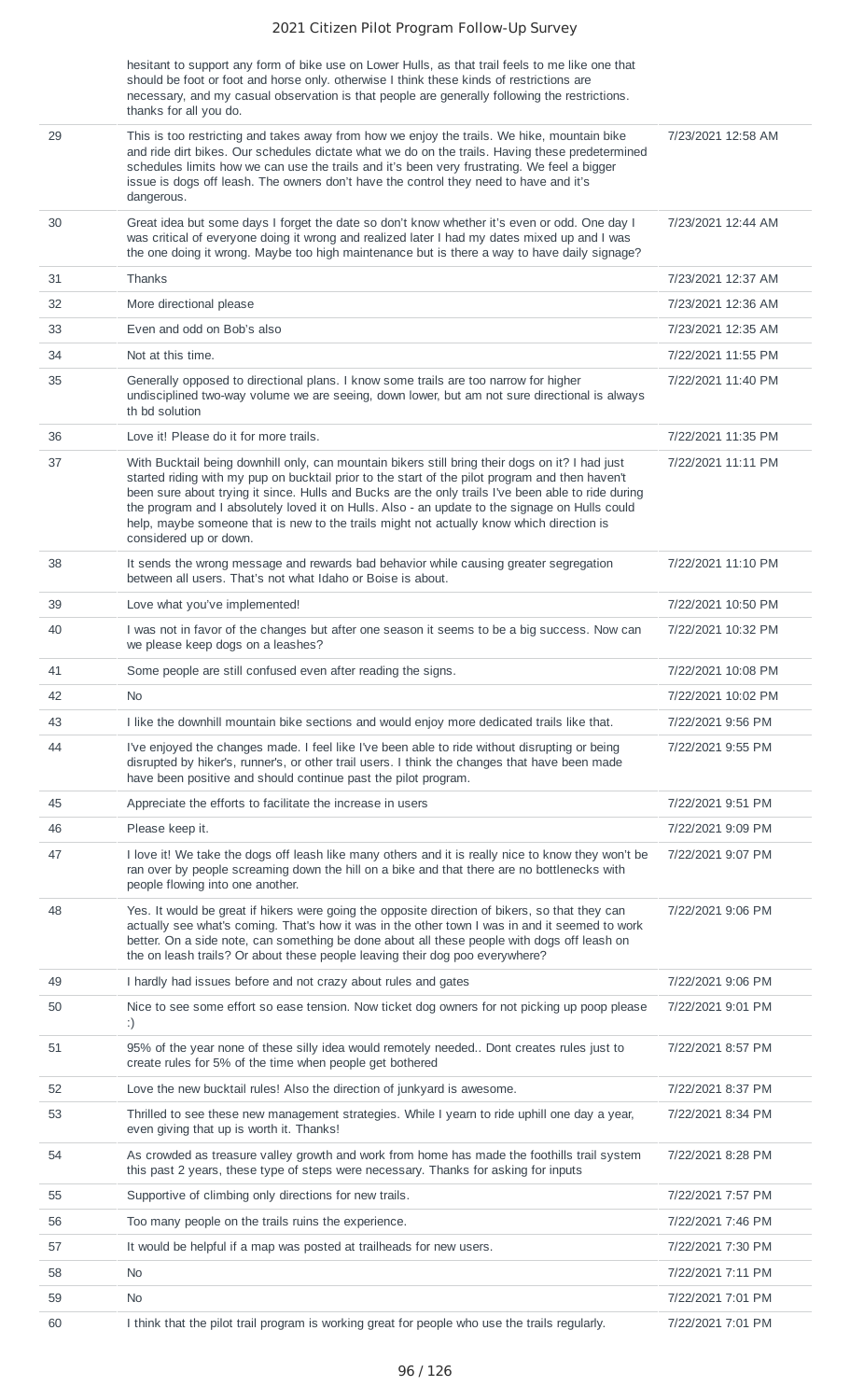| | | |
|---|---|---|
| | hesitant to support any form of bike use on Lower Hulls, as that trail feels to me like one that should be foot or foot and horse only. otherwise I think these kinds of restrictions are necessary, and my casual observation is that people are generally following the restrictions. thanks for all you do. | |
| 29 | This is too restricting and takes away from how we enjoy the trails. We hike, mountain bike and ride dirt bikes. Our schedules dictate what we do on the trails. Having these predetermined schedules limits how we can use the trails and it's been very frustrating. We feel a bigger issue is dogs off leash. The owners don't have the control they need to have and it's dangerous. | 7/23/2021 12:58 AM |
| 30 | Great idea but some days I forget the date so don't know whether it's even or odd. One day I was critical of everyone doing it wrong and realized later I had my dates mixed up and I was the one doing it wrong. Maybe too high maintenance but is there a way to have daily signage? | 7/23/2021 12:44 AM |
| 31 | Thanks | 7/23/2021 12:37 AM |
| 32 | More directional please | 7/23/2021 12:36 AM |
| 33 | Even and odd on Bob's also | 7/23/2021 12:35 AM |
| 34 | Not at this time. | 7/22/2021 11:55 PM |
| 35 | Generally opposed to directional plans. I know some trails are too narrow for higher undisciplined two-way volume we are seeing, down lower, but am not sure directional is always th bd solution | 7/22/2021 11:40 PM |
| 36 | Love it! Please do it for more trails. | 7/22/2021 11:35 PM |
| 37 | With Bucktail being downhill only, can mountain bikers still bring their dogs on it? I had just started riding with my pup on bucktail prior to the start of the pilot program and then haven't been sure about trying it since. Hulls and Bucks are the only trails I've been able to ride during the program and I absolutely loved it on Hulls. Also - an update to the signage on Hulls could help, maybe someone that is new to the trails might not actually know which direction is considered up or down. | 7/22/2021 11:11 PM |
| 38 | It sends the wrong message and rewards bad behavior while causing greater segregation between all users. That's not what Idaho or Boise is about. | 7/22/2021 11:10 PM |
| 39 | Love what you've implemented! | 7/22/2021 10:50 PM |
| 40 | I was not in favor of the changes but after one season it seems to be a big success. Now can we please keep dogs on a leashes? | 7/22/2021 10:32 PM |
| 41 | Some people are still confused even after reading the signs. | 7/22/2021 10:08 PM |
| 42 | No | 7/22/2021 10:02 PM |
| 43 | I like the downhill mountain bike sections and would enjoy more dedicated trails like that. | 7/22/2021 9:56 PM |
| 44 | I've enjoyed the changes made. I feel like I've been able to ride without disrupting or being disrupted by hiker's, runner's, or other trail users. I think the changes that have been made have been positive and should continue past the pilot program. | 7/22/2021 9:55 PM |
| 45 | Appreciate the efforts to facilitate the increase in users | 7/22/2021 9:51 PM |
| 46 | Please keep it. | 7/22/2021 9:09 PM |
| 47 | I love it! We take the dogs off leash like many others and it is really nice to know they won't be ran over by people screaming down the hill on a bike and that there are no bottlenecks with people flowing into one another. | 7/22/2021 9:07 PM |
| 48 | Yes. It would be great if hikers were going the opposite direction of bikers, so that they can actually see what's coming. That's how it was in the other town I was in and it seemed to work better. On a side note, can something be done about all these people with dogs off leash on the on leash trails? Or about these people leaving their dog poo everywhere? | 7/22/2021 9:06 PM |
| 49 | I hardly had issues before and not crazy about rules and gates | 7/22/2021 9:06 PM |
| 50 | Nice to see some effort so ease tension. Now ticket dog owners for not picking up poop please :) | 7/22/2021 9:01 PM |
| 51 | 95% of the year none of these silly idea would remotely needed.. Dont creates rules just to create rules for 5% of the time when people get bothered | 7/22/2021 8:57 PM |
| 52 | Love the new bucktail rules! Also the direction of junkyard is awesome. | 7/22/2021 8:37 PM |
| 53 | Thrilled to see these new management strategies. While I yearn to ride uphill one day a year, even giving that up is worth it. Thanks! | 7/22/2021 8:34 PM |
| 54 | As crowded as treasure valley growth and work from home has made the foothills trail system this past 2 years, these type of steps were necessary. Thanks for asking for inputs | 7/22/2021 8:28 PM |
| 55 | Supportive of climbing only directions for new trails. | 7/22/2021 7:57 PM |
| 56 | Too many people on the trails ruins the experience. | 7/22/2021 7:46 PM |
| 57 | It would be helpful if a map was posted at trailheads for new users. | 7/22/2021 7:30 PM |
| 58 | No | 7/22/2021 7:11 PM |
| 59 | No | 7/22/2021 7:01 PM |
| 60 | I think that the pilot trail program is working great for people who use the trails regularly. | 7/22/2021 7:01 PM |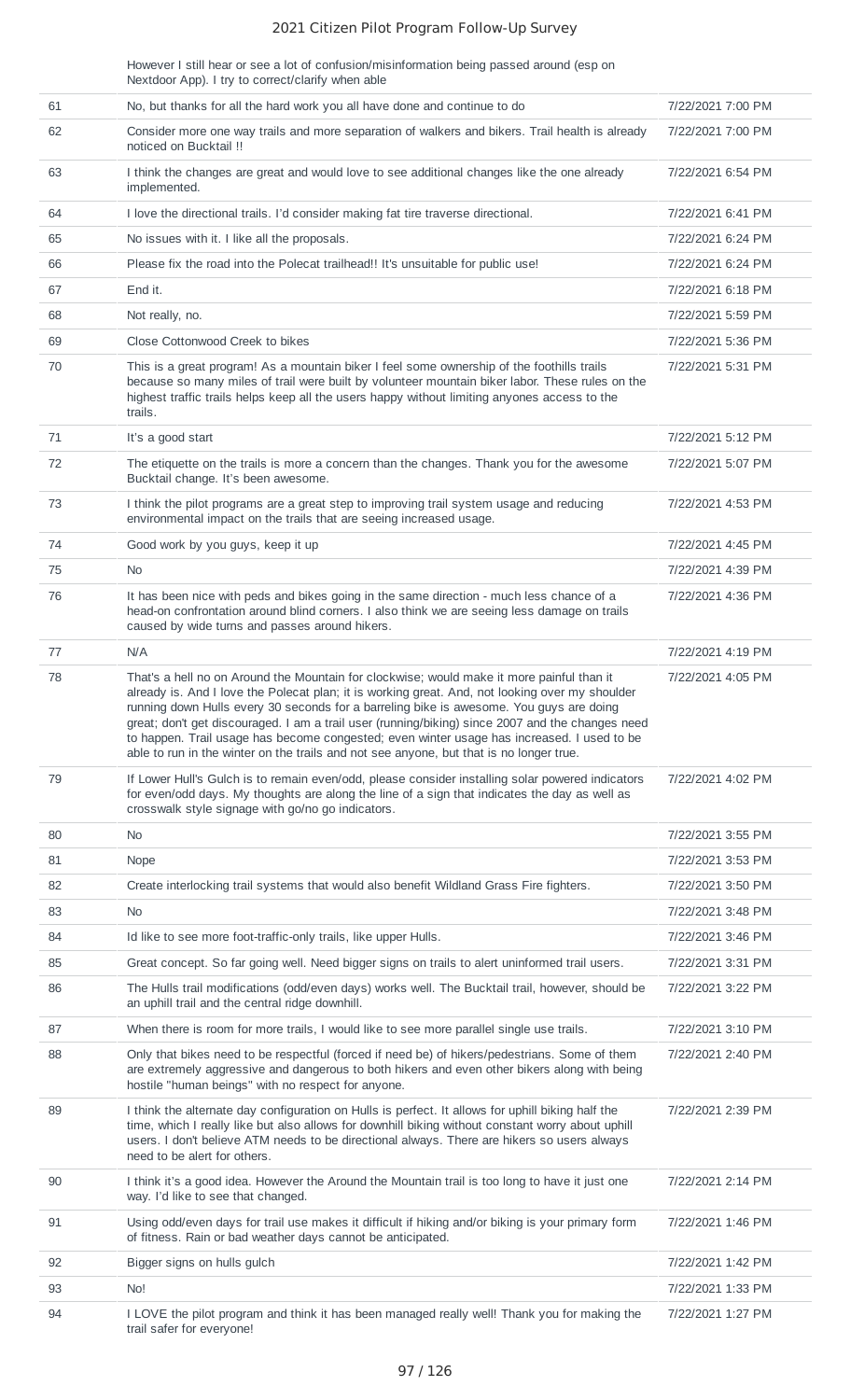However I still hear or see a lot of confusion/misinformation being passed around (esp on Nextdoor App). I try to correct/clarify when able

| | | |
|---|---|---|
| 61 | No, but thanks for all the hard work you all have done and continue to do | 7/22/2021 7:00 PM |
| 62 | Consider more one way trails and more separation of walkers and bikers. Trail health is already noticed on Bucktail !! | 7/22/2021 7:00 PM |
| 63 | I think the changes are great and would love to see additional changes like the one already implemented. | 7/22/2021 6:54 PM |
| 64 | I love the directional trails. I'd consider making fat tire traverse directional. | 7/22/2021 6:41 PM |
| 65 | No issues with it. I like all the proposals. | 7/22/2021 6:24 PM |
| 66 | Please fix the road into the Polecat trailhead!! It's unsuitable for public use! | 7/22/2021 6:24 PM |
| 67 | End it. | 7/22/2021 6:18 PM |
| 68 | Not really, no. | 7/22/2021 5:59 PM |
| 69 | Close Cottonwood Creek to bikes | 7/22/2021 5:36 PM |
| 70 | This is a great program! As a mountain biker I feel some ownership of the foothills trails because so many miles of trail were built by volunteer mountain biker labor. These rules on the highest traffic trails helps keep all the users happy without limiting anyones access to the trails. | 7/22/2021 5:31 PM |
| 71 | It's a good start | 7/22/2021 5:12 PM |
| 72 | The etiquette on the trails is more a concern than the changes. Thank you for the awesome Bucktail change. It's been awesome. | 7/22/2021 5:07 PM |
| 73 | I think the pilot programs are a great step to improving trail system usage and reducing environmental impact on the trails that are seeing increased usage. | 7/22/2021 4:53 PM |
| 74 | Good work by you guys, keep it up | 7/22/2021 4:45 PM |
| 75 | No | 7/22/2021 4:39 PM |
| 76 | It has been nice with peds and bikes going in the same direction - much less chance of a head-on confrontation around blind corners. I also think we are seeing less damage on trails caused by wide turns and passes around hikers. | 7/22/2021 4:36 PM |
| 77 | N/A | 7/22/2021 4:19 PM |
| 78 | That's a hell no on Around the Mountain for clockwise; would make it more painful than it already is. And I love the Polecat plan; it is working great. And, not looking over my shoulder running down Hulls every 30 seconds for a barreling bike is awesome. You guys are doing great; don't get discouraged. I am a trail user (running/biking) since 2007 and the changes need to happen. Trail usage has become congested; even winter usage has increased. I used to be able to run in the winter on the trails and not see anyone, but that is no longer true. | 7/22/2021 4:05 PM |
| 79 | If Lower Hull's Gulch is to remain even/odd, please consider installing solar powered indicators for even/odd days. My thoughts are along the line of a sign that indicates the day as well as crosswalk style signage with go/no go indicators. | 7/22/2021 4:02 PM |
| 80 | No | 7/22/2021 3:55 PM |
| 81 | Nope | 7/22/2021 3:53 PM |
| 82 | Create interlocking trail systems that would also benefit Wildland Grass Fire fighters. | 7/22/2021 3:50 PM |
| 83 | No | 7/22/2021 3:48 PM |
| 84 | Id like to see more foot-traffic-only trails, like upper Hulls. | 7/22/2021 3:46 PM |
| 85 | Great concept. So far going well. Need bigger signs on trails to alert uninformed trail users. | 7/22/2021 3:31 PM |
| 86 | The Hulls trail modifications (odd/even days) works well. The Bucktail trail, however, should be an uphill trail and the central ridge downhill. | 7/22/2021 3:22 PM |
| 87 | When there is room for more trails, I would like to see more parallel single use trails. | 7/22/2021 3:10 PM |
| 88 | Only that bikes need to be respectful (forced if need be) of hikers/pedestrians. Some of them are extremely aggressive and dangerous to both hikers and even other bikers along with being hostile "human beings" with no respect for anyone. | 7/22/2021 2:40 PM |
| 89 | I think the alternate day configuration on Hulls is perfect. It allows for uphill biking half the time, which I really like but also allows for downhill biking without constant worry about uphill users. I don't believe ATM needs to be directional always. There are hikers so users always need to be alert for others. | 7/22/2021 2:39 PM |
| 90 | I think it's a good idea. However the Around the Mountain trail is too long to have it just one way. I'd like to see that changed. | 7/22/2021 2:14 PM |
| 91 | Using odd/even days for trail use makes it difficult if hiking and/or biking is your primary form of fitness. Rain or bad weather days cannot be anticipated. | 7/22/2021 1:46 PM |
| 92 | Bigger signs on hulls gulch | 7/22/2021 1:42 PM |
| 93 | No! | 7/22/2021 1:33 PM |
| 94 | I LOVE the pilot program and think it has been managed really well! Thank you for making the trail safer for everyone! | 7/22/2021 1:27 PM |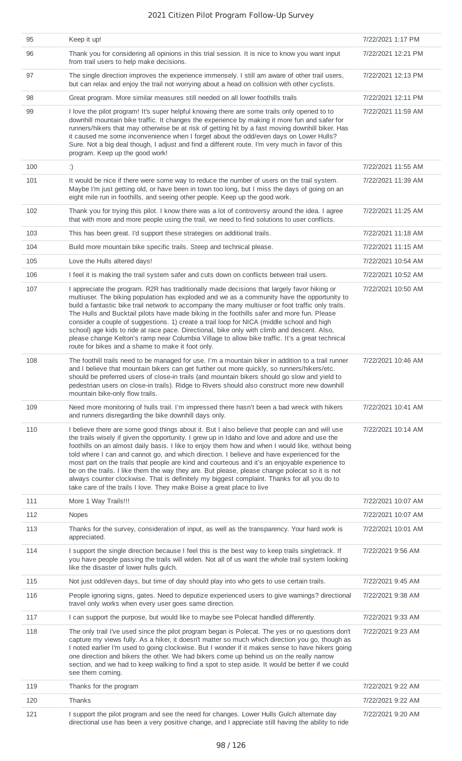| | | |
|---|---|---|
| 95 | Keep it up! | 7/22/2021 1:17 PM |
| 96 | Thank you for considering all opinions in this trial session. It is nice to know you want input from trail users to help make decisions. | 7/22/2021 12:21 PM |
| 97 | The single direction improves the experience immensely. I still am aware of other trail users, but can relax and enjoy the trail not worrying about a head on collision with other cyclists. | 7/22/2021 12:13 PM |
| 98 | Great program. More similar measures still needed on all lower foothills trails | 7/22/2021 12:11 PM |
| 99 | I love the pilot program! It's super helpful knowing there are some trails only opened to to downhill mountain bike traffic. It changes the experience by making it more fun and safer for runners/hikers that may otherwise be at risk of getting hit by a fast moving downhill biker. Has it caused me some inconvenience when I forget about the odd/even days on Lower Hulls? Sure. Not a big deal though, I adjust and find a different route. I'm very much in favor of this program. Keep up the good work! | 7/22/2021 11:59 AM |
| 100 | :) | 7/22/2021 11:55 AM |
| 101 | It would be nice if there were some way to reduce the number of users on the trail system. Maybe I'm just getting old, or have been in town too long, but I miss the days of going on an eight mile run in foothills, and seeing other people. Keep up the good work. | 7/22/2021 11:39 AM |
| 102 | Thank you for trying this pilot. I know there was a lot of controversy around the idea. I agree that with more and more people using the trail, we need to find solutions to user conflicts. | 7/22/2021 11:25 AM |
| 103 | This has been great. I'd support these strategies on additional trails. | 7/22/2021 11:18 AM |
| 104 | Build more mountain bike specific trails. Steep and technical please. | 7/22/2021 11:15 AM |
| 105 | Love the Hulls altered days! | 7/22/2021 10:54 AM |
| 106 | I feel it is making the trail system safer and cuts down on conflicts between trail users. | 7/22/2021 10:52 AM |
| 107 | I appreciate the program. R2R has traditionally made decisions that largely favor hiking or multiuser. The biking population has exploded and we as a community have the opportunity to build a fantastic bike trail network to accompany the many multiuser or foot traffic only trails. The Hulls and Bucktail pilots have made biking in the foothills safer and more fun. Please consider a couple of suggestions. 1) create a trail loop for NICA (middle school and high school) age kids to ride at race pace. Directional, bike only with climb and descent. Also, please change Kelton's ramp near Columbia Village to allow bike traffic. It's a great technical route for bikes and a shame to make it foot only. | 7/22/2021 10:50 AM |
| 108 | The foothill trails need to be managed for use. I'm a mountain biker in addition to a trail runner and I believe that mountain bikers can get further out more quickly, so runners/hikers/etc. should be preferred users of close-in trails (and mountain bikers should go slow and yield to pedestrian users on close-in trails). Ridge to Rivers should also construct more new downhill mountain bike-only flow trails. | 7/22/2021 10:46 AM |
| 109 | Need more monitoring of hulls trail. I'm impressed there hasn't been a bad wreck with hikers and runners disregarding the bike downhill days only. | 7/22/2021 10:41 AM |
| 110 | I believe there are some good things about it. But I also believe that people can and will use the trails wisely if given the opportunity. I grew up in Idaho and love and adore and use the foothills on an almost daily basis. I like to enjoy them how and when I would like, without being told where I can and cannot go, and which direction. I believe and have experienced for the most part on the trails that people are kind and courteous and it's an enjoyable experience to be on the trails. I like them the way they are. But please, please change polecat so it is not always counter clockwise. That is definitely my biggest complaint. Thanks for all you do to take care of the trails I love. They make Boise a great place to live | 7/22/2021 10:14 AM |
| 111 | More 1 Way Trails!!! | 7/22/2021 10:07 AM |
| 112 | Nopes | 7/22/2021 10:07 AM |
| 113 | Thanks for the survey, consideration of input, as well as the transparency. Your hard work is appreciated. | 7/22/2021 10:01 AM |
| 114 | I support the single direction because I feel this is the best way to keep trails singletrack. If you have people passing the trails will widen. Not all of us want the whole trail system looking like the disaster of lower hulls gulch. | 7/22/2021 9:56 AM |
| 115 | Not just odd/even days, but time of day should play into who gets to use certain trails. | 7/22/2021 9:45 AM |
| 116 | People ignoring signs, gates. Need to deputize experienced users to give warnings? directional travel only works when every user goes same direction. | 7/22/2021 9:38 AM |
| 117 | I can support the purpose, but would like to maybe see Polecat handled differently. | 7/22/2021 9:33 AM |
| 118 | The only trail I've used since the pilot program began is Polecat. The yes or no questions don't capture my views fully. As a hiker, it doesn't matter so much which direction you go, though as I noted earlier I'm used to going clockwise. But I wonder if it makes sense to have hikers going one direction and bikers the other. We had bikers come up behind us on the really narrow section, and we had to keep walking to find a spot to step aside. It would be better if we could see them coming. | 7/22/2021 9:23 AM |
| 119 | Thanks for the program | 7/22/2021 9:22 AM |
| 120 | Thanks | 7/22/2021 9:22 AM |
| 121 | I support the pilot program and see the need for changes. Lower Hulls Gulch alternate day directional use has been a very positive change, and I appreciate still having the ability to ride | 7/22/2021 9:20 AM |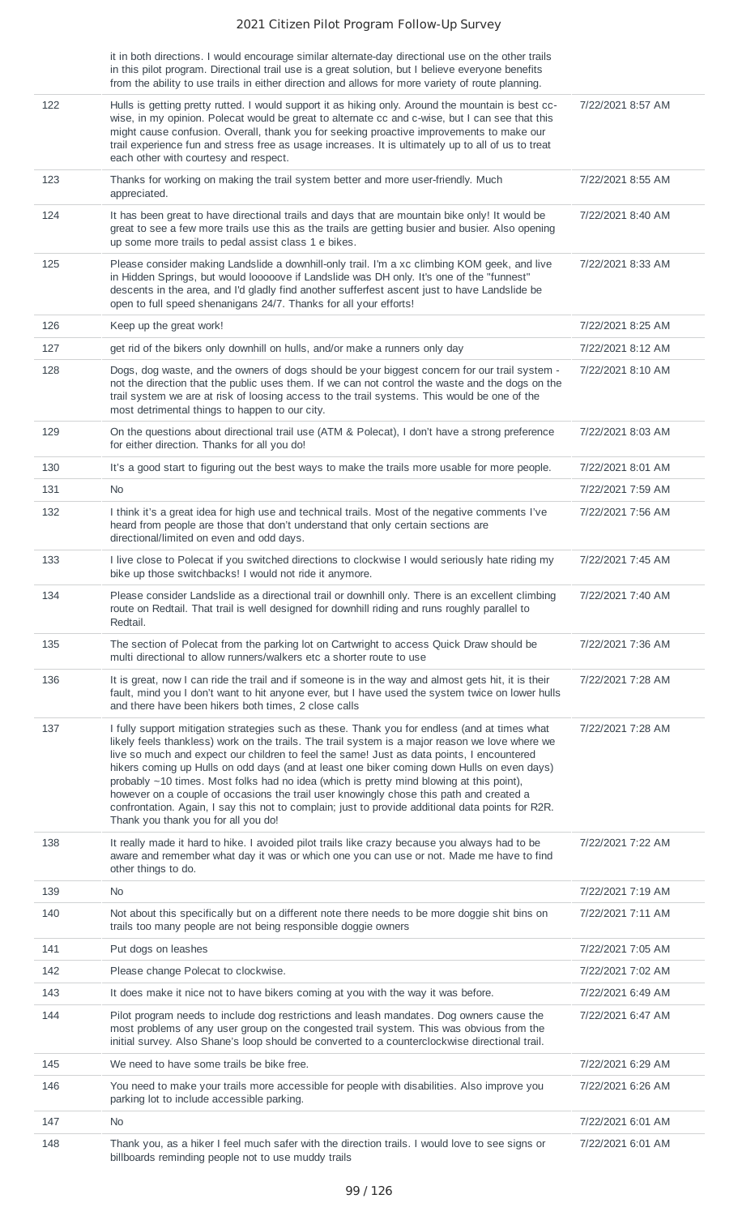| | | |
|---|---|---|
| | it in both directions. I would encourage similar alternate-day directional use on the other trails in this pilot program. Directional trail use is a great solution, but I believe everyone benefits from the ability to use trails in either direction and allows for more variety of route planning. | |
| 122 | Hulls is getting pretty rutted. I would support it as hiking only. Around the mountain is best cc-wise, in my opinion. Polecat would be great to alternate cc and c-wise, but I can see that this might cause confusion. Overall, thank you for seeking proactive improvements to make our trail experience fun and stress free as usage increases. It is ultimately up to all of us to treat each other with courtesy and respect. | 7/22/2021 8:57 AM |
| 123 | Thanks for working on making the trail system better and more user-friendly. Much appreciated. | 7/22/2021 8:55 AM |
| 124 | It has been great to have directional trails and days that are mountain bike only! It would be great to see a few more trails use this as the trails are getting busier and busier. Also opening up some more trails to pedal assist class 1 e bikes. | 7/22/2021 8:40 AM |
| 125 | Please consider making Landslide a downhill-only trail. I'm a xc climbing KOM geek, and live in Hidden Springs, but would looooove if Landslide was DH only. It's one of the "funnest" descents in the area, and I'd gladly find another sufferfest ascent just to have Landslide be open to full speed shenanigans 24/7. Thanks for all your efforts! | 7/22/2021 8:33 AM |
| 126 | Keep up the great work! | 7/22/2021 8:25 AM |
| 127 | get rid of the bikers only downhill on hulls, and/or make a runners only day | 7/22/2021 8:12 AM |
| 128 | Dogs, dog waste, and the owners of dogs should be your biggest concern for our trail system - not the direction that the public uses them. If we can not control the waste and the dogs on the trail system we are at risk of loosing access to the trail systems. This would be one of the most detrimental things to happen to our city. | 7/22/2021 8:10 AM |
| 129 | On the questions about directional trail use (ATM & Polecat), I don't have a strong preference for either direction. Thanks for all you do! | 7/22/2021 8:03 AM |
| 130 | It's a good start to figuring out the best ways to make the trails more usable for more people. | 7/22/2021 8:01 AM |
| 131 | No | 7/22/2021 7:59 AM |
| 132 | I think it's a great idea for high use and technical trails. Most of the negative comments I've heard from people are those that don't understand that only certain sections are directional/limited on even and odd days. | 7/22/2021 7:56 AM |
| 133 | I live close to Polecat if you switched directions to clockwise I would seriously hate riding my bike up those switchbacks! I would not ride it anymore. | 7/22/2021 7:45 AM |
| 134 | Please consider Landslide as a directional trail or downhill only. There is an excellent climbing route on Redtail. That trail is well designed for downhill riding and runs roughly parallel to Redtail. | 7/22/2021 7:40 AM |
| 135 | The section of Polecat from the parking lot on Cartwright to access Quick Draw should be multi directional to allow runners/walkers etc a shorter route to use | 7/22/2021 7:36 AM |
| 136 | It is great, now I can ride the trail and if someone is in the way and almost gets hit, it is their fault, mind you I don't want to hit anyone ever, but I have used the system twice on lower hulls and there have been hikers both times, 2 close calls | 7/22/2021 7:28 AM |
| 137 | I fully support mitigation strategies such as these. Thank you for endless (and at times what likely feels thankless) work on the trails. The trail system is a major reason we love where we live so much and expect our children to feel the same! Just as data points, I encountered hikers coming up Hulls on odd days (and at least one biker coming down Hulls on even days) probably ~10 times. Most folks had no idea (which is pretty mind blowing at this point), however on a couple of occasions the trail user knowingly chose this path and created a confrontation. Again, I say this not to complain; just to provide additional data points for R2R. Thank you thank you for all you do! | 7/22/2021 7:28 AM |
| 138 | It really made it hard to hike. I avoided pilot trails like crazy because you always had to be aware and remember what day it was or which one you can use or not. Made me have to find other things to do. | 7/22/2021 7:22 AM |
| 139 | No | 7/22/2021 7:19 AM |
| 140 | Not about this specifically but on a different note there needs to be more doggie shit bins on trails too many people are not being responsible doggie owners | 7/22/2021 7:11 AM |
| 141 | Put dogs on leashes | 7/22/2021 7:05 AM |
| 142 | Please change Polecat to clockwise. | 7/22/2021 7:02 AM |
| 143 | It does make it nice not to have bikers coming at you with the way it was before. | 7/22/2021 6:49 AM |
| 144 | Pilot program needs to include dog restrictions and leash mandates. Dog owners cause the most problems of any user group on the congested trail system. This was obvious from the initial survey. Also Shane's loop should be converted to a counterclockwise directional trail. | 7/22/2021 6:47 AM |
| 145 | We need to have some trails be bike free. | 7/22/2021 6:29 AM |
| 146 | You need to make your trails more accessible for people with disabilities. Also improve you parking lot to include accessible parking. | 7/22/2021 6:26 AM |
| 147 | No | 7/22/2021 6:01 AM |
| 148 | Thank you, as a hiker I feel much safer with the direction trails. I would love to see signs or billboards reminding people not to use muddy trails | 7/22/2021 6:01 AM |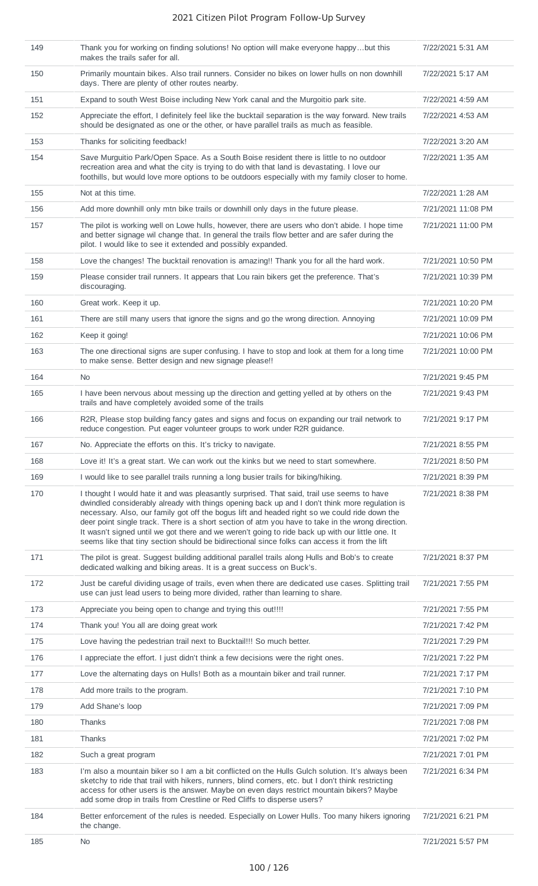| 149 | Thank you for working on finding solutions! No option will make everyone happy…but this makes the trails safer for all. | 7/22/2021 5:31 AM |
|---|---|---|
| 150 | Primarily mountain bikes. Also trail runners. Consider no bikes on lower hulls on non downhill days. There are plenty of other routes nearby. | 7/22/2021 5:17 AM |
| 151 | Expand to south West Boise including New York canal and the Murgoitio park site. | 7/22/2021 4:59 AM |
| 152 | Appreciate the effort, I definitely feel like the bucktail separation is the way forward. New trails should be designated as one or the other, or have parallel trails as much as feasible. | 7/22/2021 4:53 AM |
| 153 | Thanks for soliciting feedback! | 7/22/2021 3:20 AM |
| 154 | Save Murguitio Park/Open Space. As a South Boise resident there is little to no outdoor recreation area and what the city is trying to do with that land is devastating. I love our foothills, but would love more options to be outdoors especially with my family closer to home. | 7/22/2021 1:35 AM |
| 155 | Not at this time. | 7/22/2021 1:28 AM |
| 156 | Add more downhill only mtn bike trails or downhill only days in the future please. | 7/21/2021 11:08 PM |
| 157 | The pilot is working well on Lowe hulls, however, there are users who don't abide. I hope time and better signage wil change that. In general the trails flow better and are safer during the pilot. I would like to see it extended and possibly expanded. | 7/21/2021 11:00 PM |
| 158 | Love the changes! The bucktail renovation is amazing!! Thank you for all the hard work. | 7/21/2021 10:50 PM |
| 159 | Please consider trail runners. It appears that Lou rain bikers get the preference. That's discouraging. | 7/21/2021 10:39 PM |
| 160 | Great work. Keep it up. | 7/21/2021 10:20 PM |
| 161 | There are still many users that ignore the signs and go the wrong direction. Annoying | 7/21/2021 10:09 PM |
| 162 | Keep it going! | 7/21/2021 10:06 PM |
| 163 | The one directional signs are super confusing. I have to stop and look at them for a long time to make sense. Better design and new signage please!! | 7/21/2021 10:00 PM |
| 164 | No | 7/21/2021 9:45 PM |
| 165 | I have been nervous about messing up the direction and getting yelled at by others on the trails and have completely avoided some of the trails | 7/21/2021 9:43 PM |
| 166 | R2R, Please stop building fancy gates and signs and focus on expanding our trail network to reduce congestion. Put eager volunteer groups to work under R2R guidance. | 7/21/2021 9:17 PM |
| 167 | No. Appreciate the efforts on this. It's tricky to navigate. | 7/21/2021 8:55 PM |
| 168 | Love it! It's a great start. We can work out the kinks but we need to start somewhere. | 7/21/2021 8:50 PM |
| 169 | I would like to see parallel trails running a long busier trails for biking/hiking. | 7/21/2021 8:39 PM |
| 170 | I thought I would hate it and was pleasantly surprised. That said, trail use seems to have dwindled considerably already with things opening back up and I don't think more regulation is necessary. Also, our family got off the bogus lift and headed right so we could ride down the deer point single track. There is a short section of atm you have to take in the wrong direction. It wasn't signed until we got there and we weren't going to ride back up with our little one. It seems like that tiny section should be bidirectional since folks can access it from the lift | 7/21/2021 8:38 PM |
| 171 | The pilot is great. Suggest building additional parallel trails along Hulls and Bob's to create dedicated walking and biking areas. It is a great success on Buck's. | 7/21/2021 8:37 PM |
| 172 | Just be careful dividing usage of trails, even when there are dedicated use cases. Splitting trail use can just lead users to being more divided, rather than learning to share. | 7/21/2021 7:55 PM |
| 173 | Appreciate you being open to change and trying this out!!!! | 7/21/2021 7:55 PM |
| 174 | Thank you! You all are doing great work | 7/21/2021 7:42 PM |
| 175 | Love having the pedestrian trail next to Bucktail!!! So much better. | 7/21/2021 7:29 PM |
| 176 | I appreciate the effort. I just didn't think a few decisions were the right ones. | 7/21/2021 7:22 PM |
| 177 | Love the alternating days on Hulls! Both as a mountain biker and trail runner. | 7/21/2021 7:17 PM |
| 178 | Add more trails to the program. | 7/21/2021 7:10 PM |
| 179 | Add Shane's loop | 7/21/2021 7:09 PM |
| 180 | Thanks | 7/21/2021 7:08 PM |
| 181 | Thanks | 7/21/2021 7:02 PM |
| 182 | Such a great program | 7/21/2021 7:01 PM |
| 183 | I'm also a mountain biker so I am a bit conflicted on the Hulls Gulch solution. It's always been sketchy to ride that trail with hikers, runners, blind corners, etc. but I don't think restricting access for other users is the answer. Maybe on even days restrict mountain bikers? Maybe add some drop in trails from Crestline or Red Cliffs to disperse users? | 7/21/2021 6:34 PM |
| 184 | Better enforcement of the rules is needed. Especially on Lower Hulls. Too many hikers ignoring the change. | 7/21/2021 6:21 PM |
| 185 | No | 7/21/2021 5:57 PM |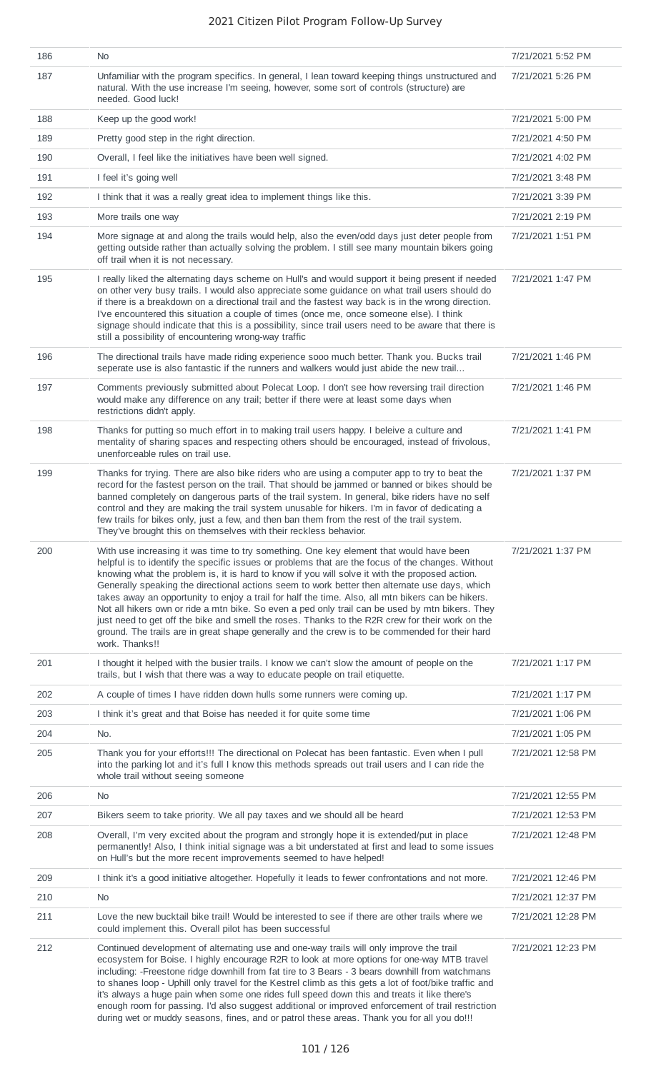| | | |
|---|---|---|
| 186 | No | 7/21/2021 5:52 PM |
| 187 | Unfamiliar with the program specifics. In general, I lean toward keeping things unstructured and natural. With the use increase I'm seeing, however, some sort of controls (structure) are needed. Good luck! | 7/21/2021 5:26 PM |
| 188 | Keep up the good work! | 7/21/2021 5:00 PM |
| 189 | Pretty good step in the right direction. | 7/21/2021 4:50 PM |
| 190 | Overall, I feel like the initiatives have been well signed. | 7/21/2021 4:02 PM |
| 191 | I feel it's going well | 7/21/2021 3:48 PM |
| 192 | I think that it was a really great idea to implement things like this. | 7/21/2021 3:39 PM |
| 193 | More trails one way | 7/21/2021 2:19 PM |
| 194 | More signage at and along the trails would help, also the even/odd days just deter people from getting outside rather than actually solving the problem. I still see many mountain bikers going off trail when it is not necessary. | 7/21/2021 1:51 PM |
| 195 | I really liked the alternating days scheme on Hull's and would support it being present if needed on other very busy trails. I would also appreciate some guidance on what trail users should do if there is a breakdown on a directional trail and the fastest way back is in the wrong direction. I've encountered this situation a couple of times (once me, once someone else). I think signage should indicate that this is a possibility, since trail users need to be aware that there is still a possibility of encountering wrong-way traffic | 7/21/2021 1:47 PM |
| 196 | The directional trails have made riding experience sooo much better. Thank you. Bucks trail seperate use is also fantastic if the runners and walkers would just abide the new trail... | 7/21/2021 1:46 PM |
| 197 | Comments previously submitted about Polecat Loop. I don't see how reversing trail direction would make any difference on any trail; better if there were at least some days when restrictions didn't apply. | 7/21/2021 1:46 PM |
| 198 | Thanks for putting so much effort in to making trail users happy. I beleive a culture and mentality of sharing spaces and respecting others should be encouraged, instead of frivolous, unenforceable rules on trail use. | 7/21/2021 1:41 PM |
| 199 | Thanks for trying. There are also bike riders who are using a computer app to try to beat the record for the fastest person on the trail. That should be jammed or banned or bikes should be banned completely on dangerous parts of the trail system. In general, bike riders have no self control and they are making the trail system unusable for hikers. I'm in favor of dedicating a few trails for bikes only, just a few, and then ban them from the rest of the trail system. They've brought this on themselves with their reckless behavior. | 7/21/2021 1:37 PM |
| 200 | With use increasing it was time to try something. One key element that would have been helpful is to identify the specific issues or problems that are the focus of the changes. Without knowing what the problem is, it is hard to know if you will solve it with the proposed action. Generally speaking the directional actions seem to work better then alternate use days, which takes away an opportunity to enjoy a trail for half the time. Also, all mtn bikers can be hikers. Not all hikers own or ride a mtn bike. So even a ped only trail can be used by mtn bikers. They just need to get off the bike and smell the roses. Thanks to the R2R crew for their work on the ground. The trails are in great shape generally and the crew is to be commended for their hard work. Thanks!! | 7/21/2021 1:37 PM |
| 201 | I thought it helped with the busier trails. I know we can't slow the amount of people on the trails, but I wish that there was a way to educate people on trail etiquette. | 7/21/2021 1:17 PM |
| 202 | A couple of times I have ridden down hulls some runners were coming up. | 7/21/2021 1:17 PM |
| 203 | I think it's great and that Boise has needed it for quite some time | 7/21/2021 1:06 PM |
| 204 | No. | 7/21/2021 1:05 PM |
| 205 | Thank you for your efforts!!! The directional on Polecat has been fantastic. Even when I pull into the parking lot and it's full I know this methods spreads out trail users and I can ride the whole trail without seeing someone | 7/21/2021 12:58 PM |
| 206 | No | 7/21/2021 12:55 PM |
| 207 | Bikers seem to take priority. We all pay taxes and we should all be heard | 7/21/2021 12:53 PM |
| 208 | Overall, I'm very excited about the program and strongly hope it is extended/put in place permanently! Also, I think initial signage was a bit understated at first and lead to some issues on Hull's but the more recent improvements seemed to have helped! | 7/21/2021 12:48 PM |
| 209 | I think it's a good initiative altogether. Hopefully it leads to fewer confrontations and not more. | 7/21/2021 12:46 PM |
| 210 | No | 7/21/2021 12:37 PM |
| 211 | Love the new bucktail bike trail! Would be interested to see if there are other trails where we could implement this. Overall pilot has been successful | 7/21/2021 12:28 PM |
| 212 | Continued development of alternating use and one-way trails will only improve the trail ecosystem for Boise. I highly encourage R2R to look at more options for one-way MTB travel including: -Freestone ridge downhill from fat tire to 3 Bears - 3 bears downhill from watchmans to shanes loop - Uphill only travel for the Kestrel climb as this gets a lot of foot/bike traffic and it's always a huge pain when some one rides full speed down this and treats it like there's enough room for passing. I'd also suggest additional or improved enforcement of trail restriction during wet or muddy seasons, fines, and or patrol these areas. Thank you for all you do!!! | 7/21/2021 12:23 PM |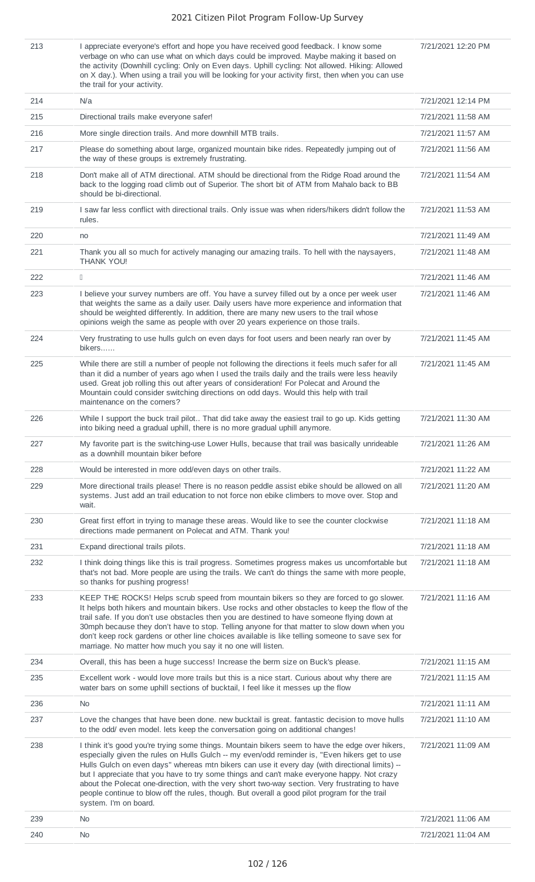| | | |
|---|---|---|
| 213 | I appreciate everyone's effort and hope you have received good feedback. I know some verbage on who can use what on which days could be improved. Maybe making it based on the activity (Downhill cycling: Only on Even days. Uphill cycling: Not allowed. Hiking: Allowed on X day.). When using a trail you will be looking for your activity first, then when you can use the trail for your activity. | 7/21/2021 12:20 PM |
| 214 | N/a | 7/21/2021 12:14 PM |
| 215 | Directional trails make everyone safer! | 7/21/2021 11:58 AM |
| 216 | More single direction trails. And more downhill MTB trails. | 7/21/2021 11:57 AM |
| 217 | Please do something about large, organized mountain bike rides. Repeatedly jumping out of the way of these groups is extremely frustrating. | 7/21/2021 11:56 AM |
| 218 | Don't make all of ATM directional. ATM should be directional from the Ridge Road around the back to the logging road climb out of Superior. The short bit of ATM from Mahalo back to BB should be bi-directional. | 7/21/2021 11:54 AM |
| 219 | I saw far less conflict with directional trails. Only issue was when riders/hikers didn't follow the rules. | 7/21/2021 11:53 AM |
| 220 | no | 7/21/2021 11:49 AM |
| 221 | Thank you all so much for actively managing our amazing trails. To hell with the naysayers, THANK YOU! | 7/21/2021 11:48 AM |
| 222 | | 7/21/2021 11:46 AM |
| 223 | I believe your survey numbers are off. You have a survey filled out by a once per week user that weights the same as a daily user. Daily users have more experience and information that should be weighted differently. In addition, there are many new users to the trail whose opinions weigh the same as people with over 20 years experience on those trails. | 7/21/2021 11:46 AM |
| 224 | Very frustrating to use hulls gulch on even days for foot users and been nearly ran over by bikers…… | 7/21/2021 11:45 AM |
| 225 | While there are still a number of people not following the directions it feels much safer for all than it did a number of years ago when I used the trails daily and the trails were less heavily used. Great job rolling this out after years of consideration! For Polecat and Around the Mountain could consider switching directions on odd days. Would this help with trail maintenance on the corners? | 7/21/2021 11:45 AM |
| 226 | While I support the buck trail pilot.. That did take away the easiest trail to go up. Kids getting into biking need a gradual uphill, there is no more gradual uphill anymore. | 7/21/2021 11:30 AM |
| 227 | My favorite part is the switching-use Lower Hulls, because that trail was basically unrideable as a downhill mountain biker before | 7/21/2021 11:26 AM |
| 228 | Would be interested in more odd/even days on other trails. | 7/21/2021 11:22 AM |
| 229 | More directional trails please! There is no reason peddle assist ebike should be allowed on all systems. Just add an trail education to not force non ebike climbers to move over. Stop and wait. | 7/21/2021 11:20 AM |
| 230 | Great first effort in trying to manage these areas. Would like to see the counter clockwise directions made permanent on Polecat and ATM. Thank you! | 7/21/2021 11:18 AM |
| 231 | Expand directional trails pilots. | 7/21/2021 11:18 AM |
| 232 | I think doing things like this is trail progress. Sometimes progress makes us uncomfortable but that's not bad. More people are using the trails. We can't do things the same with more people, so thanks for pushing progress! | 7/21/2021 11:18 AM |
| 233 | KEEP THE ROCKS! Helps scrub speed from mountain bikers so they are forced to go slower. It helps both hikers and mountain bikers. Use rocks and other obstacles to keep the flow of the trail safe. If you don't use obstacles then you are destined to have someone flying down at 30mph because they don't have to stop. Telling anyone for that matter to slow down when you don't keep rock gardens or other line choices available is like telling someone to save sex for marriage. No matter how much you say it no one will listen. | 7/21/2021 11:16 AM |
| 234 | Overall, this has been a huge success! Increase the berm size on Buck's please. | 7/21/2021 11:15 AM |
| 235 | Excellent work - would love more trails but this is a nice start. Curious about why there are water bars on some uphill sections of bucktail, I feel like it messes up the flow | 7/21/2021 11:15 AM |
| 236 | No | 7/21/2021 11:11 AM |
| 237 | Love the changes that have been done. new bucktail is great. fantastic decision to move hulls to the odd/ even model. lets keep the conversation going on additional changes! | 7/21/2021 11:10 AM |
| 238 | I think it's good you're trying some things. Mountain bikers seem to have the edge over hikers, especially given the rules on Hulls Gulch -- my even/odd reminder is, "Even hikers get to use Hulls Gulch on even days" whereas mtn bikers can use it every day (with directional limits) -- but I appreciate that you have to try some things and can't make everyone happy. Not crazy about the Polecat one-direction, with the very short two-way section. Very frustrating to have people continue to blow off the rules, though. But overall a good pilot program for the trail system. I'm on board. | 7/21/2021 11:09 AM |
| 239 | No | 7/21/2021 11:06 AM |
| 240 | No | 7/21/2021 11:04 AM |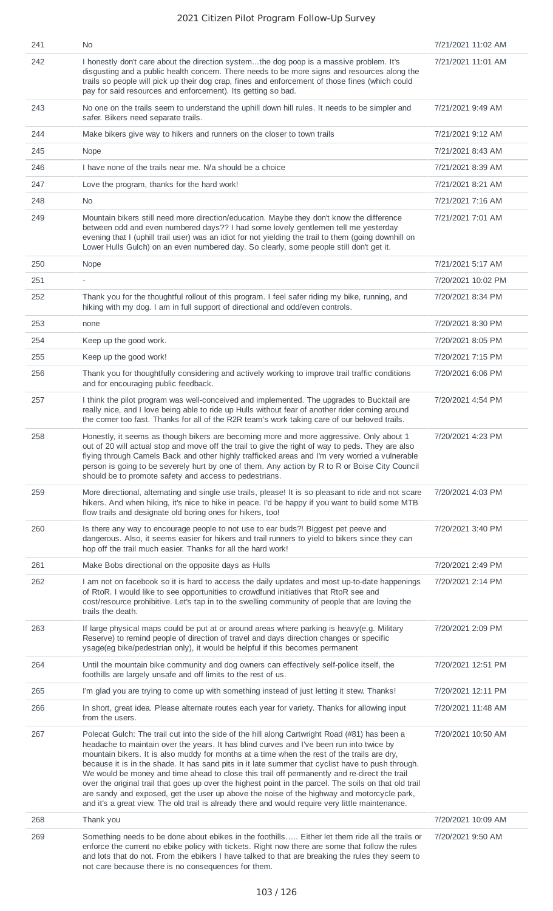| 241 | No | 7/21/2021 11:02 AM |
|---|---|---|
| 242 | I honestly don't care about the direction system...the dog poop is a massive problem. It's disgusting and a public health concern. There needs to be more signs and resources along the trails so people will pick up their dog crap, fines and enforcement of those fines (which could pay for said resources and enforcement). Its getting so bad. | 7/21/2021 11:01 AM |
| 243 | No one on the trails seem to understand the uphill down hill rules. It needs to be simpler and safer. Bikers need separate trails. | 7/21/2021 9:49 AM |
| 244 | Make bikers give way to hikers and runners on the closer to town trails | 7/21/2021 9:12 AM |
| 245 | Nope | 7/21/2021 8:43 AM |
| 246 | I have none of the trails near me. N/a should be a choice | 7/21/2021 8:39 AM |
| 247 | Love the program, thanks for the hard work! | 7/21/2021 8:21 AM |
| 248 | No | 7/21/2021 7:16 AM |
| 249 | Mountain bikers still need more direction/education. Maybe they don't know the difference between odd and even numbered days?? I had some lovely gentlemen tell me yesterday evening that I (uphill trail user) was an idiot for not yielding the trail to them (going downhill on Lower Hulls Gulch) on an even numbered day. So clearly, some people still don't get it. | 7/21/2021 7:01 AM |
| 250 | Nope | 7/21/2021 5:17 AM |
| 251 | - | 7/20/2021 10:02 PM |
| 252 | Thank you for the thoughtful rollout of this program. I feel safer riding my bike, running, and hiking with my dog. I am in full support of directional and odd/even controls. | 7/20/2021 8:34 PM |
| 253 | none | 7/20/2021 8:30 PM |
| 254 | Keep up the good work. | 7/20/2021 8:05 PM |
| 255 | Keep up the good work! | 7/20/2021 7:15 PM |
| 256 | Thank you for thoughtfully considering and actively working to improve trail traffic conditions and for encouraging public feedback. | 7/20/2021 6:06 PM |
| 257 | I think the pilot program was well-conceived and implemented. The upgrades to Bucktail are really nice, and I love being able to ride up Hulls without fear of another rider coming around the corner too fast. Thanks for all of the R2R team's work taking care of our beloved trails. | 7/20/2021 4:54 PM |
| 258 | Honestly, it seems as though bikers are becoming more and more aggressive. Only about 1 out of 20 will actual stop and move off the trail to give the right of way to peds. They are also flying through Camels Back and other highly trafficked areas and I'm very worried a vulnerable person is going to be severely hurt by one of them. Any action by R to R or Boise City Council should be to promote safety and access to pedestrians. | 7/20/2021 4:23 PM |
| 259 | More directional, alternating and single use trails, please! It is so pleasant to ride and not scare hikers. And when hiking, it's nice to hike in peace. I'd be happy if you want to build some MTB flow trails and designate old boring ones for hikers, too! | 7/20/2021 4:03 PM |
| 260 | Is there any way to encourage people to not use to ear buds?! Biggest pet peeve and dangerous. Also, it seems easier for hikers and trail runners to yield to bikers since they can hop off the trail much easier. Thanks for all the hard work! | 7/20/2021 3:40 PM |
| 261 | Make Bobs directional on the opposite days as Hulls | 7/20/2021 2:49 PM |
| 262 | I am not on facebook so it is hard to access the daily updates and most up-to-date happenings of RtoR. I would like to see opportunities to crowdfund initiatives that RtoR see and cost/resource prohibitive. Let's tap in to the swelling community of people that are loving the trails the death. | 7/20/2021 2:14 PM |
| 263 | If large physical maps could be put at or around areas where parking is heavy(e.g. Military Reserve) to remind people of direction of travel and days direction changes or specific ysage(eg bike/pedestrian only), it would be helpful if this becomes permanent | 7/20/2021 2:09 PM |
| 264 | Until the mountain bike community and dog owners can effectively self-police itself, the foothills are largely unsafe and off limits to the rest of us. | 7/20/2021 12:51 PM |
| 265 | I'm glad you are trying to come up with something instead of just letting it stew. Thanks! | 7/20/2021 12:11 PM |
| 266 | In short, great idea. Please alternate routes each year for variety. Thanks for allowing input from the users. | 7/20/2021 11:48 AM |
| 267 | Polecat Gulch: The trail cut into the side of the hill along Cartwright Road (#81) has been a headache to maintain over the years. It has blind curves and I've been run into twice by mountain bikers. It is also muddy for months at a time when the rest of the trails are dry, because it is in the shade. It has sand pits in it late summer that cyclist have to push through. We would be money and time ahead to close this trail off permanently and re-direct the trail over the original trail that goes up over the highest point in the parcel. The soils on that old trail are sandy and exposed, get the user up above the noise of the highway and motorcycle park, and it's a great view. The old trail is already there and would require very little maintenance. | 7/20/2021 10:50 AM |
| 268 | Thank you | 7/20/2021 10:09 AM |
| 269 | Something needs to be done about ebikes in the foothills..... Either let them ride all the trails or enforce the current no ebike policy with tickets. Right now there are some that follow the rules and lots that do not. From the ebikers I have talked to that are breaking the rules they seem to not care because there is no consequences for them. | 7/20/2021 9:50 AM |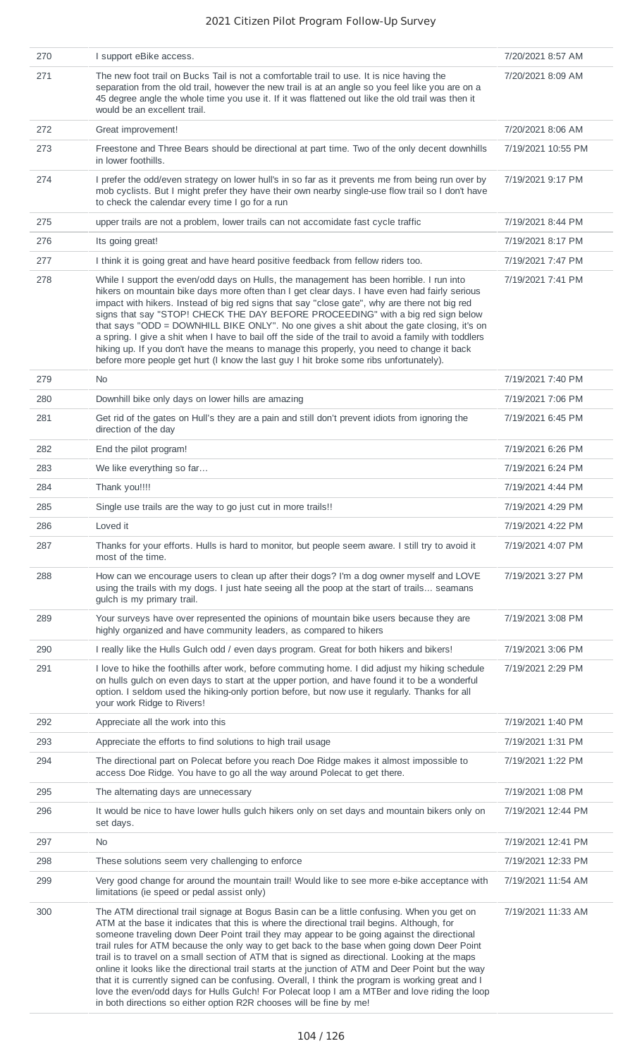| | | |
|---|---|---|
| 270 | I support eBike access. | 7/20/2021 8:57 AM |
| 271 | The new foot trail on Bucks Tail is not a comfortable trail to use. It is nice having the separation from the old trail, however the new trail is at an angle so you feel like you are on a 45 degree angle the whole time you use it. If it was flattened out like the old trail was then it would be an excellent trail. | 7/20/2021 8:09 AM |
| 272 | Great improvement! | 7/20/2021 8:06 AM |
| 273 | Freestone and Three Bears should be directional at part time. Two of the only decent downhills in lower foothills. | 7/19/2021 10:55 PM |
| 274 | I prefer the odd/even strategy on lower hull's in so far as it prevents me from being run over by mob cyclists. But I might prefer they have their own nearby single-use flow trail so I don't have to check the calendar every time I go for a run | 7/19/2021 9:17 PM |
| 275 | upper trails are not a problem, lower trails can not accomidate fast cycle traffic | 7/19/2021 8:44 PM |
| 276 | Its going great! | 7/19/2021 8:17 PM |
| 277 | I think it is going great and have heard positive feedback from fellow riders too. | 7/19/2021 7:47 PM |
| 278 | While I support the even/odd days on Hulls, the management has been horrible. I run into hikers on mountain bike days more often than I get clear days. I have even had fairly serious impact with hikers. Instead of big red signs that say "close gate", why are there not big red signs that say "STOP! CHECK THE DAY BEFORE PROCEEDING" with a big red sign below that says "ODD = DOWNHILL BIKE ONLY". No one gives a shit about the gate closing, it's on a spring. I give a shit when I have to bail off the side of the trail to avoid a family with toddlers hiking up. If you don't have the means to manage this properly, you need to change it back before more people get hurt (I know the last guy I hit broke some ribs unfortunately). | 7/19/2021 7:41 PM |
| 279 | No | 7/19/2021 7:40 PM |
| 280 | Downhill bike only days on lower hills are amazing | 7/19/2021 7:06 PM |
| 281 | Get rid of the gates on Hull's they are a pain and still don't prevent idiots from ignoring the direction of the day | 7/19/2021 6:45 PM |
| 282 | End the pilot program! | 7/19/2021 6:26 PM |
| 283 | We like everything so far… | 7/19/2021 6:24 PM |
| 284 | Thank you!!!! | 7/19/2021 4:44 PM |
| 285 | Single use trails are the way to go just cut in more trails!! | 7/19/2021 4:29 PM |
| 286 | Loved it | 7/19/2021 4:22 PM |
| 287 | Thanks for your efforts. Hulls is hard to monitor, but people seem aware. I still try to avoid it most of the time. | 7/19/2021 4:07 PM |
| 288 | How can we encourage users to clean up after their dogs? I'm a dog owner myself and LOVE using the trails with my dogs. I just hate seeing all the poop at the start of trails… seamans gulch is my primary trail. | 7/19/2021 3:27 PM |
| 289 | Your surveys have over represented the opinions of mountain bike users because they are highly organized and have community leaders, as compared to hikers | 7/19/2021 3:08 PM |
| 290 | I really like the Hulls Gulch odd / even days program. Great for both hikers and bikers! | 7/19/2021 3:06 PM |
| 291 | I love to hike the foothills after work, before commuting home. I did adjust my hiking schedule on hulls gulch on even days to start at the upper portion, and have found it to be a wonderful option. I seldom used the hiking-only portion before, but now use it regularly. Thanks for all your work Ridge to Rivers! | 7/19/2021 2:29 PM |
| 292 | Appreciate all the work into this | 7/19/2021 1:40 PM |
| 293 | Appreciate the efforts to find solutions to high trail usage | 7/19/2021 1:31 PM |
| 294 | The directional part on Polecat before you reach Doe Ridge makes it almost impossible to access Doe Ridge. You have to go all the way around Polecat to get there. | 7/19/2021 1:22 PM |
| 295 | The alternating days are unnecessary | 7/19/2021 1:08 PM |
| 296 | It would be nice to have lower hulls gulch hikers only on set days and mountain bikers only on set days. | 7/19/2021 12:44 PM |
| 297 | No | 7/19/2021 12:41 PM |
| 298 | These solutions seem very challenging to enforce | 7/19/2021 12:33 PM |
| 299 | Very good change for around the mountain trail! Would like to see more e-bike acceptance with limitations (ie speed or pedal assist only) | 7/19/2021 11:54 AM |
| 300 | The ATM directional trail signage at Bogus Basin can be a little confusing. When you get on ATM at the base it indicates that this is where the directional trail begins. Although, for someone traveling down Deer Point trail they may appear to be going against the directional trail rules for ATM because the only way to get back to the base when going down Deer Point trail is to travel on a small section of ATM that is signed as directional. Looking at the maps online it looks like the directional trail starts at the junction of ATM and Deer Point but the way that it is currently signed can be confusing. Overall, I think the program is working great and I love the even/odd days for Hulls Gulch! For Polecat loop I am a MTBer and love riding the loop in both directions so either option R2R chooses will be fine by me! | 7/19/2021 11:33 AM |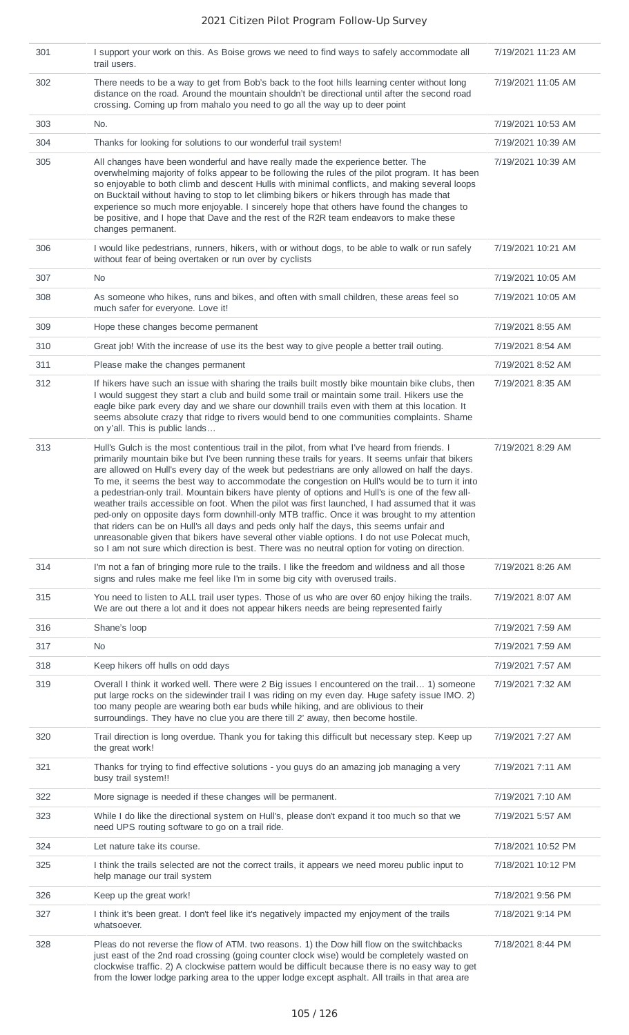| | | |
|---|---|---|
| 301 | I support your work on this. As Boise grows we need to find ways to safely accommodate all trail users. | 7/19/2021 11:23 AM |
| 302 | There needs to be a way to get from Bob's back to the foot hills learning center without long distance on the road. Around the mountain shouldn't be directional until after the second road crossing. Coming up from mahalo you need to go all the way up to deer point | 7/19/2021 11:05 AM |
| 303 | No. | 7/19/2021 10:53 AM |
| 304 | Thanks for looking for solutions to our wonderful trail system! | 7/19/2021 10:39 AM |
| 305 | All changes have been wonderful and have really made the experience better. The overwhelming majority of folks appear to be following the rules of the pilot program. It has been so enjoyable to both climb and descent Hulls with minimal conflicts, and making several loops on Bucktail without having to stop to let climbing bikers or hikers through has made that experience so much more enjoyable. I sincerely hope that others have found the changes to be positive, and I hope that Dave and the rest of the R2R team endeavors to make these changes permanent. | 7/19/2021 10:39 AM |
| 306 | I would like pedestrians, runners, hikers, with or without dogs, to be able to walk or run safely without fear of being overtaken or run over by cyclists | 7/19/2021 10:21 AM |
| 307 | No | 7/19/2021 10:05 AM |
| 308 | As someone who hikes, runs and bikes, and often with small children, these areas feel so much safer for everyone. Love it! | 7/19/2021 10:05 AM |
| 309 | Hope these changes become permanent | 7/19/2021 8:55 AM |
| 310 | Great job! With the increase of use its the best way to give people a better trail outing. | 7/19/2021 8:54 AM |
| 311 | Please make the changes permanent | 7/19/2021 8:52 AM |
| 312 | If hikers have such an issue with sharing the trails built mostly bike mountain bike clubs, then I would suggest they start a club and build some trail or maintain some trail. Hikers use the eagle bike park every day and we share our downhill trails even with them at this location. It seems absolute crazy that ridge to rivers would bend to one communities complaints. Shame on y'all. This is public lands… | 7/19/2021 8:35 AM |
| 313 | Hull's Gulch is the most contentious trail in the pilot, from what I've heard from friends. I primarily mountain bike but I've been running these trails for years. It seems unfair that bikers are allowed on Hull's every day of the week but pedestrians are only allowed on half the days. To me, it seems the best way to accommodate the congestion on Hull's would be to turn it into a pedestrian-only trail. Mountain bikers have plenty of options and Hull's is one of the few all-weather trails accessible on foot. When the pilot was first launched, I had assumed that it was ped-only on opposite days form downhill-only MTB traffic. Once it was brought to my attention that riders can be on Hull's all days and peds only half the days, this seems unfair and unreasonable given that bikers have several other viable options. I do not use Polecat much, so I am not sure which direction is best. There was no neutral option for voting on direction. | 7/19/2021 8:29 AM |
| 314 | I'm not a fan of bringing more rule to the trails. I like the freedom and wildness and all those signs and rules make me feel like I'm in some big city with overused trails. | 7/19/2021 8:26 AM |
| 315 | You need to listen to ALL trail user types. Those of us who are over 60 enjoy hiking the trails. We are out there a lot and it does not appear hikers needs are being represented fairly | 7/19/2021 8:07 AM |
| 316 | Shane's loop | 7/19/2021 7:59 AM |
| 317 | No | 7/19/2021 7:59 AM |
| 318 | Keep hikers off hulls on odd days | 7/19/2021 7:57 AM |
| 319 | Overall I think it worked well. There were 2 Big issues I encountered on the trail… 1) someone put large rocks on the sidewinder trail I was riding on my even day. Huge safety issue IMO. 2) too many people are wearing both ear buds while hiking, and are oblivious to their surroundings. They have no clue you are there till 2' away, then become hostile. | 7/19/2021 7:32 AM |
| 320 | Trail direction is long overdue. Thank you for taking this difficult but necessary step. Keep up the great work! | 7/19/2021 7:27 AM |
| 321 | Thanks for trying to find effective solutions - you guys do an amazing job managing a very busy trail system!! | 7/19/2021 7:11 AM |
| 322 | More signage is needed if these changes will be permanent. | 7/19/2021 7:10 AM |
| 323 | While I do like the directional system on Hull's, please don't expand it too much so that we need UPS routing software to go on a trail ride. | 7/19/2021 5:57 AM |
| 324 | Let nature take its course. | 7/18/2021 10:52 PM |
| 325 | I think the trails selected are not the correct trails, it appears we need moreu public input to help manage our trail system | 7/18/2021 10:12 PM |
| 326 | Keep up the great work! | 7/18/2021 9:56 PM |
| 327 | I think it's been great. I don't feel like it's negatively impacted my enjoyment of the trails whatsoever. | 7/18/2021 9:14 PM |
| 328 | Pleas do not reverse the flow of ATM. two reasons. 1) the Dow hill flow on the switchbacks just east of the 2nd road crossing (going counter clock wise) would be completely wasted on clockwise traffic. 2) A clockwise pattern would be difficult because there is no easy way to get from the lower lodge parking area to the upper lodge except asphalt. All trails in that area are | 7/18/2021 8:44 PM |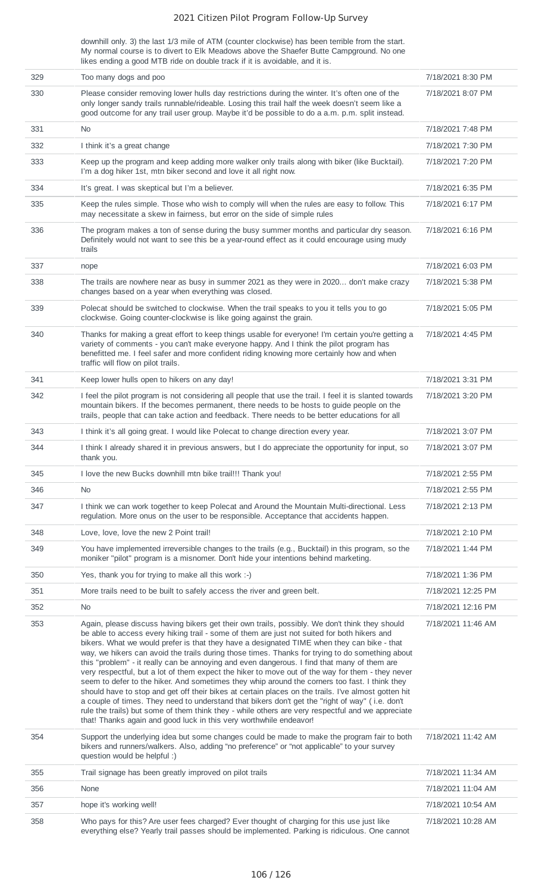| | | |
|---|---|---|
| | downhill only. 3) the last 1/3 mile of ATM (counter clockwise) has been terrible from the start. My normal course is to divert to Elk Meadows above the Shaefer Butte Campground. No one likes ending a good MTB ride on double track if it is avoidable, and it is. | |
| 329 | Too many dogs and poo | 7/18/2021 8:30 PM |
| 330 | Please consider removing lower hulls day restrictions during the winter. It's often one of the only longer sandy trails runnable/rideable. Losing this trail half the week doesn't seem like a good outcome for any trail user group. Maybe it'd be possible to do a a.m. p.m. split instead. | 7/18/2021 8:07 PM |
| 331 | No | 7/18/2021 7:48 PM |
| 332 | I think it's a great change | 7/18/2021 7:30 PM |
| 333 | Keep up the program and keep adding more walker only trails along with biker (like Bucktail). I'm a dog hiker 1st, mtn biker second and love it all right now. | 7/18/2021 7:20 PM |
| 334 | It's great. I was skeptical but I'm a believer. | 7/18/2021 6:35 PM |
| 335 | Keep the rules simple. Those who wish to comply will when the rules are easy to follow. This may necessitate a skew in fairness, but error on the side of simple rules | 7/18/2021 6:17 PM |
| 336 | The program makes a ton of sense during the busy summer months and particular dry season. Definitely would not want to see this be a year-round effect as it could encourage using mudy trails | 7/18/2021 6:16 PM |
| 337 | nope | 7/18/2021 6:03 PM |
| 338 | The trails are nowhere near as busy in summer 2021 as they were in 2020... don't make crazy changes based on a year when everything was closed. | 7/18/2021 5:38 PM |
| 339 | Polecat should be switched to clockwise. When the trail speaks to you it tells you to go clockwise. Going counter-clockwise is like going against the grain. | 7/18/2021 5:05 PM |
| 340 | Thanks for making a great effort to keep things usable for everyone! I'm certain you're getting a variety of comments - you can't make everyone happy. And I think the pilot program has benefitted me. I feel safer and more confident riding knowing more certainly how and when traffic will flow on pilot trails. | 7/18/2021 4:45 PM |
| 341 | Keep lower hulls open to hikers on any day! | 7/18/2021 3:31 PM |
| 342 | I feel the pilot program is not considering all people that use the trail. I feel it is slanted towards mountain bikers. If the becomes permanent, there needs to be hosts to guide people on the trails, people that can take action and feedback. There needs to be better educations for all | 7/18/2021 3:20 PM |
| 343 | I think it's all going great. I would like Polecat to change direction every year. | 7/18/2021 3:07 PM |
| 344 | I think I already shared it in previous answers, but I do appreciate the opportunity for input, so thank you. | 7/18/2021 3:07 PM |
| 345 | I love the new Bucks downhill mtn bike trail!!! Thank you! | 7/18/2021 2:55 PM |
| 346 | No | 7/18/2021 2:55 PM |
| 347 | I think we can work together to keep Polecat and Around the Mountain Multi-directional. Less regulation. More onus on the user to be responsible. Acceptance that accidents happen. | 7/18/2021 2:13 PM |
| 348 | Love, love, love the new 2 Point trail! | 7/18/2021 2:10 PM |
| 349 | You have implemented irreversible changes to the trails (e.g., Bucktail) in this program, so the moniker "pilot" program is a misnomer. Don't hide your intentions behind marketing. | 7/18/2021 1:44 PM |
| 350 | Yes, thank you for trying to make all this work :-) | 7/18/2021 1:36 PM |
| 351 | More trails need to be built to safely access the river and green belt. | 7/18/2021 12:25 PM |
| 352 | No | 7/18/2021 12:16 PM |
| 353 | Again, please discuss having bikers get their own trails, possibly. We don't think they should be able to access every hiking trail - some of them are just not suited for both hikers and bikers. What we would prefer is that they have a designated TIME when they can bike - that way, we hikers can avoid the trails during those times. Thanks for trying to do something about this "problem" - it really can be annoying and even dangerous. I find that many of them are very respectful, but a lot of them expect the hiker to move out of the way for them - they never seem to defer to the hiker. And sometimes they whip around the corners too fast. I think they should have to stop and get off their bikes at certain places on the trails. I've almost gotten hit a couple of times. They need to understand that bikers don't get the "right of way" ( i.e. don't rule the trails) but some of them think they - while others are very respectful and we appreciate that! Thanks again and good luck in this very worthwhile endeavor! | 7/18/2021 11:46 AM |
| 354 | Support the underlying idea but some changes could be made to make the program fair to both bikers and runners/walkers. Also, adding "no preference" or "not applicable" to your survey question would be helpful :) | 7/18/2021 11:42 AM |
| 355 | Trail signage has been greatly improved on pilot trails | 7/18/2021 11:34 AM |
| 356 | None | 7/18/2021 11:04 AM |
| 357 | hope it's working well! | 7/18/2021 10:54 AM |
| 358 | Who pays for this? Are user fees charged? Ever thought of charging for this use just like everything else? Yearly trail passes should be implemented. Parking is ridiculous. One cannot | 7/18/2021 10:28 AM |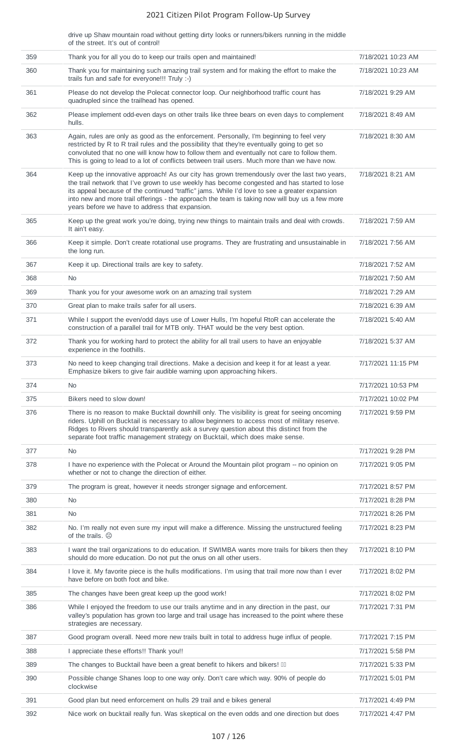| | | |
|---|---|---|
| | drive up Shaw mountain road without getting dirty looks or runners/bikers running in the middle of the street. It's out of control! | |
| 359 | Thank you for all you do to keep our trails open and maintained! | 7/18/2021 10:23 AM |
| 360 | Thank you for maintaining such amazing trail system and for making the effort to make the trails fun and safe for everyone!!! Truly :-) | 7/18/2021 10:23 AM |
| 361 | Please do not develop the Polecat connector loop. Our neighborhood traffic count has quadrupled since the trailhead has opened. | 7/18/2021 9:29 AM |
| 362 | Please implement odd-even days on other trails like three bears on even days to complement hulls. | 7/18/2021 8:49 AM |
| 363 | Again, rules are only as good as the enforcement. Personally, I'm beginning to feel very restricted by R to R trail rules and the possibility that they're eventually going to get so convoluted that no one will know how to follow them and eventually not care to follow them. This is going to lead to a lot of conflicts between trail users. Much more than we have now. | 7/18/2021 8:30 AM |
| 364 | Keep up the innovative approach! As our city has grown tremendously over the last two years, the trail network that I've grown to use weekly has become congested and has started to lose its appeal because of the continued "traffic" jams. While I'd love to see a greater expansion into new and more trail offerings - the approach the team is taking now will buy us a few more years before we have to address that expansion. | 7/18/2021 8:21 AM |
| 365 | Keep up the great work you're doing, trying new things to maintain trails and deal with crowds. It ain't easy. | 7/18/2021 7:59 AM |
| 366 | Keep it simple. Don't create rotational use programs. They are frustrating and unsustainable in the long run. | 7/18/2021 7:56 AM |
| 367 | Keep it up. Directional trails are key to safety. | 7/18/2021 7:52 AM |
| 368 | No | 7/18/2021 7:50 AM |
| 369 | Thank you for your awesome work on an amazing trail system | 7/18/2021 7:29 AM |
| 370 | Great plan to make trails safer for all users. | 7/18/2021 6:39 AM |
| 371 | While I support the even/odd days use of Lower Hulls, I'm hopeful RtoR can accelerate the construction of a parallel trail for MTB only. THAT would be the very best option. | 7/18/2021 5:40 AM |
| 372 | Thank you for working hard to protect the ability for all trail users to have an enjoyable experience in the foothills. | 7/18/2021 5:37 AM |
| 373 | No need to keep changing trail directions. Make a decision and keep it for at least a year. Emphasize bikers to give fair audible warning upon approaching hikers. | 7/17/2021 11:15 PM |
| 374 | No | 7/17/2021 10:53 PM |
| 375 | Bikers need to slow down! | 7/17/2021 10:02 PM |
| 376 | There is no reason to make Bucktail downhill only. The visibility is great for seeing oncoming riders. Uphill on Bucktail is necessary to allow beginners to access most of military reserve. Ridges to Rivers should transparently ask a survey question about this distinct from the separate foot traffic management strategy on Bucktail, which does make sense. | 7/17/2021 9:59 PM |
| 377 | No | 7/17/2021 9:28 PM |
| 378 | I have no experience with the Polecat or Around the Mountain pilot program -- no opinion on whether or not to change the direction of either. | 7/17/2021 9:05 PM |
| 379 | The program is great, however it needs stronger signage and enforcement. | 7/17/2021 8:57 PM |
| 380 | No | 7/17/2021 8:28 PM |
| 381 | No | 7/17/2021 8:26 PM |
| 382 | No. I'm really not even sure my input will make a difference. Missing the unstructured feeling of the trails. ☹ | 7/17/2021 8:23 PM |
| 383 | I want the trail organizations to do education. If SWIMBA wants more trails for bikers then they should do more education. Do not put the onus on all other users. | 7/17/2021 8:10 PM |
| 384 | I love it. My favorite piece is the hulls modifications. I'm using that trail more now than I ever have before on both foot and bike. | 7/17/2021 8:02 PM |
| 385 | The changes have been great keep up the good work! | 7/17/2021 8:02 PM |
| 386 | While I enjoyed the freedom to use our trails anytime and in any direction in the past, our valley's population has grown too large and trail usage has increased to the point where these strategies are necessary. | 7/17/2021 7:31 PM |
| 387 | Good program overall. Need more new trails built in total to address huge influx of people. | 7/17/2021 7:15 PM |
| 388 | I appreciate these efforts!! Thank you!! | 7/17/2021 5:58 PM |
| 389 | The changes to Bucktail have been a great benefit to hikers and bikers! | 7/17/2021 5:33 PM |
| 390 | Possible change Shanes loop to one way only. Don't care which way. 90% of people do clockwise | 7/17/2021 5:01 PM |
| 391 | Good plan but need enforcement on hulls 29 trail and e bikes general | 7/17/2021 4:49 PM |
| 392 | Nice work on bucktail really fun. Was skeptical on the even odds and one direction but does | 7/17/2021 4:47 PM |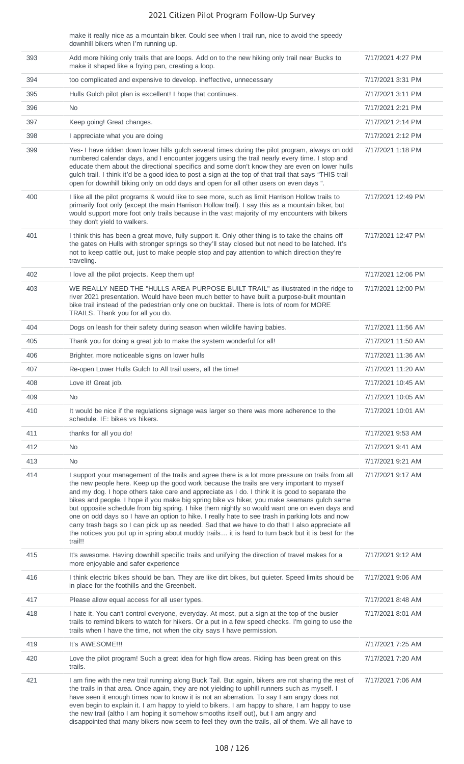| | make it really nice as a mountain biker. Could see when I trail run, nice to avoid the speedy downhill bikers when I'm running up. | |
|---|---|---|
| 393 | Add more hiking only trails that are loops. Add on to the new hiking only trail near Bucks to make it shaped like a frying pan, creating a loop. | 7/17/2021 4:27 PM |
| 394 | too complicated and expensive to develop. ineffective, unnecessary | 7/17/2021 3:31 PM |
| 395 | Hulls Gulch pilot plan is excellent! I hope that continues. | 7/17/2021 3:11 PM |
| 396 | No | 7/17/2021 2:21 PM |
| 397 | Keep going! Great changes. | 7/17/2021 2:14 PM |
| 398 | I appreciate what you are doing | 7/17/2021 2:12 PM |
| 399 | Yes- I have ridden down lower hills gulch several times during the pilot program, always on odd numbered calendar days, and I encounter joggers using the trail nearly every time. I stop and educate them about the directional specifics and some don't know they are even on lower hulls gulch trail. I think it'd be a good idea to post a sign at the top of that trail that says "THIS trail open for downhill biking only on odd days and open for all other users on even days ". | 7/17/2021 1:18 PM |
| 400 | I like all the pilot programs & would like to see more, such as limit Harrison Hollow trails to primarily foot only (except the main Harrison Hollow trail). I say this as a mountain biker, but would support more foot only trails because in the vast majority of my encounters with bikers they don't yield to walkers. | 7/17/2021 12:49 PM |
| 401 | I think this has been a great move, fully support it. Only other thing is to take the chains off the gates on Hulls with stronger springs so they'll stay closed but not need to be latched. It's not to keep cattle out, just to make people stop and pay attention to which direction they're traveling. | 7/17/2021 12:47 PM |
| 402 | I love all the pilot projects. Keep them up! | 7/17/2021 12:06 PM |
| 403 | WE REALLY NEED THE "HULLS AREA PURPOSE BUILT TRAIL" as illustrated in the ridge to river 2021 presentation. Would have been much better to have built a purpose-built mountain bike trail instead of the pedestrian only one on bucktail. There is lots of room for MORE TRAILS. Thank you for all you do. | 7/17/2021 12:00 PM |
| 404 | Dogs on leash for their safety during season when wildlife having babies. | 7/17/2021 11:56 AM |
| 405 | Thank you for doing a great job to make the system wonderful for all! | 7/17/2021 11:50 AM |
| 406 | Brighter, more noticeable signs on lower hulls | 7/17/2021 11:36 AM |
| 407 | Re-open Lower Hulls Gulch to All trail users, all the time! | 7/17/2021 11:20 AM |
| 408 | Love it! Great job. | 7/17/2021 10:45 AM |
| 409 | No | 7/17/2021 10:05 AM |
| 410 | It would be nice if the regulations signage was larger so there was more adherence to the schedule. IE: bikes vs hikers. | 7/17/2021 10:01 AM |
| 411 | thanks for all you do! | 7/17/2021 9:53 AM |
| 412 | No | 7/17/2021 9:41 AM |
| 413 | No | 7/17/2021 9:21 AM |
| 414 | I support your management of the trails and agree there is a lot more pressure on trails from all the new people here. Keep up the good work because the trails are very important to myself and my dog. I hope others take care and appreciate as I do. I think it is good to separate the bikes and people. I hope if you make big spring bike vs hiker, you make seamans gulch same but opposite schedule from big spring. I hike them nightly so would want one on even days and one on odd days so I have an option to hike. I really hate to see trash in parking lots and now carry trash bags so I can pick up as needed. Sad that we have to do that! I also appreciate all the notices you put up in spring about muddy trails… it is hard to turn back but it is best for the trail!! | 7/17/2021 9:17 AM |
| 415 | It's awesome. Having downhill specific trails and unifying the direction of travel makes for a more enjoyable and safer experience | 7/17/2021 9:12 AM |
| 416 | I think electric bikes should be ban. They are like dirt bikes, but quieter. Speed limits should be in place for the foothills and the Greenbelt. | 7/17/2021 9:06 AM |
| 417 | Please allow equal access for all user types. | 7/17/2021 8:48 AM |
| 418 | I hate it. You can't control everyone, everyday. At most, put a sign at the top of the busier trails to remind bikers to watch for hikers. Or a put in a few speed checks. I'm going to use the trails when I have the time, not when the city says I have permission. | 7/17/2021 8:01 AM |
| 419 | It's AWESOME!!! | 7/17/2021 7:25 AM |
| 420 | Love the pilot program! Such a great idea for high flow areas. Riding has been great on this trails. | 7/17/2021 7:20 AM |
| 421 | I am fine with the new trail running along Buck Tail. But again, bikers are not sharing the rest of the trails in that area. Once again, they are not yielding to uphill runners such as myself. I have seen it enough times now to know it is not an aberration. To say I am angry does not even begin to explain it. I am happy to yield to bikers, I am happy to share, I am happy to use the new trail (altho I am hoping it somehow smooths itself out), but I am angry and disappointed that many bikers now seem to feel they own the trails, all of them. We all have to | 7/17/2021 7:06 AM |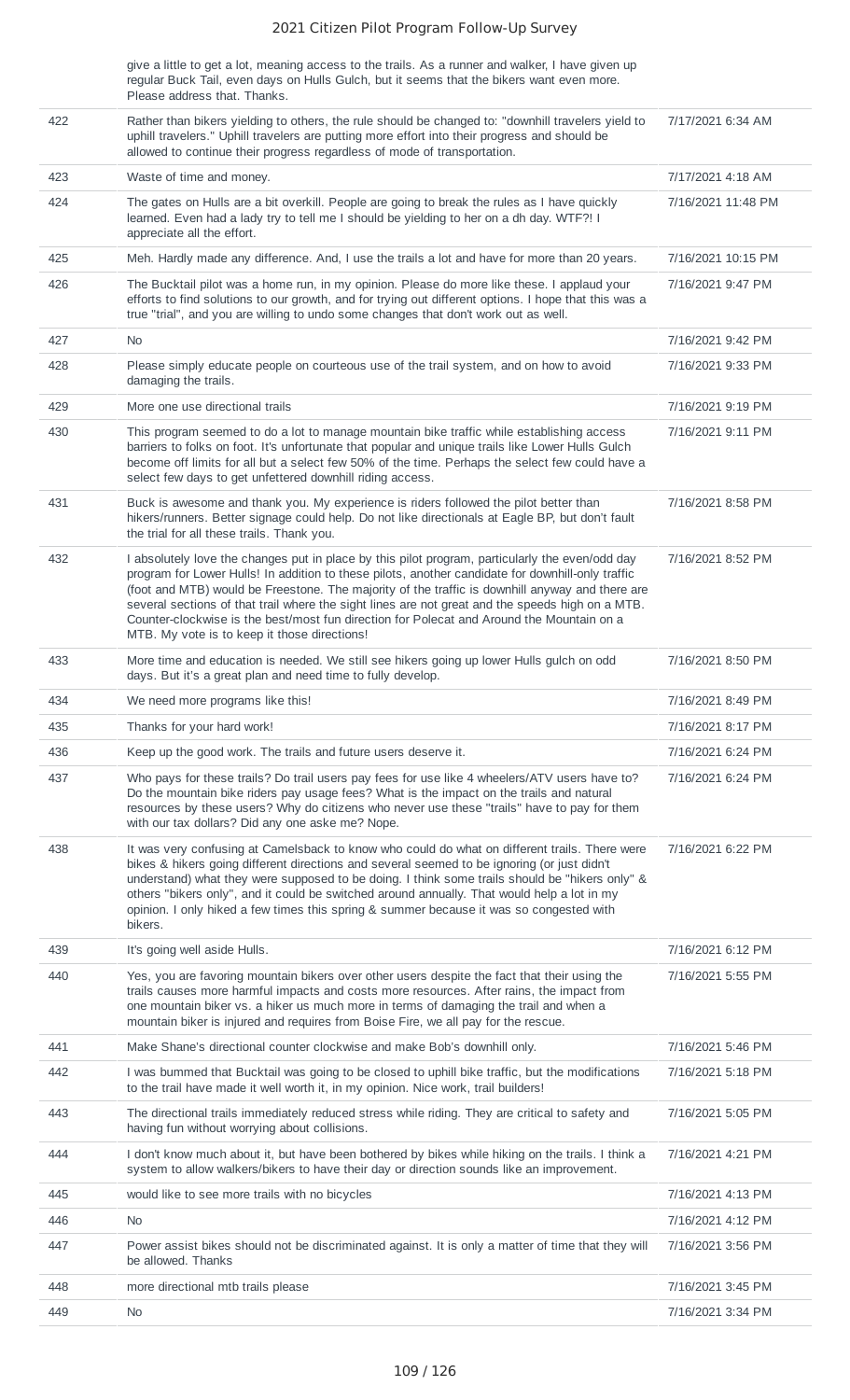| | | |
|---|---|---|
| | give a little to get a lot, meaning access to the trails. As a runner and walker, I have given up regular Buck Tail, even days on Hulls Gulch, but it seems that the bikers want even more. Please address that. Thanks. | |
| 422 | Rather than bikers yielding to others, the rule should be changed to: "downhill travelers yield to uphill travelers." Uphill travelers are putting more effort into their progress and should be allowed to continue their progress regardless of mode of transportation. | 7/17/2021 6:34 AM |
| 423 | Waste of time and money. | 7/17/2021 4:18 AM |
| 424 | The gates on Hulls are a bit overkill. People are going to break the rules as I have quickly learned. Even had a lady try to tell me I should be yielding to her on a dh day. WTF?! I appreciate all the effort. | 7/16/2021 11:48 PM |
| 425 | Meh. Hardly made any difference. And, I use the trails a lot and have for more than 20 years. | 7/16/2021 10:15 PM |
| 426 | The Bucktail pilot was a home run, in my opinion. Please do more like these. I applaud your efforts to find solutions to our growth, and for trying out different options. I hope that this was a true "trial", and you are willing to undo some changes that don't work out as well. | 7/16/2021 9:47 PM |
| 427 | No | 7/16/2021 9:42 PM |
| 428 | Please simply educate people on courteous use of the trail system, and on how to avoid damaging the trails. | 7/16/2021 9:33 PM |
| 429 | More one use directional trails | 7/16/2021 9:19 PM |
| 430 | This program seemed to do a lot to manage mountain bike traffic while establishing access barriers to folks on foot. It's unfortunate that popular and unique trails like Lower Hulls Gulch become off limits for all but a select few 50% of the time. Perhaps the select few could have a select few days to get unfettered downhill riding access. | 7/16/2021 9:11 PM |
| 431 | Buck is awesome and thank you. My experience is riders followed the pilot better than hikers/runners. Better signage could help. Do not like directionals at Eagle BP, but don't fault the trial for all these trails. Thank you. | 7/16/2021 8:58 PM |
| 432 | I absolutely love the changes put in place by this pilot program, particularly the even/odd day program for Lower Hulls! In addition to these pilots, another candidate for downhill-only traffic (foot and MTB) would be Freestone. The majority of the traffic is downhill anyway and there are several sections of that trail where the sight lines are not great and the speeds high on a MTB. Counter-clockwise is the best/most fun direction for Polecat and Around the Mountain on a MTB. My vote is to keep it those directions! | 7/16/2021 8:52 PM |
| 433 | More time and education is needed. We still see hikers going up lower Hulls gulch on odd days. But it's a great plan and need time to fully develop. | 7/16/2021 8:50 PM |
| 434 | We need more programs like this! | 7/16/2021 8:49 PM |
| 435 | Thanks for your hard work! | 7/16/2021 8:17 PM |
| 436 | Keep up the good work. The trails and future users deserve it. | 7/16/2021 6:24 PM |
| 437 | Who pays for these trails? Do trail users pay fees for use like 4 wheelers/ATV users have to? Do the mountain bike riders pay usage fees? What is the impact on the trails and natural resources by these users? Why do citizens who never use these "trails" have to pay for them with our tax dollars? Did any one aske me? Nope. | 7/16/2021 6:24 PM |
| 438 | It was very confusing at Camelsback to know who could do what on different trails. There were bikes & hikers going different directions and several seemed to be ignoring (or just didn't understand) what they were supposed to be doing. I think some trails should be "hikers only" & others "bikers only", and it could be switched around annually. That would help a lot in my opinion. I only hiked a few times this spring & summer because it was so congested with bikers. | 7/16/2021 6:22 PM |
| 439 | It's going well aside Hulls. | 7/16/2021 6:12 PM |
| 440 | Yes, you are favoring mountain bikers over other users despite the fact that their using the trails causes more harmful impacts and costs more resources. After rains, the impact from one mountain biker vs. a hiker us much more in terms of damaging the trail and when a mountain biker is injured and requires from Boise Fire, we all pay for the rescue. | 7/16/2021 5:55 PM |
| 441 | Make Shane's directional counter clockwise and make Bob's downhill only. | 7/16/2021 5:46 PM |
| 442 | I was bummed that Bucktail was going to be closed to uphill bike traffic, but the modifications to the trail have made it well worth it, in my opinion. Nice work, trail builders! | 7/16/2021 5:18 PM |
| 443 | The directional trails immediately reduced stress while riding. They are critical to safety and having fun without worrying about collisions. | 7/16/2021 5:05 PM |
| 444 | I don't know much about it, but have been bothered by bikes while hiking on the trails. I think a system to allow walkers/bikers to have their day or direction sounds like an improvement. | 7/16/2021 4:21 PM |
| 445 | would like to see more trails with no bicycles | 7/16/2021 4:13 PM |
| 446 | No | 7/16/2021 4:12 PM |
| 447 | Power assist bikes should not be discriminated against. It is only a matter of time that they will be allowed. Thanks | 7/16/2021 3:56 PM |
| 448 | more directional mtb trails please | 7/16/2021 3:45 PM |
| 449 | No | 7/16/2021 3:34 PM |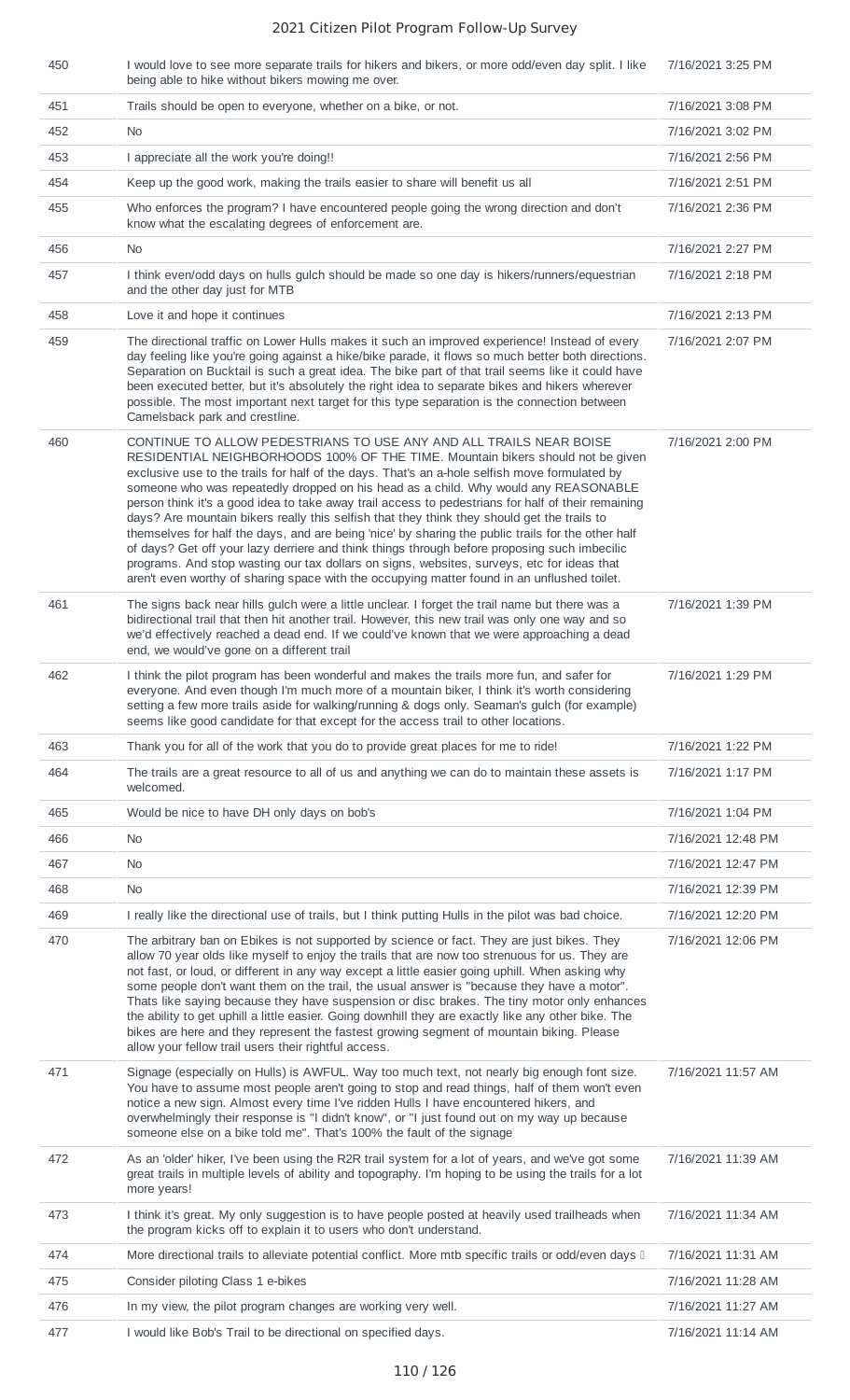| | | |
|---|---|---|
| 450 | I would love to see more separate trails for hikers and bikers, or more odd/even day split. I like being able to hike without bikers mowing me over. | 7/16/2021 3:25 PM |
| 451 | Trails should be open to everyone, whether on a bike, or not. | 7/16/2021 3:08 PM |
| 452 | No | 7/16/2021 3:02 PM |
| 453 | I appreciate all the work you're doing!! | 7/16/2021 2:56 PM |
| 454 | Keep up the good work, making the trails easier to share will benefit us all | 7/16/2021 2:51 PM |
| 455 | Who enforces the program? I have encountered people going the wrong direction and don't know what the escalating degrees of enforcement are. | 7/16/2021 2:36 PM |
| 456 | No | 7/16/2021 2:27 PM |
| 457 | I think even/odd days on hulls gulch should be made so one day is hikers/runners/equestrian and the other day just for MTB | 7/16/2021 2:18 PM |
| 458 | Love it and hope it continues | 7/16/2021 2:13 PM |
| 459 | The directional traffic on Lower Hulls makes it such an improved experience! Instead of every day feeling like you're going against a hike/bike parade, it flows so much better both directions. Separation on Bucktail is such a great idea. The bike part of that trail seems like it could have been executed better, but it's absolutely the right idea to separate bikes and hikers wherever possible. The most important next target for this type separation is the connection between Camelsback park and crestline. | 7/16/2021 2:07 PM |
| 460 | CONTINUE TO ALLOW PEDESTRIANS TO USE ANY AND ALL TRAILS NEAR BOISE RESIDENTIAL NEIGHBORHOODS 100% OF THE TIME. Mountain bikers should not be given exclusive use to the trails for half of the days. That's an a-hole selfish move formulated by someone who was repeatedly dropped on his head as a child. Why would any REASONABLE person think it's a good idea to take away trail access to pedestrians for half of their remaining days? Are mountain bikers really this selfish that they think they should get the trails to themselves for half the days, and are being 'nice' by sharing the public trails for the other half of days? Get off your lazy derriere and think things through before proposing such imbecilic programs. And stop wasting our tax dollars on signs, websites, surveys, etc for ideas that aren't even worthy of sharing space with the occupying matter found in an unflushed toilet. | 7/16/2021 2:00 PM |
| 461 | The signs back near hills gulch were a little unclear. I forget the trail name but there was a bidirectional trail that then hit another trail. However, this new trail was only one way and so we'd effectively reached a dead end. If we could've known that we were approaching a dead end, we would've gone on a different trail | 7/16/2021 1:39 PM |
| 462 | I think the pilot program has been wonderful and makes the trails more fun, and safer for everyone. And even though I'm much more of a mountain biker, I think it's worth considering setting a few more trails aside for walking/running & dogs only. Seaman's gulch (for example) seems like good candidate for that except for the access trail to other locations. | 7/16/2021 1:29 PM |
| 463 | Thank you for all of the work that you do to provide great places for me to ride! | 7/16/2021 1:22 PM |
| 464 | The trails are a great resource to all of us and anything we can do to maintain these assets is welcomed. | 7/16/2021 1:17 PM |
| 465 | Would be nice to have DH only days on bob's | 7/16/2021 1:04 PM |
| 466 | No | 7/16/2021 12:48 PM |
| 467 | No | 7/16/2021 12:47 PM |
| 468 | No | 7/16/2021 12:39 PM |
| 469 | I really like the directional use of trails, but I think putting Hulls in the pilot was bad choice. | 7/16/2021 12:20 PM |
| 470 | The arbitrary ban on Ebikes is not supported by science or fact. They are just bikes. They allow 70 year olds like myself to enjoy the trails that are now too strenuous for us. They are not fast, or loud, or different in any way except a little easier going uphill. When asking why some people don't want them on the trail, the usual answer is "because they have a motor". Thats like saying because they have suspension or disc brakes. The tiny motor only enhances the ability to get uphill a little easier. Going downhill they are exactly like any other bike. The bikes are here and they represent the fastest growing segment of mountain biking. Please allow your fellow trail users their rightful access. | 7/16/2021 12:06 PM |
| 471 | Signage (especially on Hulls) is AWFUL. Way too much text, not nearly big enough font size. You have to assume most people aren't going to stop and read things, half of them won't even notice a new sign. Almost every time I've ridden Hulls I have encountered hikers, and overwhelmingly their response is "I didn't know", or "I just found out on my way up because someone else on a bike told me". That's 100% the fault of the signage | 7/16/2021 11:57 AM |
| 472 | As an 'older' hiker, I've been using the R2R trail system for a lot of years, and we've got some great trails in multiple levels of ability and topography. I'm hoping to be using the trails for a lot more years! | 7/16/2021 11:39 AM |
| 473 | I think it's great. My only suggestion is to have people posted at heavily used trailheads when the program kicks off to explain it to users who don't understand. | 7/16/2021 11:34 AM |
| 474 | More directional trails to alleviate potential conflict. More mtb specific trails or odd/even days | 7/16/2021 11:31 AM |
| 475 | Consider piloting Class 1 e-bikes | 7/16/2021 11:28 AM |
| 476 | In my view, the pilot program changes are working very well. | 7/16/2021 11:27 AM |
| 477 | I would like Bob's Trail to be directional on specified days. | 7/16/2021 11:14 AM |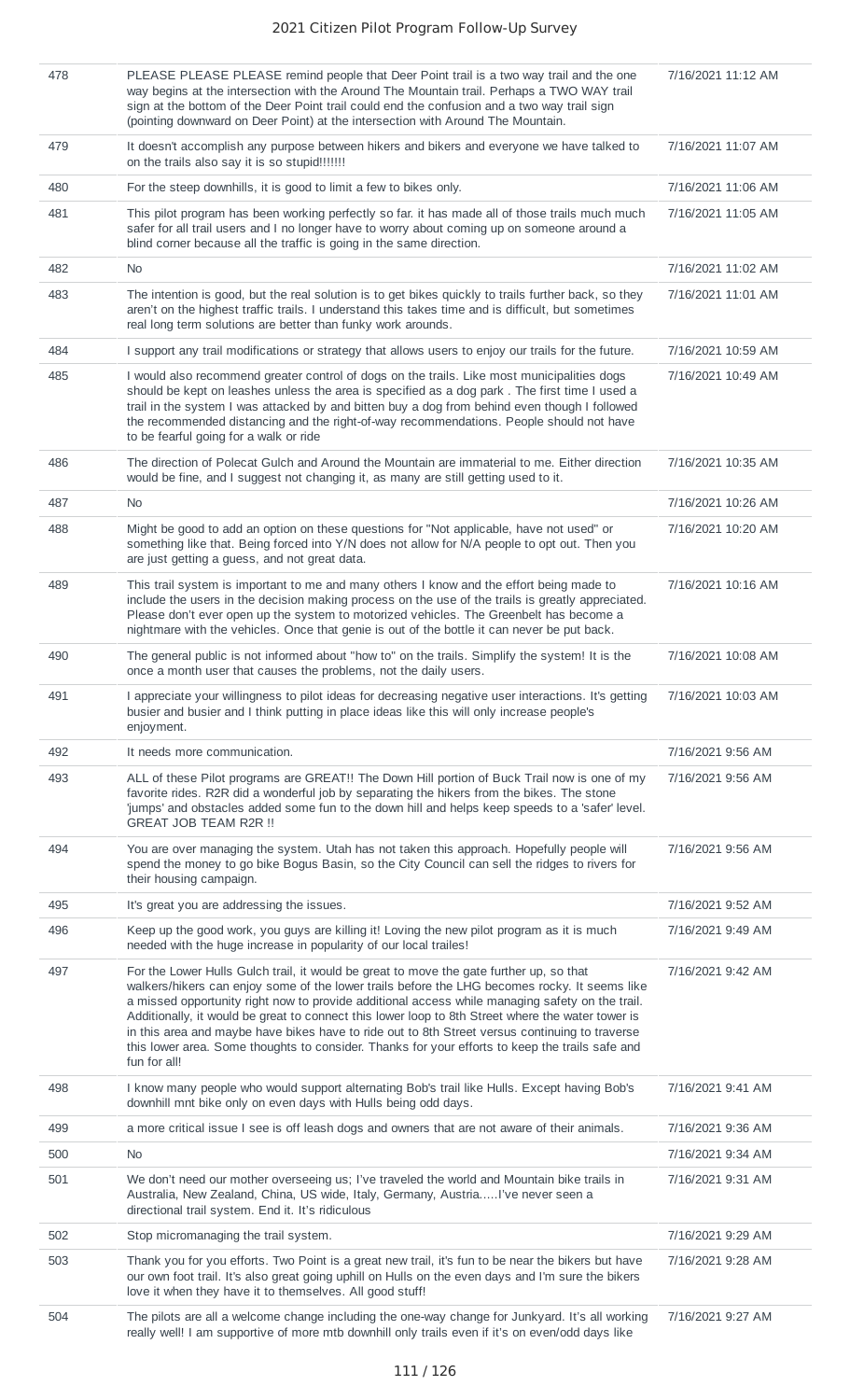| | | |
|---|---|---|
| 478 | PLEASE PLEASE PLEASE remind people that Deer Point trail is a two way trail and the one way begins at the intersection with the Around The Mountain trail. Perhaps a TWO WAY trail sign at the bottom of the Deer Point trail could end the confusion and a two way trail sign (pointing downward on Deer Point) at the intersection with Around The Mountain. | 7/16/2021 11:12 AM |
| 479 | It doesn't accomplish any purpose between hikers and bikers and everyone we have talked to on the trails also say it is so stupid!!!!!!! | 7/16/2021 11:07 AM |
| 480 | For the steep downhills, it is good to limit a few to bikes only. | 7/16/2021 11:06 AM |
| 481 | This pilot program has been working perfectly so far. it has made all of those trails much much safer for all trail users and I no longer have to worry about coming up on someone around a blind corner because all the traffic is going in the same direction. | 7/16/2021 11:05 AM |
| 482 | No | 7/16/2021 11:02 AM |
| 483 | The intention is good, but the real solution is to get bikes quickly to trails further back, so they aren't on the highest traffic trails. I understand this takes time and is difficult, but sometimes real long term solutions are better than funky work arounds. | 7/16/2021 11:01 AM |
| 484 | I support any trail modifications or strategy that allows users to enjoy our trails for the future. | 7/16/2021 10:59 AM |
| 485 | I would also recommend greater control of dogs on the trails. Like most municipalities dogs should be kept on leashes unless the area is specified as a dog park . The first time I used a trail in the system I was attacked by and bitten buy a dog from behind even though I followed the recommended distancing and the right-of-way recommendations. People should not have to be fearful going for a walk or ride | 7/16/2021 10:49 AM |
| 486 | The direction of Polecat Gulch and Around the Mountain are immaterial to me. Either direction would be fine, and I suggest not changing it, as many are still getting used to it. | 7/16/2021 10:35 AM |
| 487 | No | 7/16/2021 10:26 AM |
| 488 | Might be good to add an option on these questions for "Not applicable, have not used" or something like that. Being forced into Y/N does not allow for N/A people to opt out. Then you are just getting a guess, and not great data. | 7/16/2021 10:20 AM |
| 489 | This trail system is important to me and many others I know and the effort being made to include the users in the decision making process on the use of the trails is greatly appreciated. Please don't ever open up the system to motorized vehicles. The Greenbelt has become a nightmare with the vehicles. Once that genie is out of the bottle it can never be put back. | 7/16/2021 10:16 AM |
| 490 | The general public is not informed about "how to" on the trails. Simplify the system! It is the once a month user that causes the problems, not the daily users. | 7/16/2021 10:08 AM |
| 491 | I appreciate your willingness to pilot ideas for decreasing negative user interactions. It's getting busier and busier and I think putting in place ideas like this will only increase people's enjoyment. | 7/16/2021 10:03 AM |
| 492 | It needs more communication. | 7/16/2021 9:56 AM |
| 493 | ALL of these Pilot programs are GREAT!! The Down Hill portion of Buck Trail now is one of my favorite rides. R2R did a wonderful job by separating the hikers from the bikes. The stone 'jumps' and obstacles added some fun to the down hill and helps keep speeds to a 'safer' level. GREAT JOB TEAM R2R !! | 7/16/2021 9:56 AM |
| 494 | You are over managing the system. Utah has not taken this approach. Hopefully people will spend the money to go bike Bogus Basin, so the City Council can sell the ridges to rivers for their housing campaign. | 7/16/2021 9:56 AM |
| 495 | It's great you are addressing the issues. | 7/16/2021 9:52 AM |
| 496 | Keep up the good work, you guys are killing it! Loving the new pilot program as it is much needed with the huge increase in popularity of our local trailes! | 7/16/2021 9:49 AM |
| 497 | For the Lower Hulls Gulch trail, it would be great to move the gate further up, so that walkers/hikers can enjoy some of the lower trails before the LHG becomes rocky. It seems like a missed opportunity right now to provide additional access while managing safety on the trail. Additionally, it would be great to connect this lower loop to 8th Street where the water tower is in this area and maybe have bikes have to ride out to 8th Street versus continuing to traverse this lower area. Some thoughts to consider. Thanks for your efforts to keep the trails safe and fun for all! | 7/16/2021 9:42 AM |
| 498 | I know many people who would support alternating Bob's trail like Hulls. Except having Bob's downhill mnt bike only on even days with Hulls being odd days. | 7/16/2021 9:41 AM |
| 499 | a more critical issue I see is off leash dogs and owners that are not aware of their animals. | 7/16/2021 9:36 AM |
| 500 | No | 7/16/2021 9:34 AM |
| 501 | We don't need our mother overseeing us; I've traveled the world and Mountain bike trails in Australia, New Zealand, China, US wide, Italy, Germany, Austria.....I've never seen a directional trail system. End it. It's ridiculous | 7/16/2021 9:31 AM |
| 502 | Stop micromanaging the trail system. | 7/16/2021 9:29 AM |
| 503 | Thank you for you efforts. Two Point is a great new trail, it's fun to be near the bikers but have our own foot trail. It's also great going uphill on Hulls on the even days and I'm sure the bikers love it when they have it to themselves. All good stuff! | 7/16/2021 9:28 AM |
| 504 | The pilots are all a welcome change including the one-way change for Junkyard. It's all working really well! I am supportive of more mtb downhill only trails even if it's on even/odd days like | 7/16/2021 9:27 AM |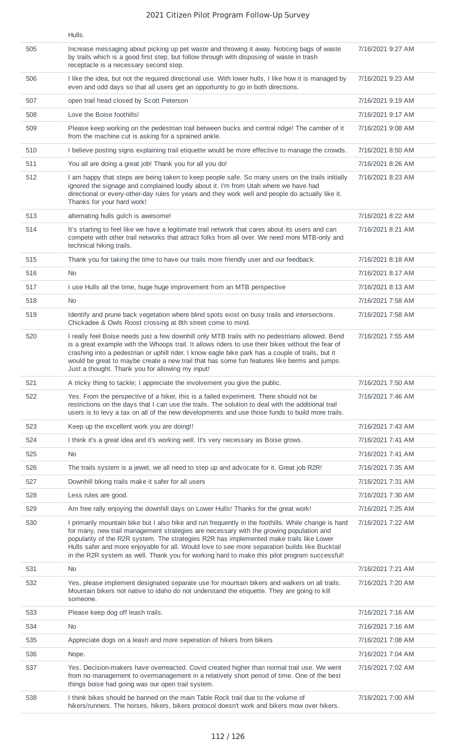| | Hulls. | |
|---|---|---|
| 505 | Increase messaging about picking up pet waste and throwing it away. Noticing bags of waste by trails which is a good first step, but follow through with disposing of waste in trash receptacle is a necessary second step. | 7/16/2021 9:27 AM |
| 506 | I like the idea, but not the required directional use. With lower hulls, I like how it is managed by even and odd days so that all users get an opportunity to go in both directions. | 7/16/2021 9:23 AM |
| 507 | open trail head closed by Scott Peterson | 7/16/2021 9:19 AM |
| 508 | Love the Boise foothills! | 7/16/2021 9:17 AM |
| 509 | Please keep working on the pedestrian trail between bucks and central ridge! The camber of it from the machine cut is asking for a sprained ankle. | 7/16/2021 9:08 AM |
| 510 | I believe posting signs explaining trail etiquette would be more effective to manage the crowds. | 7/16/2021 8:50 AM |
| 511 | You all are doing a great job! Thank you for all you do! | 7/16/2021 8:26 AM |
| 512 | I am happy that steps are being taken to keep people safe. So many users on the trails initially ignored the signage and complained loudly about it. I'm from Utah where we have had directional or every-other-day rules for years and they work well and people do actually like it. Thanks for your hard work! | 7/16/2021 8:23 AM |
| 513 | alternating hulls gulch is awesome! | 7/16/2021 8:22 AM |
| 514 | It's starting to feel like we have a legitimate trail network that cares about its users and can compete with other trail networks that attract folks from all over. We need more MTB-only and technical hiking trails. | 7/16/2021 8:21 AM |
| 515 | Thank you for taking the time to have our trails more friendly user and our feedback. | 7/16/2021 8:18 AM |
| 516 | No | 7/16/2021 8:17 AM |
| 517 | I use Hulls all the time, huge huge improvement from an MTB perspective | 7/16/2021 8:13 AM |
| 518 | No | 7/16/2021 7:58 AM |
| 519 | Identify and prune back vegetation where blind spots exist on busy trails and intersections. Chickadee & Owls Roost crossing at 8th street come to mind. | 7/16/2021 7:58 AM |
| 520 | I really feel Boise needs just a few downhill only MTB trails with no pedestrians allowed. Bend is a great example with the Whoops trail. It allows riders to use their bikes without the fear of crashing into a pedestrian or uphill rider. I know eagle bike park has a couple of trails, but it would be great to maybe create a new trail that has some fun features like berms and jumps. Just a thought. Thank you for allowing my input! | 7/16/2021 7:55 AM |
| 521 | A tricky thing to tackle; I appreciate the involvement you give the public. | 7/16/2021 7:50 AM |
| 522 | Yes. From the perspective of a hiker, this is a failed experiment. There should not be restrictions on the days that I can use the trails. The solution to deal with the additional trail users is to levy a tax on all of the new developments and use those funds to build more trails. | 7/16/2021 7:46 AM |
| 523 | Keep up the excellent work you are doing!! | 7/16/2021 7:43 AM |
| 524 | I think it's a great idea and it's working well. It's very necessary as Boise grows. | 7/16/2021 7:41 AM |
| 525 | No | 7/16/2021 7:41 AM |
| 526 | The trails system is a jewel, we all need to step up and advocate for it. Great job R2R! | 7/16/2021 7:35 AM |
| 527 | Downhill biking trails make it safer for all users | 7/16/2021 7:31 AM |
| 528 | Less rules are good. | 7/16/2021 7:30 AM |
| 529 | Am free rally enjoying the downhill days on Lower Hulls! Thanks for the great work! | 7/16/2021 7:25 AM |
| 530 | I primarily mountain bike but I also hike and run frequently in the foothills. While change is hard for many, new trail management strategies are necessary with the growing population and popularity of the R2R system. The strategies R2R has implemented make trails like Lower Hulls safer and more enjoyable for all. Would love to see more separation builds like Bucktail in the R2R system as well. Thank you for working hard to make this pilot program successful! | 7/16/2021 7:22 AM |
| 531 | No | 7/16/2021 7:21 AM |
| 532 | Yes, please implement designated separate use for mountain bikers and walkers on all trails. Mountain bikers not native to idaho do not understand the etiquette. They are going to kill someone. | 7/16/2021 7:20 AM |
| 533 | Please keep dog off leash trails. | 7/16/2021 7:16 AM |
| 534 | No | 7/16/2021 7:16 AM |
| 535 | Appreciate dogs on a leash and more seperation of hikers from bikers | 7/16/2021 7:08 AM |
| 536 | Nope. | 7/16/2021 7:04 AM |
| 537 | Yes. Decision-makers have overreacted. Covid created higher than normal trail use. We went from no management to overmanagement in a relatively short period of time. One of the best things boise had going was our open trail system. | 7/16/2021 7:02 AM |
| 538 | I think bikes should be banned on the main Table Rock trail due to the volume of hikers/runners. The horses, hikers, bikers protocol doesn't work and bikers mow over hikers. | 7/16/2021 7:00 AM |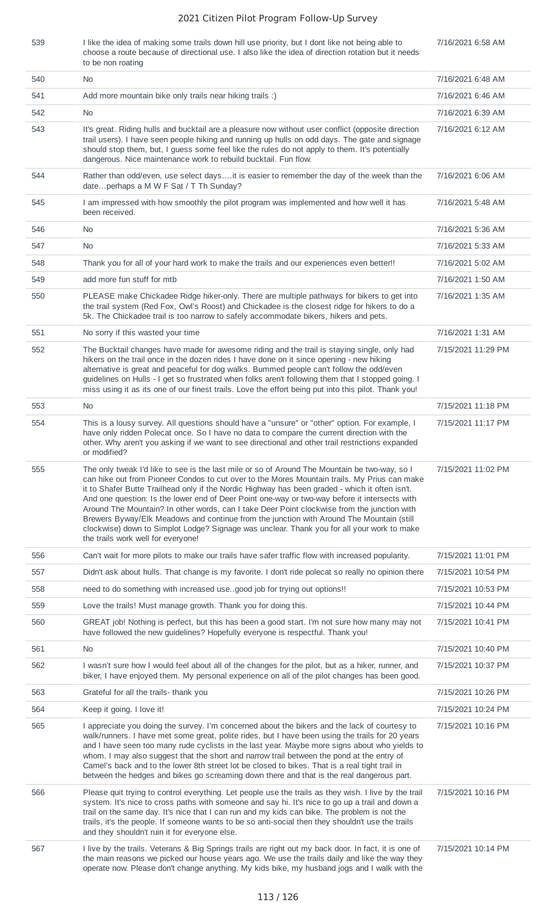| | | |
|---|---|---|
| 539 | I like the idea of making some trails down hill use priority, but I dont like not being able to choose a route because of directional use. I also like the idea of direction rotation but it needs to be non roating | 7/16/2021 6:58 AM |
| 540 | No | 7/16/2021 6:48 AM |
| 541 | Add more mountain bike only trails near hiking trails :) | 7/16/2021 6:46 AM |
| 542 | No | 7/16/2021 6:39 AM |
| 543 | It's great. Riding hulls and bucktail are a pleasure now without user conflict (opposite direction trail users). I have seen people hiking and running up hulls on odd days. The gate and signage should stop them, but, I guess some feel like the rules do not apply to them. It's potentially dangerous. Nice maintenance work to rebuild bucktail. Fun flow. | 7/16/2021 6:12 AM |
| 544 | Rather than odd/even, use select days….it is easier to remember the day of the week than the date…perhaps a M W F Sat / T Th Sunday? | 7/16/2021 6:06 AM |
| 545 | I am impressed with how smoothly the pilot program was implemented and how well it has been received. | 7/16/2021 5:48 AM |
| 546 | No | 7/16/2021 5:36 AM |
| 547 | No | 7/16/2021 5:33 AM |
| 548 | Thank you for all of your hard work to make the trails and our experiences even better!! | 7/16/2021 5:02 AM |
| 549 | add more fun stuff for mtb | 7/16/2021 1:50 AM |
| 550 | PLEASE make Chickadee Ridge hiker-only. There are multiple pathways for bikers to get into the trail system (Red Fox, Owl's Roost) and Chickadee is the closest ridge for hikers to do a 5k. The Chickadee trail is too narrow to safely accommodate bikers, hikers and pets. | 7/16/2021 1:35 AM |
| 551 | No sorry if this wasted your time | 7/16/2021 1:31 AM |
| 552 | The Bucktail changes have made for awesome riding and the trail is staying single, only had hikers on the trail once in the dozen rides I have done on it since opening - new hiking alternative is great and peaceful for dog walks. Bummed people can't follow the odd/even guidelines on Hulls - I get so frustrated when folks aren't following them that I stopped going. I miss using it as its one of our finest trails. Love the effort being put into this pilot. Thank you! | 7/15/2021 11:29 PM |
| 553 | No | 7/15/2021 11:18 PM |
| 554 | This is a lousy survey. All questions should have a "unsure" or "other" option. For example, I have only ridden Polecat once. So I have no data to compare the current direction with the other. Why aren't you asking if we want to see directional and other trail restrictions expanded or modified? | 7/15/2021 11:17 PM |
| 555 | The only tweak I'd like to see is the last mile or so of Around The Mountain be two-way, so I can hike out from Pioneer Condos to cut over to the Mores Mountain trails. My Prius can make it to Shafer Butte Trailhead only if the Nordic Highway has been graded - which it often isn't. And one question: Is the lower end of Deer Point one-way or two-way before it intersects with Around The Mountain? In other words, can I take Deer Point clockwise from the junction with Brewers Byway/Elk Meadows and continue from the junction with Around The Mountain (still clockwise) down to Simplot Lodge? Signage was unclear. Thank you for all your work to make the trails work well for everyone! | 7/15/2021 11:02 PM |
| 556 | Can't wait for more pilots to make our trails have safer traffic flow with increased popularity. | 7/15/2021 11:01 PM |
| 557 | Didn't ask about hulls. That change is my favorite. I don't ride polecat so really no opinion there | 7/15/2021 10:54 PM |
| 558 | need to do something with increased use..good job for trying out options!! | 7/15/2021 10:53 PM |
| 559 | Love the trails! Must manage growth. Thank you for doing this. | 7/15/2021 10:44 PM |
| 560 | GREAT job! Nothing is perfect, but this has been a good start. I'm not sure how many may not have followed the new guidelines? Hopefully everyone is respectful. Thank you! | 7/15/2021 10:41 PM |
| 561 | No | 7/15/2021 10:40 PM |
| 562 | I wasn't sure how I would feel about all of the changes for the pilot, but as a hiker, runner, and biker, I have enjoyed them. My personal experience on all of the pilot changes has been good. | 7/15/2021 10:37 PM |
| 563 | Grateful for all the trails- thank you | 7/15/2021 10:26 PM |
| 564 | Keep it going. I love it! | 7/15/2021 10:24 PM |
| 565 | I appreciate you doing the survey. I'm concerned about the bikers and the lack of courtesy to walk/runners. I have met some great, polite rides, but I have been using the trails for 20 years and I have seen too many rude cyclists in the last year. Maybe more signs about who yields to whom. I may also suggest that the short and narrow trail between the pond at the entry of Camel's back and to the lower 8th street lot be closed to bikes. That is a real tight trail in between the hedges and bikes go screaming down there and that is the real dangerous part. | 7/15/2021 10:16 PM |
| 566 | Please quit trying to control everything. Let people use the trails as they wish. I live by the trail system. It's nice to cross paths with someone and say hi. It's nice to go up a trail and down a trail on the same day. It's nice that I can run and my kids can bike. The problem is not the trails, it's the people. If someone wants to be so anti-social then they shouldn't use the trails and they shouldn't ruin it for everyone else. | 7/15/2021 10:16 PM |
| 567 | I live by the trails. Veterans & Big Springs trails are right out my back door. In fact, it is one of the main reasons we picked our house years ago. We use the trails daily and like the way they operate now. Please don't change anything. My kids bike, my husband jogs and I walk with the | 7/15/2021 10:14 PM |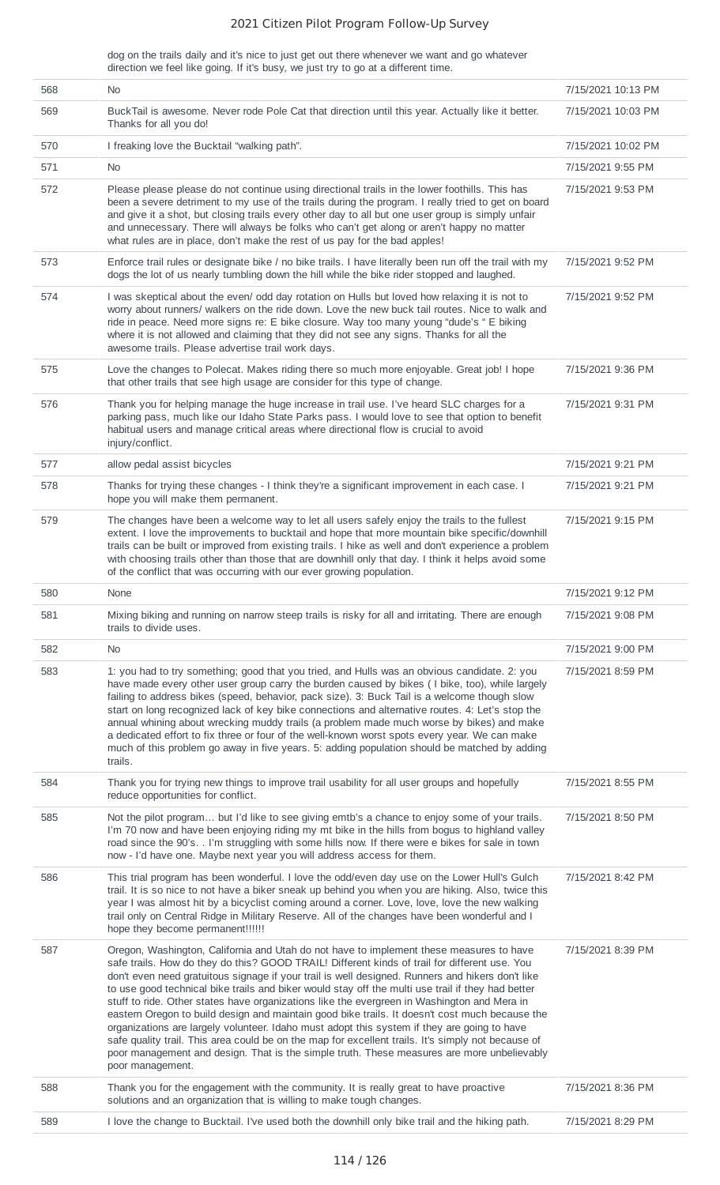| | dog on the trails daily and it's nice to just get out there whenever we want and go whatever direction we feel like going. If it's busy, we just try to go at a different time. | |
|---|---|---|
| 568 | No | 7/15/2021 10:13 PM |
| 569 | BuckTail is awesome. Never rode Pole Cat that direction until this year. Actually like it better. Thanks for all you do! | 7/15/2021 10:03 PM |
| 570 | I freaking love the Bucktail "walking path". | 7/15/2021 10:02 PM |
| 571 | No | 7/15/2021 9:55 PM |
| 572 | Please please please do not continue using directional trails in the lower foothills. This has been a severe detriment to my use of the trails during the program. I really tried to get on board and give it a shot, but closing trails every other day to all but one user group is simply unfair and unnecessary. There will always be folks who can't get along or aren't happy no matter what rules are in place, don't make the rest of us pay for the bad apples! | 7/15/2021 9:53 PM |
| 573 | Enforce trail rules or designate bike / no bike trails. I have literally been run off the trail with my dogs the lot of us nearly tumbling down the hill while the bike rider stopped and laughed. | 7/15/2021 9:52 PM |
| 574 | I was skeptical about the even/ odd day rotation on Hulls but loved how relaxing it is not to worry about runners/ walkers on the ride down. Love the new buck tail routes. Nice to walk and ride in peace. Need more signs re: E bike closure. Way too many young "dude's " E biking where it is not allowed and claiming that they did not see any signs. Thanks for all the awesome trails. Please advertise trail work days. | 7/15/2021 9:52 PM |
| 575 | Love the changes to Polecat. Makes riding there so much more enjoyable. Great job! I hope that other trails that see high usage are consider for this type of change. | 7/15/2021 9:36 PM |
| 576 | Thank you for helping manage the huge increase in trail use. I've heard SLC charges for a parking pass, much like our Idaho State Parks pass. I would love to see that option to benefit habitual users and manage critical areas where directional flow is crucial to avoid injury/conflict. | 7/15/2021 9:31 PM |
| 577 | allow pedal assist bicycles | 7/15/2021 9:21 PM |
| 578 | Thanks for trying these changes - I think they're a significant improvement in each case. I hope you will make them permanent. | 7/15/2021 9:21 PM |
| 579 | The changes have been a welcome way to let all users safely enjoy the trails to the fullest extent. I love the improvements to bucktail and hope that more mountain bike specific/downhill trails can be built or improved from existing trails. I hike as well and don't experience a problem with choosing trails other than those that are downhill only that day. I think it helps avoid some of the conflict that was occurring with our ever growing population. | 7/15/2021 9:15 PM |
| 580 | None | 7/15/2021 9:12 PM |
| 581 | Mixing biking and running on narrow steep trails is risky for all and irritating. There are enough trails to divide uses. | 7/15/2021 9:08 PM |
| 582 | No | 7/15/2021 9:00 PM |
| 583 | 1: you had to try something; good that you tried, and Hulls was an obvious candidate. 2: you have made every other user group carry the burden caused by bikes ( I bike, too), while largely failing to address bikes (speed, behavior, pack size). 3: Buck Tail is a welcome though slow start on long recognized lack of key bike connections and alternative routes. 4: Let's stop the annual whining about wrecking muddy trails (a problem made much worse by bikes) and make a dedicated effort to fix three or four of the well-known worst spots every year. We can make much of this problem go away in five years. 5: adding population should be matched by adding trails. | 7/15/2021 8:59 PM |
| 584 | Thank you for trying new things to improve trail usability for all user groups and hopefully reduce opportunities for conflict. | 7/15/2021 8:55 PM |
| 585 | Not the pilot program… but I'd like to see giving emtb's a chance to enjoy some of your trails. I'm 70 now and have been enjoying riding my mt bike in the hills from bogus to highland valley road since the 90's. . I'm struggling with some hills now. If there were e bikes for sale in town now - I'd have one. Maybe next year you will address access for them. | 7/15/2021 8:50 PM |
| 586 | This trial program has been wonderful. I love the odd/even day use on the Lower Hull's Gulch trail. It is so nice to not have a biker sneak up behind you when you are hiking. Also, twice this year I was almost hit by a bicyclist coming around a corner. Love, love, love the new walking trail only on Central Ridge in Military Reserve. All of the changes have been wonderful and I hope they become permanent!!!!!! | 7/15/2021 8:42 PM |
| 587 | Oregon, Washington, California and Utah do not have to implement these measures to have safe trails. How do they do this? GOOD TRAIL! Different kinds of trail for different use. You don't even need gratuitous signage if your trail is well designed. Runners and hikers don't like to use good technical bike trails and biker would stay off the multi use trail if they had better stuff to ride. Other states have organizations like the evergreen in Washington and Mera in eastern Oregon to build design and maintain good bike trails. It doesn't cost much because the organizations are largely volunteer. Idaho must adopt this system if they are going to have safe quality trail. This area could be on the map for excellent trails. It's simply not because of poor management and design. That is the simple truth. These measures are more unbelievably poor management. | 7/15/2021 8:39 PM |
| 588 | Thank you for the engagement with the community. It is really great to have proactive solutions and an organization that is willing to make tough changes. | 7/15/2021 8:36 PM |
| 589 | I love the change to Bucktail. I've used both the downhill only bike trail and the hiking path. | 7/15/2021 8:29 PM |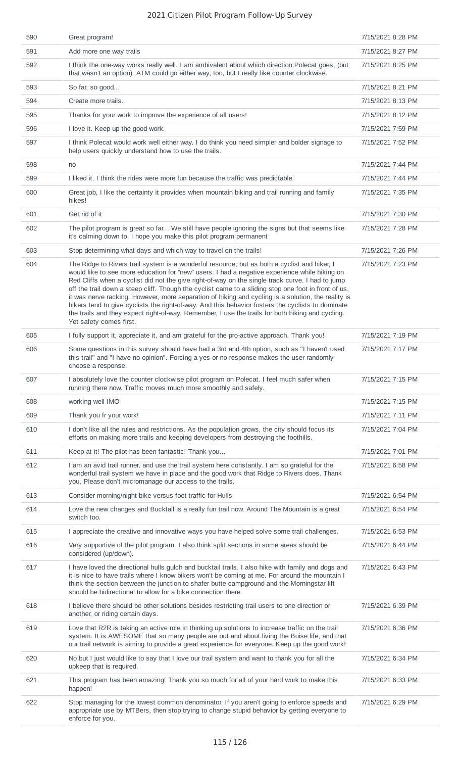| 590 | Great program! | 7/15/2021 8:28 PM |
|---|---|---|
| 591 | Add more one way trails | 7/15/2021 8:27 PM |
| 592 | I think the one-way works really well. I am ambivalent about which direction Polecat goes, (but that wasn't an option). ATM could go either way, too, but I really like counter clockwise. | 7/15/2021 8:25 PM |
| 593 | So far, so good... | 7/15/2021 8:21 PM |
| 594 | Create more trails. | 7/15/2021 8:13 PM |
| 595 | Thanks for your work to improve the experience of all users! | 7/15/2021 8:12 PM |
| 596 | I love it. Keep up the good work. | 7/15/2021 7:59 PM |
| 597 | I think Polecat would work well either way. I do think you need simpler and bolder signage to help users quickly understand how to use the trails. | 7/15/2021 7:52 PM |
| 598 | no | 7/15/2021 7:44 PM |
| 599 | I liked it. I think the rides were more fun because the traffic was predictable. | 7/15/2021 7:44 PM |
| 600 | Great job, I like the certainty it provides when mountain biking and trail running and family hikes! | 7/15/2021 7:35 PM |
| 601 | Get rid of it | 7/15/2021 7:30 PM |
| 602 | The pilot program is great so far... We still have people ignoring the signs but that seems like it's calming down to. I hope you make this pilot program permanent | 7/15/2021 7:28 PM |
| 603 | Stop determining what days and which way to travel on the trails! | 7/15/2021 7:26 PM |
| 604 | The Ridge to Rivers trail system is a wonderful resource, but as both a cyclist and hiker, I would like to see more education for "new" users. I had a negative experience while hiking on Red Cliffs when a cyclist did not the give right-of-way on the single track curve. I had to jump off the trail down a steep cliff. Though the cyclist came to a sliding stop one foot in front of us, it was nerve racking. However, more separation of hiking and cycling is a solution, the reality is hikers tend to give cyclists the right-of-way. And this behavior fosters the cyclists to dominate the trails and they expect right-of-way. Remember, I use the trails for both hiking and cycling. Yet safety comes first. | 7/15/2021 7:23 PM |
| 605 | I fully support it, appreciate it, and am grateful for the pro-active approach. Thank you! | 7/15/2021 7:19 PM |
| 606 | Some questions in this survey should have had a 3rd and 4th option, such as "I haven't used this trail" and "I have no opinion". Forcing a yes or no response makes the user randomly choose a response. | 7/15/2021 7:17 PM |
| 607 | I absolutely love the counter clockwise pilot program on Polecat. I feel much safer when running there now. Traffic moves much more smoothly and safely. | 7/15/2021 7:15 PM |
| 608 | working well IMO | 7/15/2021 7:15 PM |
| 609 | Thank you fr your work! | 7/15/2021 7:11 PM |
| 610 | I don't like all the rules and restrictions. As the population grows, the city should focus its efforts on making more trails and keeping developers from destroying the foothills. | 7/15/2021 7:04 PM |
| 611 | Keep at it! The pilot has been fantastic! Thank you... | 7/15/2021 7:01 PM |
| 612 | I am an avid trail runner, and use the trail system here constantly. I am so grateful for the wonderful trail system we have in place and the good work that Ridge to Rivers does. Thank you. Please don't micromanage our access to the trails. | 7/15/2021 6:58 PM |
| 613 | Consider morning/night bike versus foot traffic for Hulls | 7/15/2021 6:54 PM |
| 614 | Love the new changes and Bucktail is a really fun trail now. Around The Mountain is a great switch too. | 7/15/2021 6:54 PM |
| 615 | I appreciate the creative and innovative ways you have helped solve some trail challenges. | 7/15/2021 6:53 PM |
| 616 | Very supportive of the pilot program. I also think split sections in some areas should be considered (up/down). | 7/15/2021 6:44 PM |
| 617 | I have loved the directional hulls gulch and bucktail trails. I also hike with family and dogs and it is nice to have trails where I know bikers won't be coming at me. For around the mountain I think the section between the junction to shafer butte campground and the Morningstar lift should be bidirectional to allow for a bike connection there. | 7/15/2021 6:43 PM |
| 618 | I believe there should be other solutions besides restricting trail users to one direction or another, or riding certain days. | 7/15/2021 6:39 PM |
| 619 | Love that R2R is taking an active role in thinking up solutions to increase traffic on the trail system. It is AWESOME that so many people are out and about living the Boise life, and that our trail network is aiming to provide a great experience for everyone. Keep up the good work! | 7/15/2021 6:36 PM |
| 620 | No but I just would like to say that I love our trail system and want to thank you for all the upkeep that is required. | 7/15/2021 6:34 PM |
| 621 | This program has been amazing! Thank you so much for all of your hard work to make this happen! | 7/15/2021 6:33 PM |
| 622 | Stop managing for the lowest common denominator. If you aren't going to enforce speeds and appropriate use by MTBers, then stop trying to change stupid behavior by getting everyone to enforce for you. | 7/15/2021 6:29 PM |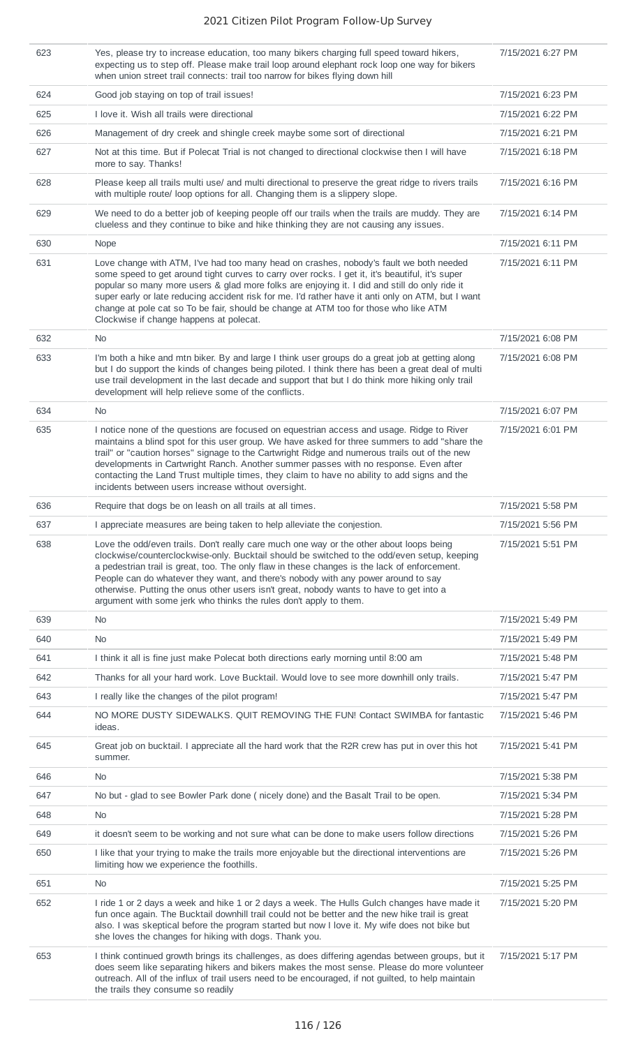| 623 | Yes, please try to increase education, too many bikers charging full speed toward hikers, expecting us to step off. Please make trail loop around elephant rock loop one way for bikers when union street trail connects: trail too narrow for bikes flying down hill | 7/15/2021 6:27 PM |
|---|---|---|
| 624 | Good job staying on top of trail issues! | 7/15/2021 6:23 PM |
| 625 | I love it. Wish all trails were directional | 7/15/2021 6:22 PM |
| 626 | Management of dry creek and shingle creek maybe some sort of directional | 7/15/2021 6:21 PM |
| 627 | Not at this time. But if Polecat Trial is not changed to directional clockwise then I will have more to say. Thanks! | 7/15/2021 6:18 PM |
| 628 | Please keep all trails multi use/ and multi directional to preserve the great ridge to rivers trails with multiple route/ loop options for all. Changing them is a slippery slope. | 7/15/2021 6:16 PM |
| 629 | We need to do a better job of keeping people off our trails when the trails are muddy. They are clueless and they continue to bike and hike thinking they are not causing any issues. | 7/15/2021 6:14 PM |
| 630 | Nope | 7/15/2021 6:11 PM |
| 631 | Love change with ATM, I've had too many head on crashes, nobody's fault we both needed some speed to get around tight curves to carry over rocks. I get it, it's beautiful, it's super popular so many more users & glad more folks are enjoying it. I did and still do only ride it super early or late reducing accident risk for me. I'd rather have it anti only on ATM, but I want change at pole cat so To be fair, should be change at ATM too for those who like ATM Clockwise if change happens at polecat. | 7/15/2021 6:11 PM |
| 632 | No | 7/15/2021 6:08 PM |
| 633 | I'm both a hike and mtn biker. By and large I think user groups do a great job at getting along but I do support the kinds of changes being piloted. I think there has been a great deal of multi use trail development in the last decade and support that but I do think more hiking only trail development will help relieve some of the conflicts. | 7/15/2021 6:08 PM |
| 634 | No | 7/15/2021 6:07 PM |
| 635 | I notice none of the questions are focused on equestrian access and usage. Ridge to River maintains a blind spot for this user group. We have asked for three summers to add "share the trail" or "caution horses" signage to the Cartwright Ridge and numerous trails out of the new developments in Cartwright Ranch. Another summer passes with no response. Even after contacting the Land Trust multiple times, they claim to have no ability to add signs and the incidents between users increase without oversight. | 7/15/2021 6:01 PM |
| 636 | Require that dogs be on leash on all trails at all times. | 7/15/2021 5:58 PM |
| 637 | I appreciate measures are being taken to help alleviate the conjestion. | 7/15/2021 5:56 PM |
| 638 | Love the odd/even trails. Don't really care much one way or the other about loops being clockwise/counterclockwise-only. Bucktail should be switched to the odd/even setup, keeping a pedestrian trail is great, too. The only flaw in these changes is the lack of enforcement. People can do whatever they want, and there's nobody with any power around to say otherwise. Putting the onus other users isn't great, nobody wants to have to get into a argument with some jerk who thinks the rules don't apply to them. | 7/15/2021 5:51 PM |
| 639 | No | 7/15/2021 5:49 PM |
| 640 | No | 7/15/2021 5:49 PM |
| 641 | I think it all is fine just make Polecat both directions early morning until 8:00 am | 7/15/2021 5:48 PM |
| 642 | Thanks for all your hard work. Love Bucktail. Would love to see more downhill only trails. | 7/15/2021 5:47 PM |
| 643 | I really like the changes of the pilot program! | 7/15/2021 5:47 PM |
| 644 | NO MORE DUSTY SIDEWALKS. QUIT REMOVING THE FUN! Contact SWIMBA for fantastic ideas. | 7/15/2021 5:46 PM |
| 645 | Great job on bucktail. I appreciate all the hard work that the R2R crew has put in over this hot summer. | 7/15/2021 5:41 PM |
| 646 | No | 7/15/2021 5:38 PM |
| 647 | No but - glad to see Bowler Park done ( nicely done) and the Basalt Trail to be open. | 7/15/2021 5:34 PM |
| 648 | No | 7/15/2021 5:28 PM |
| 649 | it doesn't seem to be working and not sure what can be done to make users follow directions | 7/15/2021 5:26 PM |
| 650 | I like that your trying to make the trails more enjoyable but the directional interventions are limiting how we experience the foothills. | 7/15/2021 5:26 PM |
| 651 | No | 7/15/2021 5:25 PM |
| 652 | I ride 1 or 2 days a week and hike 1 or 2 days a week. The Hulls Gulch changes have made it fun once again. The Bucktail downhill trail could not be better and the new hike trail is great also. I was skeptical before the program started but now I love it. My wife does not bike but she loves the changes for hiking with dogs. Thank you. | 7/15/2021 5:20 PM |
| 653 | I think continued growth brings its challenges, as does differing agendas between groups, but it does seem like separating hikers and bikers makes the most sense. Please do more volunteer outreach. All of the influx of trail users need to be encouraged, if not guilted, to help maintain the trails they consume so readily | 7/15/2021 5:17 PM |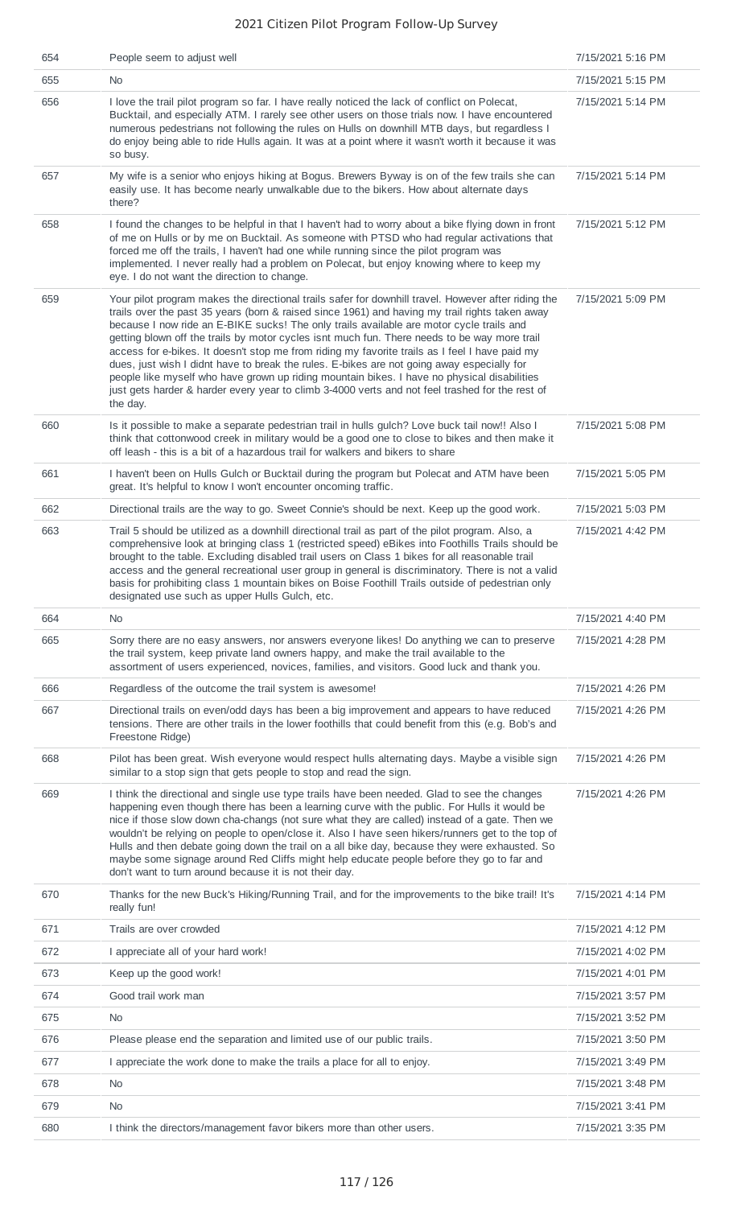| 654 | People seem to adjust well | 7/15/2021 5:16 PM |
|---|---|---|
| 655 | No | 7/15/2021 5:15 PM |
| 656 | I love the trail pilot program so far. I have really noticed the lack of conflict on Polecat, Bucktail, and especially ATM. I rarely see other users on those trials now. I have encountered numerous pedestrians not following the rules on Hulls on downhill MTB days, but regardless I do enjoy being able to ride Hulls again. It was at a point where it wasn't worth it because it was so busy. | 7/15/2021 5:14 PM |
| 657 | My wife is a senior who enjoys hiking at Bogus. Brewers Byway is on of the few trails she can easily use. It has become nearly unwalkable due to the bikers. How about alternate days there? | 7/15/2021 5:14 PM |
| 658 | I found the changes to be helpful in that I haven't had to worry about a bike flying down in front of me on Hulls or by me on Bucktail. As someone with PTSD who had regular activations that forced me off the trails, I haven't had one while running since the pilot program was implemented. I never really had a problem on Polecat, but enjoy knowing where to keep my eye. I do not want the direction to change. | 7/15/2021 5:12 PM |
| 659 | Your pilot program makes the directional trails safer for downhill travel. However after riding the trails over the past 35 years (born & raised since 1961) and having my trail rights taken away because I now ride an E-BIKE sucks! The only trails available are motor cycle trails and getting blown off the trails by motor cycles isnt much fun. There needs to be way more trail access for e-bikes. It doesn't stop me from riding my favorite trails as I feel I have paid my dues, just wish I didnt have to break the rules. E-bikes are not going away especially for people like myself who have grown up riding mountain bikes. I have no physical disabilities just gets harder & harder every year to climb 3-4000 verts and not feel trashed for the rest of the day. | 7/15/2021 5:09 PM |
| 660 | Is it possible to make a separate pedestrian trail in hulls gulch? Love buck tail now!! Also I think that cottonwood creek in military would be a good one to close to bikes and then make it off leash - this is a bit of a hazardous trail for walkers and bikers to share | 7/15/2021 5:08 PM |
| 661 | I haven't been on Hulls Gulch or Bucktail during the program but Polecat and ATM have been great. It's helpful to know I won't encounter oncoming traffic. | 7/15/2021 5:05 PM |
| 662 | Directional trails are the way to go. Sweet Connie's should be next. Keep up the good work. | 7/15/2021 5:03 PM |
| 663 | Trail 5 should be utilized as a downhill directional trail as part of the pilot program. Also, a comprehensive look at bringing class 1 (restricted speed) eBikes into Foothills Trails should be brought to the table. Excluding disabled trail users on Class 1 bikes for all reasonable trail access and the general recreational user group in general is discriminatory. There is not a valid basis for prohibiting class 1 mountain bikes on Boise Foothill Trails outside of pedestrian only designated use such as upper Hulls Gulch, etc. | 7/15/2021 4:42 PM |
| 664 | No | 7/15/2021 4:40 PM |
| 665 | Sorry there are no easy answers, nor answers everyone likes! Do anything we can to preserve the trail system, keep private land owners happy, and make the trail available to the assortment of users experienced, novices, families, and visitors. Good luck and thank you. | 7/15/2021 4:28 PM |
| 666 | Regardless of the outcome the trail system is awesome! | 7/15/2021 4:26 PM |
| 667 | Directional trails on even/odd days has been a big improvement and appears to have reduced tensions. There are other trails in the lower foothills that could benefit from this (e.g. Bob's and Freestone Ridge) | 7/15/2021 4:26 PM |
| 668 | Pilot has been great. Wish everyone would respect hulls alternating days. Maybe a visible sign similar to a stop sign that gets people to stop and read the sign. | 7/15/2021 4:26 PM |
| 669 | I think the directional and single use type trails have been needed. Glad to see the changes happening even though there has been a learning curve with the public. For Hulls it would be nice if those slow down cha-changs (not sure what they are called) instead of a gate. Then we wouldn't be relying on people to open/close it. Also I have seen hikers/runners get to the top of Hulls and then debate going down the trail on a all bike day, because they were exhausted. So maybe some signage around Red Cliffs might help educate people before they go to far and don't want to turn around because it is not their day. | 7/15/2021 4:26 PM |
| 670 | Thanks for the new Buck's Hiking/Running Trail, and for the improvements to the bike trail! It's really fun! | 7/15/2021 4:14 PM |
| 671 | Trails are over crowded | 7/15/2021 4:12 PM |
| 672 | I appreciate all of your hard work! | 7/15/2021 4:02 PM |
| 673 | Keep up the good work! | 7/15/2021 4:01 PM |
| 674 | Good trail work man | 7/15/2021 3:57 PM |
| 675 | No | 7/15/2021 3:52 PM |
| 676 | Please please end the separation and limited use of our public trails. | 7/15/2021 3:50 PM |
| 677 | I appreciate the work done to make the trails a place for all to enjoy. | 7/15/2021 3:49 PM |
| 678 | No | 7/15/2021 3:48 PM |
| 679 | No | 7/15/2021 3:41 PM |
| 680 | I think the directors/management favor bikers more than other users. | 7/15/2021 3:35 PM |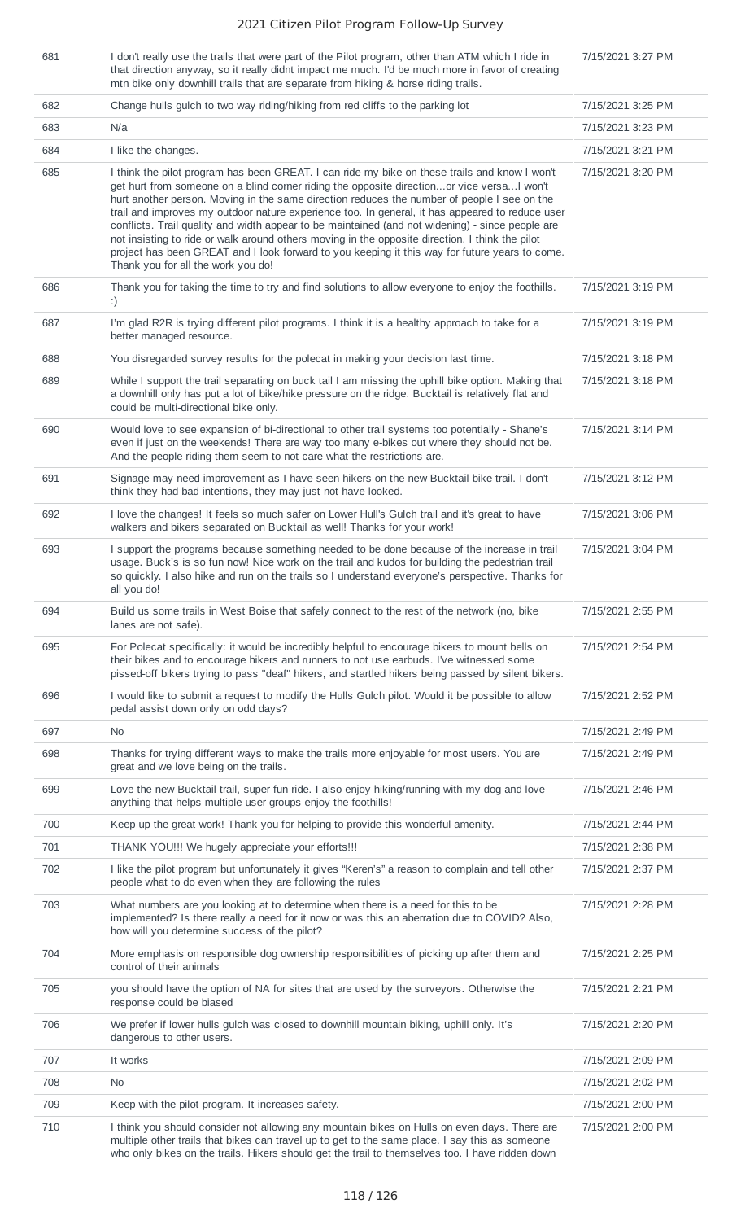| | | |
|---|---|---|
| 681 | I don't really use the trails that were part of the Pilot program, other than ATM which I ride in that direction anyway, so it really didnt impact me much. I'd be much more in favor of creating mtn bike only downhill trails that are separate from hiking & horse riding trails. | 7/15/2021 3:27 PM |
| 682 | Change hulls gulch to two way riding/hiking from red cliffs to the parking lot | 7/15/2021 3:25 PM |
| 683 | N/a | 7/15/2021 3:23 PM |
| 684 | I like the changes. | 7/15/2021 3:21 PM |
| 685 | I think the pilot program has been GREAT. I can ride my bike on these trails and know I won't get hurt from someone on a blind corner riding the opposite direction...or vice versa...I won't hurt another person. Moving in the same direction reduces the number of people I see on the trail and improves my outdoor nature experience too. In general, it has appeared to reduce user conflicts. Trail quality and width appear to be maintained (and not widening) - since people are not insisting to ride or walk around others moving in the opposite direction. I think the pilot project has been GREAT and I look forward to you keeping it this way for future years to come. Thank you for all the work you do! | 7/15/2021 3:20 PM |
| 686 | Thank you for taking the time to try and find solutions to allow everyone to enjoy the foothills. :) | 7/15/2021 3:19 PM |
| 687 | I'm glad R2R is trying different pilot programs. I think it is a healthy approach to take for a better managed resource. | 7/15/2021 3:19 PM |
| 688 | You disregarded survey results for the polecat in making your decision last time. | 7/15/2021 3:18 PM |
| 689 | While I support the trail separating on buck tail I am missing the uphill bike option. Making that a downhill only has put a lot of bike/hike pressure on the ridge. Bucktail is relatively flat and could be multi-directional bike only. | 7/15/2021 3:18 PM |
| 690 | Would love to see expansion of bi-directional to other trail systems too potentially - Shane's even if just on the weekends! There are way too many e-bikes out where they should not be. And the people riding them seem to not care what the restrictions are. | 7/15/2021 3:14 PM |
| 691 | Signage may need improvement as I have seen hikers on the new Bucktail bike trail. I don't think they had bad intentions, they may just not have looked. | 7/15/2021 3:12 PM |
| 692 | I love the changes! It feels so much safer on Lower Hull's Gulch trail and it's great to have walkers and bikers separated on Bucktail as well! Thanks for your work! | 7/15/2021 3:06 PM |
| 693 | I support the programs because something needed to be done because of the increase in trail usage. Buck's is so fun now! Nice work on the trail and kudos for building the pedestrian trail so quickly. I also hike and run on the trails so I understand everyone's perspective. Thanks for all you do! | 7/15/2021 3:04 PM |
| 694 | Build us some trails in West Boise that safely connect to the rest of the network (no, bike lanes are not safe). | 7/15/2021 2:55 PM |
| 695 | For Polecat specifically: it would be incredibly helpful to encourage bikers to mount bells on their bikes and to encourage hikers and runners to not use earbuds. I've witnessed some pissed-off bikers trying to pass "deaf" hikers, and startled hikers being passed by silent bikers. | 7/15/2021 2:54 PM |
| 696 | I would like to submit a request to modify the Hulls Gulch pilot. Would it be possible to allow pedal assist down only on odd days? | 7/15/2021 2:52 PM |
| 697 | No | 7/15/2021 2:49 PM |
| 698 | Thanks for trying different ways to make the trails more enjoyable for most users. You are great and we love being on the trails. | 7/15/2021 2:49 PM |
| 699 | Love the new Bucktail trail, super fun ride. I also enjoy hiking/running with my dog and love anything that helps multiple user groups enjoy the foothills! | 7/15/2021 2:46 PM |
| 700 | Keep up the great work! Thank you for helping to provide this wonderful amenity. | 7/15/2021 2:44 PM |
| 701 | THANK YOU!!! We hugely appreciate your efforts!!! | 7/15/2021 2:38 PM |
| 702 | I like the pilot program but unfortunately it gives "Keren's" a reason to complain and tell other people what to do even when they are following the rules | 7/15/2021 2:37 PM |
| 703 | What numbers are you looking at to determine when there is a need for this to be implemented? Is there really a need for it now or was this an aberration due to COVID? Also, how will you determine success of the pilot? | 7/15/2021 2:28 PM |
| 704 | More emphasis on responsible dog ownership responsibilities of picking up after them and control of their animals | 7/15/2021 2:25 PM |
| 705 | you should have the option of NA for sites that are used by the surveyors. Otherwise the response could be biased | 7/15/2021 2:21 PM |
| 706 | We prefer if lower hulls gulch was closed to downhill mountain biking, uphill only. It's dangerous to other users. | 7/15/2021 2:20 PM |
| 707 | It works | 7/15/2021 2:09 PM |
| 708 | No | 7/15/2021 2:02 PM |
| 709 | Keep with the pilot program. It increases safety. | 7/15/2021 2:00 PM |
| 710 | I think you should consider not allowing any mountain bikes on Hulls on even days. There are multiple other trails that bikes can travel up to get to the same place. I say this as someone who only bikes on the trails. Hikers should get the trail to themselves too. I have ridden down | 7/15/2021 2:00 PM |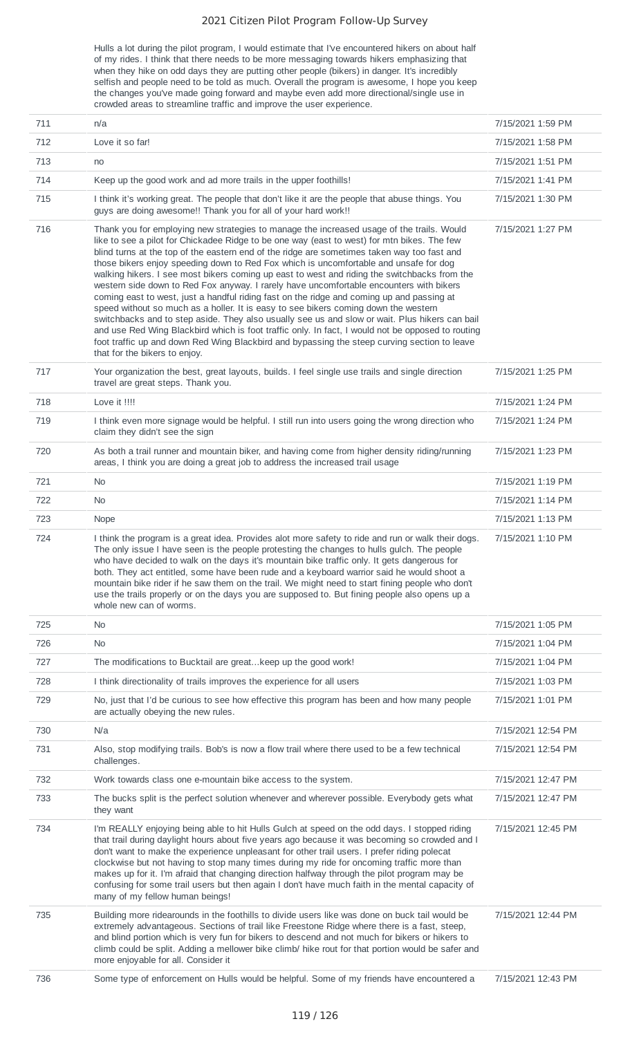| | Hulls a lot during the pilot program, I would estimate that I've encountered hikers on about half of my rides. I think that there needs to be more messaging towards hikers emphasizing that when they hike on odd days they are putting other people (bikers) in danger. It's incredibly selfish and people need to be told as much. Overall the program is awesome, I hope you keep the changes you've made going forward and maybe even add more directional/single use in crowded areas to streamline traffic and improve the user experience. | |
|---|---|---|
| 711 | n/a | 7/15/2021 1:59 PM |
| 712 | Love it so far! | 7/15/2021 1:58 PM |
| 713 | no | 7/15/2021 1:51 PM |
| 714 | Keep up the good work and ad more trails in the upper foothills! | 7/15/2021 1:41 PM |
| 715 | I think it's working great. The people that don't like it are the people that abuse things. You guys are doing awesome!! Thank you for all of your hard work!! | 7/15/2021 1:30 PM |
| 716 | Thank you for employing new strategies to manage the increased usage of the trails. Would like to see a pilot for Chickadee Ridge to be one way (east to west) for mtn bikes. The few blind turns at the top of the eastern end of the ridge are sometimes taken way too fast and those bikers enjoy speeding down to Red Fox which is uncomfortable and unsafe for dog walking hikers. I see most bikers coming up east to west and riding the switchbacks from the western side down to Red Fox anyway. I rarely have uncomfortable encounters with bikers coming east to west, just a handful riding fast on the ridge and coming up and passing at speed without so much as a holler. It is easy to see bikers coming down the western switchbacks and to step aside. They also usually see us and slow or wait. Plus hikers can bail and use Red Wing Blackbird which is foot traffic only. In fact, I would not be opposed to routing foot traffic up and down Red Wing Blackbird and bypassing the steep curving section to leave that for the bikers to enjoy. | 7/15/2021 1:27 PM |
| 717 | Your organization the best, great layouts, builds. I feel single use trails and single direction travel are great steps. Thank you. | 7/15/2021 1:25 PM |
| 718 | Love it !!!! | 7/15/2021 1:24 PM |
| 719 | I think even more signage would be helpful. I still run into users going the wrong direction who claim they didn't see the sign | 7/15/2021 1:24 PM |
| 720 | As both a trail runner and mountain biker, and having come from higher density riding/running areas, I think you are doing a great job to address the increased trail usage | 7/15/2021 1:23 PM |
| 721 | No | 7/15/2021 1:19 PM |
| 722 | No | 7/15/2021 1:14 PM |
| 723 | Nope | 7/15/2021 1:13 PM |
| 724 | I think the program is a great idea. Provides alot more safety to ride and run or walk their dogs. The only issue I have seen is the people protesting the changes to hulls gulch. The people who have decided to walk on the days it's mountain bike traffic only. It gets dangerous for both. They act entitled, some have been rude and a keyboard warrior said he would shoot a mountain bike rider if he saw them on the trail. We might need to start fining people who don't use the trails properly or on the days you are supposed to. But fining people also opens up a whole new can of worms. | 7/15/2021 1:10 PM |
| 725 | No | 7/15/2021 1:05 PM |
| 726 | No | 7/15/2021 1:04 PM |
| 727 | The modifications to Bucktail are great...keep up the good work! | 7/15/2021 1:04 PM |
| 728 | I think directionality of trails improves the experience for all users | 7/15/2021 1:03 PM |
| 729 | No, just that I'd be curious to see how effective this program has been and how many people are actually obeying the new rules. | 7/15/2021 1:01 PM |
| 730 | N/a | 7/15/2021 12:54 PM |
| 731 | Also, stop modifying trails. Bob's is now a flow trail where there used to be a few technical challenges. | 7/15/2021 12:54 PM |
| 732 | Work towards class one e-mountain bike access to the system. | 7/15/2021 12:47 PM |
| 733 | The bucks split is the perfect solution whenever and wherever possible. Everybody gets what they want | 7/15/2021 12:47 PM |
| 734 | I'm REALLY enjoying being able to hit Hulls Gulch at speed on the odd days. I stopped riding that trail during daylight hours about five years ago because it was becoming so crowded and I don't want to make the experience unpleasant for other trail users. I prefer riding polecat clockwise but not having to stop many times during my ride for oncoming traffic more than makes up for it. I'm afraid that changing direction halfway through the pilot program may be confusing for some trail users but then again I don't have much faith in the mental capacity of many of my fellow human beings! | 7/15/2021 12:45 PM |
| 735 | Building more ridearounds in the foothills to divide users like was done on buck tail would be extremely advantageous. Sections of trail like Freestone Ridge where there is a fast, steep, and blind portion which is very fun for bikers to descend and not much for bikers or hikers to climb could be split. Adding a mellower bike climb/ hike rout for that portion would be safer and more enjoyable for all. Consider it | 7/15/2021 12:44 PM |
| 736 | Some type of enforcement on Hulls would be helpful. Some of my friends have encountered a | 7/15/2021 12:43 PM |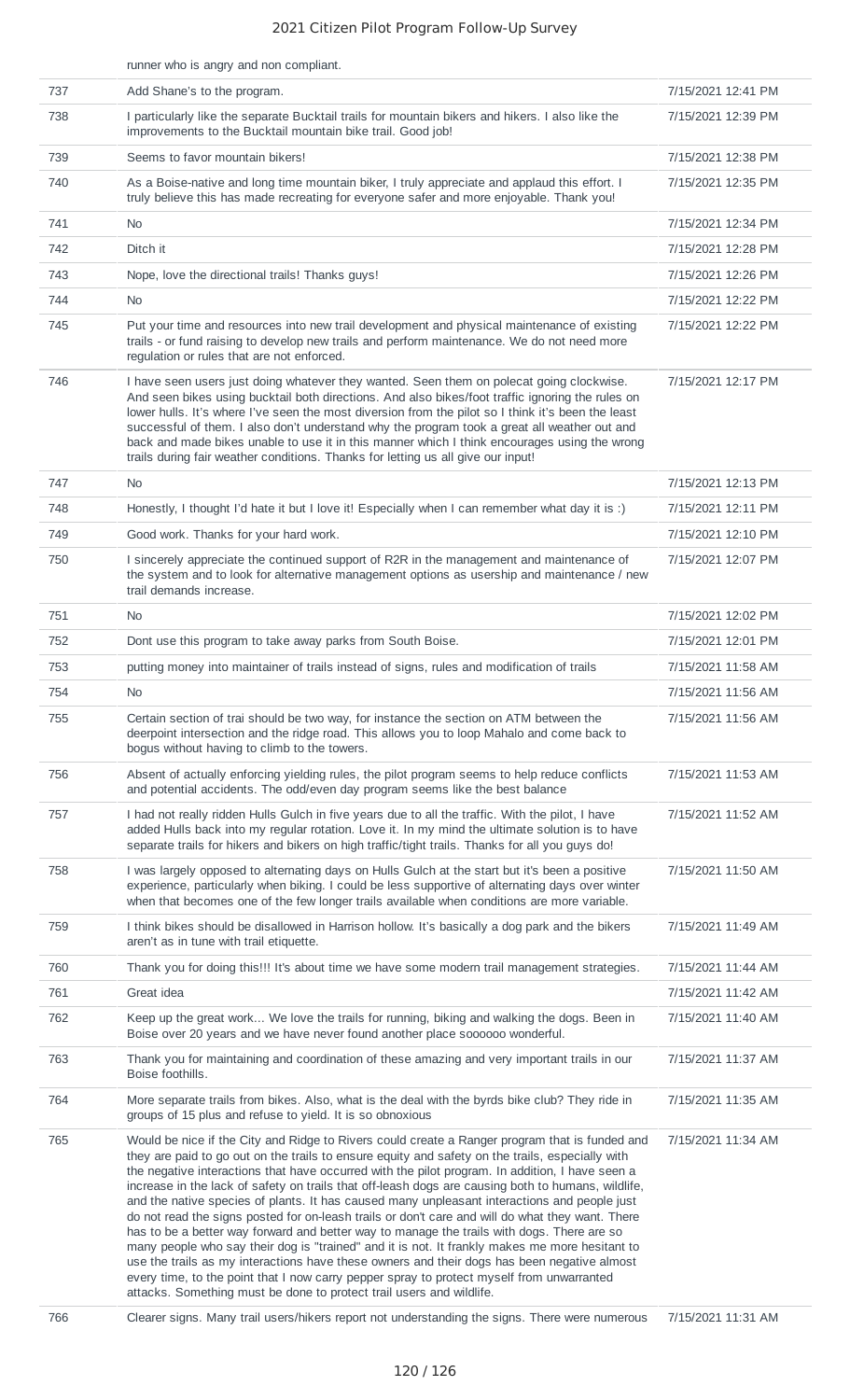| | runner who is angry and non compliant. | |
|---|---|---|
| 737 | Add Shane's to the program. | 7/15/2021 12:41 PM |
| 738 | I particularly like the separate Bucktail trails for mountain bikers and hikers. I also like the improvements to the Bucktail mountain bike trail. Good job! | 7/15/2021 12:39 PM |
| 739 | Seems to favor mountain bikers! | 7/15/2021 12:38 PM |
| 740 | As a Boise-native and long time mountain biker, I truly appreciate and applaud this effort. I truly believe this has made recreating for everyone safer and more enjoyable. Thank you! | 7/15/2021 12:35 PM |
| 741 | No | 7/15/2021 12:34 PM |
| 742 | Ditch it | 7/15/2021 12:28 PM |
| 743 | Nope, love the directional trails! Thanks guys! | 7/15/2021 12:26 PM |
| 744 | No | 7/15/2021 12:22 PM |
| 745 | Put your time and resources into new trail development and physical maintenance of existing trails - or fund raising to develop new trails and perform maintenance. We do not need more regulation or rules that are not enforced. | 7/15/2021 12:22 PM |
| 746 | I have seen users just doing whatever they wanted. Seen them on polecat going clockwise. And seen bikes using bucktail both directions. And also bikes/foot traffic ignoring the rules on lower hulls. It's where I've seen the most diversion from the pilot so I think it's been the least successful of them. I also don't understand why the program took a great all weather out and back and made bikes unable to use it in this manner which I think encourages using the wrong trails during fair weather conditions. Thanks for letting us all give our input! | 7/15/2021 12:17 PM |
| 747 | No | 7/15/2021 12:13 PM |
| 748 | Honestly, I thought I'd hate it but I love it! Especially when I can remember what day it is :) | 7/15/2021 12:11 PM |
| 749 | Good work. Thanks for your hard work. | 7/15/2021 12:10 PM |
| 750 | I sincerely appreciate the continued support of R2R in the management and maintenance of the system and to look for alternative management options as usership and maintenance / new trail demands increase. | 7/15/2021 12:07 PM |
| 751 | No | 7/15/2021 12:02 PM |
| 752 | Dont use this program to take away parks from South Boise. | 7/15/2021 12:01 PM |
| 753 | putting money into maintainer of trails instead of signs, rules and modification of trails | 7/15/2021 11:58 AM |
| 754 | No | 7/15/2021 11:56 AM |
| 755 | Certain section of trai should be two way, for instance the section on ATM between the deerpoint intersection and the ridge road. This allows you to loop Mahalo and come back to bogus without having to climb to the towers. | 7/15/2021 11:56 AM |
| 756 | Absent of actually enforcing yielding rules, the pilot program seems to help reduce conflicts and potential accidents. The odd/even day program seems like the best balance | 7/15/2021 11:53 AM |
| 757 | I had not really ridden Hulls Gulch in five years due to all the traffic. With the pilot, I have added Hulls back into my regular rotation. Love it. In my mind the ultimate solution is to have separate trails for hikers and bikers on high traffic/tight trails. Thanks for all you guys do! | 7/15/2021 11:52 AM |
| 758 | I was largely opposed to alternating days on Hulls Gulch at the start but it's been a positive experience, particularly when biking. I could be less supportive of alternating days over winter when that becomes one of the few longer trails available when conditions are more variable. | 7/15/2021 11:50 AM |
| 759 | I think bikes should be disallowed in Harrison hollow. It's basically a dog park and the bikers aren't as in tune with trail etiquette. | 7/15/2021 11:49 AM |
| 760 | Thank you for doing this!!! It's about time we have some modern trail management strategies. | 7/15/2021 11:44 AM |
| 761 | Great idea | 7/15/2021 11:42 AM |
| 762 | Keep up the great work... We love the trails for running, biking and walking the dogs. Been in Boise over 20 years and we have never found another place soooooo wonderful. | 7/15/2021 11:40 AM |
| 763 | Thank you for maintaining and coordination of these amazing and very important trails in our Boise foothills. | 7/15/2021 11:37 AM |
| 764 | More separate trails from bikes. Also, what is the deal with the byrds bike club? They ride in groups of 15 plus and refuse to yield. It is so obnoxious | 7/15/2021 11:35 AM |
| 765 | Would be nice if the City and Ridge to Rivers could create a Ranger program that is funded and they are paid to go out on the trails to ensure equity and safety on the trails, especially with the negative interactions that have occurred with the pilot program. In addition, I have seen a increase in the lack of safety on trails that off-leash dogs are causing both to humans, wildlife, and the native species of plants. It has caused many unpleasant interactions and people just do not read the signs posted for on-leash trails or don't care and will do what they want. There has to be a better way forward and better way to manage the trails with dogs. There are so many people who say their dog is "trained" and it is not. It frankly makes me more hesitant to use the trails as my interactions have these owners and their dogs has been negative almost every time, to the point that I now carry pepper spray to protect myself from unwarranted attacks. Something must be done to protect trail users and wildlife. | 7/15/2021 11:34 AM |
| 766 | Clearer signs. Many trail users/hikers report not understanding the signs. There were numerous | 7/15/2021 11:31 AM |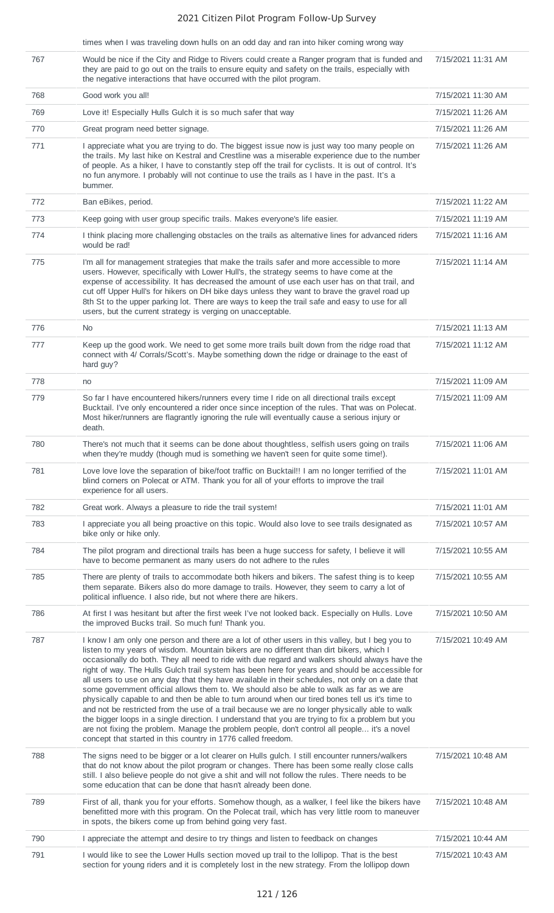| | times when I was traveling down hulls on an odd day and ran into hiker coming wrong way | |
|---|---|---|
| 767 | Would be nice if the City and Ridge to Rivers could create a Ranger program that is funded and they are paid to go out on the trails to ensure equity and safety on the trails, especially with the negative interactions that have occurred with the pilot program. | 7/15/2021 11:31 AM |
| 768 | Good work you all! | 7/15/2021 11:30 AM |
| 769 | Love it! Especially Hulls Gulch it is so much safer that way | 7/15/2021 11:26 AM |
| 770 | Great program need better signage. | 7/15/2021 11:26 AM |
| 771 | I appreciate what you are trying to do. The biggest issue now is just way too many people on the trails. My last hike on Kestral and Crestline was a miserable experience due to the number of people. As a hiker, I have to constantly step off the trail for cyclists. It is out of control. It's no fun anymore. I probably will not continue to use the trails as I have in the past. It's a bummer. | 7/15/2021 11:26 AM |
| 772 | Ban eBikes, period. | 7/15/2021 11:22 AM |
| 773 | Keep going with user group specific trails. Makes everyone's life easier. | 7/15/2021 11:19 AM |
| 774 | I think placing more challenging obstacles on the trails as alternative lines for advanced riders would be rad! | 7/15/2021 11:16 AM |
| 775 | I'm all for management strategies that make the trails safer and more accessible to more users. However, specifically with Lower Hull's, the strategy seems to have come at the expense of accessibility. It has decreased the amount of use each user has on that trail, and cut off Upper Hull's for hikers on DH bike days unless they want to brave the gravel road up 8th St to the upper parking lot. There are ways to keep the trail safe and easy to use for all users, but the current strategy is verging on unacceptable. | 7/15/2021 11:14 AM |
| 776 | No | 7/15/2021 11:13 AM |
| 777 | Keep up the good work. We need to get some more trails built down from the ridge road that connect with 4/ Corrals/Scott's. Maybe something down the ridge or drainage to the east of hard guy? | 7/15/2021 11:12 AM |
| 778 | no | 7/15/2021 11:09 AM |
| 779 | So far I have encountered hikers/runners every time I ride on all directional trails except Bucktail. I've only encountered a rider once since inception of the rules. That was on Polecat. Most hiker/runners are flagrantly ignoring the rule will eventually cause a serious injury or death. | 7/15/2021 11:09 AM |
| 780 | There's not much that it seems can be done about thoughtless, selfish users going on trails when they're muddy (though mud is something we haven't seen for quite some time!). | 7/15/2021 11:06 AM |
| 781 | Love love love the separation of bike/foot traffic on Bucktail!! I am no longer terrified of the blind corners on Polecat or ATM. Thank you for all of your efforts to improve the trail experience for all users. | 7/15/2021 11:01 AM |
| 782 | Great work. Always a pleasure to ride the trail system! | 7/15/2021 11:01 AM |
| 783 | I appreciate you all being proactive on this topic. Would also love to see trails designated as bike only or hike only. | 7/15/2021 10:57 AM |
| 784 | The pilot program and directional trails has been a huge success for safety, I believe it will have to become permanent as many users do not adhere to the rules | 7/15/2021 10:55 AM |
| 785 | There are plenty of trails to accommodate both hikers and bikers. The safest thing is to keep them separate. Bikers also do more damage to trails. However, they seem to carry a lot of political influence. I also ride, but not where there are hikers. | 7/15/2021 10:55 AM |
| 786 | At first I was hesitant but after the first week I've not looked back. Especially on Hulls. Love the improved Bucks trail. So much fun! Thank you. | 7/15/2021 10:50 AM |
| 787 | I know I am only one person and there are a lot of other users in this valley, but I beg you to listen to my years of wisdom. Mountain bikers are no different than dirt bikers, which I occasionally do both. They all need to ride with due regard and walkers should always have the right of way. The Hulls Gulch trail system has been here for years and should be accessible for all users to use on any day that they have available in their schedules, not only on a date that some government official allows them to. We should also be able to walk as far as we are physically capable to and then be able to turn around when our tired bones tell us it's time to and not be restricted from the use of a trail because we are no longer physically able to walk the bigger loops in a single direction. I understand that you are trying to fix a problem but you are not fixing the problem. Manage the problem people, don't control all people... it's a novel concept that started in this country in 1776 called freedom. | 7/15/2021 10:49 AM |
| 788 | The signs need to be bigger or a lot clearer on Hulls gulch. I still encounter runners/walkers that do not know about the pilot program or changes. There has been some really close calls still. I also believe people do not give a shit and will not follow the rules. There needs to be some education that can be done that hasn't already been done. | 7/15/2021 10:48 AM |
| 789 | First of all, thank you for your efforts. Somehow though, as a walker, I feel like the bikers have benefitted more with this program. On the Polecat trail, which has very little room to maneuver in spots, the bikers come up from behind going very fast. | 7/15/2021 10:48 AM |
| 790 | I appreciate the attempt and desire to try things and listen to feedback on changes | 7/15/2021 10:44 AM |
| 791 | I would like to see the Lower Hulls section moved up trail to the lollipop. That is the best section for young riders and it is completely lost in the new strategy. From the lollipop down | 7/15/2021 10:43 AM |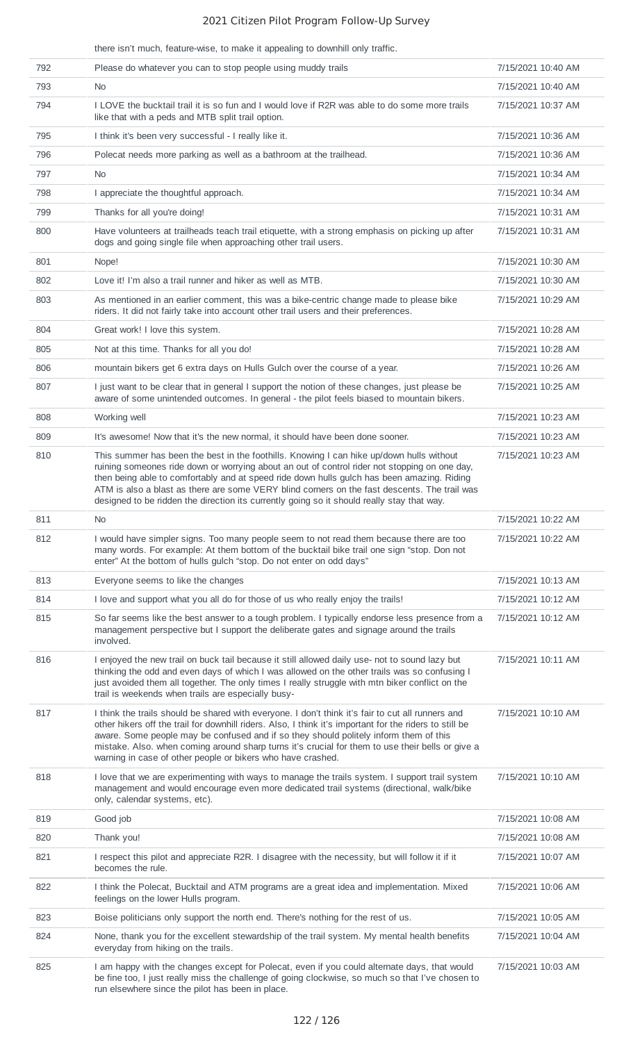there isn't much, feature-wise, to make it appealing to downhill only traffic.

| | | |
|---|---|---|
| 792 | Please do whatever you can to stop people using muddy trails | 7/15/2021 10:40 AM |
| 793 | No | 7/15/2021 10:40 AM |
| 794 | I LOVE the bucktail trail it is so fun and I would love if R2R was able to do some more trails like that with a peds and MTB split trail option. | 7/15/2021 10:37 AM |
| 795 | I think it's been very successful - I really like it. | 7/15/2021 10:36 AM |
| 796 | Polecat needs more parking as well as a bathroom at the trailhead. | 7/15/2021 10:36 AM |
| 797 | No | 7/15/2021 10:34 AM |
| 798 | I appreciate the thoughtful approach. | 7/15/2021 10:34 AM |
| 799 | Thanks for all you're doing! | 7/15/2021 10:31 AM |
| 800 | Have volunteers at trailheads teach trail etiquette, with a strong emphasis on picking up after dogs and going single file when approaching other trail users. | 7/15/2021 10:31 AM |
| 801 | Nope! | 7/15/2021 10:30 AM |
| 802 | Love it! I'm also a trail runner and hiker as well as MTB. | 7/15/2021 10:30 AM |
| 803 | As mentioned in an earlier comment, this was a bike-centric change made to please bike riders. It did not fairly take into account other trail users and their preferences. | 7/15/2021 10:29 AM |
| 804 | Great work! I love this system. | 7/15/2021 10:28 AM |
| 805 | Not at this time. Thanks for all you do! | 7/15/2021 10:28 AM |
| 806 | mountain bikers get 6 extra days on Hulls Gulch over the course of a year. | 7/15/2021 10:26 AM |
| 807 | I just want to be clear that in general I support the notion of these changes, just please be aware of some unintended outcomes. In general - the pilot feels biased to mountain bikers. | 7/15/2021 10:25 AM |
| 808 | Working well | 7/15/2021 10:23 AM |
| 809 | It's awesome! Now that it's the new normal, it should have been done sooner. | 7/15/2021 10:23 AM |
| 810 | This summer has been the best in the foothills. Knowing I can hike up/down hulls without ruining someones ride down or worrying about an out of control rider not stopping on one day, then being able to comfortably and at speed ride down hulls gulch has been amazing. Riding ATM is also a blast as there are some VERY blind corners on the fast descents. The trail was designed to be ridden the direction its currently going so it should really stay that way. | 7/15/2021 10:23 AM |
| 811 | No | 7/15/2021 10:22 AM |
| 812 | I would have simpler signs. Too many people seem to not read them because there are too many words. For example: At them bottom of the bucktail bike trail one sign "stop. Don not enter" At the bottom of hulls gulch "stop. Do not enter on odd days" | 7/15/2021 10:22 AM |
| 813 | Everyone seems to like the changes | 7/15/2021 10:13 AM |
| 814 | I love and support what you all do for those of us who really enjoy the trails! | 7/15/2021 10:12 AM |
| 815 | So far seems like the best answer to a tough problem. I typically endorse less presence from a management perspective but I support the deliberate gates and signage around the trails involved. | 7/15/2021 10:12 AM |
| 816 | I enjoyed the new trail on buck tail because it still allowed daily use- not to sound lazy but thinking the odd and even days of which I was allowed on the other trails was so confusing I just avoided them all together. The only times I really struggle with mtn biker conflict on the trail is weekends when trails are especially busy- | 7/15/2021 10:11 AM |
| 817 | I think the trails should be shared with everyone. I don't think it's fair to cut all runners and other hikers off the trail for downhill riders. Also, I think it's important for the riders to still be aware. Some people may be confused and if so they should politely inform them of this mistake. Also. when coming around sharp turns it's crucial for them to use their bells or give a warning in case of other people or bikers who have crashed. | 7/15/2021 10:10 AM |
| 818 | I love that we are experimenting with ways to manage the trails system. I support trail system management and would encourage even more dedicated trail systems (directional, walk/bike only, calendar systems, etc). | 7/15/2021 10:10 AM |
| 819 | Good job | 7/15/2021 10:08 AM |
| 820 | Thank you! | 7/15/2021 10:08 AM |
| 821 | I respect this pilot and appreciate R2R. I disagree with the necessity, but will follow it if it becomes the rule. | 7/15/2021 10:07 AM |
| 822 | I think the Polecat, Bucktail and ATM programs are a great idea and implementation. Mixed feelings on the lower Hulls program. | 7/15/2021 10:06 AM |
| 823 | Boise politicians only support the north end. There's nothing for the rest of us. | 7/15/2021 10:05 AM |
| 824 | None, thank you for the excellent stewardship of the trail system. My mental health benefits everyday from hiking on the trails. | 7/15/2021 10:04 AM |
| 825 | I am happy with the changes except for Polecat, even if you could alternate days, that would be fine too, I just really miss the challenge of going clockwise, so much so that I've chosen to run elsewhere since the pilot has been in place. | 7/15/2021 10:03 AM |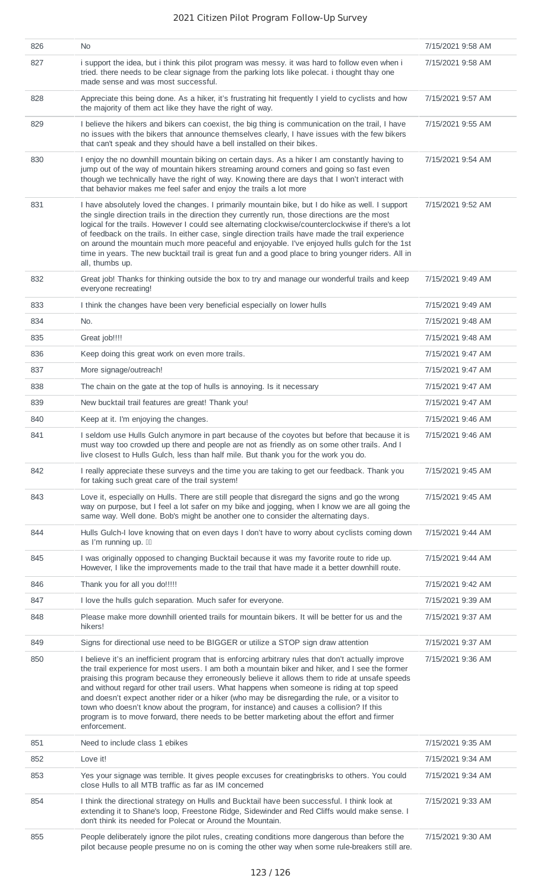| | | |
|---|---|---|
| 826 | No | 7/15/2021 9:58 AM |
| 827 | i support the idea, but i think this pilot program was messy. it was hard to follow even when i tried. there needs to be clear signage from the parking lots like polecat. i thought thay one made sense and was most successful. | 7/15/2021 9:58 AM |
| 828 | Appreciate this being done. As a hiker, it's frustrating hit frequently I yield to cyclists and how the majority of them act like they have the right of way. | 7/15/2021 9:57 AM |
| 829 | I believe the hikers and bikers can coexist, the big thing is communication on the trail, I have no issues with the bikers that announce themselves clearly, I have issues with the few bikers that can't speak and they should have a bell installed on their bikes. | 7/15/2021 9:55 AM |
| 830 | I enjoy the no downhill mountain biking on certain days. As a hiker I am constantly having to jump out of the way of mountain hikers streaming around corners and going so fast even though we technically have the right of way. Knowing there are days that I won't interact with that behavior makes me feel safer and enjoy the trails a lot more | 7/15/2021 9:54 AM |
| 831 | I have absolutely loved the changes. I primarily mountain bike, but I do hike as well. I support the single direction trails in the direction they currently run, those directions are the most logical for the trails. However I could see alternating clockwise/counterclockwise if there's a lot of feedback on the trails. In either case, single direction trails have made the trail experience on around the mountain much more peaceful and enjoyable. I've enjoyed hulls gulch for the 1st time in years. The new bucktail trail is great fun and a good place to bring younger riders. All in all, thumbs up. | 7/15/2021 9:52 AM |
| 832 | Great job! Thanks for thinking outside the box to try and manage our wonderful trails and keep everyone recreating! | 7/15/2021 9:49 AM |
| 833 | I think the changes have been very beneficial especially on lower hulls | 7/15/2021 9:49 AM |
| 834 | No. | 7/15/2021 9:48 AM |
| 835 | Great job!!!! | 7/15/2021 9:48 AM |
| 836 | Keep doing this great work on even more trails. | 7/15/2021 9:47 AM |
| 837 | More signage/outreach! | 7/15/2021 9:47 AM |
| 838 | The chain on the gate at the top of hulls is annoying. Is it necessary | 7/15/2021 9:47 AM |
| 839 | New bucktail trail features are great! Thank you! | 7/15/2021 9:47 AM |
| 840 | Keep at it. I'm enjoying the changes. | 7/15/2021 9:46 AM |
| 841 | I seldom use Hulls Gulch anymore in part because of the coyotes but before that because it is must way too crowded up there and people are not as friendly as on some other trails. And I live closest to Hulls Gulch, less than half mile. But thank you for the work you do. | 7/15/2021 9:46 AM |
| 842 | I really appreciate these surveys and the time you are taking to get our feedback. Thank you for taking such great care of the trail system! | 7/15/2021 9:45 AM |
| 843 | Love it, especially on Hulls. There are still people that disregard the signs and go the wrong way on purpose, but I feel a lot safer on my bike and jogging, when I know we are all going the same way. Well done. Bob's might be another one to consider the alternating days. | 7/15/2021 9:45 AM |
| 844 | Hulls Gulch-I love knowing that on even days I don't have to worry about cyclists coming down as I'm running up. | 7/15/2021 9:44 AM |
| 845 | I was originally opposed to changing Bucktail because it was my favorite route to ride up. However, I like the improvements made to the trail that have made it a better downhill route. | 7/15/2021 9:44 AM |
| 846 | Thank you for all you do!!!!! | 7/15/2021 9:42 AM |
| 847 | I love the hulls gulch separation. Much safer for everyone. | 7/15/2021 9:39 AM |
| 848 | Please make more downhill oriented trails for mountain bikers. It will be better for us and the hikers! | 7/15/2021 9:37 AM |
| 849 | Signs for directional use need to be BIGGER or utilize a STOP sign draw attention | 7/15/2021 9:37 AM |
| 850 | I believe it's an inefficient program that is enforcing arbitrary rules that don't actually improve the trail experience for most users. I am both a mountain biker and hiker, and I see the former praising this program because they erroneously believe it allows them to ride at unsafe speeds and without regard for other trail users. What happens when someone is riding at top speed and doesn't expect another rider or a hiker (who may be disregarding the rule, or a visitor to town who doesn't know about the program, for instance) and causes a collision? If this program is to move forward, there needs to be better marketing about the effort and firmer enforcement. | 7/15/2021 9:36 AM |
| 851 | Need to include class 1 ebikes | 7/15/2021 9:35 AM |
| 852 | Love it! | 7/15/2021 9:34 AM |
| 853 | Yes your signage was terrible. It gives people excuses for creatingbrisks to others. You could close Hulls to all MTB traffic as far as IM concerned | 7/15/2021 9:34 AM |
| 854 | I think the directional strategy on Hulls and Bucktail have been successful. I think look at extending it to Shane's loop, Freestone Ridge, Sidewinder and Red Cliffs would make sense. I don't think its needed for Polecat or Around the Mountain. | 7/15/2021 9:33 AM |
| 855 | People deliberately ignore the pilot rules, creating conditions more dangerous than before the pilot because people presume no on is coming the other way when some rule-breakers still are. | 7/15/2021 9:30 AM |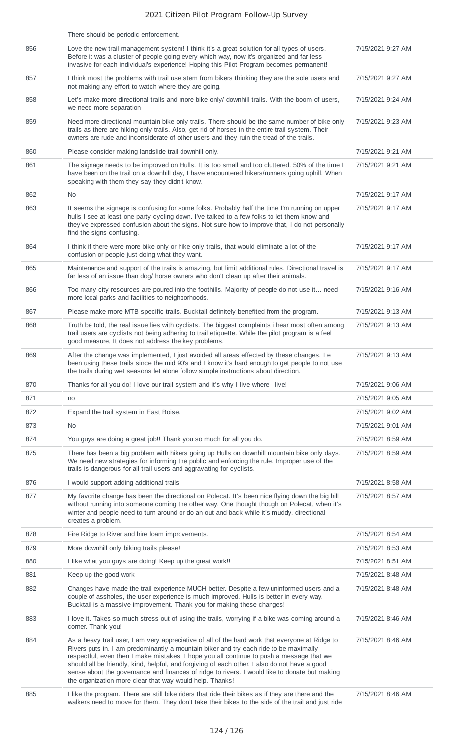| | There should be periodic enforcement. | |
|---|---|---|
| 856 | Love the new trail management system! I think it's a great solution for all types of users. Before it was a cluster of people going every which way, now it's organized and far less invasive for each individual's experience! Hoping this Pilot Program becomes permanent! | 7/15/2021 9:27 AM |
| 857 | I think most the problems with trail use stem from bikers thinking they are the sole users and not making any effort to watch where they are going. | 7/15/2021 9:27 AM |
| 858 | Let's make more directional trails and more bike only/ downhill trails. With the boom of users, we need more separation | 7/15/2021 9:24 AM |
| 859 | Need more directional mountain bike only trails. There should be the same number of bike only trails as there are hiking only trails. Also, get rid of horses in the entire trail system. Their owners are rude and inconsiderate of other users and they ruin the tread of the trails. | 7/15/2021 9:23 AM |
| 860 | Please consider making landslide trail downhill only. | 7/15/2021 9:21 AM |
| 861 | The signage needs to be improved on Hulls. It is too small and too cluttered. 50% of the time I have been on the trail on a downhill day, I have encountered hikers/runners going uphill. When speaking with them they say they didn't know. | 7/15/2021 9:21 AM |
| 862 | No | 7/15/2021 9:17 AM |
| 863 | It seems the signage is confusing for some folks. Probably half the time I'm running on upper hulls I see at least one party cycling down. I've talked to a few folks to let them know and they've expressed confusion about the signs. Not sure how to improve that, I do not personally find the signs confusing. | 7/15/2021 9:17 AM |
| 864 | I think if there were more bike only or hike only trails, that would eliminate a lot of the confusion or people just doing what they want. | 7/15/2021 9:17 AM |
| 865 | Maintenance and support of the trails is amazing, but limit additional rules. Directional travel is far less of an issue than dog/ horse owners who don't clean up after their animals. | 7/15/2021 9:17 AM |
| 866 | Too many city resources are poured into the foothills. Majority of people do not use it... need more local parks and facilities to neighborhoods. | 7/15/2021 9:16 AM |
| 867 | Please make more MTB specific trails. Bucktail definitely benefited from the program. | 7/15/2021 9:13 AM |
| 868 | Truth be told, the real issue lies with cyclists. The biggest complaints i hear most often among trail users are cyclists not being adhering to trail etiquette. While the pilot program is a feel good measure, It does not address the key problems. | 7/15/2021 9:13 AM |
| 869 | After the change was implemented, I just avoided all areas effected by these changes. I e been using these trails since the mid 90's and I know it's hard enough to get people to not use the trails during wet seasons let alone follow simple instructions about direction. | 7/15/2021 9:13 AM |
| 870 | Thanks for all you do! I love our trail system and it's why I live where I live! | 7/15/2021 9:06 AM |
| 871 | no | 7/15/2021 9:05 AM |
| 872 | Expand the trail system in East Boise. | 7/15/2021 9:02 AM |
| 873 | No | 7/15/2021 9:01 AM |
| 874 | You guys are doing a great job!! Thank you so much for all you do. | 7/15/2021 8:59 AM |
| 875 | There has been a big problem with hikers going up Hulls on downhill mountain bike only days. We need new strategies for informing the public and enforcing the rule. Improper use of the trails is dangerous for all trail users and aggravating for cyclists. | 7/15/2021 8:59 AM |
| 876 | I would support adding additional trails | 7/15/2021 8:58 AM |
| 877 | My favorite change has been the directional on Polecat. It's been nice flying down the big hill without running into someone coming the other way. One thought though on Polecat, when it's winter and people need to turn around or do an out and back while it's muddy, directional creates a problem. | 7/15/2021 8:57 AM |
| 878 | Fire Ridge to River and hire loam improvements. | 7/15/2021 8:54 AM |
| 879 | More downhill only biking trails please! | 7/15/2021 8:53 AM |
| 880 | I like what you guys are doing! Keep up the great work!! | 7/15/2021 8:51 AM |
| 881 | Keep up the good work | 7/15/2021 8:48 AM |
| 882 | Changes have made the trail experience MUCH better. Despite a few uninformed users and a couple of assholes, the user experience is much improved. Hulls is better in every way. Bucktail is a massive improvement. Thank you for making these changes! | 7/15/2021 8:48 AM |
| 883 | I love it. Takes so much stress out of using the trails, worrying if a bike was coming around a corner. Thank you! | 7/15/2021 8:46 AM |
| 884 | As a heavy trail user, I am very appreciative of all of the hard work that everyone at Ridge to Rivers puts in. I am predominantly a mountain biker and try each ride to be maximally respectful, even then I make mistakes. I hope you all continue to push a message that we should all be friendly, kind, helpful, and forgiving of each other. I also do not have a good sense about the governance and finances of ridge to rivers. I would like to donate but making the organization more clear that way would help. Thanks! | 7/15/2021 8:46 AM |
| 885 | I like the program. There are still bike riders that ride their bikes as if they are there and the walkers need to move for them. They don't take their bikes to the side of the trail and just ride | 7/15/2021 8:46 AM |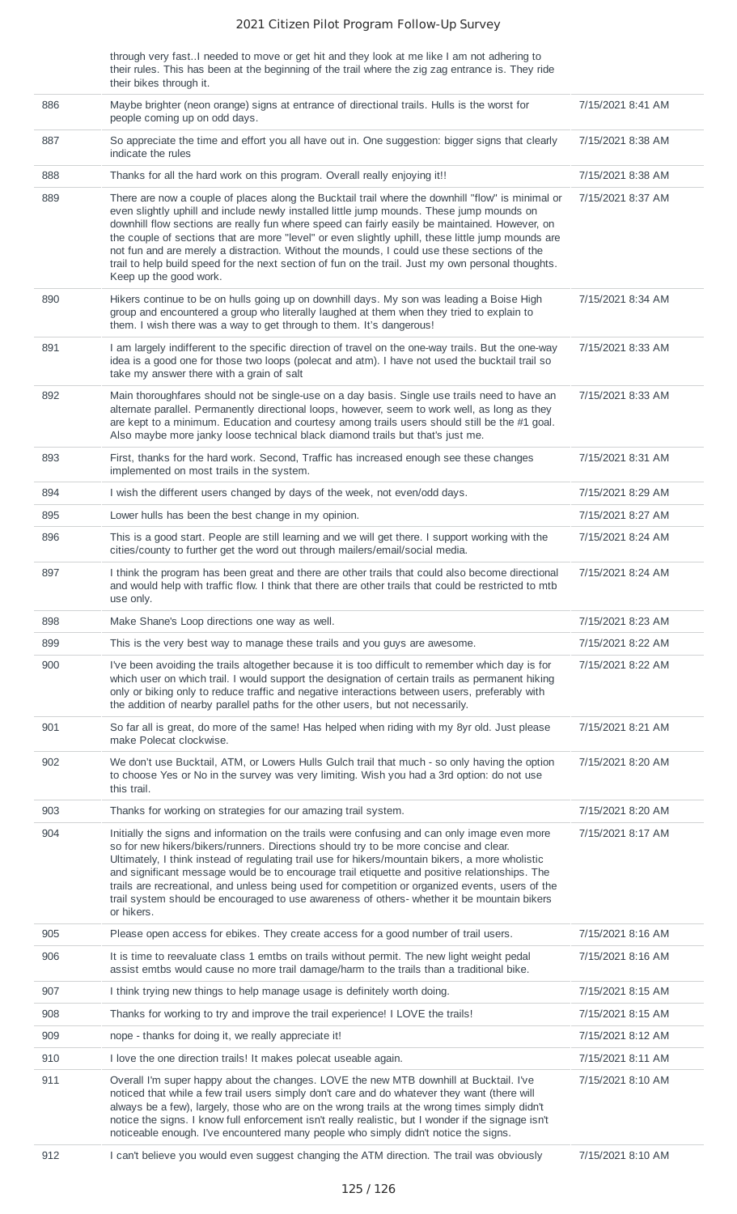| | | |
|---|---|---|
| | through very fast..I needed to move or get hit and they look at me like I am not adhering to their rules. This has been at the beginning of the trail where the zig zag entrance is. They ride their bikes through it. | |
| 886 | Maybe brighter (neon orange) signs at entrance of directional trails. Hulls is the worst for people coming up on odd days. | 7/15/2021 8:41 AM |
| 887 | So appreciate the time and effort you all have out in. One suggestion: bigger signs that clearly indicate the rules | 7/15/2021 8:38 AM |
| 888 | Thanks for all the hard work on this program. Overall really enjoying it!! | 7/15/2021 8:38 AM |
| 889 | There are now a couple of places along the Bucktail trail where the downhill "flow" is minimal or even slightly uphill and include newly installed little jump mounds. These jump mounds on downhill flow sections are really fun where speed can fairly easily be maintained. However, on the couple of sections that are more "level" or even slightly uphill, these little jump mounds are not fun and are merely a distraction. Without the mounds, I could use these sections of the trail to help build speed for the next section of fun on the trail. Just my own personal thoughts. Keep up the good work. | 7/15/2021 8:37 AM |
| 890 | Hikers continue to be on hulls going up on downhill days. My son was leading a Boise High group and encountered a group who literally laughed at them when they tried to explain to them. I wish there was a way to get through to them. It's dangerous! | 7/15/2021 8:34 AM |
| 891 | I am largely indifferent to the specific direction of travel on the one-way trails. But the one-way idea is a good one for those two loops (polecat and atm). I have not used the bucktail trail so take my answer there with a grain of salt | 7/15/2021 8:33 AM |
| 892 | Main thoroughfares should not be single-use on a day basis. Single use trails need to have an alternate parallel. Permanently directional loops, however, seem to work well, as long as they are kept to a minimum. Education and courtesy among trails users should still be the #1 goal. Also maybe more janky loose technical black diamond trails but that's just me. | 7/15/2021 8:33 AM |
| 893 | First, thanks for the hard work. Second, Traffic has increased enough see these changes implemented on most trails in the system. | 7/15/2021 8:31 AM |
| 894 | I wish the different users changed by days of the week, not even/odd days. | 7/15/2021 8:29 AM |
| 895 | Lower hulls has been the best change in my opinion. | 7/15/2021 8:27 AM |
| 896 | This is a good start. People are still learning and we will get there. I support working with the cities/county to further get the word out through mailers/email/social media. | 7/15/2021 8:24 AM |
| 897 | I think the program has been great and there are other trails that could also become directional and would help with traffic flow. I think that there are other trails that could be restricted to mtb use only. | 7/15/2021 8:24 AM |
| 898 | Make Shane's Loop directions one way as well. | 7/15/2021 8:23 AM |
| 899 | This is the very best way to manage these trails and you guys are awesome. | 7/15/2021 8:22 AM |
| 900 | I've been avoiding the trails altogether because it is too difficult to remember which day is for which user on which trail. I would support the designation of certain trails as permanent hiking only or biking only to reduce traffic and negative interactions between users, preferably with the addition of nearby parallel paths for the other users, but not necessarily. | 7/15/2021 8:22 AM |
| 901 | So far all is great, do more of the same! Has helped when riding with my 8yr old. Just please make Polecat clockwise. | 7/15/2021 8:21 AM |
| 902 | We don't use Bucktail, ATM, or Lowers Hulls Gulch trail that much - so only having the option to choose Yes or No in the survey was very limiting. Wish you had a 3rd option: do not use this trail. | 7/15/2021 8:20 AM |
| 903 | Thanks for working on strategies for our amazing trail system. | 7/15/2021 8:20 AM |
| 904 | Initially the signs and information on the trails were confusing and can only image even more so for new hikers/bikers/runners. Directions should try to be more concise and clear. Ultimately, I think instead of regulating trail use for hikers/mountain bikers, a more wholistic and significant message would be to encourage trail etiquette and positive relationships. The trails are recreational, and unless being used for competition or organized events, users of the trail system should be encouraged to use awareness of others- whether it be mountain bikers or hikers. | 7/15/2021 8:17 AM |
| 905 | Please open access for ebikes. They create access for a good number of trail users. | 7/15/2021 8:16 AM |
| 906 | It is time to reevaluate class 1 emtbs on trails without permit. The new light weight pedal assist emtbs would cause no more trail damage/harm to the trails than a traditional bike. | 7/15/2021 8:16 AM |
| 907 | I think trying new things to help manage usage is definitely worth doing. | 7/15/2021 8:15 AM |
| 908 | Thanks for working to try and improve the trail experience! I LOVE the trails! | 7/15/2021 8:15 AM |
| 909 | nope - thanks for doing it, we really appreciate it! | 7/15/2021 8:12 AM |
| 910 | I love the one direction trails! It makes polecat useable again. | 7/15/2021 8:11 AM |
| 911 | Overall I'm super happy about the changes. LOVE the new MTB downhill at Bucktail. I've noticed that while a few trail users simply don't care and do whatever they want (there will always be a few), largely, those who are on the wrong trails at the wrong times simply didn't notice the signs. I know full enforcement isn't really realistic, but I wonder if the signage isn't noticeable enough. I've encountered many people who simply didn't notice the signs. | 7/15/2021 8:10 AM |
| 912 | I can't believe you would even suggest changing the ATM direction. The trail was obviously | 7/15/2021 8:10 AM |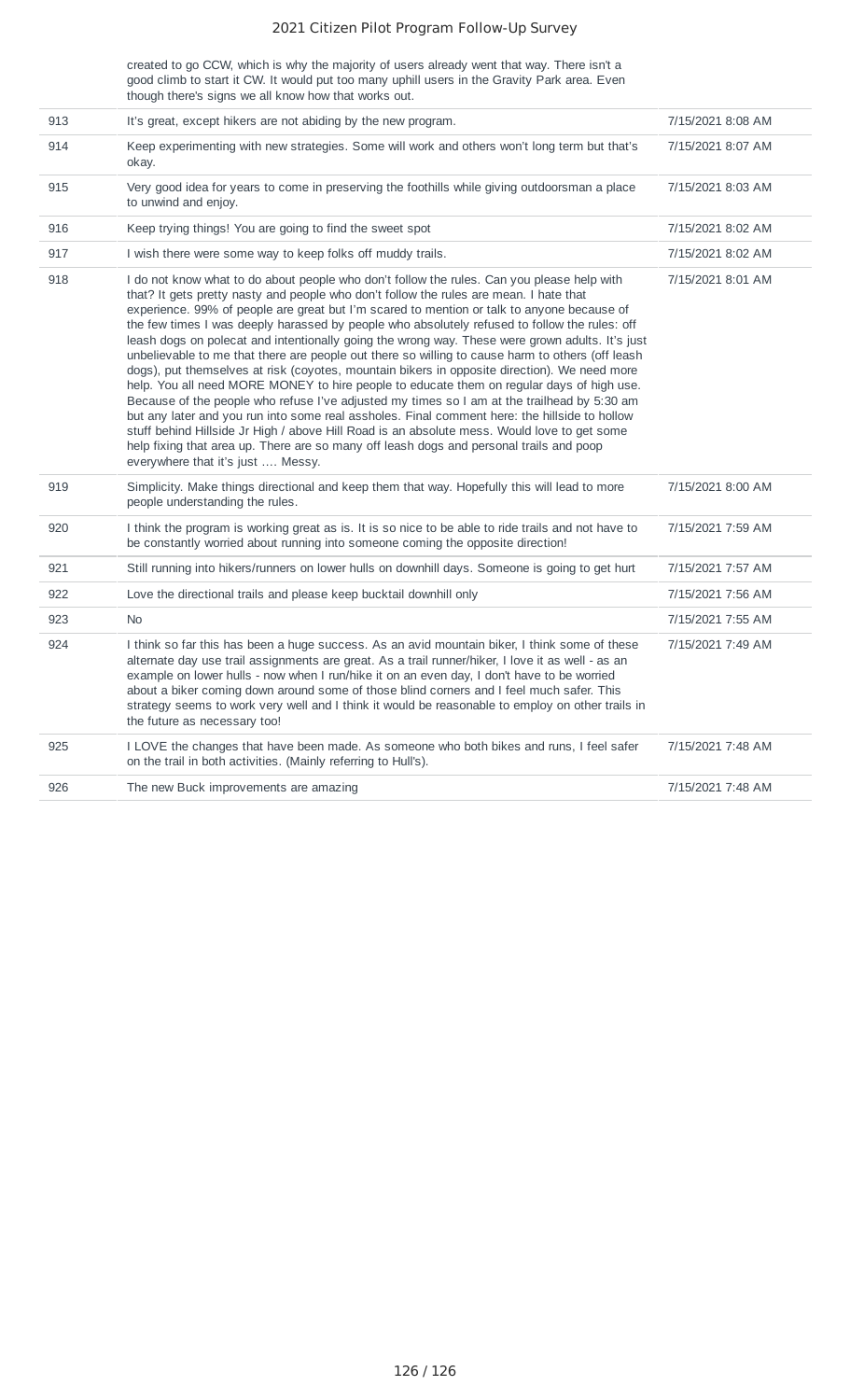| | | |
|---|---|---|
| | created to go CCW, which is why the majority of users already went that way. There isn't a good climb to start it CW. It would put too many uphill users in the Gravity Park area. Even though there's signs we all know how that works out. | |
| 913 | It's great, except hikers are not abiding by the new program. | 7/15/2021 8:08 AM |
| 914 | Keep experimenting with new strategies. Some will work and others won't long term but that's okay. | 7/15/2021 8:07 AM |
| 915 | Very good idea for years to come in preserving the foothills while giving outdoorsman a place to unwind and enjoy. | 7/15/2021 8:03 AM |
| 916 | Keep trying things! You are going to find the sweet spot | 7/15/2021 8:02 AM |
| 917 | I wish there were some way to keep folks off muddy trails. | 7/15/2021 8:02 AM |
| 918 | I do not know what to do about people who don't follow the rules. Can you please help with that? It gets pretty nasty and people who don't follow the rules are mean. I hate that experience. 99% of people are great but I'm scared to mention or talk to anyone because of the few times I was deeply harassed by people who absolutely refused to follow the rules: off leash dogs on polecat and intentionally going the wrong way. These were grown adults. It's just unbelievable to me that there are people out there so willing to cause harm to others (off leash dogs), put themselves at risk (coyotes, mountain bikers in opposite direction). We need more help. You all need MORE MONEY to hire people to educate them on regular days of high use. Because of the people who refuse I've adjusted my times so I am at the trailhead by 5:30 am but any later and you run into some real assholes. Final comment here: the hillside to hollow stuff behind Hillside Jr High / above Hill Road is an absolute mess. Would love to get some help fixing that area up. There are so many off leash dogs and personal trails and poop everywhere that it's just .... Messy. | 7/15/2021 8:01 AM |
| 919 | Simplicity. Make things directional and keep them that way. Hopefully this will lead to more people understanding the rules. | 7/15/2021 8:00 AM |
| 920 | I think the program is working great as is. It is so nice to be able to ride trails and not have to be constantly worried about running into someone coming the opposite direction! | 7/15/2021 7:59 AM |
| 921 | Still running into hikers/runners on lower hulls on downhill days. Someone is going to get hurt | 7/15/2021 7:57 AM |
| 922 | Love the directional trails and please keep bucktail downhill only | 7/15/2021 7:56 AM |
| 923 | No | 7/15/2021 7:55 AM |
| 924 | I think so far this has been a huge success. As an avid mountain biker, I think some of these alternate day use trail assignments are great. As a trail runner/hiker, I love it as well - as an example on lower hulls - now when I run/hike it on an even day, I don't have to be worried about a biker coming down around some of those blind corners and I feel much safer. This strategy seems to work very well and I think it would be reasonable to employ on other trails in the future as necessary too! | 7/15/2021 7:49 AM |
| 925 | I LOVE the changes that have been made. As someone who both bikes and runs, I feel safer on the trail in both activities. (Mainly referring to Hull's). | 7/15/2021 7:48 AM |
| 926 | The new Buck improvements are amazing | 7/15/2021 7:48 AM |